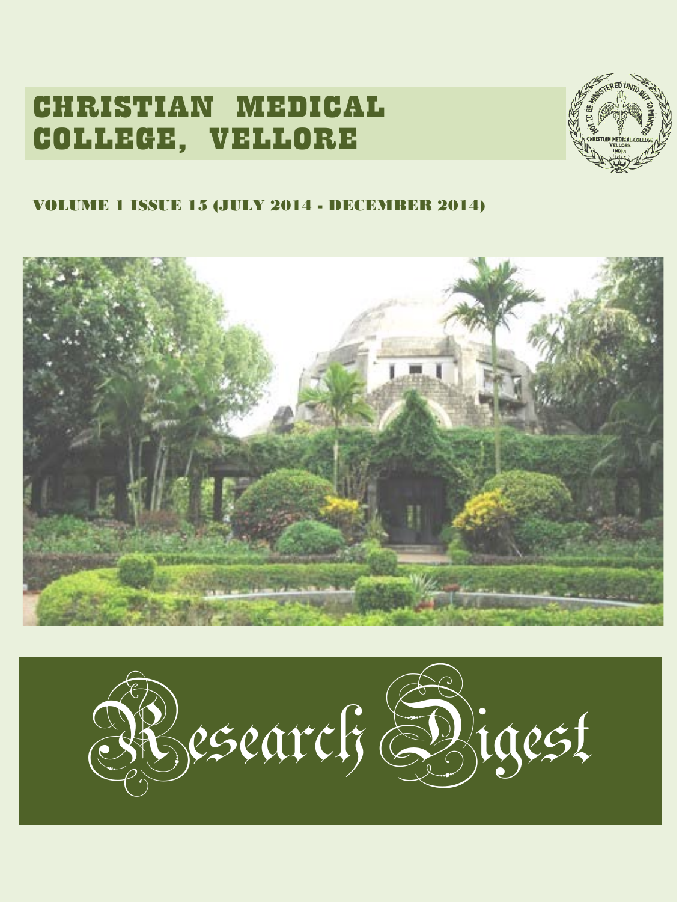# CHRISTIAN MEDICAL COLLEGE, VELLORE

VOLUME 1 ISSUE 15 (JULY 2014 - DECEMBER 2014)

# Research Digest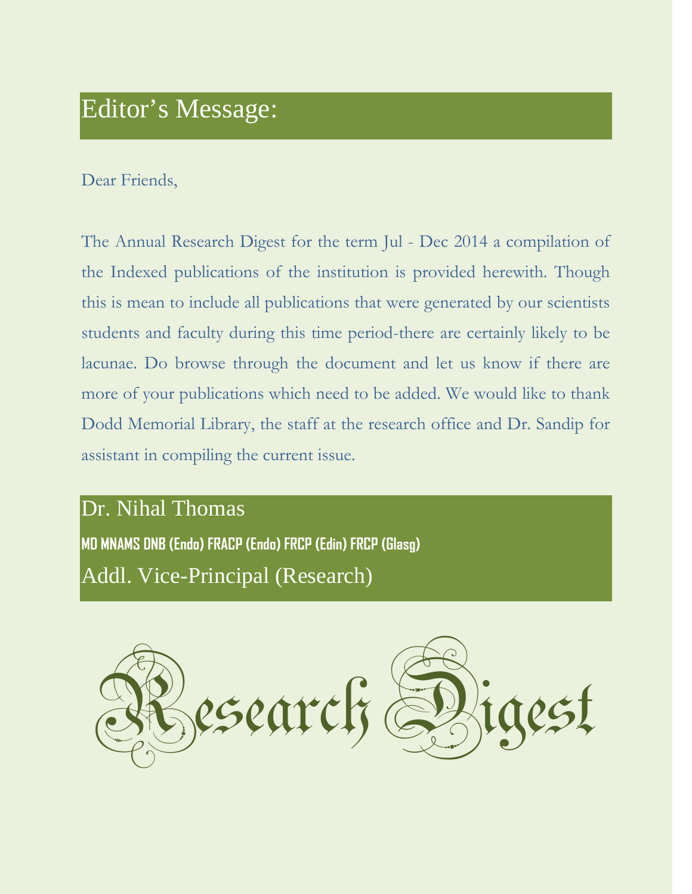# Editor's Message:

Dear Friends,

The Annual Research Digest for the term Jul - Dec 2014 a compilation of the Indexed publications of the institution is provided herewith. Though this is mean to include all publications that were generated by our scientists students and faculty during this time period-there are certainly likely to be lacunae. Do browse through the document and let us know if there are more of your publications which need to be added. We would like to thank Dodd Memorial Library, the staff at the research office and Dr. Sandip for assistant in compiling the current issue.

Dr. Nihal Thomas

**MD MNAMS DNB (Endo) FRACP (Endo) FRCP (Edin) FRCP (Glasg)**

Addl. Vice-Principal (Research)

Research Digest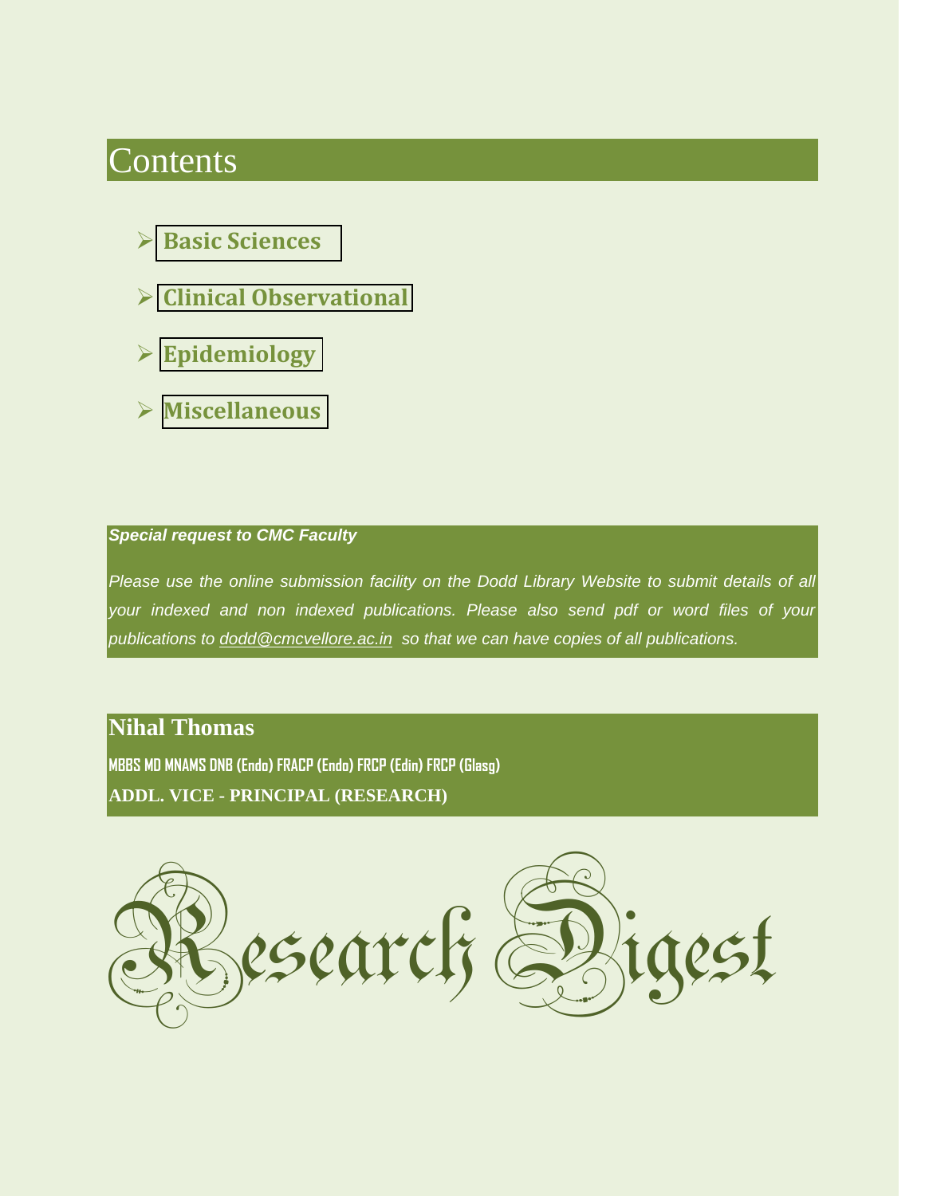# Contents

- **Basic Sciences**
- **Clinical Observational**
- **Epidemiology**
- **Miscellaneous**

***Special request to CMC Faculty***

*Please use the online submission facility on the Dodd Library Website to submit details of all your indexed and non indexed publications. Please also send pdf or word files of your publications to dodd@cmcvellore.ac.in so that we can have copies of all publications.*

**Nihal Thomas**

**MBBS MD MNAMS DNB (Endo) FRACP (Endo) FRCP (Edin) FRCP (Glasg)**

**ADDL. VICE - PRINCIPAL (RESEARCH)**

Research Digest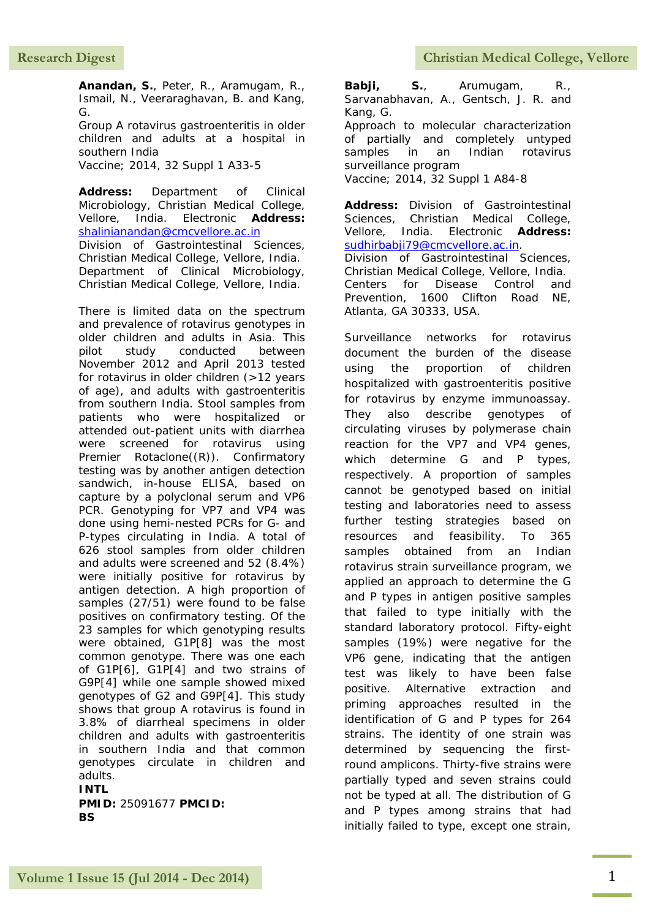**Anandan, S.**, Peter, R., Aramugam, R., Ismail, N., Veeraraghavan, B. and Kang, G.
Group A rotavirus gastroenteritis in older children and adults at a hospital in southern India
Vaccine; 2014, 32 Suppl 1 A33-5

**Address:** Department of Clinical Microbiology, Christian Medical College, Vellore, India. Electronic **Address:** shalinianandan@cmcvellore.ac.in
Division of Gastrointestinal Sciences, Christian Medical College, Vellore, India.
Department of Clinical Microbiology, Christian Medical College, Vellore, India.

There is limited data on the spectrum and prevalence of rotavirus genotypes in older children and adults in Asia. This pilot study conducted between November 2012 and April 2013 tested for rotavirus in older children (>12 years of age), and adults with gastroenteritis from southern India. Stool samples from patients who were hospitalized or attended out-patient units with diarrhea were screened for rotavirus using Premier Rotaclone((R)). Confirmatory testing was by another antigen detection sandwich, in-house ELISA, based on capture by a polyclonal serum and VP6 PCR. Genotyping for VP7 and VP4 was done using hemi-nested PCRs for G- and P-types circulating in India. A total of 626 stool samples from older children and adults were screened and 52 (8.4%) were initially positive for rotavirus by antigen detection. A high proportion of samples (27/51) were found to be false positives on confirmatory testing. Of the 23 samples for which genotyping results were obtained, G1P[8] was the most common genotype. There was one each of G1P[6], G1P[4] and two strains of G9P[4] while one sample showed mixed genotypes of G2 and G9P[4]. This study shows that group A rotavirus is found in 3.8% of diarrheal specimens in older children and adults with gastroenteritis in southern India and that common genotypes circulate in children and adults.
**INTL**
**PMID:** 25091677 **PMCID:**
**BS**

**Babji, S.**, Arumugam, R., Sarvanabhavan, A., Gentsch, J. R. and Kang, G.
Approach to molecular characterization of partially and completely untyped samples in an Indian rotavirus surveillance program
Vaccine; 2014, 32 Suppl 1 A84-8

**Address:** Division of Gastrointestinal Sciences, Christian Medical College, Vellore, India. Electronic **Address:** sudhirbabji79@cmcvellore.ac.in.
Division of Gastrointestinal Sciences, Christian Medical College, Vellore, India.
Centers for Disease Control and Prevention, 1600 Clifton Road NE, Atlanta, GA 30333, USA.

Surveillance networks for rotavirus document the burden of the disease using the proportion of children hospitalized with gastroenteritis positive for rotavirus by enzyme immunoassay. They also describe genotypes of circulating viruses by polymerase chain reaction for the VP7 and VP4 genes, which determine G and P types, respectively. A proportion of samples cannot be genotyped based on initial testing and laboratories need to assess further testing strategies based on resources and feasibility. To 365 samples obtained from an Indian rotavirus strain surveillance program, we applied an approach to determine the G and P types in antigen positive samples that failed to type initially with the standard laboratory protocol. Fifty-eight samples (19%) were negative for the VP6 gene, indicating that the antigen test was likely to have been false positive. Alternative extraction and priming approaches resulted in the identification of G and P types for 264 strains. The identity of one strain was determined by sequencing the first-round amplicons. Thirty-five strains were partially typed and seven strains could not be typed at all. The distribution of G and P types among strains that had initially failed to type, except one strain,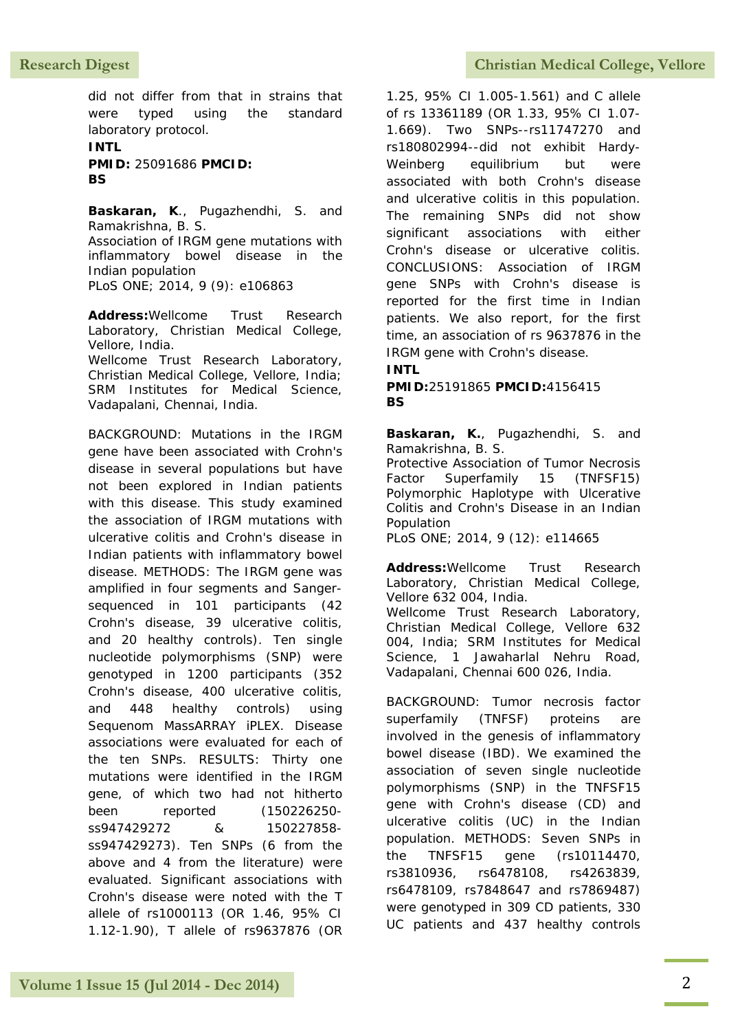did not differ from that in strains that were typed using the standard laboratory protocol.

**INTL**

**PMID:** 25091686 **PMCID:**

**BS**

**Baskaran, K**., Pugazhendhi, S. and Ramakrishna, B. S.

Association of IRGM gene mutations with inflammatory bowel disease in the Indian population

PLoS ONE; 2014, 9 (9): e106863

**Address:**Wellcome Trust Research Laboratory, Christian Medical College, Vellore, India.

Wellcome Trust Research Laboratory, Christian Medical College, Vellore, India; SRM Institutes for Medical Science, Vadapalani, Chennai, India.

BACKGROUND: Mutations in the IRGM gene have been associated with Crohn's disease in several populations but have not been explored in Indian patients with this disease. This study examined the association of IRGM mutations with ulcerative colitis and Crohn's disease in Indian patients with inflammatory bowel disease. METHODS: The IRGM gene was amplified in four segments and Sanger-sequenced in 101 participants (42 Crohn's disease, 39 ulcerative colitis, and 20 healthy controls). Ten single nucleotide polymorphisms (SNP) were genotyped in 1200 participants (352 Crohn's disease, 400 ulcerative colitis, and 448 healthy controls) using Sequenom MassARRAY iPLEX. Disease associations were evaluated for each of the ten SNPs. RESULTS: Thirty one mutations were identified in the IRGM gene, of which two had not hitherto been reported (150226250-ss947429272 & 150227858-ss947429273). Ten SNPs (6 from the above and 4 from the literature) were evaluated. Significant associations with Crohn's disease were noted with the T allele of rs1000113 (OR 1.46, 95% CI 1.12-1.90), T allele of rs9637876 (OR 1.25, 95% CI 1.005-1.561) and C allele of rs 13361189 (OR 1.33, 95% CI 1.07-1.669). Two SNPs--rs11747270 and rs180802994--did not exhibit Hardy-Weinberg equilibrium but were associated with both Crohn's disease and ulcerative colitis in this population. The remaining SNPs did not show significant associations with either Crohn's disease or ulcerative colitis. CONCLUSIONS: Association of IRGM gene SNPs with Crohn's disease is reported for the first time in Indian patients. We also report, for the first time, an association of rs 9637876 in the IRGM gene with Crohn's disease.

**INTL**

**PMID:**25191865 **PMCID:**4156415

**BS**

**Baskaran, K.**, Pugazhendhi, S. and Ramakrishna, B. S.

Protective Association of Tumor Necrosis Factor Superfamily 15 (TNFSF15) Polymorphic Haplotype with Ulcerative Colitis and Crohn's Disease in an Indian Population

PLoS ONE; 2014, 9 (12): e114665

**Address:**Wellcome Trust Research Laboratory, Christian Medical College, Vellore 632 004, India.

Wellcome Trust Research Laboratory, Christian Medical College, Vellore 632 004, India; SRM Institutes for Medical Science, 1 Jawaharlal Nehru Road, Vadapalani, Chennai 600 026, India.

BACKGROUND: Tumor necrosis factor superfamily (TNFSF) proteins are involved in the genesis of inflammatory bowel disease (IBD). We examined the association of seven single nucleotide polymorphisms (SNP) in the TNFSF15 gene with Crohn's disease (CD) and ulcerative colitis (UC) in the Indian population. METHODS: Seven SNPs in the TNFSF15 gene (rs10114470, rs3810936, rs6478108, rs4263839, rs6478109, rs7848647 and rs7869487) were genotyped in 309 CD patients, 330 UC patients and 437 healthy controls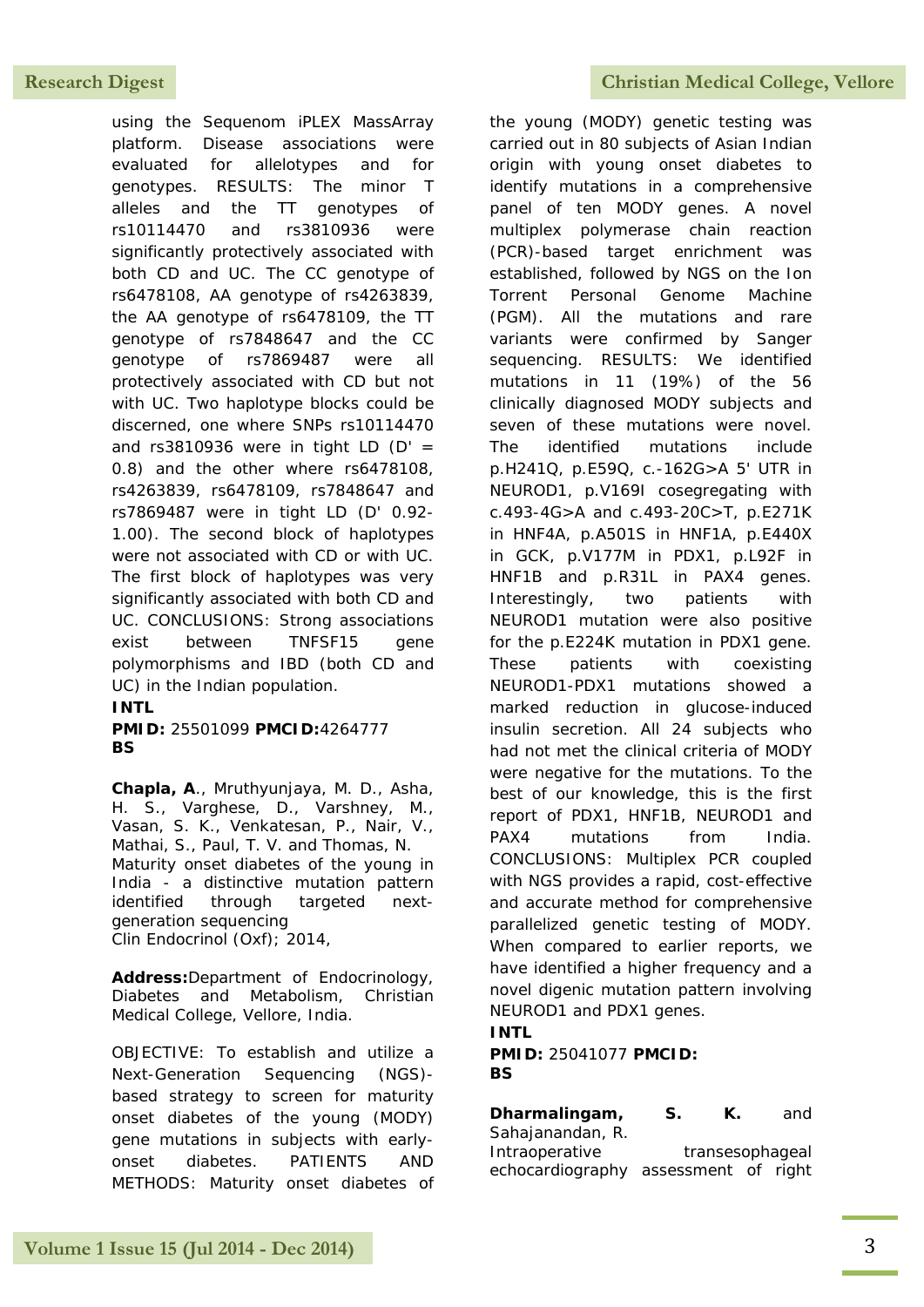using the Sequenom iPLEX MassArray platform. Disease associations were evaluated for allelotypes and for genotypes. RESULTS: The minor T alleles and the TT genotypes of rs10114470 and rs3810936 were significantly protectively associated with both CD and UC. The CC genotype of rs6478108, AA genotype of rs4263839, the AA genotype of rs6478109, the TT genotype of rs7848647 and the CC genotype of rs7869487 were all protectively associated with CD but not with UC. Two haplotype blocks could be discerned, one where SNPs rs10114470 and rs3810936 were in tight LD (D' = 0.8) and the other where rs6478108, rs4263839, rs6478109, rs7848647 and rs7869487 were in tight LD (D' 0.92-1.00). The second block of haplotypes were not associated with CD or with UC. The first block of haplotypes was very significantly associated with both CD and UC. CONCLUSIONS: Strong associations exist between TNFSF15 gene polymorphisms and IBD (both CD and UC) in the Indian population.

**INTL**
**PMID:** 25501099 **PMCID:**4264777
**BS**

**Chapla, A**., Mruthyunjaya, M. D., Asha, H. S., Varghese, D., Varshney, M., Vasan, S. K., Venkatesan, P., Nair, V., Mathai, S., Paul, T. V. and Thomas, N.
Maturity onset diabetes of the young in India - a distinctive mutation pattern identified through targeted next-generation sequencing
Clin Endocrinol (Oxf); 2014,

**Address:**Department of Endocrinology, Diabetes and Metabolism, Christian Medical College, Vellore, India.

OBJECTIVE: To establish and utilize a Next-Generation Sequencing (NGS)-based strategy to screen for maturity onset diabetes of the young (MODY) gene mutations in subjects with early-onset diabetes. PATIENTS AND METHODS: Maturity onset diabetes of the young (MODY) genetic testing was carried out in 80 subjects of Asian Indian origin with young onset diabetes to identify mutations in a comprehensive panel of ten MODY genes. A novel multiplex polymerase chain reaction (PCR)-based target enrichment was established, followed by NGS on the Ion Torrent Personal Genome Machine (PGM). All the mutations and rare variants were confirmed by Sanger sequencing. RESULTS: We identified mutations in 11 (19%) of the 56 clinically diagnosed MODY subjects and seven of these mutations were novel. The identified mutations include p.H241Q, p.E59Q, c.-162G>A 5' UTR in NEUROD1, p.V169I cosegregating with c.493-4G>A and c.493-20C>T, p.E271K in HNF4A, p.A501S in HNF1A, p.E440X in GCK, p.V177M in PDX1, p.L92F in HNF1B and p.R31L in PAX4 genes. Interestingly, two patients with NEUROD1 mutation were also positive for the p.E224K mutation in PDX1 gene. These patients with coexisting NEUROD1-PDX1 mutations showed a marked reduction in glucose-induced insulin secretion. All 24 subjects who had not met the clinical criteria of MODY were negative for the mutations. To the best of our knowledge, this is the first report of PDX1, HNF1B, NEUROD1 and PAX4 mutations from India. CONCLUSIONS: Multiplex PCR coupled with NGS provides a rapid, cost-effective and accurate method for comprehensive parallelized genetic testing of MODY. When compared to earlier reports, we have identified a higher frequency and a novel digenic mutation pattern involving NEUROD1 and PDX1 genes.

**INTL**
**PMID:** 25041077 **PMCID:**
**BS**

**Dharmalingam, S. K.** and Sahajanandan, R.
Intraoperative transesophageal echocardiography assessment of right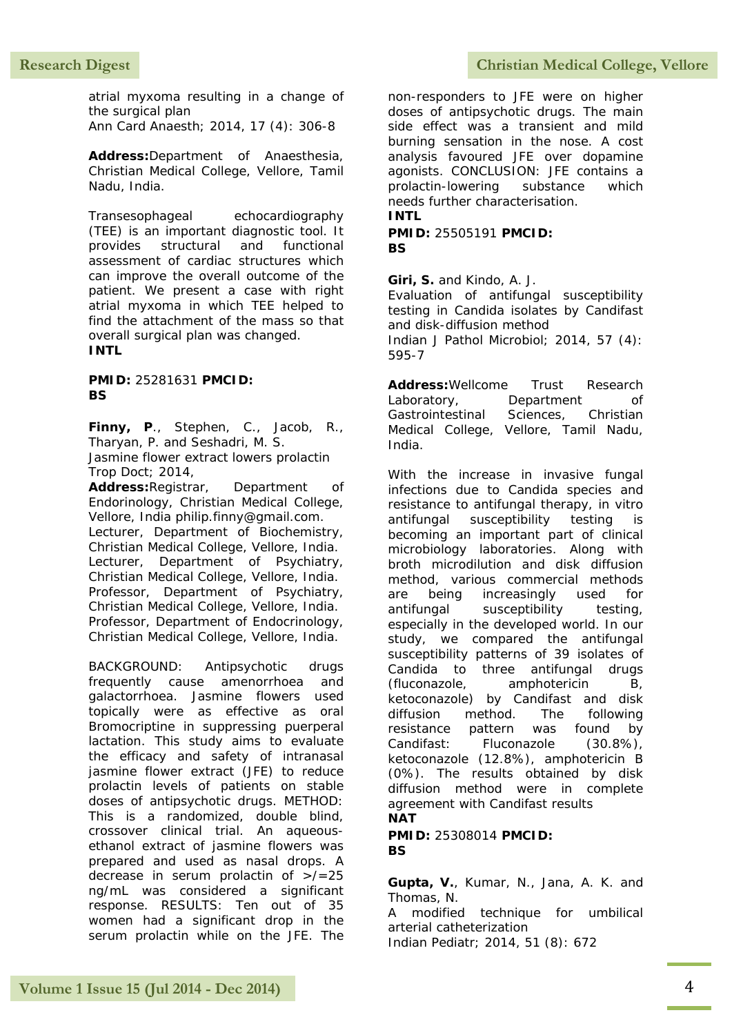atrial myxoma resulting in a change of the surgical plan
Ann Card Anaesth; 2014, 17 (4): 306-8

**Address:**Department of Anaesthesia, Christian Medical College, Vellore, Tamil Nadu, India.

Transesophageal echocardiography (TEE) is an important diagnostic tool. It provides structural and functional assessment of cardiac structures which can improve the overall outcome of the patient. We present a case with right atrial myxoma in which TEE helped to find the attachment of the mass so that overall surgical plan was changed.
**INTL**

**PMID:** 25281631 **PMCID:**
**BS**

**Finny, P**., Stephen, C., Jacob, R., Tharyan, P. and Seshadri, M. S.
Jasmine flower extract lowers prolactin
Trop Doct; 2014,
**Address:**Registrar, Department of Endorinology, Christian Medical College, Vellore, India philip.finny@gmail.com. Lecturer, Department of Biochemistry, Christian Medical College, Vellore, India. Lecturer, Department of Psychiatry, Christian Medical College, Vellore, India. Professor, Department of Psychiatry, Christian Medical College, Vellore, India. Professor, Department of Endocrinology, Christian Medical College, Vellore, India.

BACKGROUND: Antipsychotic drugs frequently cause amenorrhoea and galactorrhoea. Jasmine flowers used topically were as effective as oral Bromocriptine in suppressing puerperal lactation. This study aims to evaluate the efficacy and safety of intranasal jasmine flower extract (JFE) to reduce prolactin levels of patients on stable doses of antipsychotic drugs. METHOD: This is a randomized, double blind, crossover clinical trial. An aqueous-ethanol extract of jasmine flowers was prepared and used as nasal drops. A decrease in serum prolactin of >/=25 ng/mL was considered a significant response. RESULTS: Ten out of 35 women had a significant drop in the serum prolactin while on the JFE. The non-responders to JFE were on higher doses of antipsychotic drugs. The main side effect was a transient and mild burning sensation in the nose. A cost analysis favoured JFE over dopamine agonists. CONCLUSION: JFE contains a prolactin-lowering substance which needs further characterisation.
**INTL**

**PMID:** 25505191 **PMCID:**
**BS**

**Giri, S.** and Kindo, A. J.
Evaluation of antifungal susceptibility testing in Candida isolates by Candifast and disk-diffusion method
Indian J Pathol Microbiol; 2014, 57 (4): 595-7

**Address:**Wellcome Trust Research Laboratory, Department of Gastrointestinal Sciences, Christian Medical College, Vellore, Tamil Nadu, India.

With the increase in invasive fungal infections due to Candida species and resistance to antifungal therapy, in vitro antifungal susceptibility testing is becoming an important part of clinical microbiology laboratories. Along with broth microdilution and disk diffusion method, various commercial methods are being increasingly used for antifungal susceptibility testing, especially in the developed world. In our study, we compared the antifungal susceptibility patterns of 39 isolates of Candida to three antifungal drugs (fluconazole, amphotericin B, ketoconazole) by Candifast and disk diffusion method. The following resistance pattern was found by Candifast: Fluconazole (30.8%), ketoconazole (12.8%), amphotericin B (0%). The results obtained by disk diffusion method were in complete agreement with Candifast results
**NAT**

**PMID:** 25308014 **PMCID:**
**BS**

**Gupta, V.**, Kumar, N., Jana, A. K. and Thomas, N.
A modified technique for umbilical arterial catheterization
Indian Pediatr; 2014, 51 (8): 672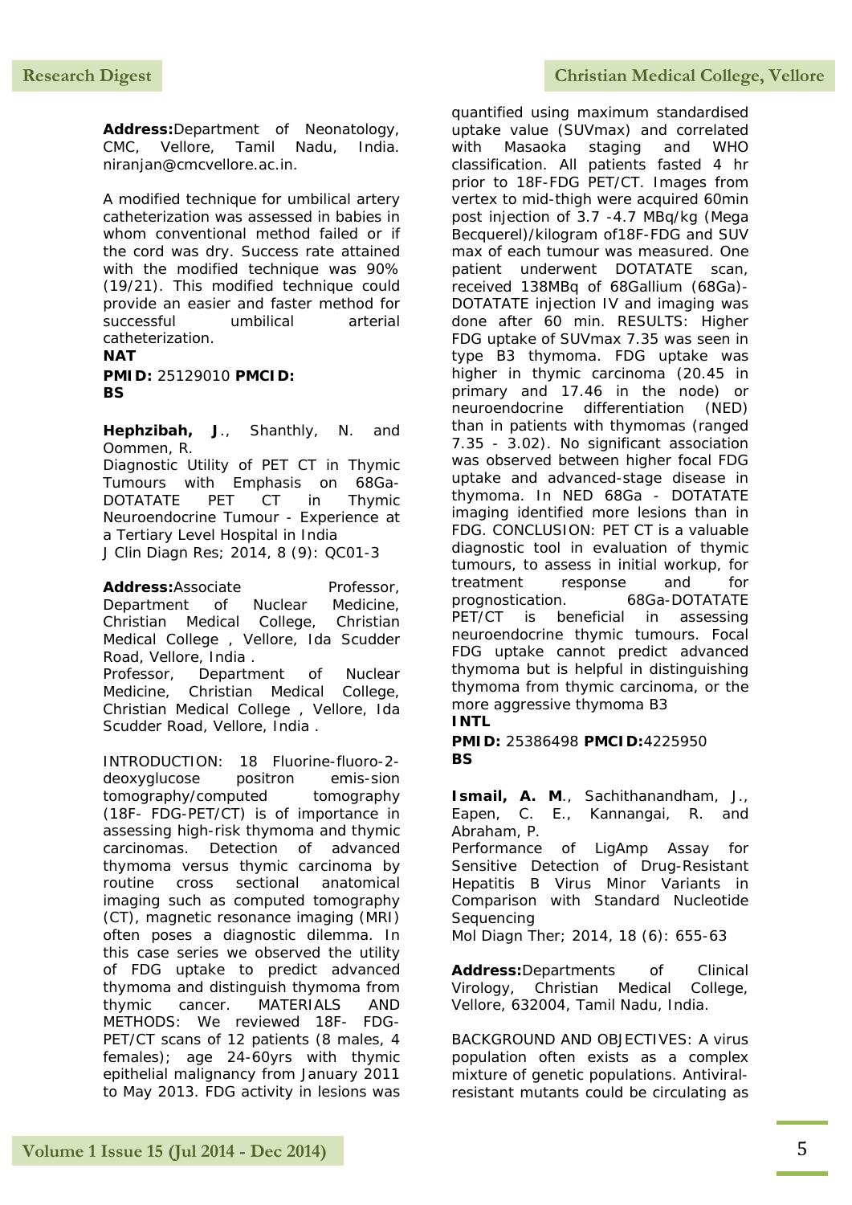**Address:**Department of Neonatology, CMC, Vellore, Tamil Nadu, India. niranjan@cmcvellore.ac.in.

A modified technique for umbilical artery catheterization was assessed in babies in whom conventional method failed or if the cord was dry. Success rate attained with the modified technique was 90% (19/21). This modified technique could provide an easier and faster method for successful umbilical arterial catheterization.

**NAT**

**PMID:** 25129010 **PMCID:**
**BS**

**Hephzibah, J**., Shanthly, N. and Oommen, R.
Diagnostic Utility of PET CT in Thymic Tumours with Emphasis on 68Ga-DOTATATE PET CT in Thymic Neuroendocrine Tumour - Experience at a Tertiary Level Hospital in India
J Clin Diagn Res; 2014, 8 (9): QC01-3

**Address:**Associate Professor, Department of Nuclear Medicine, Christian Medical College, Christian Medical College , Vellore, Ida Scudder Road, Vellore, India .
Professor, Department of Nuclear Medicine, Christian Medical College, Christian Medical College , Vellore, Ida Scudder Road, Vellore, India .

INTRODUCTION: 18 Fluorine-fluoro-2-deoxyglucose positron emis-sion tomography/computed tomography (18F- FDG-PET/CT) is of importance in assessing high-risk thymoma and thymic carcinomas. Detection of advanced thymoma versus thymic carcinoma by routine cross sectional anatomical imaging such as computed tomography (CT), magnetic resonance imaging (MRI) often poses a diagnostic dilemma. In this case series we observed the utility of FDG uptake to predict advanced thymoma and distinguish thymoma from thymic cancer. MATERIALS AND METHODS: We reviewed 18F- FDG-PET/CT scans of 12 patients (8 males, 4 females); age 24-60yrs with thymic epithelial malignancy from January 2011 to May 2013. FDG activity in lesions was quantified using maximum standardised uptake value (SUVmax) and correlated with Masaoka staging and WHO classification. All patients fasted 4 hr prior to 18F-FDG PET/CT. Images from vertex to mid-thigh were acquired 60min post injection of 3.7 -4.7 MBq/kg (Mega Becquerel)/kilogram of18F-FDG and SUV max of each tumour was measured. One patient underwent DOTATATE scan, received 138MBq of 68Gallium (68Ga)-DOTATATE injection IV and imaging was done after 60 min. RESULTS: Higher FDG uptake of SUVmax 7.35 was seen in type B3 thymoma. FDG uptake was higher in thymic carcinoma (20.45 in primary and 17.46 in the node) or neuroendocrine differentiation (NED) than in patients with thymomas (ranged 7.35 - 3.02). No significant association was observed between higher focal FDG uptake and advanced-stage disease in thymoma. In NED 68Ga - DOTATATE imaging identified more lesions than in FDG. CONCLUSION: PET CT is a valuable diagnostic tool in evaluation of thymic tumours, to assess in initial workup, for treatment response and for prognostication. 68Ga-DOTATATE PET/CT is beneficial in assessing neuroendocrine thymic tumours. Focal FDG uptake cannot predict advanced thymoma but is helpful in distinguishing thymoma from thymic carcinoma, or the more aggressive thymoma B3

**INTL**

**PMID:** 25386498 **PMCID:**4225950
**BS**

**Ismail, A. M**., Sachithanandham, J., Eapen, C. E., Kannangai, R. and Abraham, P.
Performance of LigAmp Assay for Sensitive Detection of Drug-Resistant Hepatitis B Virus Minor Variants in Comparison with Standard Nucleotide Sequencing
Mol Diagn Ther; 2014, 18 (6): 655-63

**Address:**Departments of Clinical Virology, Christian Medical College, Vellore, 632004, Tamil Nadu, India.

BACKGROUND AND OBJECTIVES: A virus population often exists as a complex mixture of genetic populations. Antiviral-resistant mutants could be circulating as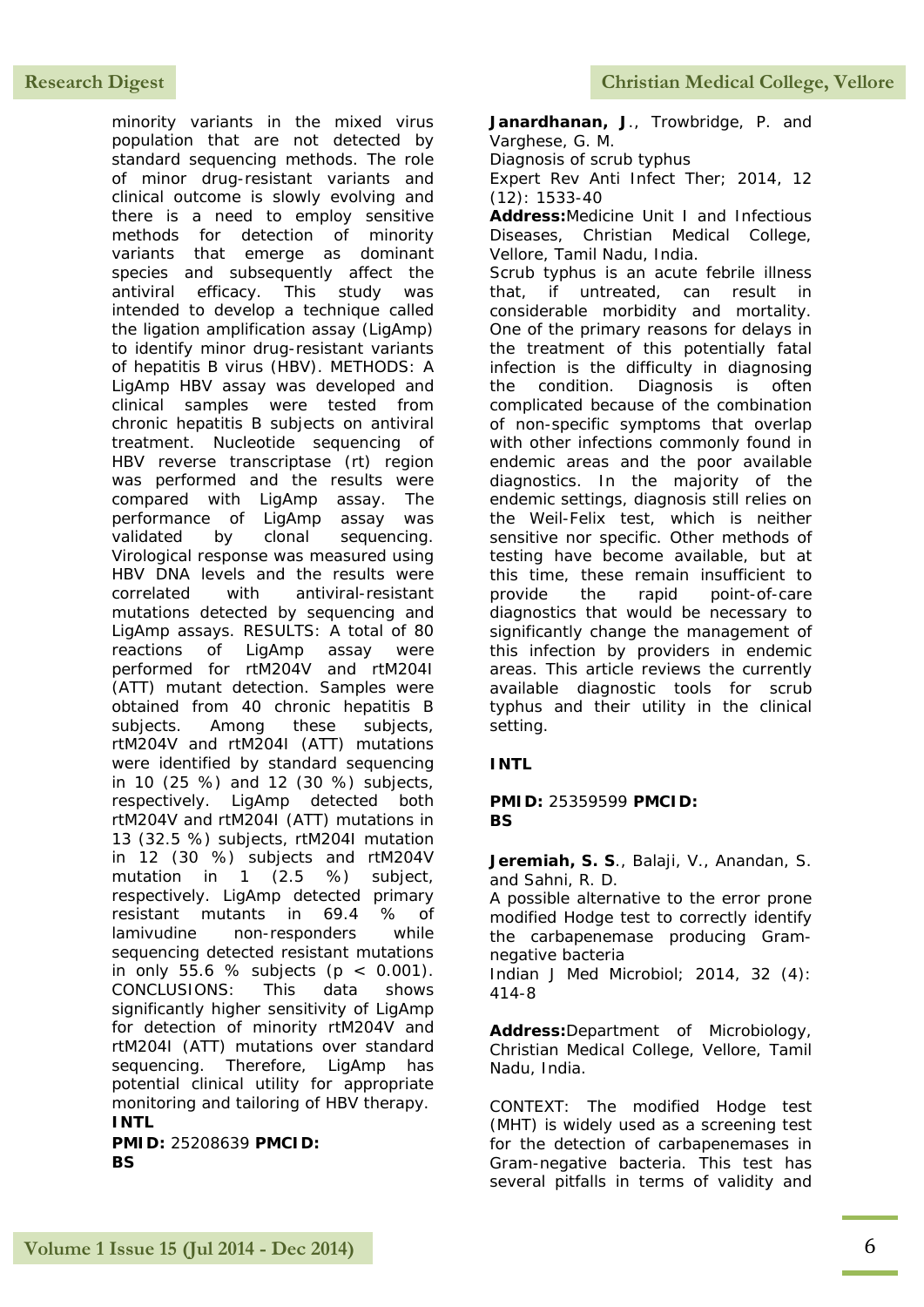minority variants in the mixed virus population that are not detected by standard sequencing methods. The role of minor drug-resistant variants and clinical outcome is slowly evolving and there is a need to employ sensitive methods for detection of minority variants that emerge as dominant species and subsequently affect the antiviral efficacy. This study was intended to develop a technique called the ligation amplification assay (LigAmp) to identify minor drug-resistant variants of hepatitis B virus (HBV). METHODS: A LigAmp HBV assay was developed and clinical samples were tested from chronic hepatitis B subjects on antiviral treatment. Nucleotide sequencing of HBV reverse transcriptase (rt) region was performed and the results were compared with LigAmp assay. The performance of LigAmp assay was validated by clonal sequencing. Virological response was measured using HBV DNA levels and the results were correlated with antiviral-resistant mutations detected by sequencing and LigAmp assays. RESULTS: A total of 80 reactions of LigAmp assay were performed for rtM204V and rtM204I (ATT) mutant detection. Samples were obtained from 40 chronic hepatitis B subjects. Among these subjects, rtM204V and rtM204I (ATT) mutations were identified by standard sequencing in 10 (25 %) and 12 (30 %) subjects, respectively. LigAmp detected both rtM204V and rtM204I (ATT) mutations in 13 (32.5 %) subjects, rtM204I mutation in 12 (30 %) subjects and rtM204V mutation in 1 (2.5 %) subject, respectively. LigAmp detected primary resistant mutants in 69.4 % of lamivudine non-responders while sequencing detected resistant mutations in only 55.6 % subjects ($p < 0.001$). CONCLUSIONS: This data shows significantly higher sensitivity of LigAmp for detection of minority rtM204V and rtM204I (ATT) mutations over standard sequencing. Therefore, LigAmp has potential clinical utility for appropriate monitoring and tailoring of HBV therapy.

**INTL**

**PMID:** 25208639 **PMCID:**
**BS**

**Janardhanan, J**., Trowbridge, P. and Varghese, G. M.

Diagnosis of scrub typhus

Expert Rev Anti Infect Ther; 2014, 12 (12): 1533-40

**Address:**Medicine Unit I and Infectious Diseases, Christian Medical College, Vellore, Tamil Nadu, India.

Scrub typhus is an acute febrile illness that, if untreated, can result in considerable morbidity and mortality. One of the primary reasons for delays in the treatment of this potentially fatal infection is the difficulty in diagnosing the condition. Diagnosis is often complicated because of the combination of non-specific symptoms that overlap with other infections commonly found in endemic areas and the poor available diagnostics. In the majority of the endemic settings, diagnosis still relies on the Weil-Felix test, which is neither sensitive nor specific. Other methods of testing have become available, but at this time, these remain insufficient to provide the rapid point-of-care diagnostics that would be necessary to significantly change the management of this infection by providers in endemic areas. This article reviews the currently available diagnostic tools for scrub typhus and their utility in the clinical setting.

**INTL**

**PMID:** 25359599 **PMCID:**
**BS**

**Jeremiah, S. S**., Balaji, V., Anandan, S. and Sahni, R. D.

A possible alternative to the error prone modified Hodge test to correctly identify the carbapenemase producing Gram-negative bacteria

Indian J Med Microbiol; 2014, 32 (4): 414-8

**Address:**Department of Microbiology, Christian Medical College, Vellore, Tamil Nadu, India.

CONTEXT: The modified Hodge test (MHT) is widely used as a screening test for the detection of carbapenemases in Gram-negative bacteria. This test has several pitfalls in terms of validity and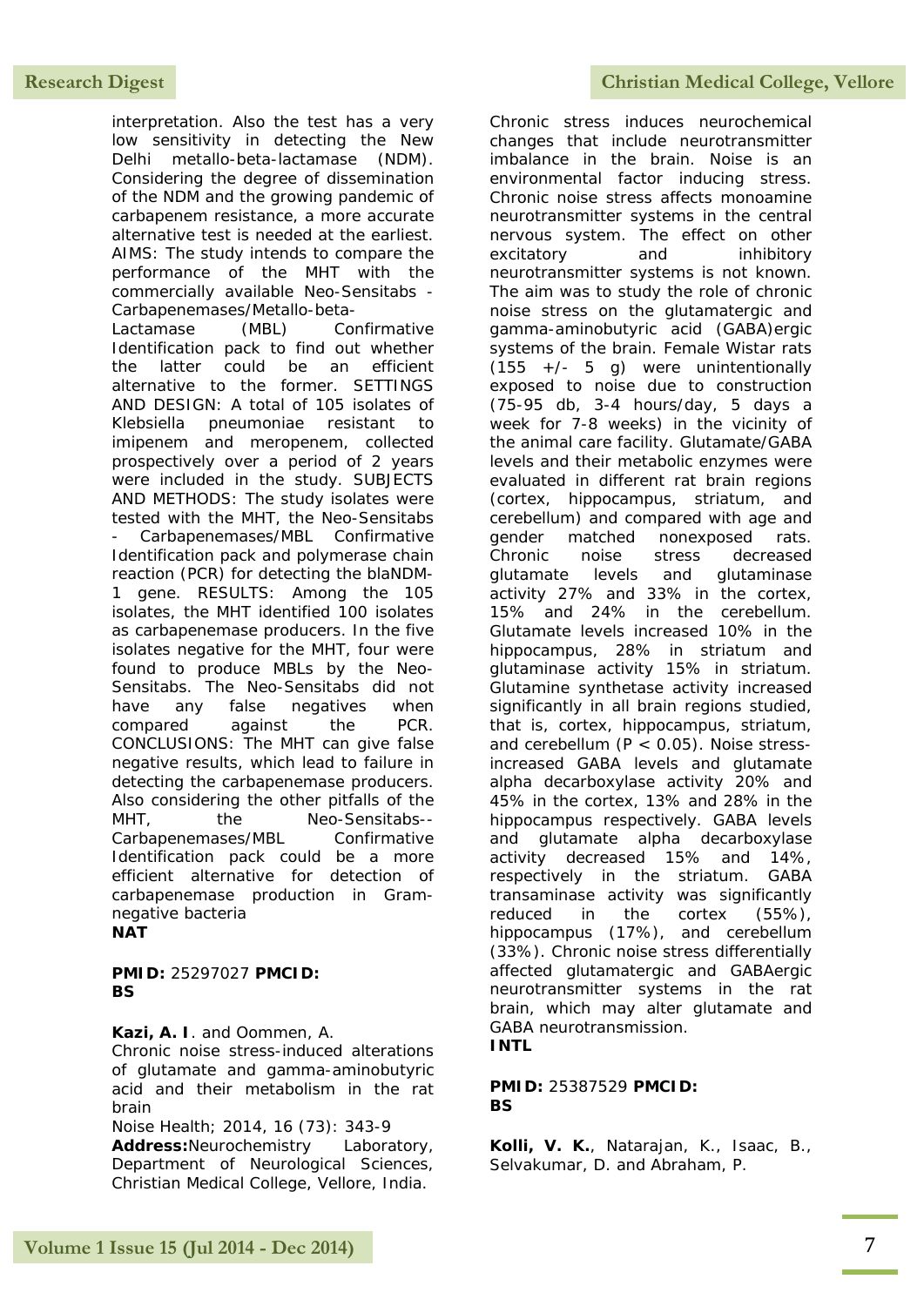interpretation. Also the test has a very low sensitivity in detecting the New Delhi metallo-beta-lactamase (NDM). Considering the degree of dissemination of the NDM and the growing pandemic of carbapenem resistance, a more accurate alternative test is needed at the earliest. AIMS: The study intends to compare the performance of the MHT with the commercially available Neo-Sensitabs - Carbapenemases/Metallo-beta-Lactamase (MBL) Confirmative Identification pack to find out whether the latter could be an efficient alternative to the former. SETTINGS AND DESIGN: A total of 105 isolates of Klebsiella pneumoniae resistant to imipenem and meropenem, collected prospectively over a period of 2 years were included in the study. SUBJECTS AND METHODS: The study isolates were tested with the MHT, the Neo-Sensitabs - Carbapenemases/MBL Confirmative Identification pack and polymerase chain reaction (PCR) for detecting the blaNDM-1 gene. RESULTS: Among the 105 isolates, the MHT identified 100 isolates as carbapenemase producers. In the five isolates negative for the MHT, four were found to produce MBLs by the Neo-Sensitabs. The Neo-Sensitabs did not have any false negatives when compared against the PCR. CONCLUSIONS: The MHT can give false negative results, which lead to failure in detecting the carbapenemase producers. Also considering the other pitfalls of the MHT, the Neo-Sensitabs--Carbapenemases/MBL Confirmative Identification pack could be a more efficient alternative for detection of carbapenemase production in Gram-negative bacteria

**NAT**

**PMID:** 25297027 **PMCID:**
**BS**

**Kazi, A. I**. and Oommen, A.

Chronic noise stress-induced alterations of glutamate and gamma-aminobutyric acid and their metabolism in the rat brain

Noise Health; 2014, 16 (73): 343-9

**Address:**Neurochemistry Laboratory, Department of Neurological Sciences, Christian Medical College, Vellore, India.

Chronic stress induces neurochemical changes that include neurotransmitter imbalance in the brain. Noise is an environmental factor inducing stress. Chronic noise stress affects monoamine neurotransmitter systems in the central nervous system. The effect on other excitatory and inhibitory neurotransmitter systems is not known. The aim was to study the role of chronic noise stress on the glutamatergic and gamma-aminobutyric acid (GABA)ergic systems of the brain. Female Wistar rats (155 +/- 5 g) were unintentionally exposed to noise due to construction (75-95 db, 3-4 hours/day, 5 days a week for 7-8 weeks) in the vicinity of the animal care facility. Glutamate/GABA levels and their metabolic enzymes were evaluated in different rat brain regions (cortex, hippocampus, striatum, and cerebellum) and compared with age and gender matched nonexposed rats. Chronic noise stress decreased glutamate levels and glutaminase activity 27% and 33% in the cortex, 15% and 24% in the cerebellum. Glutamate levels increased 10% in the hippocampus, 28% in striatum and glutaminase activity 15% in striatum. Glutamine synthetase activity increased significantly in all brain regions studied, that is, cortex, hippocampus, striatum, and cerebellum ($P < 0.05$). Noise stress-increased GABA levels and glutamate alpha decarboxylase activity 20% and 45% in the cortex, 13% and 28% in the hippocampus respectively. GABA levels and glutamate alpha decarboxylase activity decreased 15% and 14%, respectively in the striatum. GABA transaminase activity was significantly reduced in the cortex (55%), hippocampus (17%), and cerebellum (33%). Chronic noise stress differentially affected glutamatergic and GABAergic neurotransmitter systems in the rat brain, which may alter glutamate and GABA neurotransmission.

**INTL**

**PMID:** 25387529 **PMCID:**
**BS**

**Kolli, V. K.**, Natarajan, K., Isaac, B., Selvakumar, D. and Abraham, P.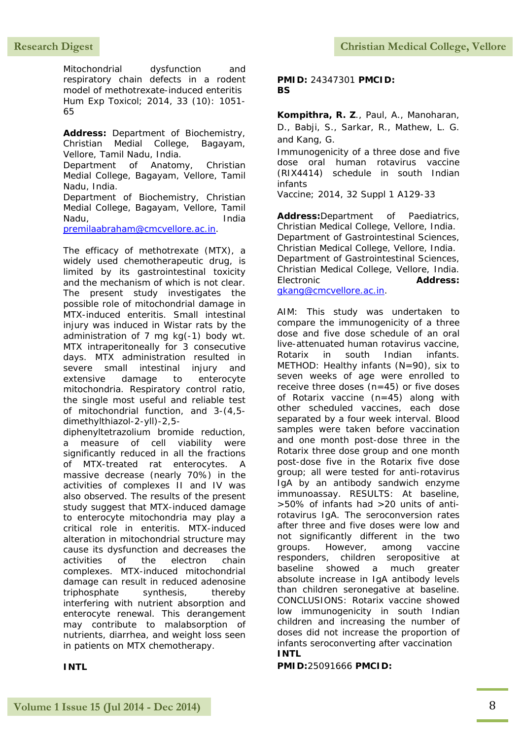Mitochondrial dysfunction and respiratory chain defects in a rodent model of methotrexate-induced enteritis
Hum Exp Toxicol; 2014, 33 (10): 1051-65

**Address:** Department of Biochemistry, Christian Medial College, Bagayam, Vellore, Tamil Nadu, India.
Department of Anatomy, Christian Medial College, Bagayam, Vellore, Tamil Nadu, India.
Department of Biochemistry, Christian Medial College, Bagayam, Vellore, Tamil Nadu, India
premilaabraham@cmcvellore.ac.in.

The efficacy of methotrexate (MTX), a widely used chemotherapeutic drug, is limited by its gastrointestinal toxicity and the mechanism of which is not clear. The present study investigates the possible role of mitochondrial damage in MTX-induced enteritis. Small intestinal injury was induced in Wistar rats by the administration of 7 mg kg(-1) body wt. MTX intraperitoneally for 3 consecutive days. MTX administration resulted in severe small intestinal injury and extensive damage to enterocyte mitochondria. Respiratory control ratio, the single most useful and reliable test of mitochondrial function, and 3-(4,5-dimethylthiazol-2-yll)-2,5-diphenyltetrazolium bromide reduction, a measure of cell viability were significantly reduced in all the fractions of MTX-treated rat enterocytes. A massive decrease (nearly 70%) in the activities of complexes II and IV was also observed. The results of the present study suggest that MTX-induced damage to enterocyte mitochondria may play a critical role in enteritis. MTX-induced alteration in mitochondrial structure may cause its dysfunction and decreases the activities of the electron chain complexes. MTX-induced mitochondrial damage can result in reduced adenosine triphosphate synthesis, thereby interfering with nutrient absorption and enterocyte renewal. This derangement may contribute to malabsorption of nutrients, diarrhea, and weight loss seen in patients on MTX chemotherapy.

**INTL**

**PMID:** 24347301 **PMCID:**
**BS**

**Kompithra, R. Z**., Paul, A., Manoharan, D., Babji, S., Sarkar, R., Mathew, L. G. and Kang, G.

Immunogenicity of a three dose and five dose oral human rotavirus vaccine (RIX4414) schedule in south Indian infants
Vaccine; 2014, 32 Suppl 1 A129-33

**Address:**Department of Paediatrics, Christian Medical College, Vellore, India.
Department of Gastrointestinal Sciences, Christian Medical College, Vellore, India.
Department of Gastrointestinal Sciences, Christian Medical College, Vellore, India.
Electronic **Address:** gkang@cmcvellore.ac.in.

AIM: This study was undertaken to compare the immunogenicity of a three dose and five dose schedule of an oral live-attenuated human rotavirus vaccine, Rotarix in south Indian infants. METHOD: Healthy infants (N=90), six to seven weeks of age were enrolled to receive three doses (n=45) or five doses of Rotarix vaccine (n=45) along with other scheduled vaccines, each dose separated by a four week interval. Blood samples were taken before vaccination and one month post-dose three in the Rotarix three dose group and one month post-dose five in the Rotarix five dose group; all were tested for anti-rotavirus IgA by an antibody sandwich enzyme immunoassay. RESULTS: At baseline, >50% of infants had >20 units of anti-rotavirus IgA. The seroconversion rates after three and five doses were low and not significantly different in the two groups. However, among vaccine responders, children seropositive at baseline showed a much greater absolute increase in IgA antibody levels than children seronegative at baseline. CONCLUSIONS: Rotarix vaccine showed low immunogenicity in south Indian children and increasing the number of doses did not increase the proportion of infants seroconverting after vaccination
**INTL**

**PMID:**25091666 **PMCID:**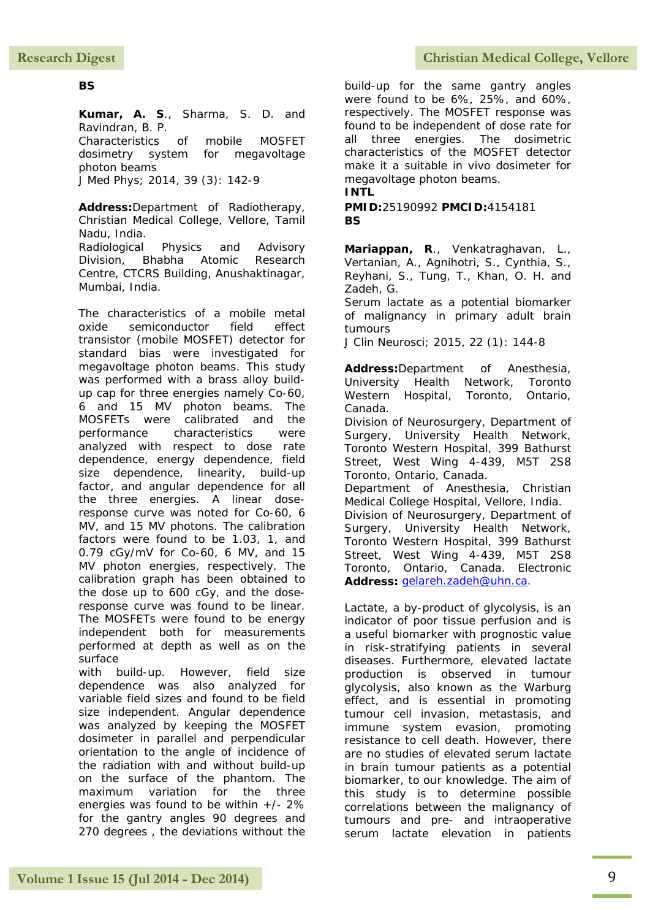**BS**

**Kumar, A. S**., Sharma, S. D. and Ravindran, B. P.
Characteristics of mobile MOSFET dosimetry system for megavoltage photon beams
J Med Phys; 2014, 39 (3): 142-9

**Address:**Department of Radiotherapy, Christian Medical College, Vellore, Tamil Nadu, India.
Radiological Physics and Advisory Division, Bhabha Atomic Research Centre, CTCRS Building, Anushaktinagar, Mumbai, India.

The characteristics of a mobile metal oxide semiconductor field effect transistor (mobile MOSFET) detector for standard bias were investigated for megavoltage photon beams. This study was performed with a brass alloy build-up cap for three energies namely Co-60, 6 and 15 MV photon beams. The MOSFETs were calibrated and the performance characteristics were analyzed with respect to dose rate dependence, energy dependence, field size dependence, linearity, build-up factor, and angular dependence for all the three energies. A linear dose-response curve was noted for Co-60, 6 MV, and 15 MV photons. The calibration factors were found to be 1.03, 1, and 0.79 cGy/mV for Co-60, 6 MV, and 15 MV photon energies, respectively. The calibration graph has been obtained to the dose up to 600 cGy, and the dose-response curve was found to be linear. The MOSFETs were found to be energy independent both for measurements performed at depth as well as on the surface
with build-up. However, field size dependence was also analyzed for variable field sizes and found to be field size independent. Angular dependence was analyzed by keeping the MOSFET dosimeter in parallel and perpendicular orientation to the angle of incidence of the radiation with and without build-up on the surface of the phantom. The maximum variation for the three energies was found to be within +/- 2% for the gantry angles 90 degrees and 270 degrees , the deviations without the build-up for the same gantry angles were found to be 6%, 25%, and 60%, respectively. The MOSFET response was found to be independent of dose rate for all three energies. The dosimetric characteristics of the MOSFET detector make it a suitable in vivo dosimeter for megavoltage photon beams.
**INTL**

**PMID:**25190992 **PMCID:**4154181
**BS**

**Mariappan, R**., Venkatraghavan, L., Vertanian, A., Agnihotri, S., Cynthia, S., Reyhani, S., Tung, T., Khan, O. H. and Zadeh, G.
Serum lactate as a potential biomarker of malignancy in primary adult brain tumours
J Clin Neurosci; 2015, 22 (1): 144-8

**Address:**Department of Anesthesia, University Health Network, Toronto Western Hospital, Toronto, Ontario, Canada.
Division of Neurosurgery, Department of Surgery, University Health Network, Toronto Western Hospital, 399 Bathurst Street, West Wing 4-439, M5T 2S8 Toronto, Ontario, Canada.
Department of Anesthesia, Christian Medical College Hospital, Vellore, India.
Division of Neurosurgery, Department of Surgery, University Health Network, Toronto Western Hospital, 399 Bathurst Street, West Wing 4-439, M5T 2S8 Toronto, Ontario, Canada. Electronic **Address:** gelareh.zadeh@uhn.ca.

Lactate, a by-product of glycolysis, is an indicator of poor tissue perfusion and is a useful biomarker with prognostic value in risk-stratifying patients in several diseases. Furthermore, elevated lactate production is observed in tumour glycolysis, also known as the Warburg effect, and is essential in promoting tumour cell invasion, metastasis, and immune system evasion, promoting resistance to cell death. However, there are no studies of elevated serum lactate in brain tumour patients as a potential biomarker, to our knowledge. The aim of this study is to determine possible correlations between the malignancy of tumours and pre- and intraoperative serum lactate elevation in patients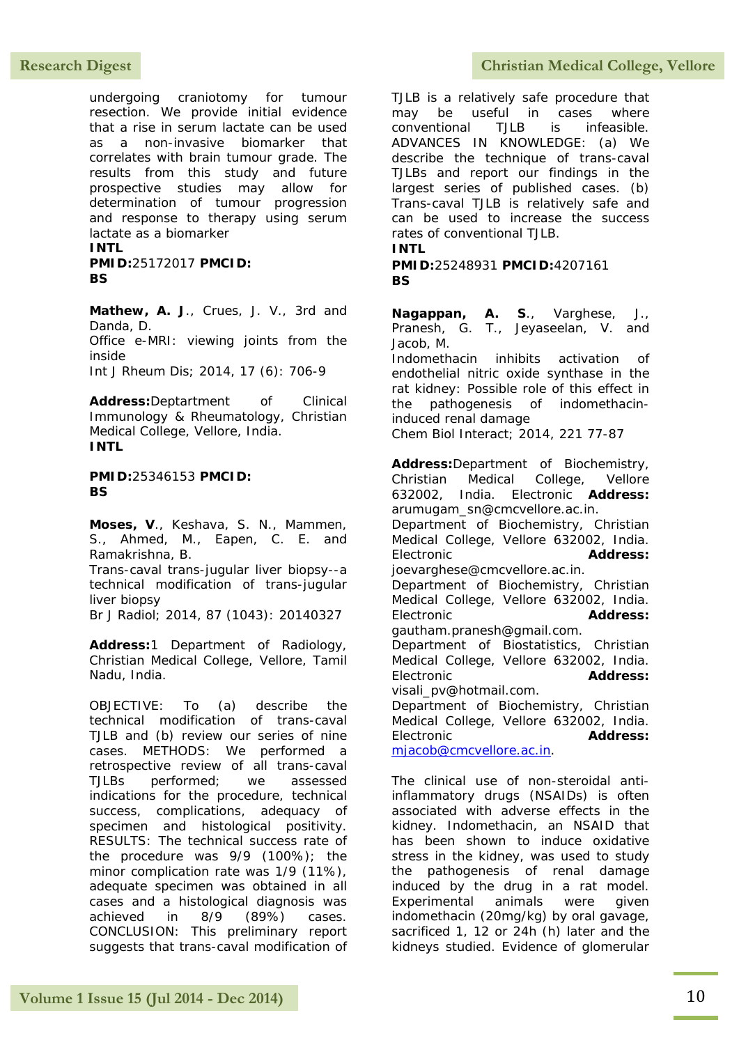undergoing craniotomy for tumour resection. We provide initial evidence that a rise in serum lactate can be used as a non-invasive biomarker that correlates with brain tumour grade. The results from this study and future prospective studies may allow for determination of tumour progression and response to therapy using serum lactate as a biomarker

**INTL**

**PMID:**25172017 **PMCID:**

**BS**

**Mathew, A. J**., Crues, J. V., 3rd and Danda, D.

Office e-MRI: viewing joints from the inside

Int J Rheum Dis; 2014, 17 (6): 706-9

**Address:**Deptartment of Clinical Immunology & Rheumatology, Christian Medical College, Vellore, India.

**INTL**

**PMID:**25346153 **PMCID:**

**BS**

**Moses, V**., Keshava, S. N., Mammen, S., Ahmed, M., Eapen, C. E. and Ramakrishna, B.

Trans-caval trans-jugular liver biopsy--a technical modification of trans-jugular liver biopsy

Br J Radiol; 2014, 87 (1043): 20140327

**Address:**1 Department of Radiology, Christian Medical College, Vellore, Tamil Nadu, India.

OBJECTIVE: To (a) describe the technical modification of trans-caval TJLB and (b) review our series of nine cases. METHODS: We performed a retrospective review of all trans-caval TJLBs performed; we assessed indications for the procedure, technical success, complications, adequacy of specimen and histological positivity. RESULTS: The technical success rate of the procedure was 9/9 (100%); the minor complication rate was 1/9 (11%), adequate specimen was obtained in all cases and a histological diagnosis was achieved in 8/9 (89%) cases. CONCLUSION: This preliminary report suggests that trans-caval modification of TJLB is a relatively safe procedure that may be useful in cases where conventional TJLB is infeasible. ADVANCES IN KNOWLEDGE: (a) We describe the technique of trans-caval TJLBs and report our findings in the largest series of published cases. (b) Trans-caval TJLB is relatively safe and can be used to increase the success rates of conventional TJLB.

**INTL**

**PMID:**25248931 **PMCID:**4207161

**BS**

**Nagappan, A. S**., Varghese, J., Pranesh, G. T., Jeyaseelan, V. and Jacob, M.

Indomethacin inhibits activation of endothelial nitric oxide synthase in the rat kidney: Possible role of this effect in the pathogenesis of indomethacin-induced renal damage

Chem Biol Interact; 2014, 221 77-87

**Address:**Department of Biochemistry, Christian Medical College, Vellore 632002, India. Electronic **Address:** arumugam_sn@cmcvellore.ac.in.
Department of Biochemistry, Christian Medical College, Vellore 632002, India. Electronic **Address:** joevarghese@cmcvellore.ac.in.
Department of Biochemistry, Christian Medical College, Vellore 632002, India. Electronic **Address:** gautham.pranesh@gmail.com.
Department of Biostatistics, Christian Medical College, Vellore 632002, India. Electronic **Address:** visali_pv@hotmail.com.
Department of Biochemistry, Christian Medical College, Vellore 632002, India. Electronic **Address:** mjacob@cmcvellore.ac.in.

The clinical use of non-steroidal anti-inflammatory drugs (NSAIDs) is often associated with adverse effects in the kidney. Indomethacin, an NSAID that has been shown to induce oxidative stress in the kidney, was used to study the pathogenesis of renal damage induced by the drug in a rat model. Experimental animals were given indomethacin (20mg/kg) by oral gavage, sacrificed 1, 12 or 24h (h) later and the kidneys studied. Evidence of glomerular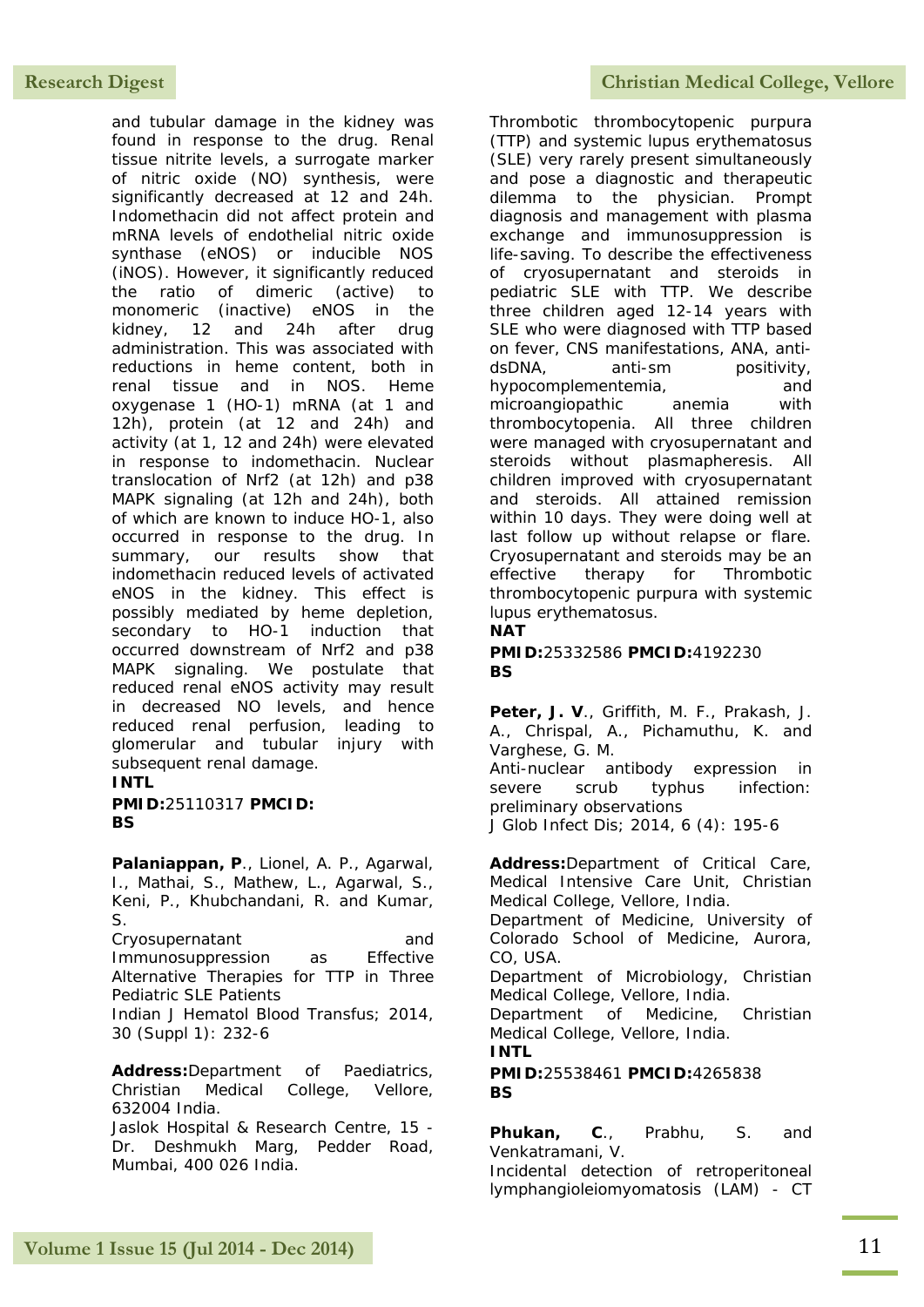and tubular damage in the kidney was found in response to the drug. Renal tissue nitrite levels, a surrogate marker of nitric oxide (NO) synthesis, were significantly decreased at 12 and 24h. Indomethacin did not affect protein and mRNA levels of endothelial nitric oxide synthase (eNOS) or inducible NOS (iNOS). However, it significantly reduced the ratio of dimeric (active) to monomeric (inactive) eNOS in the kidney, 12 and 24h after drug administration. This was associated with reductions in heme content, both in renal tissue and in NOS. Heme oxygenase 1 (HO-1) mRNA (at 1 and 12h), protein (at 12 and 24h) and activity (at 1, 12 and 24h) were elevated in response to indomethacin. Nuclear translocation of Nrf2 (at 12h) and p38 MAPK signaling (at 12h and 24h), both of which are known to induce HO-1, also occurred in response to the drug. In summary, our results show that indomethacin reduced levels of activated eNOS in the kidney. This effect is possibly mediated by heme depletion, secondary to HO-1 induction that occurred downstream of Nrf2 and p38 MAPK signaling. We postulate that reduced renal eNOS activity may result in decreased NO levels, and hence reduced renal perfusion, leading to glomerular and tubular injury with subsequent renal damage.

**INTL**

**PMID:**25110317 **PMCID:**

**BS**

**Palaniappan, P**., Lionel, A. P., Agarwal, I., Mathai, S., Mathew, L., Agarwal, S., Keni, P., Khubchandani, R. and Kumar, S.

Cryosupernatant and Immunosuppression as Effective Alternative Therapies for TTP in Three Pediatric SLE Patients

Indian J Hematol Blood Transfus; 2014, 30 (Suppl 1): 232-6

**Address:**Department of Paediatrics, Christian Medical College, Vellore, 632004 India.

Jaslok Hospital & Research Centre, 15 - Dr. Deshmukh Marg, Pedder Road, Mumbai, 400 026 India.

Thrombotic thrombocytopenic purpura (TTP) and systemic lupus erythematosus (SLE) very rarely present simultaneously and pose a diagnostic and therapeutic dilemma to the physician. Prompt diagnosis and management with plasma exchange and immunosuppression is life-saving. To describe the effectiveness of cryosupernatant and steroids in pediatric SLE with TTP. We describe three children aged 12-14 years with SLE who were diagnosed with TTP based on fever, CNS manifestations, ANA, anti-dsDNA, anti-sm positivity, hypocomplementemia, and microangiopathic anemia with thrombocytopenia. All three children were managed with cryosupernatant and steroids without plasmapheresis. All children improved with cryosupernatant and steroids. All attained remission within 10 days. They were doing well at last follow up without relapse or flare. Cryosupernatant and steroids may be an effective therapy for Thrombotic thrombocytopenic purpura with systemic lupus erythematosus.

**NAT**

**PMID:**25332586 **PMCID:**4192230

**BS**

**Peter, J. V**., Griffith, M. F., Prakash, J. A., Chrispal, A., Pichamuthu, K. and Varghese, G. M.

Anti-nuclear antibody expression in severe scrub typhus infection: preliminary observations

J Glob Infect Dis; 2014, 6 (4): 195-6

**Address:**Department of Critical Care, Medical Intensive Care Unit, Christian Medical College, Vellore, India.

Department of Medicine, University of Colorado School of Medicine, Aurora, CO, USA.

Department of Microbiology, Christian Medical College, Vellore, India.

Department of Medicine, Christian Medical College, Vellore, India.

**INTL**

**PMID:**25538461 **PMCID:**4265838

**BS**

**Phukan, C**., Prabhu, S. and Venkatramani, V.

Incidental detection of retroperitoneal lymphangioleiomyomatosis (LAM) - CT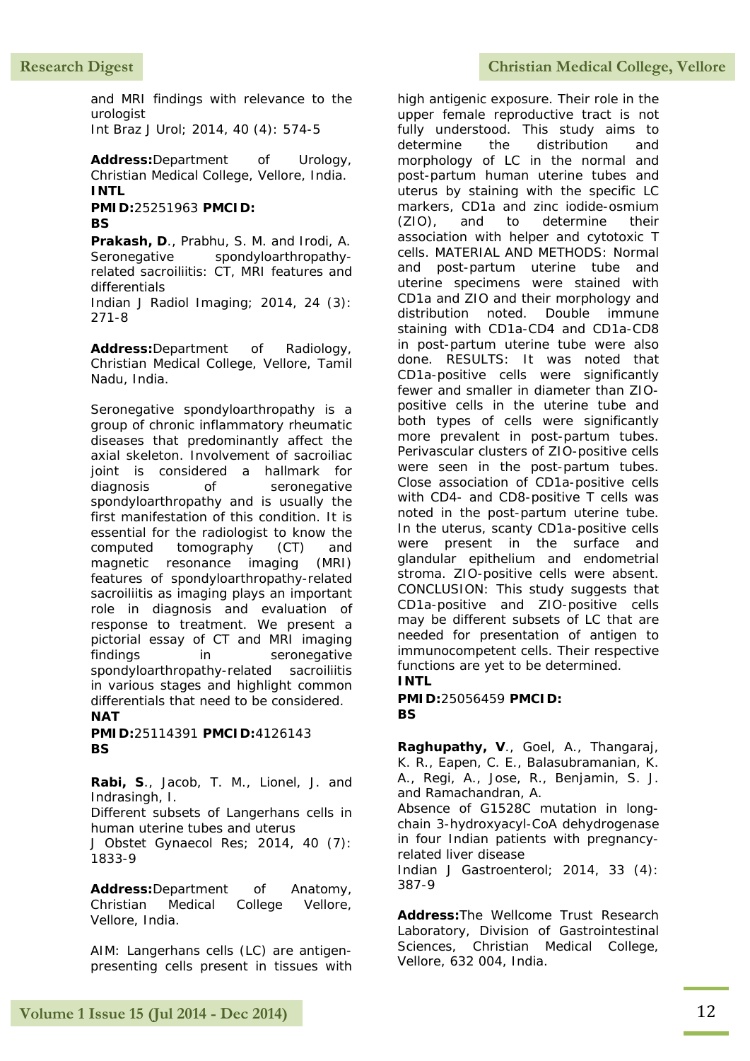and MRI findings with relevance to the urologist
Int Braz J Urol; 2014, 40 (4): 574-5

**Address:**Department of Urology, Christian Medical College, Vellore, India.
**INTL**
**PMID:**25251963 **PMCID:**
**BS**

**Prakash, D**., Prabhu, S. M. and Irodi, A.
Seronegative spondyloarthropathy-related sacroiliitis: CT, MRI features and differentials
Indian J Radiol Imaging; 2014, 24 (3): 271-8

**Address:**Department of Radiology, Christian Medical College, Vellore, Tamil Nadu, India.

Seronegative spondyloarthropathy is a group of chronic inflammatory rheumatic diseases that predominantly affect the axial skeleton. Involvement of sacroiliac joint is considered a hallmark for diagnosis of seronegative spondyloarthropathy and is usually the first manifestation of this condition. It is essential for the radiologist to know the computed tomography (CT) and magnetic resonance imaging (MRI) features of spondyloarthropathy-related sacroiliitis as imaging plays an important role in diagnosis and evaluation of response to treatment. We present a pictorial essay of CT and MRI imaging findings in seronegative spondyloarthropathy-related sacroiliitis in various stages and highlight common differentials that need to be considered.
**NAT**
**PMID:**25114391 **PMCID:**4126143
**BS**

**Rabi, S**., Jacob, T. M., Lionel, J. and Indrasingh, I.
Different subsets of Langerhans cells in human uterine tubes and uterus
J Obstet Gynaecol Res; 2014, 40 (7): 1833-9

**Address:**Department of Anatomy, Christian Medical College Vellore, Vellore, India.

AIM: Langerhans cells (LC) are antigen-presenting cells present in tissues with high antigenic exposure. Their role in the upper female reproductive tract is not fully understood. This study aims to determine the distribution and morphology of LC in the normal and post-partum human uterine tubes and uterus by staining with the specific LC markers, CD1a and zinc iodide-osmium (ZIO), and to determine their association with helper and cytotoxic T cells. MATERIAL AND METHODS: Normal and post-partum uterine tube and uterine specimens were stained with CD1a and ZIO and their morphology and distribution noted. Double immune staining with CD1a-CD4 and CD1a-CD8 in post-partum uterine tube were also done. RESULTS: It was noted that CD1a-positive cells were significantly fewer and smaller in diameter than ZIO-positive cells in the uterine tube and both types of cells were significantly more prevalent in post-partum tubes. Perivascular clusters of ZIO-positive cells were seen in the post-partum tubes. Close association of CD1a-positive cells with CD4- and CD8-positive T cells was noted in the post-partum uterine tube. In the uterus, scanty CD1a-positive cells were present in the surface and glandular epithelium and endometrial stroma. ZIO-positive cells were absent. CONCLUSION: This study suggests that CD1a-positive and ZIO-positive cells may be different subsets of LC that are needed for presentation of antigen to immunocompetent cells. Their respective functions are yet to be determined.
**INTL**
**PMID:**25056459 **PMCID:**
**BS**

**Raghupathy, V**., Goel, A., Thangaraj, K. R., Eapen, C. E., Balasubramanian, K. A., Regi, A., Jose, R., Benjamin, S. J. and Ramachandran, A.
Absence of G1528C mutation in long-chain 3-hydroxyacyl-CoA dehydrogenase in four Indian patients with pregnancy-related liver disease
Indian J Gastroenterol; 2014, 33 (4): 387-9

**Address:**The Wellcome Trust Research Laboratory, Division of Gastrointestinal Sciences, Christian Medical College, Vellore, 632 004, India.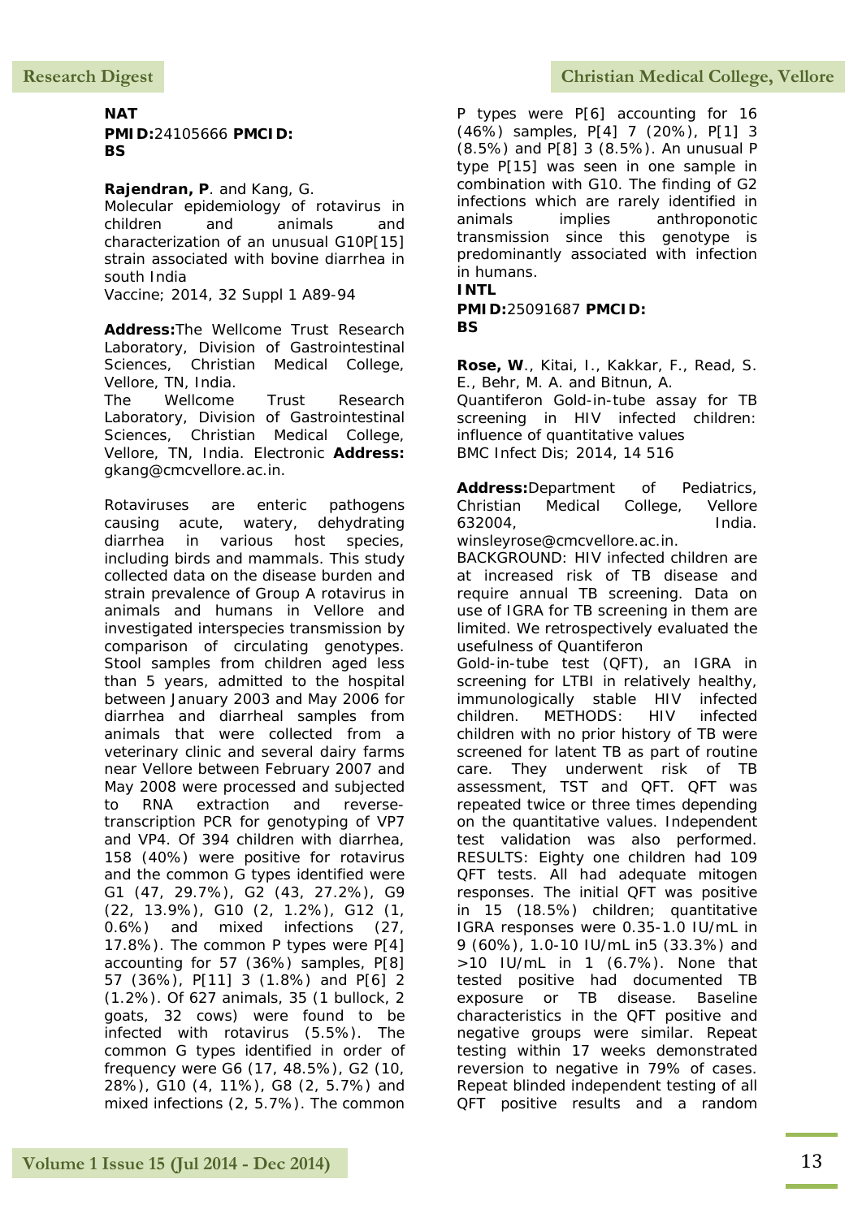**NAT**
**PMID:**24105666 **PMCID:**
**BS**

**Rajendran, P**. and Kang, G.
Molecular epidemiology of rotavirus in children and animals and characterization of an unusual G10P[15] strain associated with bovine diarrhea in south India
Vaccine; 2014, 32 Suppl 1 A89-94

**Address:**The Wellcome Trust Research Laboratory, Division of Gastrointestinal Sciences, Christian Medical College, Vellore, TN, India.
The Wellcome Trust Research Laboratory, Division of Gastrointestinal Sciences, Christian Medical College, Vellore, TN, India. Electronic **Address:** gkang@cmcvellore.ac.in.

Rotaviruses are enteric pathogens causing acute, watery, dehydrating diarrhea in various host species, including birds and mammals. This study collected data on the disease burden and strain prevalence of Group A rotavirus in animals and humans in Vellore and investigated interspecies transmission by comparison of circulating genotypes. Stool samples from children aged less than 5 years, admitted to the hospital between January 2003 and May 2006 for diarrhea and diarrheal samples from animals that were collected from a veterinary clinic and several dairy farms near Vellore between February 2007 and May 2008 were processed and subjected to RNA extraction and reverse-transcription PCR for genotyping of VP7 and VP4. Of 394 children with diarrhea, 158 (40%) were positive for rotavirus and the common G types identified were G1 (47, 29.7%), G2 (43, 27.2%), G9 (22, 13.9%), G10 (2, 1.2%), G12 (1, 0.6%) and mixed infections (27, 17.8%). The common P types were P[4] accounting for 57 (36%) samples, P[8] 57 (36%), P[11] 3 (1.8%) and P[6] 2 (1.2%). Of 627 animals, 35 (1 bullock, 2 goats, 32 cows) were found to be infected with rotavirus (5.5%). The common G types identified in order of frequency were G6 (17, 48.5%), G2 (10, 28%), G10 (4, 11%), G8 (2, 5.7%) and mixed infections (2, 5.7%). The common P types were P[6] accounting for 16 (46%) samples, P[4] 7 (20%), P[1] 3 (8.5%) and P[8] 3 (8.5%). An unusual P type P[15] was seen in one sample in combination with G10. The finding of G2 infections which are rarely identified in animals implies anthroponotic transmission since this genotype is predominantly associated with infection in humans.
**INTL**
**PMID:**25091687 **PMCID:**
**BS**

**Rose, W**., Kitai, I., Kakkar, F., Read, S. E., Behr, M. A. and Bitnun, A.
Quantiferon Gold-in-tube assay for TB screening in HIV infected children: influence of quantitative values
BMC Infect Dis; 2014, 14 516

**Address:**Department of Pediatrics, Christian Medical College, Vellore 632004, India. winsleyrose@cmcvellore.ac.in.
BACKGROUND: HIV infected children are at increased risk of TB disease and require annual TB screening. Data on use of IGRA for TB screening in them are limited. We retrospectively evaluated the usefulness of Quantiferon Gold-in-tube test (QFT), an IGRA in screening for LTBI in relatively healthy, immunologically stable HIV infected children. METHODS: HIV infected children with no prior history of TB were screened for latent TB as part of routine care. They underwent risk of TB assessment, TST and QFT. QFT was repeated twice or three times depending on the quantitative values. Independent test validation was also performed. RESULTS: Eighty one children had 109 QFT tests. All had adequate mitogen responses. The initial QFT was positive in 15 (18.5%) children; quantitative IGRA responses were 0.35-1.0 IU/mL in 9 (60%), 1.0-10 IU/mL in5 (33.3%) and >10 IU/mL in 1 (6.7%). None that tested positive had documented TB exposure or TB disease. Baseline characteristics in the QFT positive and negative groups were similar. Repeat testing within 17 weeks demonstrated reversion to negative in 79% of cases. Repeat blinded independent testing of all QFT positive results and a random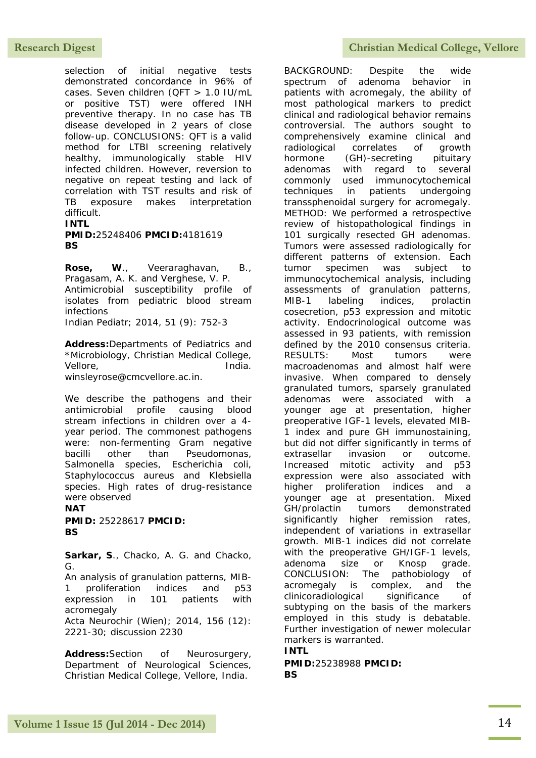selection of initial negative tests demonstrated concordance in 96% of cases. Seven children (QFT > 1.0 IU/mL or positive TST) were offered INH preventive therapy. In no case has TB disease developed in 2 years of close follow-up. CONCLUSIONS: QFT is a valid method for LTBI screening relatively healthy, immunologically stable HIV infected children. However, reversion to negative on repeat testing and lack of correlation with TST results and risk of TB exposure makes interpretation difficult.

**INTL**

**PMID:**25248406 **PMCID:**4181619

**BS**

**Rose, W**., Veeraraghavan, B., Pragasam, A. K. and Verghese, V. P.

Antimicrobial susceptibility profile of isolates from pediatric blood stream infections

Indian Pediatr; 2014, 51 (9): 752-3

**Address:**Departments of Pediatrics and *Microbiology, Christian Medical College, Vellore, India. winsleyrose@cmcvellore.ac.in.

We describe the pathogens and their antimicrobial profile causing blood stream infections in children over a 4-year period. The commonest pathogens were: non-fermenting Gram negative bacilli other than Pseudomonas, Salmonella species, Escherichia coli, Staphylococcus aureus and Klebsiella species. High rates of drug-resistance were observed

**NAT**

**PMID:** 25228617 **PMCID:**

**BS**

**Sarkar, S**., Chacko, A. G. and Chacko, G.

An analysis of granulation patterns, MIB-1 proliferation indices and p53 expression in 101 patients with acromegaly

Acta Neurochir (Wien); 2014, 156 (12): 2221-30; discussion 2230

**Address:**Section of Neurosurgery, Department of Neurological Sciences, Christian Medical College, Vellore, India.

BACKGROUND: Despite the wide spectrum of adenoma behavior in patients with acromegaly, the ability of most pathological markers to predict clinical and radiological behavior remains controversial. The authors sought to comprehensively examine clinical and radiological correlates of growth hormone (GH)-secreting pituitary adenomas with regard to several commonly used immunocytochemical techniques in patients undergoing transsphenoidal surgery for acromegaly. METHOD: We performed a retrospective review of histopathological findings in 101 surgically resected GH adenomas. Tumors were assessed radiologically for different patterns of extension. Each tumor specimen was subject to immunocytochemical analysis, including assessments of granulation patterns, MIB-1 labeling indices, prolactin cosecretion, p53 expression and mitotic activity. Endocrinological outcome was assessed in 93 patients, with remission defined by the 2010 consensus criteria. RESULTS: Most tumors were macroadenomas and almost half were invasive. When compared to densely granulated tumors, sparsely granulated adenomas were associated with a younger age at presentation, higher preoperative IGF-1 levels, elevated MIB-1 index and pure GH immunostaining, but did not differ significantly in terms of extrasellar invasion or outcome. Increased mitotic activity and p53 expression were also associated with higher proliferation indices and a younger age at presentation. Mixed GH/prolactin tumors demonstrated significantly higher remission rates, independent of variations in extrasellar growth. MIB-1 indices did not correlate with the preoperative GH/IGF-1 levels, adenoma size or Knosp grade. CONCLUSION: The pathobiology of acromegaly is complex, and the clinicoradiological significance of subtyping on the basis of the markers employed in this study is debatable. Further investigation of newer molecular markers is warranted.

**INTL**

**PMID:**25238988 **PMCID:**

**BS**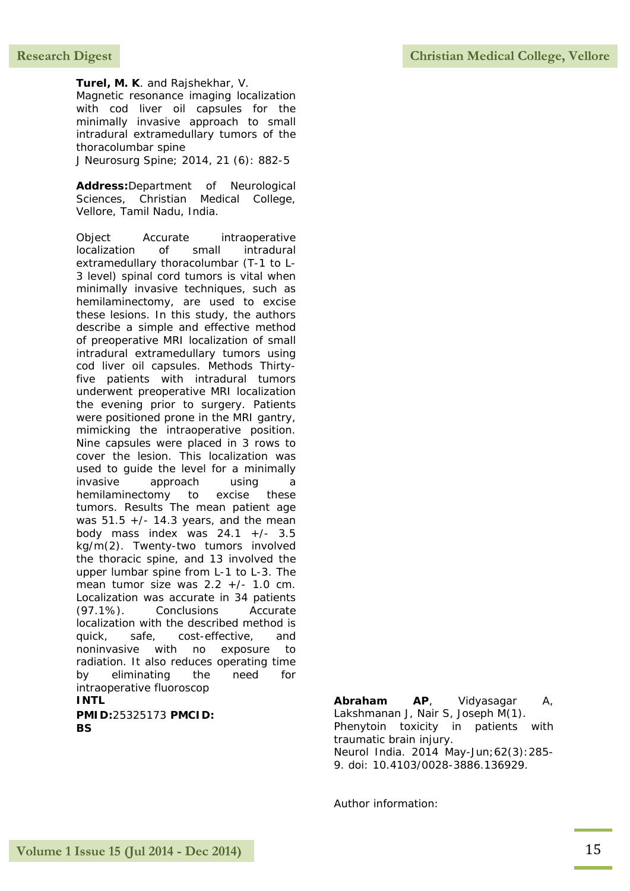**Turel, M. K**. and Rajshekhar, V.
Magnetic resonance imaging localization with cod liver oil capsules for the minimally invasive approach to small intradural extramedullary tumors of the thoracolumbar spine
J Neurosurg Spine; 2014, 21 (6): 882-5

**Address:**Department of Neurological Sciences, Christian Medical College, Vellore, Tamil Nadu, India.

Object Accurate intraoperative localization of small intradural extramedullary thoracolumbar (T-1 to L-3 level) spinal cord tumors is vital when minimally invasive techniques, such as hemilaminectomy, are used to excise these lesions. In this study, the authors describe a simple and effective method of preoperative MRI localization of small intradural extramedullary tumors using cod liver oil capsules. Methods Thirty-five patients with intradural tumors underwent preoperative MRI localization the evening prior to surgery. Patients were positioned prone in the MRI gantry, mimicking the intraoperative position. Nine capsules were placed in 3 rows to cover the lesion. This localization was used to guide the level for a minimally invasive approach using a hemilaminectomy to excise these tumors. Results The mean patient age was 51.5 +/- 14.3 years, and the mean body mass index was 24.1 +/- 3.5 kg/m(2). Twenty-two tumors involved the thoracic spine, and 13 involved the upper lumbar spine from L-1 to L-3. The mean tumor size was 2.2 +/- 1.0 cm. Localization was accurate in 34 patients (97.1%). Conclusions Accurate localization with the described method is quick, safe, cost-effective, and noninvasive with no exposure to radiation. It also reduces operating time by eliminating the need for intraoperative fluoroscop
**INTL**

**PMID:**25325173 **PMCID:**
**BS**

**Abraham AP**, Vidyasagar A, Lakshmanan J, Nair S, Joseph M(1).
Phenytoin toxicity in patients with traumatic brain injury.
Neurol India. 2014 May-Jun;62(3):285-9. doi: 10.4103/0028-3886.136929.

Author information: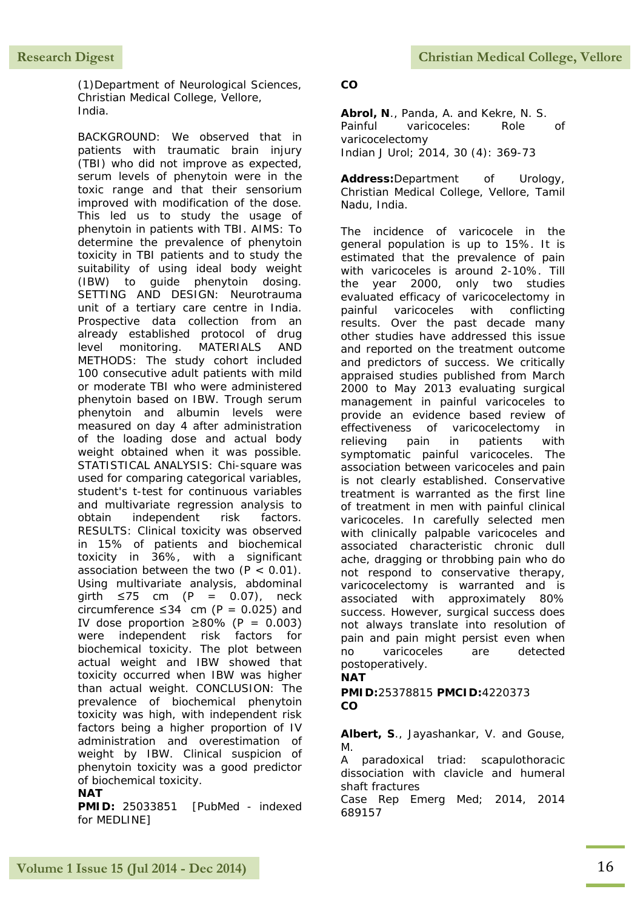(1)Department of Neurological Sciences, Christian Medical College, Vellore, India.

BACKGROUND: We observed that in patients with traumatic brain injury (TBI) who did not improve as expected, serum levels of phenytoin were in the toxic range and that their sensorium improved with modification of the dose. This led us to study the usage of phenytoin in patients with TBI. AIMS: To determine the prevalence of phenytoin toxicity in TBI patients and to study the suitability of using ideal body weight (IBW) to guide phenytoin dosing. SETTING AND DESIGN: Neurotrauma unit of a tertiary care centre in India. Prospective data collection from an already established protocol of drug level monitoring. MATERIALS AND METHODS: The study cohort included 100 consecutive adult patients with mild or moderate TBI who were administered phenytoin based on IBW. Trough serum phenytoin and albumin levels were measured on day 4 after administration of the loading dose and actual body weight obtained when it was possible. STATISTICAL ANALYSIS: Chi-square was used for comparing categorical variables, student's t-test for continuous variables and multivariate regression analysis to obtain independent risk factors. RESULTS: Clinical toxicity was observed in 15% of patients and biochemical toxicity in 36%, with a significant association between the two ($P < 0.01$). Using multivariate analysis, abdominal girth $\leq 75$ cm ($P = 0.07$), neck circumference $\leq 34$ cm ($P = 0.025$) and IV dose proportion $\geq 80\%$ ($P = 0.003$) were independent risk factors for biochemical toxicity. The plot between actual weight and IBW showed that toxicity occurred when IBW was higher than actual weight. CONCLUSION: The prevalence of biochemical phenytoin toxicity was high, with independent risk factors being a higher proportion of IV administration and overestimation of weight by IBW. Clinical suspicion of phenytoin toxicity was a good predictor of biochemical toxicity.

**NAT**

**PMID:** 25033851 [PubMed - indexed for MEDLINE]

**CO**

**Abrol, N**., Panda, A. and Kekre, N. S.
Painful varicoceles: Role of varicocelectomy
Indian J Urol; 2014, 30 (4): 369-73

**Address:**Department of Urology, Christian Medical College, Vellore, Tamil Nadu, India.

The incidence of varicocele in the general population is up to 15%. It is estimated that the prevalence of pain with varicoceles is around 2-10%. Till the year 2000, only two studies evaluated efficacy of varicocelectomy in painful varicoceles with conflicting results. Over the past decade many other studies have addressed this issue and reported on the treatment outcome and predictors of success. We critically appraised studies published from March 2000 to May 2013 evaluating surgical management in painful varicoceles to provide an evidence based review of effectiveness of varicocelectomy in relieving pain in patients with symptomatic painful varicoceles. The association between varicoceles and pain is not clearly established. Conservative treatment is warranted as the first line of treatment in men with painful clinical varicoceles. In carefully selected men with clinically palpable varicoceles and associated characteristic chronic dull ache, dragging or throbbing pain who do not respond to conservative therapy, varicocelectomy is warranted and is associated with approximately 80% success. However, surgical success does not always translate into resolution of pain and pain might persist even when no varicoceles are detected postoperatively.

**NAT**

**PMID:**25378815 **PMCID:**4220373

**CO**

**Albert, S**., Jayashankar, V. and Gouse, M.
A paradoxical triad: scapulothoracic dissociation with clavicle and humeral shaft fractures
Case Rep Emerg Med; 2014, 2014 689157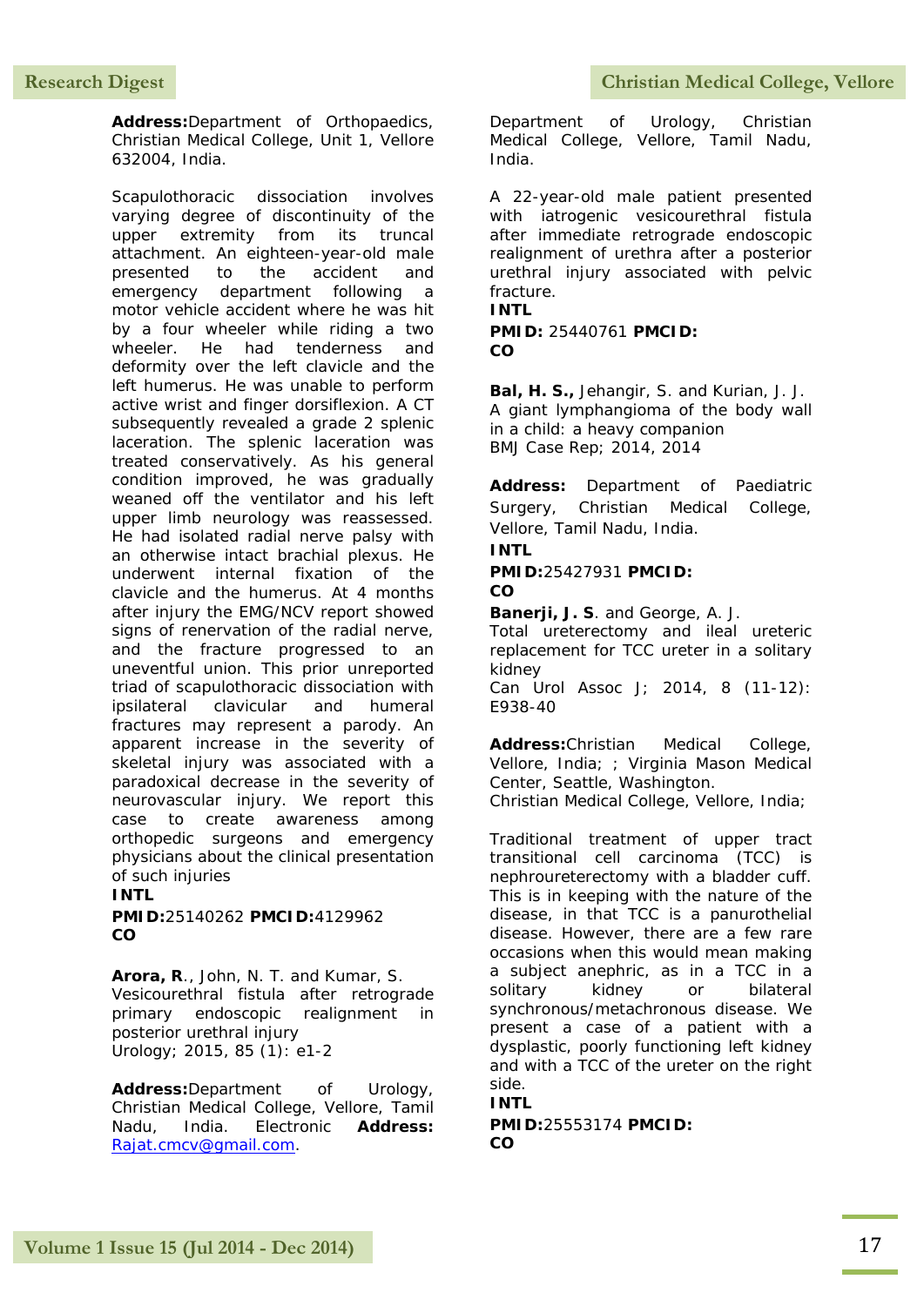**Address:**Department of Orthopaedics, Christian Medical College, Unit 1, Vellore 632004, India.

Scapulothoracic dissociation involves varying degree of discontinuity of the upper extremity from its truncal attachment. An eighteen-year-old male presented to the accident and emergency department following a motor vehicle accident where he was hit by a four wheeler while riding a two wheeler. He had tenderness and deformity over the left clavicle and the left humerus. He was unable to perform active wrist and finger dorsiflexion. A CT subsequently revealed a grade 2 splenic laceration. The splenic laceration was treated conservatively. As his general condition improved, he was gradually weaned off the ventilator and his left upper limb neurology was reassessed. He had isolated radial nerve palsy with an otherwise intact brachial plexus. He underwent internal fixation of the clavicle and the humerus. At 4 months after injury the EMG/NCV report showed signs of renervation of the radial nerve, and the fracture progressed to an uneventful union. This prior unreported triad of scapulothoracic dissociation with ipsilateral clavicular and humeral fractures may represent a parody. An apparent increase in the severity of skeletal injury was associated with a paradoxical decrease in the severity of neurovascular injury. We report this case to create awareness among orthopedic surgeons and emergency physicians about the clinical presentation of such injuries

**INTL**

**PMID:**25140262 **PMCID:**4129962

**CO**

**Arora, R**., John, N. T. and Kumar, S.
Vesicourethral fistula after retrograde primary endoscopic realignment in posterior urethral injury
Urology; 2015, 85 (1): e1-2

**Address:**Department of Urology, Christian Medical College, Vellore, Tamil Nadu, India. Electronic **Address:** Rajat.cmcv@gmail.com. Department of Urology, Christian Medical College, Vellore, Tamil Nadu, India.

A 22-year-old male patient presented with iatrogenic vesicourethral fistula after immediate retrograde endoscopic realignment of urethra after a posterior urethral injury associated with pelvic fracture.

**INTL**

**PMID:** 25440761 **PMCID:**

**CO**

**Bal, H. S.,** Jehangir, S. and Kurian, J. J.
A giant lymphangioma of the body wall in a child: a heavy companion
BMJ Case Rep; 2014, 2014

**Address:** Department of Paediatric Surgery, Christian Medical College, Vellore, Tamil Nadu, India.

**INTL**

**PMID:**25427931 **PMCID:**

**CO**

**Banerji, J. S**. and George, A. J.
Total ureterectomy and ileal ureteric replacement for TCC ureter in a solitary kidney
Can Urol Assoc J; 2014, 8 (11-12): E938-40

**Address:**Christian Medical College, Vellore, India; ; Virginia Mason Medical Center, Seattle, Washington.
Christian Medical College, Vellore, India;

Traditional treatment of upper tract transitional cell carcinoma (TCC) is nephroureterectomy with a bladder cuff. This is in keeping with the nature of the disease, in that TCC is a panurothelial disease. However, there are a few rare occasions when this would mean making a subject anephric, as in a TCC in a solitary kidney or bilateral synchronous/metachronous disease. We present a case of a patient with a dysplastic, poorly functioning left kidney and with a TCC of the ureter on the right side.

**INTL**

**PMID:**25553174 **PMCID:**

**CO**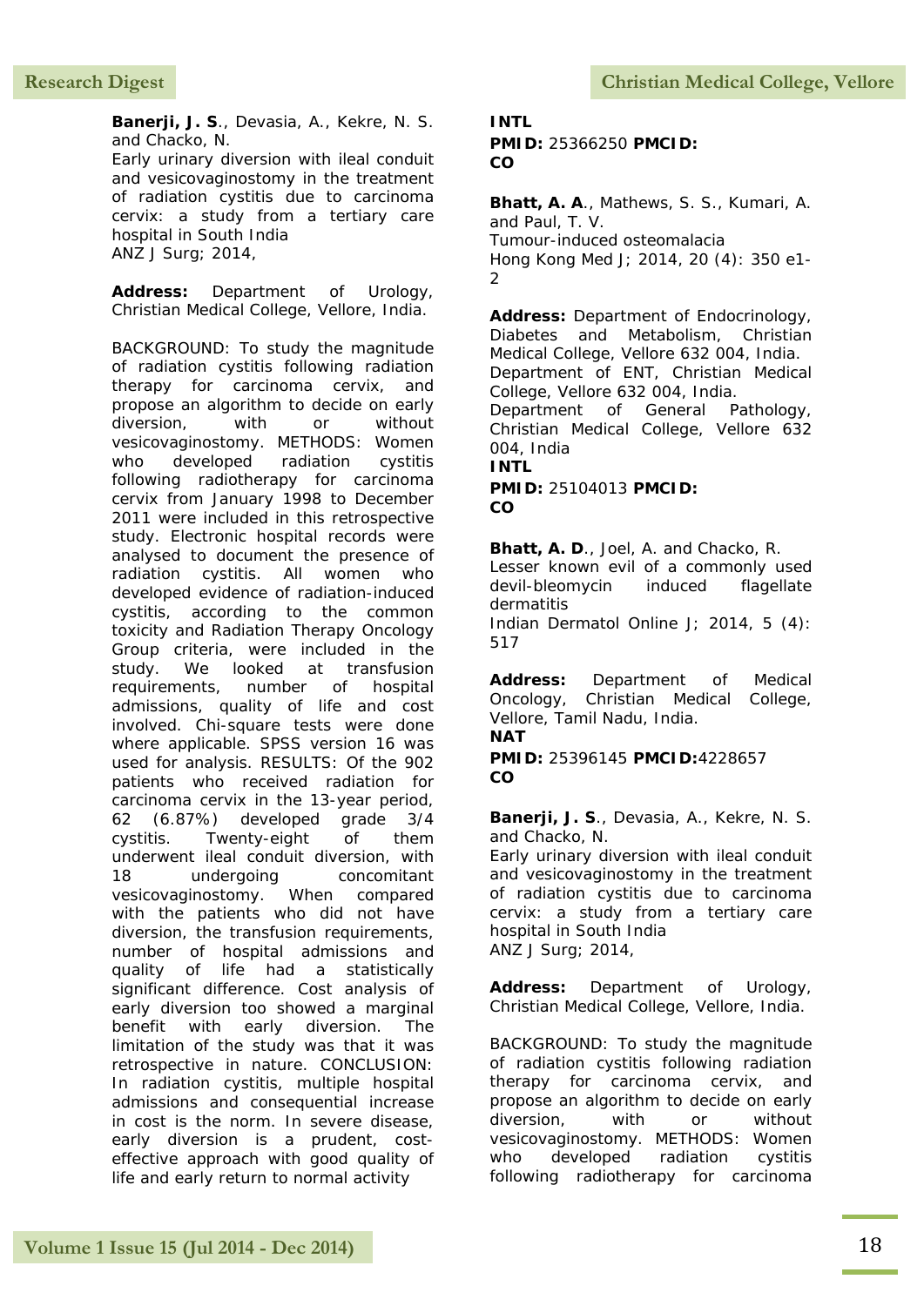**Banerji, J. S**., Devasia, A., Kekre, N. S. and Chacko, N.
Early urinary diversion with ileal conduit and vesicovaginostomy in the treatment of radiation cystitis due to carcinoma cervix: a study from a tertiary care hospital in South India
ANZ J Surg; 2014,

**Address:** Department of Urology, Christian Medical College, Vellore, India.

BACKGROUND: To study the magnitude of radiation cystitis following radiation therapy for carcinoma cervix, and propose an algorithm to decide on early diversion, with or without vesicovaginostomy. METHODS: Women who developed radiation cystitis following radiotherapy for carcinoma cervix from January 1998 to December 2011 were included in this retrospective study. Electronic hospital records were analysed to document the presence of radiation cystitis. All women who developed evidence of radiation-induced cystitis, according to the common toxicity and Radiation Therapy Oncology Group criteria, were included in the study. We looked at transfusion requirements, number of hospital admissions, quality of life and cost involved. Chi-square tests were done where applicable. SPSS version 16 was used for analysis. RESULTS: Of the 902 patients who received radiation for carcinoma cervix in the 13-year period, 62 (6.87%) developed grade 3/4 cystitis. Twenty-eight of them underwent ileal conduit diversion, with 18 undergoing concomitant vesicovaginostomy. When compared with the patients who did not have diversion, the transfusion requirements, number of hospital admissions and quality of life had a statistically significant difference. Cost analysis of early diversion too showed a marginal benefit with early diversion. The limitation of the study was that it was retrospective in nature. CONCLUSION: In radiation cystitis, multiple hospital admissions and consequential increase in cost is the norm. In severe disease, early diversion is a prudent, cost-effective approach with good quality of life and early return to normal activity

**INTL**
**PMID:** 25366250 **PMCID:**
**CO**

**Bhatt, A. A**., Mathews, S. S., Kumari, A. and Paul, T. V.
Tumour-induced osteomalacia
Hong Kong Med J; 2014, 20 (4): 350 e1-2

**Address:** Department of Endocrinology, Diabetes and Metabolism, Christian Medical College, Vellore 632 004, India. Department of ENT, Christian Medical College, Vellore 632 004, India. Department of General Pathology, Christian Medical College, Vellore 632 004, India
**INTL**
**PMID:** 25104013 **PMCID:**
**CO**

**Bhatt, A. D**., Joel, A. and Chacko, R.
Lesser known evil of a commonly used devil-bleomycin induced flagellate dermatitis
Indian Dermatol Online J; 2014, 5 (4): 517

**Address:** Department of Medical Oncology, Christian Medical College, Vellore, Tamil Nadu, India.
**NAT**
**PMID:** 25396145 **PMCID:**4228657
**CO**

**Banerji, J. S**., Devasia, A., Kekre, N. S. and Chacko, N.
Early urinary diversion with ileal conduit and vesicovaginostomy in the treatment of radiation cystitis due to carcinoma cervix: a study from a tertiary care hospital in South India
ANZ J Surg; 2014,

**Address:** Department of Urology, Christian Medical College, Vellore, India.

BACKGROUND: To study the magnitude of radiation cystitis following radiation therapy for carcinoma cervix, and propose an algorithm to decide on early diversion, with or without vesicovaginostomy. METHODS: Women who developed radiation cystitis following radiotherapy for carcinoma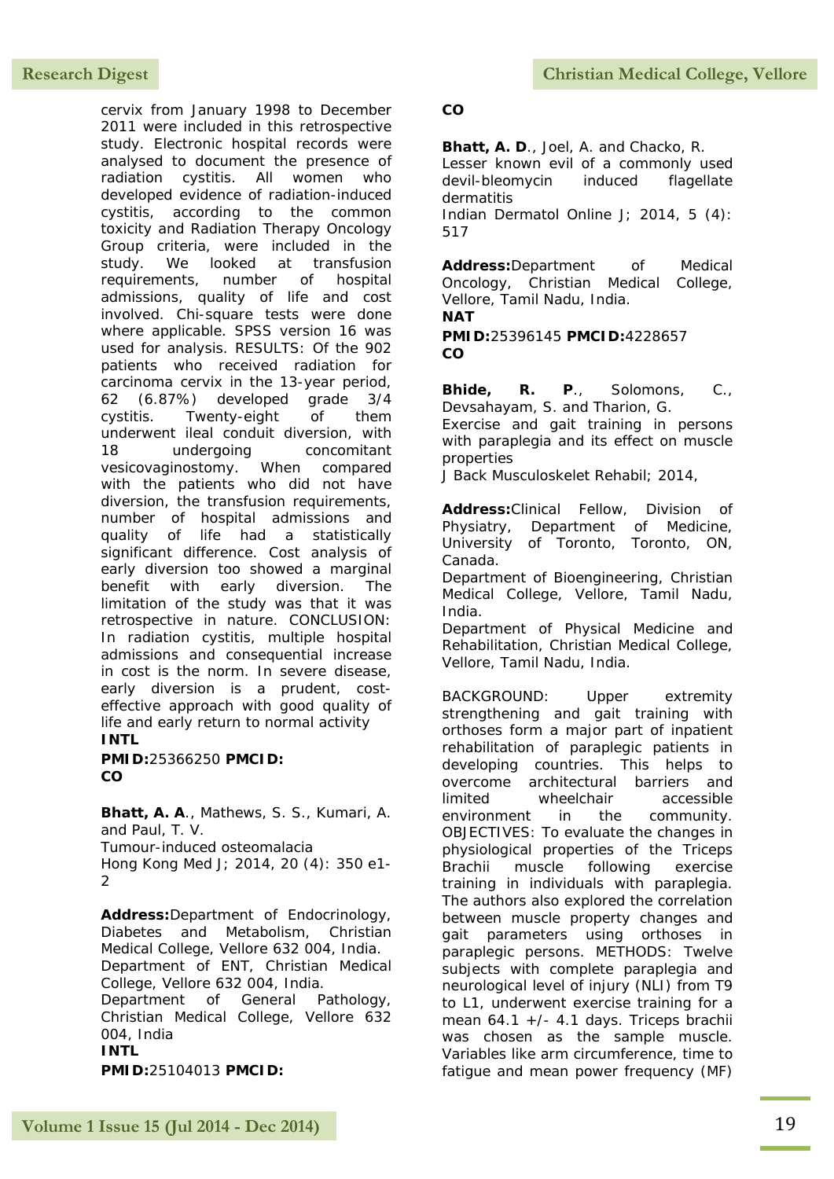cervix from January 1998 to December 2011 were included in this retrospective study. Electronic hospital records were analysed to document the presence of radiation cystitis. All women who developed evidence of radiation-induced cystitis, according to the common toxicity and Radiation Therapy Oncology Group criteria, were included in the study. We looked at transfusion requirements, number of hospital admissions, quality of life and cost involved. Chi-square tests were done where applicable. SPSS version 16 was used for analysis. RESULTS: Of the 902 patients who received radiation for carcinoma cervix in the 13-year period, 62 (6.87%) developed grade 3/4 cystitis. Twenty-eight of them underwent ileal conduit diversion, with 18 undergoing concomitant vesicovaginostomy. When compared with the patients who did not have diversion, the transfusion requirements, number of hospital admissions and quality of life had a statistically significant difference. Cost analysis of early diversion too showed a marginal benefit with early diversion. The limitation of the study was that it was retrospective in nature. CONCLUSION: In radiation cystitis, multiple hospital admissions and consequential increase in cost is the norm. In severe disease, early diversion is a prudent, cost-effective approach with good quality of life and early return to normal activity

**INTL**

**PMID:**25366250 **PMCID:**

**CO**

**Bhatt, A. A**., Mathews, S. S., Kumari, A. and Paul, T. V.

Tumour-induced osteomalacia

Hong Kong Med J; 2014, 20 (4): 350 e1-2

**Address:**Department of Endocrinology, Diabetes and Metabolism, Christian Medical College, Vellore 632 004, India.
Department of ENT, Christian Medical College, Vellore 632 004, India.
Department of General Pathology, Christian Medical College, Vellore 632 004, India

**INTL**

**PMID:**25104013 **PMCID:**

**CO**

**Bhatt, A. D**., Joel, A. and Chacko, R.

Lesser known evil of a commonly used devil-bleomycin induced flagellate dermatitis

Indian Dermatol Online J; 2014, 5 (4): 517

**Address:**Department of Medical Oncology, Christian Medical College, Vellore, Tamil Nadu, India.

**NAT**

**PMID:**25396145 **PMCID:**4228657

**CO**

**Bhide, R. P**., Solomons, C., Devsahayam, S. and Tharion, G.

Exercise and gait training in persons with paraplegia and its effect on muscle properties

J Back Musculoskelet Rehabil; 2014,

**Address:**Clinical Fellow, Division of Physiatry, Department of Medicine, University of Toronto, Toronto, ON, Canada.
Department of Bioengineering, Christian Medical College, Vellore, Tamil Nadu, India.
Department of Physical Medicine and Rehabilitation, Christian Medical College, Vellore, Tamil Nadu, India.

BACKGROUND: Upper extremity strengthening and gait training with orthoses form a major part of inpatient rehabilitation of paraplegic patients in developing countries. This helps to overcome architectural barriers and limited wheelchair accessible environment in the community. OBJECTIVES: To evaluate the changes in physiological properties of the Triceps Brachii muscle following exercise training in individuals with paraplegia. The authors also explored the correlation between muscle property changes and gait parameters using orthoses in paraplegic persons. METHODS: Twelve subjects with complete paraplegia and neurological level of injury (NLI) from T9 to L1, underwent exercise training for a mean 64.1 +/- 4.1 days. Triceps brachii was chosen as the sample muscle. Variables like arm circumference, time to fatigue and mean power frequency (MF)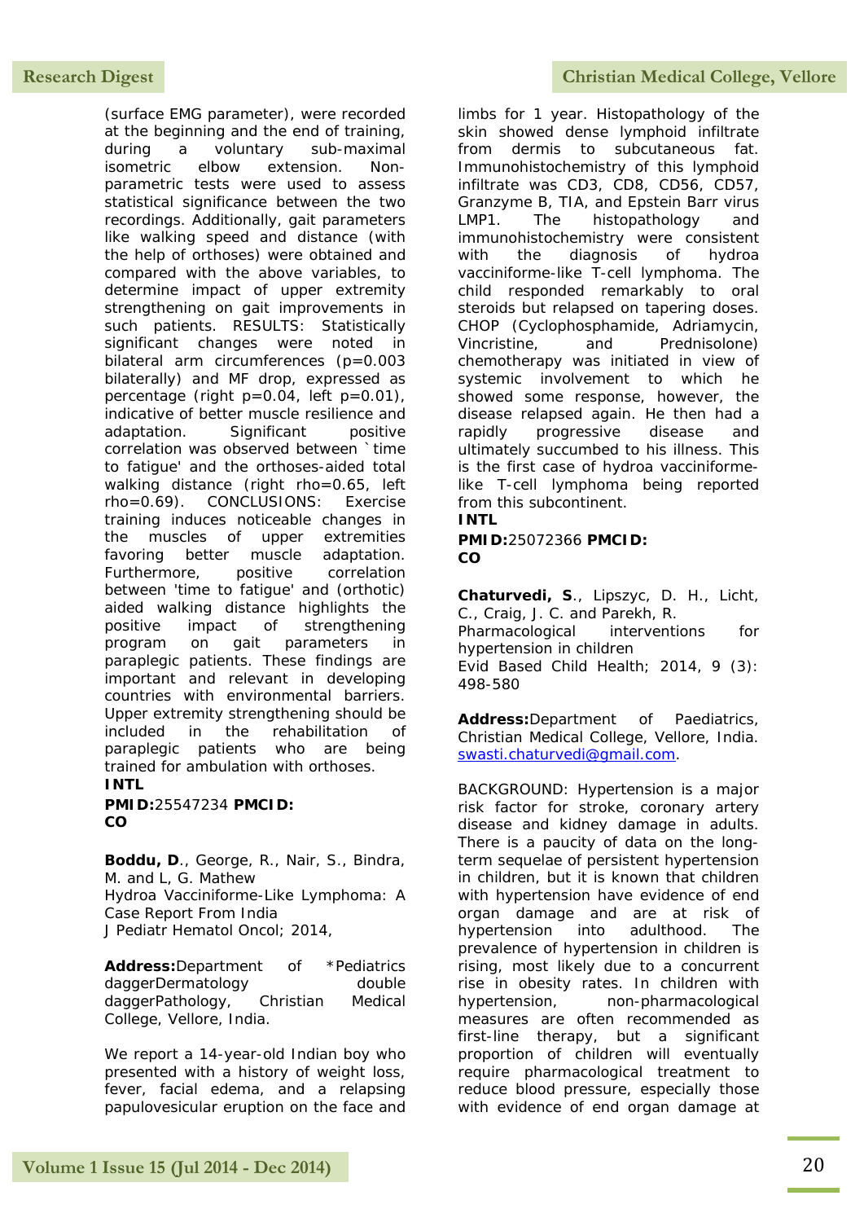(surface EMG parameter), were recorded at the beginning and the end of training, during a voluntary sub-maximal isometric elbow extension. Non-parametric tests were used to assess statistical significance between the two recordings. Additionally, gait parameters like walking speed and distance (with the help of orthoses) were obtained and compared with the above variables, to determine impact of upper extremity strengthening on gait improvements in such patients. RESULTS: Statistically significant changes were noted in bilateral arm circumferences ($p=0.003$ bilaterally) and MF drop, expressed as percentage (right $p=0.04$, left $p=0.01$), indicative of better muscle resilience and adaptation. Significant positive correlation was observed between `time to fatigue' and the orthoses-aided total walking distance (right rho=0.65, left rho=0.69). CONCLUSIONS: Exercise training induces noticeable changes in the muscles of upper extremities favoring better muscle adaptation. Furthermore, positive correlation between 'time to fatigue' and (orthotic) aided walking distance highlights the positive impact of strengthening program on gait parameters in paraplegic patients. These findings are important and relevant in developing countries with environmental barriers. Upper extremity strengthening should be included in the rehabilitation of paraplegic patients who are being trained for ambulation with orthoses.

**INTL**

**PMID:**25547234 **PMCID:**
**CO**

**Boddu, D**., George, R., Nair, S., Bindra, M. and L, G. Mathew
Hydroa Vacciniforme-Like Lymphoma: A Case Report From India
J Pediatr Hematol Oncol; 2014,

**Address:**Department of *Pediatrics daggerDermatology double daggerPathology, Christian Medical College, Vellore, India.

We report a 14-year-old Indian boy who presented with a history of weight loss, fever, facial edema, and a relapsing papulovesicular eruption on the face and limbs for 1 year. Histopathology of the skin showed dense lymphoid infiltrate from dermis to subcutaneous fat. Immunohistochemistry of this lymphoid infiltrate was CD3, CD8, CD56, CD57, Granzyme B, TIA, and Epstein Barr virus LMP1. The histopathology and immunohistochemistry were consistent with the diagnosis of hydroa vacciniforme-like T-cell lymphoma. The child responded remarkably to oral steroids but relapsed on tapering doses. CHOP (Cyclophosphamide, Adriamycin, Vincristine, and Prednisolone) chemotherapy was initiated in view of systemic involvement to which he showed some response, however, the disease relapsed again. He then had a rapidly progressive disease and ultimately succumbed to his illness. This is the first case of hydroa vacciniforme-like T-cell lymphoma being reported from this subcontinent.

**INTL**

**PMID:**25072366 **PMCID:**
**CO**

**Chaturvedi, S**., Lipszyc, D. H., Licht, C., Craig, J. C. and Parekh, R.
Pharmacological interventions for hypertension in children
Evid Based Child Health; 2014, 9 (3): 498-580

**Address:**Department of Paediatrics, Christian Medical College, Vellore, India. swasti.chaturvedi@gmail.com.

BACKGROUND: Hypertension is a major risk factor for stroke, coronary artery disease and kidney damage in adults. There is a paucity of data on the long-term sequelae of persistent hypertension in children, but it is known that children with hypertension have evidence of end organ damage and are at risk of hypertension into adulthood. The prevalence of hypertension in children is rising, most likely due to a concurrent rise in obesity rates. In children with hypertension, non-pharmacological measures are often recommended as first-line therapy, but a significant proportion of children will eventually require pharmacological treatment to reduce blood pressure, especially those with evidence of end organ damage at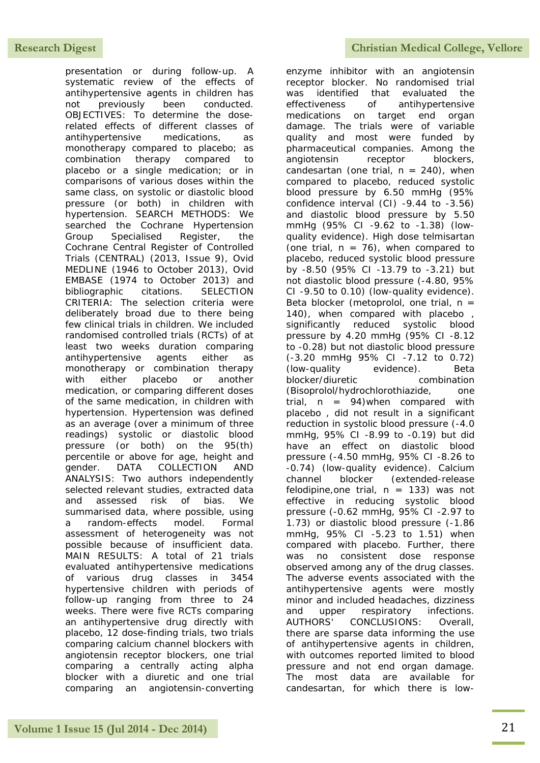presentation or during follow-up. A systematic review of the effects of antihypertensive agents in children has not previously been conducted. OBJECTIVES: To determine the dose-related effects of different classes of antihypertensive medications, as monotherapy compared to placebo; as combination therapy compared to placebo or a single medication; or in comparisons of various doses within the same class, on systolic or diastolic blood pressure (or both) in children with hypertension. SEARCH METHODS: We searched the Cochrane Hypertension Group Specialised Register, the Cochrane Central Register of Controlled Trials (CENTRAL) (2013, Issue 9), Ovid MEDLINE (1946 to October 2013), Ovid EMBASE (1974 to October 2013) and bibliographic citations. SELECTION CRITERIA: The selection criteria were deliberately broad due to there being few clinical trials in children. We included randomised controlled trials (RCTs) of at least two weeks duration comparing antihypertensive agents either as monotherapy or combination therapy with either placebo or another medication, or comparing different doses of the same medication, in children with hypertension. Hypertension was defined as an average (over a minimum of three readings) systolic or diastolic blood pressure (or both) on the 95(th) percentile or above for age, height and gender. DATA COLLECTION AND ANALYSIS: Two authors independently selected relevant studies, extracted data and assessed risk of bias. We summarised data, where possible, using a random-effects model. Formal assessment of heterogeneity was not possible because of insufficient data. MAIN RESULTS: A total of 21 trials evaluated antihypertensive medications of various drug classes in 3454 hypertensive children with periods of follow-up ranging from three to 24 weeks. There were five RCTs comparing an antihypertensive drug directly with placebo, 12 dose-finding trials, two trials comparing calcium channel blockers with angiotensin receptor blockers, one trial comparing a centrally acting alpha blocker with a diuretic and one trial comparing an angiotensin-converting enzyme inhibitor with an angiotensin receptor blocker. No randomised trial was identified that evaluated the effectiveness of antihypertensive medications on target end organ damage. The trials were of variable quality and most were funded by pharmaceutical companies. Among the angiotensin receptor blockers, candesartan (one trial, n = 240), when compared to placebo, reduced systolic blood pressure by 6.50 mmHg (95% confidence interval (CI) -9.44 to -3.56) and diastolic blood pressure by 5.50 mmHg (95% CI -9.62 to -1.38) (low-quality evidence). High dose telmisartan (one trial, n = 76), when compared to placebo, reduced systolic blood pressure by -8.50 (95% CI -13.79 to -3.21) but not diastolic blood pressure (-4.80, 95% CI -9.50 to 0.10) (low-quality evidence). Beta blocker (metoprolol, one trial, n = 140), when compared with placebo , significantly reduced systolic blood pressure by 4.20 mmHg (95% CI -8.12 to -0.28) but not diastolic blood pressure (-3.20 mmHg 95% CI -7.12 to 0.72) (low-quality evidence). Beta blocker/diuretic combination (Bisoprolol/hydrochlorothiazide, one trial, n = 94)when compared with placebo , did not result in a significant reduction in systolic blood pressure (-4.0 mmHg, 95% CI -8.99 to -0.19) but did have an effect on diastolic blood pressure (-4.50 mmHg, 95% CI -8.26 to -0.74) (low-quality evidence). Calcium channel blocker (extended-release felodipine,one trial, n = 133) was not effective in reducing systolic blood pressure (-0.62 mmHg, 95% CI -2.97 to 1.73) or diastolic blood pressure (-1.86 mmHg, 95% CI -5.23 to 1.51) when compared with placebo. Further, there was no consistent dose response observed among any of the drug classes. The adverse events associated with the antihypertensive agents were mostly minor and included headaches, dizziness and upper respiratory infections. AUTHORS' CONCLUSIONS: Overall, there are sparse data informing the use of antihypertensive agents in children, with outcomes reported limited to blood pressure and not end organ damage. The most data are available for candesartan, for which there is low-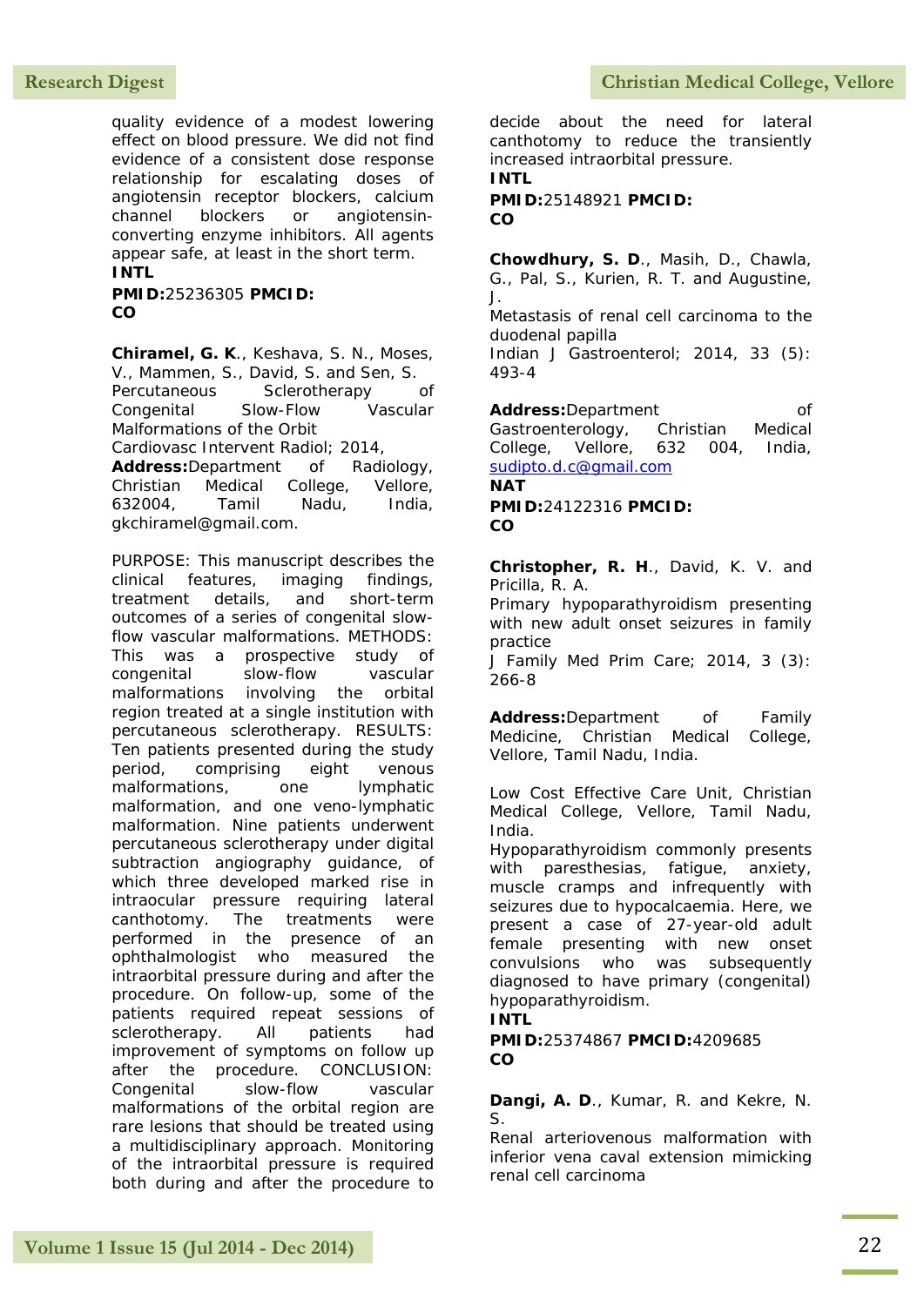quality evidence of a modest lowering effect on blood pressure. We did not find evidence of a consistent dose response relationship for escalating doses of angiotensin receptor blockers, calcium channel blockers or angiotensin-converting enzyme inhibitors. All agents appear safe, at least in the short term.

**INTL**

**PMID:**25236305 **PMCID:**

**CO**

**Chiramel, G. K**., Keshava, S. N., Moses, V., Mammen, S., David, S. and Sen, S.
Percutaneous Sclerotherapy of Congenital Slow-Flow Vascular Malformations of the Orbit
Cardiovasc Intervent Radiol; 2014,
**Address:**Department of Radiology, Christian Medical College, Vellore, 632004, Tamil Nadu, India, gkchiramel@gmail.com.

PURPOSE: This manuscript describes the clinical features, imaging findings, treatment details, and short-term outcomes of a series of congenital slow-flow vascular malformations. METHODS: This was a prospective study of congenital slow-flow vascular malformations involving the orbital region treated at a single institution with percutaneous sclerotherapy. RESULTS: Ten patients presented during the study period, comprising eight venous malformations, one lymphatic malformation, and one veno-lymphatic malformation. Nine patients underwent percutaneous sclerotherapy under digital subtraction angiography guidance, of which three developed marked rise in intraocular pressure requiring lateral canthotomy. The treatments were performed in the presence of an ophthalmologist who measured the intraorbital pressure during and after the procedure. On follow-up, some of the patients required repeat sessions of sclerotherapy. All patients had improvement of symptoms on follow up after the procedure. CONCLUSION: Congenital slow-flow vascular malformations of the orbital region are rare lesions that should be treated using a multidisciplinary approach. Monitoring of the intraorbital pressure is required both during and after the procedure to decide about the need for lateral canthotomy to reduce the transiently increased intraorbital pressure.

**INTL**

**PMID:**25148921 **PMCID:**

**CO**

**Chowdhury, S. D**., Masih, D., Chawla, G., Pal, S., Kurien, R. T. and Augustine, J.
Metastasis of renal cell carcinoma to the duodenal papilla
Indian J Gastroenterol; 2014, 33 (5): 493-4

**Address:**Department of Gastroenterology, Christian Medical College, Vellore, 632 004, India, sudipto.d.c@gmail.com

**NAT**

**PMID:**24122316 **PMCID:**

**CO**

**Christopher, R. H**., David, K. V. and Pricilla, R. A.
Primary hypoparathyroidism presenting with new adult onset seizures in family practice
J Family Med Prim Care; 2014, 3 (3): 266-8

**Address:**Department of Family Medicine, Christian Medical College, Vellore, Tamil Nadu, India.

Low Cost Effective Care Unit, Christian Medical College, Vellore, Tamil Nadu, India.
Hypoparathyroidism commonly presents with paresthesias, fatigue, anxiety, muscle cramps and infrequently with seizures due to hypocalcaemia. Here, we present a case of 27-year-old adult female presenting with new onset convulsions who was subsequently diagnosed to have primary (congenital) hypoparathyroidism.

**INTL**

**PMID:**25374867 **PMCID:**4209685

**CO**

**Dangi, A. D**., Kumar, R. and Kekre, N. S.
Renal arteriovenous malformation with inferior vena caval extension mimicking renal cell carcinoma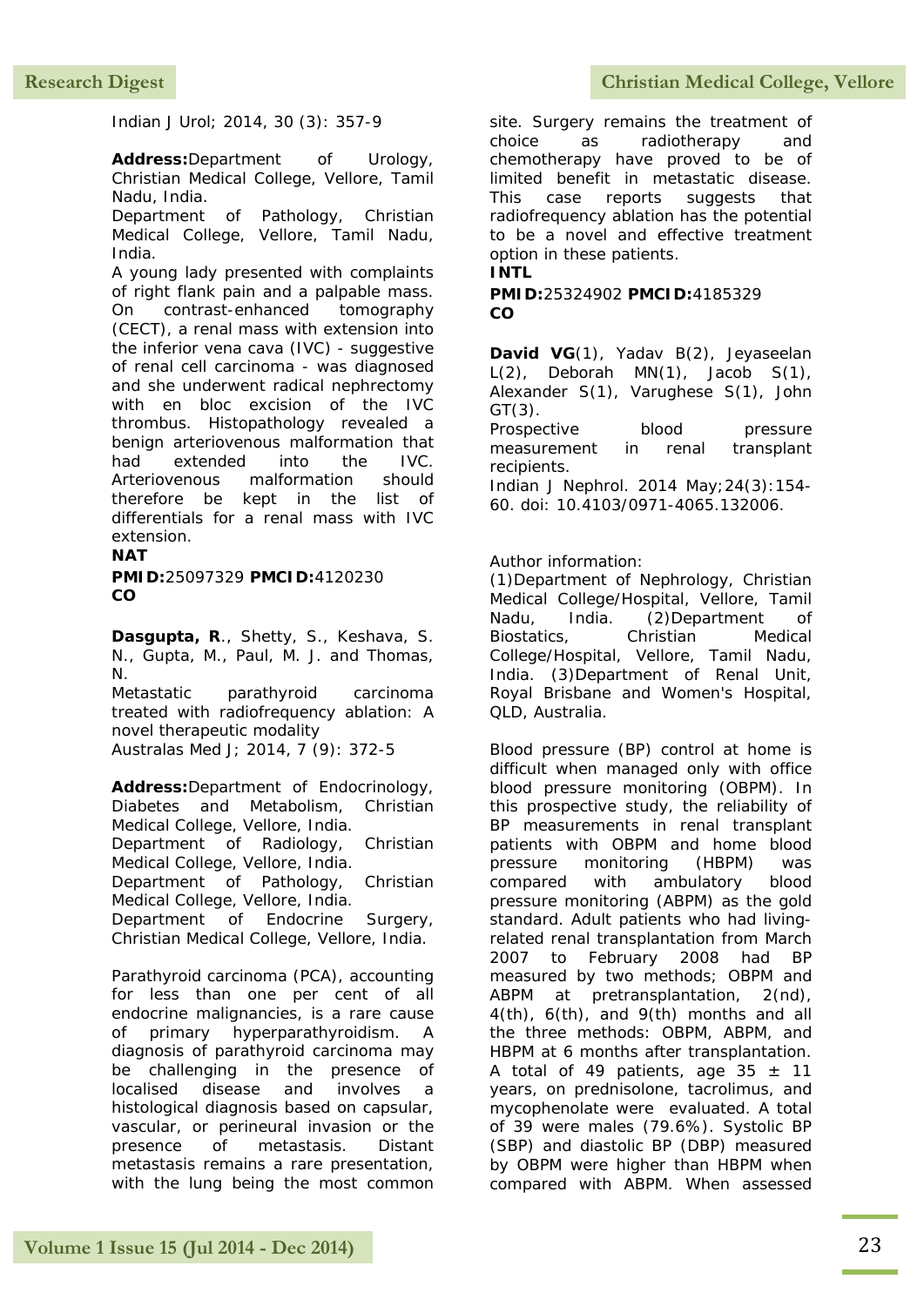Indian J Urol; 2014, 30 (3): 357-9

**Address:**Department of Urology, Christian Medical College, Vellore, Tamil Nadu, India.
Department of Pathology, Christian Medical College, Vellore, Tamil Nadu, India.

A young lady presented with complaints of right flank pain and a palpable mass. On contrast-enhanced tomography (CECT), a renal mass with extension into the inferior vena cava (IVC) - suggestive of renal cell carcinoma - was diagnosed and she underwent radical nephrectomy with en bloc excision of the IVC thrombus. Histopathology revealed a benign arteriovenous malformation that had extended into the IVC. Arteriovenous malformation should therefore be kept in the list of differentials for a renal mass with IVC extension.

**NAT**

**PMID:**25097329 **PMCID:**4120230
**CO**

**Dasgupta, R**., Shetty, S., Keshava, S. N., Gupta, M., Paul, M. J. and Thomas, N.

Metastatic parathyroid carcinoma treated with radiofrequency ablation: A novel therapeutic modality

Australas Med J; 2014, 7 (9): 372-5

**Address:**Department of Endocrinology, Diabetes and Metabolism, Christian Medical College, Vellore, India.
Department of Radiology, Christian Medical College, Vellore, India.
Department of Pathology, Christian Medical College, Vellore, India.
Department of Endocrine Surgery, Christian Medical College, Vellore, India.

Parathyroid carcinoma (PCA), accounting for less than one per cent of all endocrine malignancies, is a rare cause of primary hyperparathyroidism. A diagnosis of parathyroid carcinoma may be challenging in the presence of localised disease and involves a histological diagnosis based on capsular, vascular, or perineural invasion or the presence of metastasis. Distant metastasis remains a rare presentation, with the lung being the most common site. Surgery remains the treatment of choice as radiotherapy and chemotherapy have proved to be of limited benefit in metastatic disease. This case reports suggests that radiofrequency ablation has the potential to be a novel and effective treatment option in these patients.

**INTL**

**PMID:**25324902 **PMCID:**4185329
**CO**

**David VG**(1), Yadav B(2), Jeyaseelan L(2), Deborah MN(1), Jacob S(1), Alexander S(1), Varughese S(1), John GT(3).

Prospective blood pressure measurement in renal transplant recipients.

Indian J Nephrol. 2014 May;24(3):154-60. doi: 10.4103/0971-4065.132006.

Author information:
(1)Department of Nephrology, Christian Medical College/Hospital, Vellore, Tamil Nadu, India. (2)Department of Biostatics, Christian Medical College/Hospital, Vellore, Tamil Nadu, India. (3)Department of Renal Unit, Royal Brisbane and Women's Hospital, QLD, Australia.

Blood pressure (BP) control at home is difficult when managed only with office blood pressure monitoring (OBPM). In this prospective study, the reliability of BP measurements in renal transplant patients with OBPM and home blood pressure monitoring (HBPM) was compared with ambulatory blood pressure monitoring (ABPM) as the gold standard. Adult patients who had living-related renal transplantation from March 2007 to February 2008 had BP measured by two methods; OBPM and ABPM at pretransplantation, 2(nd), 4(th), 6(th), and 9(th) months and all the three methods: OBPM, ABPM, and HBPM at 6 months after transplantation. A total of 49 patients, age 35 ± 11 years, on prednisolone, tacrolimus, and mycophenolate were evaluated. A total of 39 were males (79.6%). Systolic BP (SBP) and diastolic BP (DBP) measured by OBPM were higher than HBPM when compared with ABPM. When assessed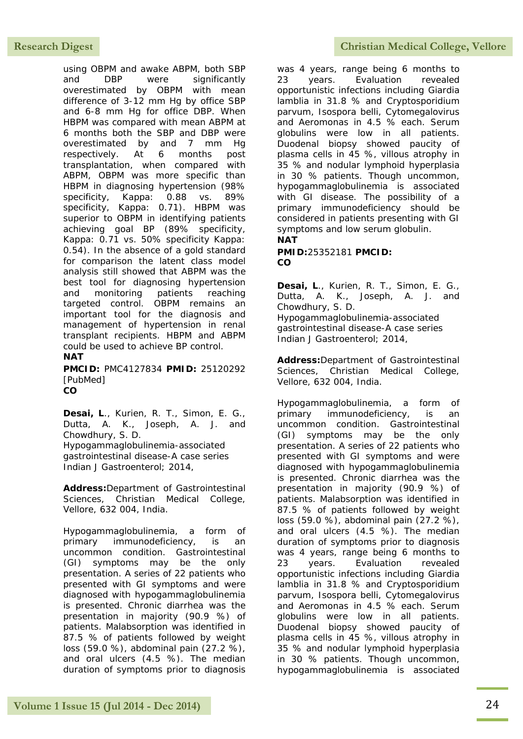using OBPM and awake ABPM, both SBP and DBP were significantly overestimated by OBPM with mean difference of 3-12 mm Hg by office SBP and 6-8 mm Hg for office DBP. When HBPM was compared with mean ABPM at 6 months both the SBP and DBP were overestimated by and 7 mm Hg respectively. At 6 months post transplantation, when compared with ABPM, OBPM was more specific than HBPM in diagnosing hypertension (98% specificity, Kappa: 0.88 vs. 89% specificity, Kappa: 0.71). HBPM was superior to OBPM in identifying patients achieving goal BP (89% specificity, Kappa: 0.71 vs. 50% specificity Kappa: 0.54). In the absence of a gold standard for comparison the latent class model analysis still showed that ABPM was the best tool for diagnosing hypertension and monitoring patients reaching targeted control. OBPM remains an important tool for the diagnosis and management of hypertension in renal transplant recipients. HBPM and ABPM could be used to achieve BP control.

**NAT**

**PMCID:** PMC4127834 **PMID:** 25120292 [PubMed]

**CO**

**Desai, L**., Kurien, R. T., Simon, E. G., Dutta, A. K., Joseph, A. J. and Chowdhury, S. D.
Hypogammaglobulinemia-associated gastrointestinal disease-A case series
Indian J Gastroenterol; 2014,

**Address:** Department of Gastrointestinal Sciences, Christian Medical College, Vellore, 632 004, India.

Hypogammaglobulinemia, a form of primary immunodeficiency, is an uncommon condition. Gastrointestinal (GI) symptoms may be the only presentation. A series of 22 patients who presented with GI symptoms and were diagnosed with hypogammaglobulinemia is presented. Chronic diarrhea was the presentation in majority (90.9 %) of patients. Malabsorption was identified in 87.5 % of patients followed by weight loss (59.0 %), abdominal pain (27.2 %), and oral ulcers (4.5 %). The median duration of symptoms prior to diagnosis was 4 years, range being 6 months to 23 years. Evaluation revealed opportunistic infections including Giardia lamblia in 31.8 % and Cryptosporidium parvum, Isospora belli, Cytomegalovirus and Aeromonas in 4.5 % each. Serum globulins were low in all patients. Duodenal biopsy showed paucity of plasma cells in 45 %, villous atrophy in 35 % and nodular lymphoid hyperplasia in 30 % patients. Though uncommon, hypogammaglobulinemia is associated with GI disease. The possibility of a primary immunodeficiency should be considered in patients presenting with GI symptoms and low serum globulin.

**NAT**

**PMID:** 25352181 **PMCID:**

**CO**

**Desai, L**., Kurien, R. T., Simon, E. G., Dutta, A. K., Joseph, A. J. and Chowdhury, S. D.
Hypogammaglobulinemia-associated gastrointestinal disease-A case series
Indian J Gastroenterol; 2014,

**Address:** Department of Gastrointestinal Sciences, Christian Medical College, Vellore, 632 004, India.

Hypogammaglobulinemia, a form of primary immunodeficiency, is an uncommon condition. Gastrointestinal (GI) symptoms may be the only presentation. A series of 22 patients who presented with GI symptoms and were diagnosed with hypogammaglobulinemia is presented. Chronic diarrhea was the presentation in majority (90.9 %) of patients. Malabsorption was identified in 87.5 % of patients followed by weight loss (59.0 %), abdominal pain (27.2 %), and oral ulcers (4.5 %). The median duration of symptoms prior to diagnosis was 4 years, range being 6 months to 23 years. Evaluation revealed opportunistic infections including Giardia lamblia in 31.8 % and Cryptosporidium parvum, Isospora belli, Cytomegalovirus and Aeromonas in 4.5 % each. Serum globulins were low in all patients. Duodenal biopsy showed paucity of plasma cells in 45 %, villous atrophy in 35 % and nodular lymphoid hyperplasia in 30 % patients. Though uncommon, hypogammaglobulinemia is associated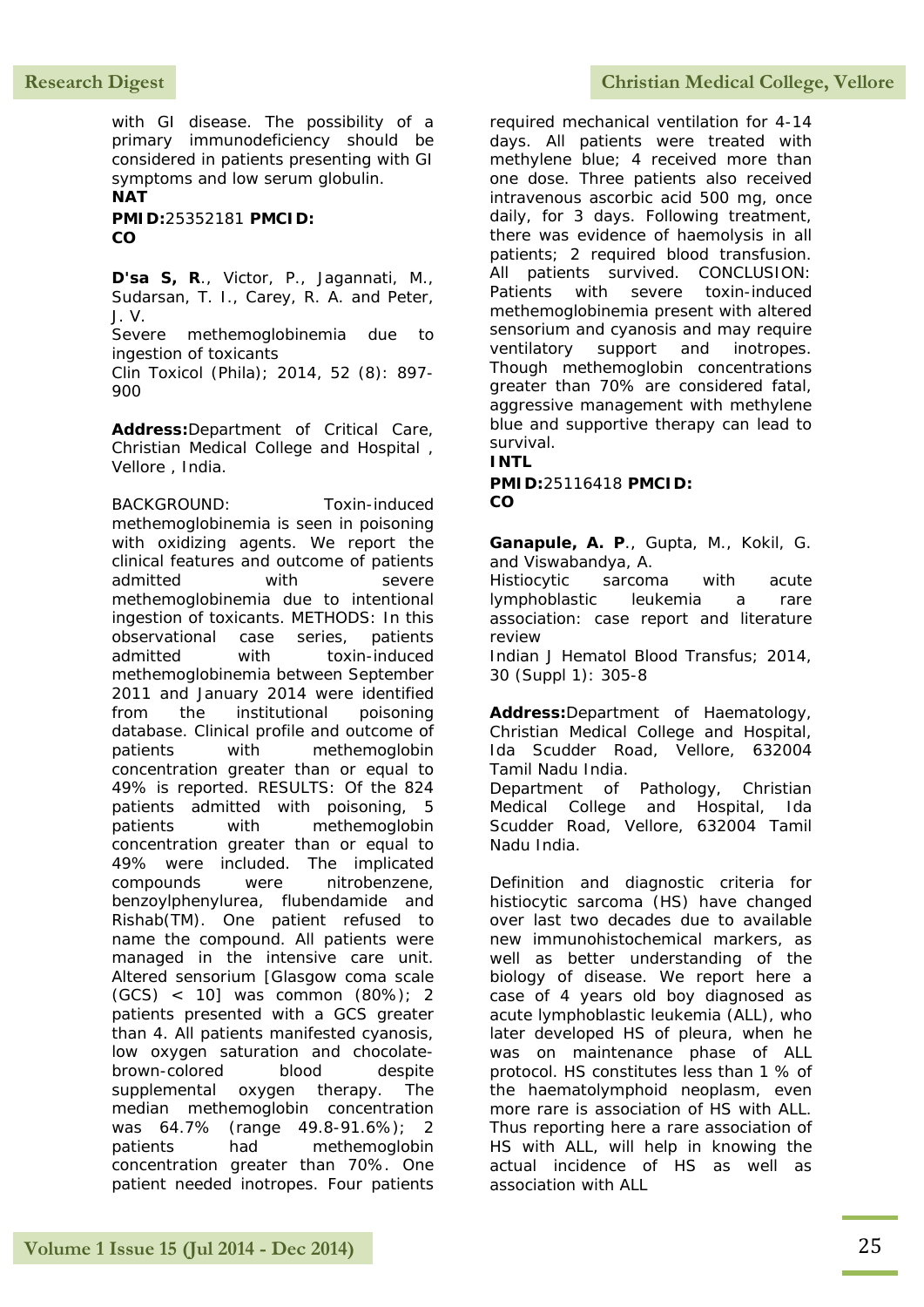with GI disease. The possibility of a primary immunodeficiency should be considered in patients presenting with GI symptoms and low serum globulin.

**NAT**

**PMID:**25352181 **PMCID:**

**CO**

**D'sa S, R**., Victor, P., Jagannati, M., Sudarsan, T. I., Carey, R. A. and Peter, J. V.

Severe methemoglobinemia due to ingestion of toxicants

Clin Toxicol (Phila); 2014, 52 (8): 897-900

**Address:**Department of Critical Care, Christian Medical College and Hospital , Vellore , India.

BACKGROUND: Toxin-induced methemoglobinemia is seen in poisoning with oxidizing agents. We report the clinical features and outcome of patients admitted with severe methemoglobinemia due to intentional ingestion of toxicants. METHODS: In this observational case series, patients admitted with toxin-induced methemoglobinemia between September 2011 and January 2014 were identified from the institutional poisoning database. Clinical profile and outcome of patients with methemoglobin concentration greater than or equal to 49% is reported. RESULTS: Of the 824 patients admitted with poisoning, 5 patients with methemoglobin concentration greater than or equal to 49% were included. The implicated compounds were nitrobenzene, benzoylphenylurea, flubendamide and Rishab(TM). One patient refused to name the compound. All patients were managed in the intensive care unit. Altered sensorium [Glasgow coma scale (GCS) < 10] was common (80%); 2 patients presented with a GCS greater than 4. All patients manifested cyanosis, low oxygen saturation and chocolate-brown-colored blood despite supplemental oxygen therapy. The median methemoglobin concentration was 64.7% (range 49.8-91.6%); 2 patients had methemoglobin concentration greater than 70%. One patient needed inotropes. Four patients required mechanical ventilation for 4-14 days. All patients were treated with methylene blue; 4 received more than one dose. Three patients also received intravenous ascorbic acid 500 mg, once daily, for 3 days. Following treatment, there was evidence of haemolysis in all patients; 2 required blood transfusion. All patients survived. CONCLUSION: Patients with severe toxin-induced methemoglobinemia present with altered sensorium and cyanosis and may require ventilatory support and inotropes. Though methemoglobin concentrations greater than 70% are considered fatal, aggressive management with methylene blue and supportive therapy can lead to survival.

**INTL**

**PMID:**25116418 **PMCID:**

**CO**

**Ganapule, A. P**., Gupta, M., Kokil, G. and Viswabandya, A.

Histiocytic sarcoma with acute lymphoblastic leukemia a rare association: case report and literature review

Indian J Hematol Blood Transfus; 2014, 30 (Suppl 1): 305-8

**Address:**Department of Haematology, Christian Medical College and Hospital, Ida Scudder Road, Vellore, 632004 Tamil Nadu India.
Department of Pathology, Christian Medical College and Hospital, Ida Scudder Road, Vellore, 632004 Tamil Nadu India.

Definition and diagnostic criteria for histiocytic sarcoma (HS) have changed over last two decades due to available new immunohistochemical markers, as well as better understanding of the biology of disease. We report here a case of 4 years old boy diagnosed as acute lymphoblastic leukemia (ALL), who later developed HS of pleura, when he was on maintenance phase of ALL protocol. HS constitutes less than 1 % of the haematolymphoid neoplasm, even more rare is association of HS with ALL. Thus reporting here a rare association of HS with ALL, will help in knowing the actual incidence of HS as well as association with ALL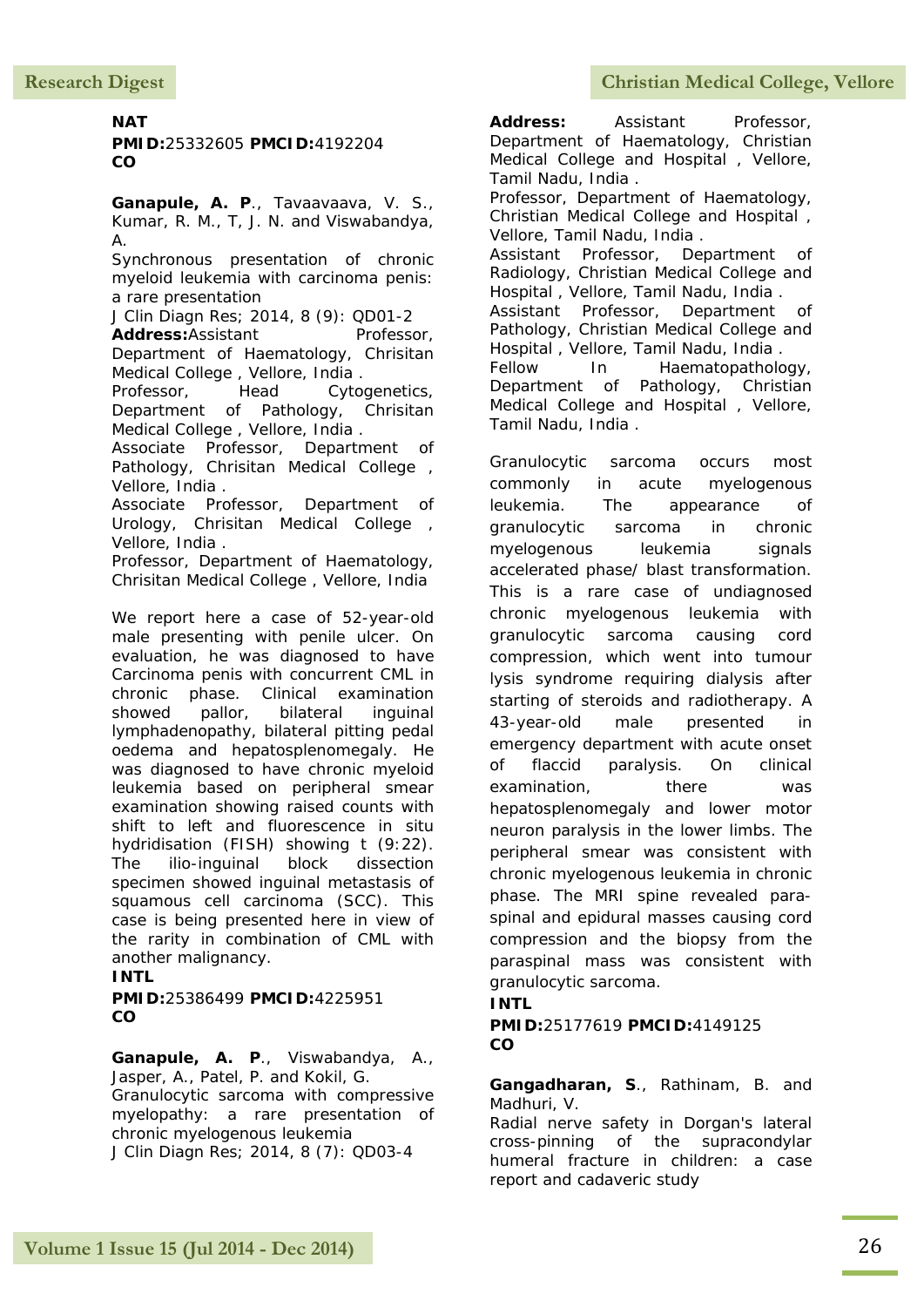**NAT**

**PMID:**25332605 **PMCID:**4192204

**CO**

**Ganapule, A. P**., Tavaavaava, V. S., Kumar, R. M., T, J. N. and Viswabandya, A.

Synchronous presentation of chronic myeloid leukemia with carcinoma penis: a rare presentation

J Clin Diagn Res; 2014, 8 (9): QD01-2

**Address:**Assistant Professor, Department of Haematology, Chrisitan Medical College , Vellore, India .
Professor, Head Cytogenetics, Department of Pathology, Chrisitan Medical College , Vellore, India .
Associate Professor, Department of Pathology, Chrisitan Medical College , Vellore, India .
Associate Professor, Department of Urology, Chrisitan Medical College , Vellore, India .
Professor, Department of Haematology, Chrisitan Medical College , Vellore, India

We report here a case of 52-year-old male presenting with penile ulcer. On evaluation, he was diagnosed to have Carcinoma penis with concurrent CML in chronic phase. Clinical examination showed pallor, bilateral inguinal lymphadenopathy, bilateral pitting pedal oedema and hepatosplenomegaly. He was diagnosed to have chronic myeloid leukemia based on peripheral smear examination showing raised counts with shift to left and fluorescence in situ hydridisation (FISH) showing t (9:22). The ilio-inguinal block dissection specimen showed inguinal metastasis of squamous cell carcinoma (SCC). This case is being presented here in view of the rarity in combination of CML with another malignancy.

**INTL**

**PMID:**25386499 **PMCID:**4225951

**CO**

**Ganapule, A. P**., Viswabandya, A., Jasper, A., Patel, P. and Kokil, G.

Granulocytic sarcoma with compressive myelopathy: a rare presentation of chronic myelogenous leukemia

J Clin Diagn Res; 2014, 8 (7): QD03-4

**Address:** Assistant Professor, Department of Haematology, Christian Medical College and Hospital , Vellore, Tamil Nadu, India .
Professor, Department of Haematology, Christian Medical College and Hospital , Vellore, Tamil Nadu, India .
Assistant Professor, Department of Radiology, Christian Medical College and Hospital , Vellore, Tamil Nadu, India .
Assistant Professor, Department of Pathology, Christian Medical College and Hospital , Vellore, Tamil Nadu, India .
Fellow In Haematopathology, Department of Pathology, Christian Medical College and Hospital , Vellore, Tamil Nadu, India .

Granulocytic sarcoma occurs most commonly in acute myelogenous leukemia. The appearance of granulocytic sarcoma in chronic myelogenous leukemia signals accelerated phase/ blast transformation. This is a rare case of undiagnosed chronic myelogenous leukemia with granulocytic sarcoma causing cord compression, which went into tumour lysis syndrome requiring dialysis after starting of steroids and radiotherapy. A 43-year-old male presented in emergency department with acute onset of flaccid paralysis. On clinical examination, there was hepatosplenomegaly and lower motor neuron paralysis in the lower limbs. The peripheral smear was consistent with chronic myelogenous leukemia in chronic phase. The MRI spine revealed para-spinal and epidural masses causing cord compression and the biopsy from the paraspinal mass was consistent with granulocytic sarcoma.

**INTL**

**PMID:**25177619 **PMCID:**4149125

**CO**

**Gangadharan, S**., Rathinam, B. and Madhuri, V.

Radial nerve safety in Dorgan's lateral cross-pinning of the supracondylar humeral fracture in children: a case report and cadaveric study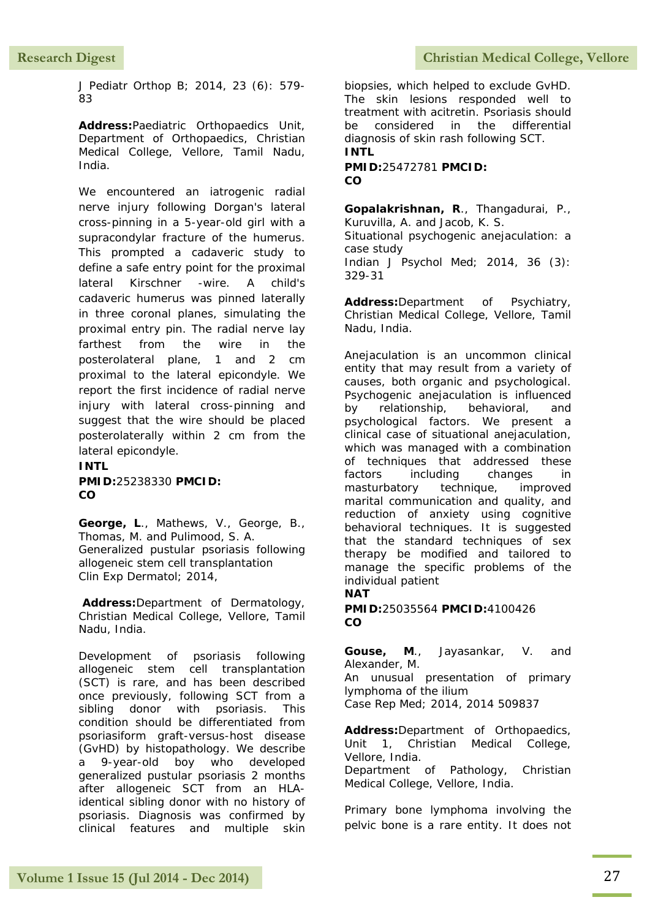J Pediatr Orthop B; 2014, 23 (6): 579-83

**Address:**Paediatric Orthopaedics Unit, Department of Orthopaedics, Christian Medical College, Vellore, Tamil Nadu, India.

We encountered an iatrogenic radial nerve injury following Dorgan's lateral cross-pinning in a 5-year-old girl with a supracondylar fracture of the humerus. This prompted a cadaveric study to define a safe entry point for the proximal lateral Kirschner -wire. A child's cadaveric humerus was pinned laterally in three coronal planes, simulating the proximal entry pin. The radial nerve lay farthest from the wire in the posterolateral plane, 1 and 2 cm proximal to the lateral epicondyle. We report the first incidence of radial nerve injury with lateral cross-pinning and suggest that the wire should be placed posterolaterally within 2 cm from the lateral epicondyle.

**INTL**
**PMID:**25238330 **PMCID:**
**CO**

**George, L**., Mathews, V., George, B., Thomas, M. and Pulimood, S. A.
Generalized pustular psoriasis following allogeneic stem cell transplantation
Clin Exp Dermatol; 2014,

**Address:**Department of Dermatology, Christian Medical College, Vellore, Tamil Nadu, India.

Development of psoriasis following allogeneic stem cell transplantation (SCT) is rare, and has been described once previously, following SCT from a sibling donor with psoriasis. This condition should be differentiated from psoriasiform graft-versus-host disease (GvHD) by histopathology. We describe a 9-year-old boy who developed generalized pustular psoriasis 2 months after allogeneic SCT from an HLA-identical sibling donor with no history of psoriasis. Diagnosis was confirmed by clinical features and multiple skin biopsies, which helped to exclude GvHD. The skin lesions responded well to treatment with acitretin. Psoriasis should be considered in the differential diagnosis of skin rash following SCT.

**INTL**
**PMID:**25472781 **PMCID:**
**CO**

**Gopalakrishnan, R**., Thangadurai, P., Kuruvilla, A. and Jacob, K. S.
Situational psychogenic anejaculation: a case study
Indian J Psychol Med; 2014, 36 (3): 329-31

**Address:**Department of Psychiatry, Christian Medical College, Vellore, Tamil Nadu, India.

Anejaculation is an uncommon clinical entity that may result from a variety of causes, both organic and psychological. Psychogenic anejaculation is influenced by relationship, behavioral, and psychological factors. We present a clinical case of situational anejaculation, which was managed with a combination of techniques that addressed these factors including changes in masturbatory technique, improved marital communication and quality, and reduction of anxiety using cognitive behavioral techniques. It is suggested that the standard techniques of sex therapy be modified and tailored to manage the specific problems of the individual patient

**NAT**
**PMID:**25035564 **PMCID:**4100426
**CO**

**Gouse, M**., Jayasankar, V. and Alexander, M.
An unusual presentation of primary lymphoma of the ilium
Case Rep Med; 2014, 2014 509837

**Address:**Department of Orthopaedics, Unit 1, Christian Medical College, Vellore, India.
Department of Pathology, Christian Medical College, Vellore, India.

Primary bone lymphoma involving the pelvic bone is a rare entity. It does not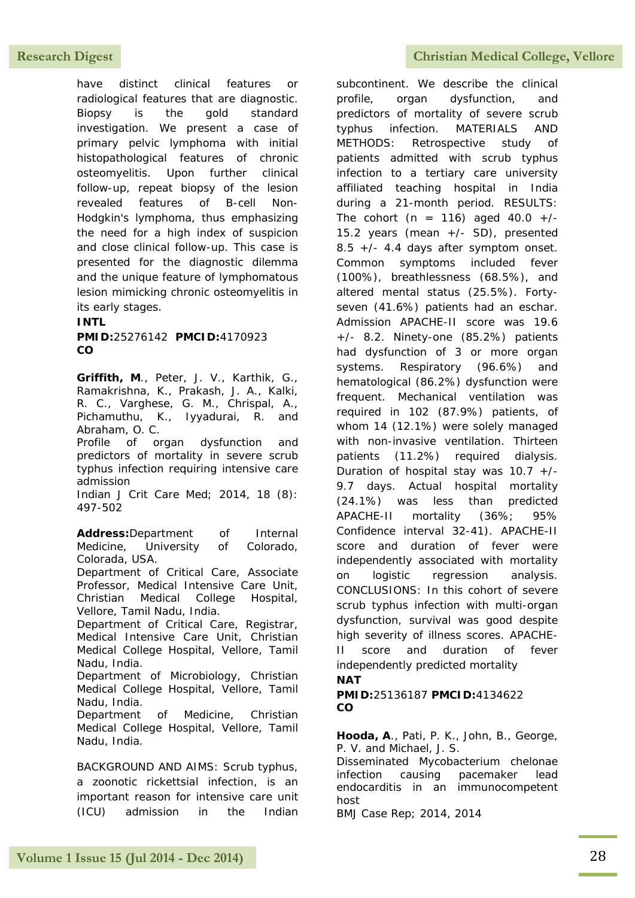have distinct clinical features or radiological features that are diagnostic. Biopsy is the gold standard investigation. We present a case of primary pelvic lymphoma with initial histopathological features of chronic osteomyelitis. Upon further clinical follow-up, repeat biopsy of the lesion revealed features of B-cell Non-Hodgkin's lymphoma, thus emphasizing the need for a high index of suspicion and close clinical follow-up. This case is presented for the diagnostic dilemma and the unique feature of lymphomatous lesion mimicking chronic osteomyelitis in its early stages.

**INTL**

**PMID:**25276142 **PMCID:**4170923

**CO**

**Griffith, M**., Peter, J. V., Karthik, G., Ramakrishna, K., Prakash, J. A., Kalki, R. C., Varghese, G. M., Chrispal, A., Pichamuthu, K., Iyyadurai, R. and Abraham, O. C.

Profile of organ dysfunction and predictors of mortality in severe scrub typhus infection requiring intensive care admission

Indian J Crit Care Med; 2014, 18 (8): 497-502

**Address:**Department of Internal Medicine, University of Colorado, Colorada, USA.
Department of Critical Care, Associate Professor, Medical Intensive Care Unit, Christian Medical College Hospital, Vellore, Tamil Nadu, India.
Department of Critical Care, Registrar, Medical Intensive Care Unit, Christian Medical College Hospital, Vellore, Tamil Nadu, India.
Department of Microbiology, Christian Medical College Hospital, Vellore, Tamil Nadu, India.
Department of Medicine, Christian Medical College Hospital, Vellore, Tamil Nadu, India.

BACKGROUND AND AIMS: Scrub typhus, a zoonotic rickettsial infection, is an important reason for intensive care unit (ICU) admission in the Indian subcontinent. We describe the clinical profile, organ dysfunction, and predictors of mortality of severe scrub typhus infection. MATERIALS AND METHODS: Retrospective study of patients admitted with scrub typhus infection to a tertiary care university affiliated teaching hospital in India during a 21-month period. RESULTS: The cohort (n = 116) aged 40.0 +/- 15.2 years (mean +/- SD), presented 8.5 +/- 4.4 days after symptom onset. Common symptoms included fever (100%), breathlessness (68.5%), and altered mental status (25.5%). Forty-seven (41.6%) patients had an eschar. Admission APACHE-II score was 19.6 +/- 8.2. Ninety-one (85.2%) patients had dysfunction of 3 or more organ systems. Respiratory (96.6%) and hematological (86.2%) dysfunction were frequent. Mechanical ventilation was required in 102 (87.9%) patients, of whom 14 (12.1%) were solely managed with non-invasive ventilation. Thirteen patients (11.2%) required dialysis. Duration of hospital stay was 10.7 +/- 9.7 days. Actual hospital mortality (24.1%) was less than predicted APACHE-II mortality (36%; 95% Confidence interval 32-41). APACHE-II score and duration of fever were independently associated with mortality on logistic regression analysis. CONCLUSIONS: In this cohort of severe scrub typhus infection with multi-organ dysfunction, survival was good despite high severity of illness scores. APACHE-II score and duration of fever independently predicted mortality

**NAT**

**PMID:**25136187 **PMCID:**4134622

**CO**

**Hooda, A**., Pati, P. K., John, B., George, P. V. and Michael, J. S.

Disseminated Mycobacterium chelonae infection causing pacemaker lead endocarditis in an immunocompetent host

BMJ Case Rep; 2014, 2014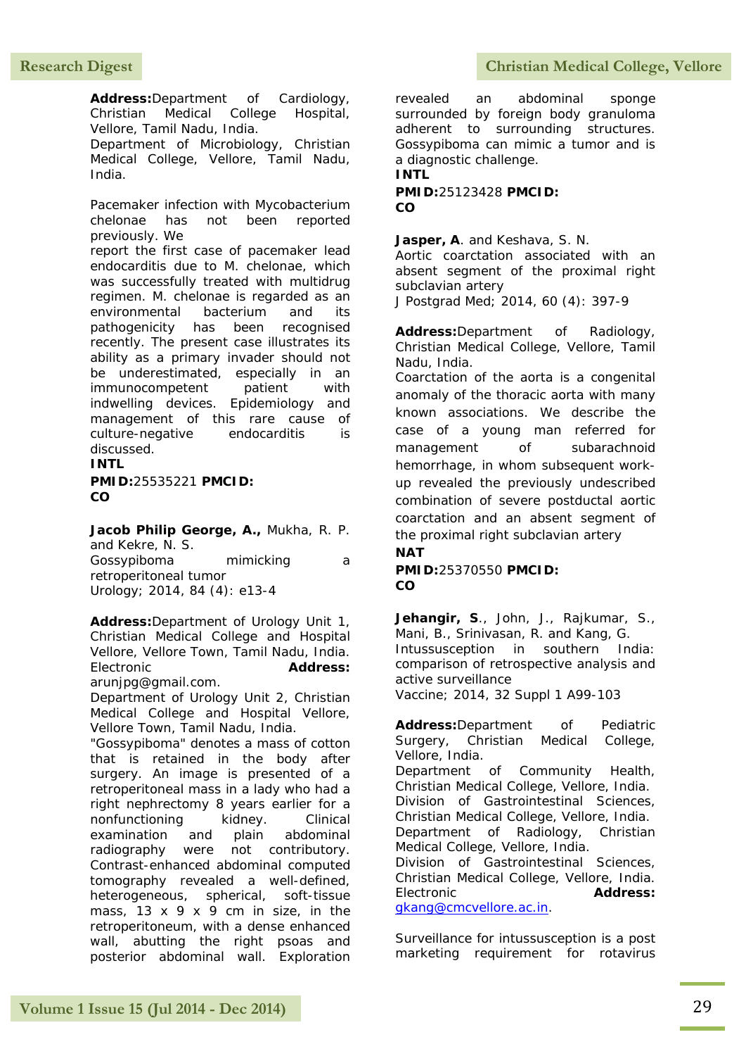**Address:**Department of Cardiology, Christian Medical College Hospital, Vellore, Tamil Nadu, India.
Department of Microbiology, Christian Medical College, Vellore, Tamil Nadu, India.

Pacemaker infection with Mycobacterium chelonae has not been reported previously. We
report the first case of pacemaker lead endocarditis due to M. chelonae, which was successfully treated with multidrug regimen. M. chelonae is regarded as an environmental bacterium and its pathogenicity has been recognised recently. The present case illustrates its ability as a primary invader should not be underestimated, especially in an immunocompetent patient with indwelling devices. Epidemiology and management of this rare cause of culture-negative endocarditis is discussed.
**INTL**
**PMID:**25535221 **PMCID:**
**CO**

**Jacob Philip George, A.,** Mukha, R. P. and Kekre, N. S.
Gossypiboma mimicking a retroperitoneal tumor
Urology; 2014, 84 (4): e13-4

**Address:**Department of Urology Unit 1, Christian Medical College and Hospital Vellore, Vellore Town, Tamil Nadu, India. Electronic **Address:** arunjpg@gmail.com.
Department of Urology Unit 2, Christian Medical College and Hospital Vellore, Vellore Town, Tamil Nadu, India.
"Gossypiboma" denotes a mass of cotton that is retained in the body after surgery. An image is presented of a retroperitoneal mass in a lady who had a right nephrectomy 8 years earlier for a nonfunctioning kidney. Clinical examination and plain abdominal radiography were not contributory. Contrast-enhanced abdominal computed tomography revealed a well-defined, heterogeneous, spherical, soft-tissue mass, 13 x 9 x 9 cm in size, in the retroperitoneum, with a dense enhanced wall, abutting the right psoas and posterior abdominal wall. Exploration revealed an abdominal sponge surrounded by foreign body granuloma adherent to surrounding structures. Gossypiboma can mimic a tumor and is a diagnostic challenge.
**INTL**
**PMID:**25123428 **PMCID:**
**CO**

**Jasper, A**. and Keshava, S. N.
Aortic coarctation associated with an absent segment of the proximal right subclavian artery
J Postgrad Med; 2014, 60 (4): 397-9

**Address:**Department of Radiology, Christian Medical College, Vellore, Tamil Nadu, India.
Coarctation of the aorta is a congenital anomaly of the thoracic aorta with many known associations. We describe the case of a young man referred for management of subarachnoid hemorrhage, in whom subsequent work-up revealed the previously undescribed combination of severe postductal aortic coarctation and an absent segment of the proximal right subclavian artery
**NAT**
**PMID:**25370550 **PMCID:**
**CO**

**Jehangir, S**., John, J., Rajkumar, S., Mani, B., Srinivasan, R. and Kang, G.
Intussusception in southern India: comparison of retrospective analysis and active surveillance
Vaccine; 2014, 32 Suppl 1 A99-103

**Address:**Department of Pediatric Surgery, Christian Medical College, Vellore, India.
Department of Community Health, Christian Medical College, Vellore, India.
Division of Gastrointestinal Sciences, Christian Medical College, Vellore, India.
Department of Radiology, Christian Medical College, Vellore, India.
Division of Gastrointestinal Sciences, Christian Medical College, Vellore, India. Electronic **Address:** gkang@cmcvellore.ac.in.

Surveillance for intussusception is a post marketing requirement for rotavirus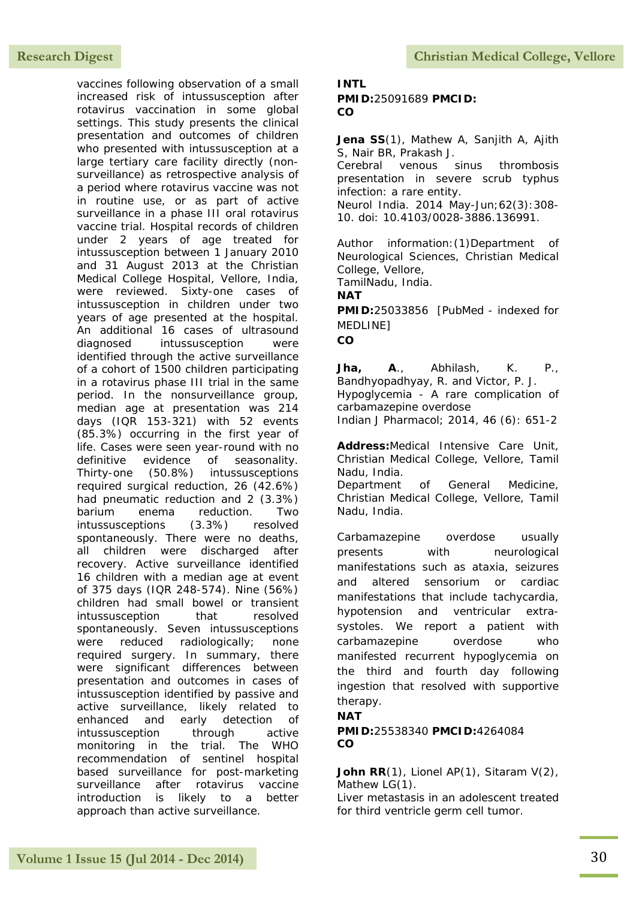vaccines following observation of a small increased risk of intussusception after rotavirus vaccination in some global settings. This study presents the clinical presentation and outcomes of children who presented with intussusception at a large tertiary care facility directly (non-surveillance) as retrospective analysis of a period where rotavirus vaccine was not in routine use, or as part of active surveillance in a phase III oral rotavirus vaccine trial. Hospital records of children under 2 years of age treated for intussusception between 1 January 2010 and 31 August 2013 at the Christian Medical College Hospital, Vellore, India, were reviewed. Sixty-one cases of intussusception in children under two years of age presented at the hospital. An additional 16 cases of ultrasound diagnosed intussusception were identified through the active surveillance of a cohort of 1500 children participating in a rotavirus phase III trial in the same period. In the nonsurveillance group, median age at presentation was 214 days (IQR 153-321) with 52 events (85.3%) occurring in the first year of life. Cases were seen year-round with no definitive evidence of seasonality. Thirty-one (50.8%) intussusceptions required surgical reduction, 26 (42.6%) had pneumatic reduction and 2 (3.3%) barium enema reduction. Two intussusceptions (3.3%) resolved spontaneously. There were no deaths, all children were discharged after recovery. Active surveillance identified 16 children with a median age at event of 375 days (IQR 248-574). Nine (56%) children had small bowel or transient intussusception that resolved spontaneously. Seven intussusceptions were reduced radiologically; none required surgery. In summary, there were significant differences between presentation and outcomes in cases of intussusception identified by passive and active surveillance, likely related to enhanced and early detection of intussusception through active monitoring in the trial. The WHO recommendation of sentinel hospital based surveillance for post-marketing surveillance after rotavirus vaccine introduction is likely to a better approach than active surveillance.

**INTL**
**PMID:**25091689 **PMCID:**
**CO**

**Jena SS**(1), Mathew A, Sanjith A, Ajith S, Nair BR, Prakash J.
Cerebral venous sinus thrombosis presentation in severe scrub typhus infection: a rare entity.
Neurol India. 2014 May-Jun;62(3):308-10. doi: 10.4103/0028-3886.136991.

Author information:(1)Department of Neurological Sciences, Christian Medical College, Vellore, TamilNadu, India.
**NAT**
**PMID:**25033856 [PubMed - indexed for MEDLINE]
**CO**

**Jha, A**., Abhilash, K. P., Bandhyopadhyay, R. and Victor, P. J.
Hypoglycemia - A rare complication of carbamazepine overdose
Indian J Pharmacol; 2014, 46 (6): 651-2

**Address:**Medical Intensive Care Unit, Christian Medical College, Vellore, Tamil Nadu, India.
Department of General Medicine, Christian Medical College, Vellore, Tamil Nadu, India.

Carbamazepine overdose usually presents with neurological manifestations such as ataxia, seizures and altered sensorium or cardiac manifestations that include tachycardia, hypotension and ventricular extra-systoles. We report a patient with carbamazepine overdose who manifested recurrent hypoglycemia on the third and fourth day following ingestion that resolved with supportive therapy.
**NAT**
**PMID:**25538340 **PMCID:**4264084
**CO**

**John RR**(1), Lionel AP(1), Sitaram V(2), Mathew LG(1).
Liver metastasis in an adolescent treated for third ventricle germ cell tumor.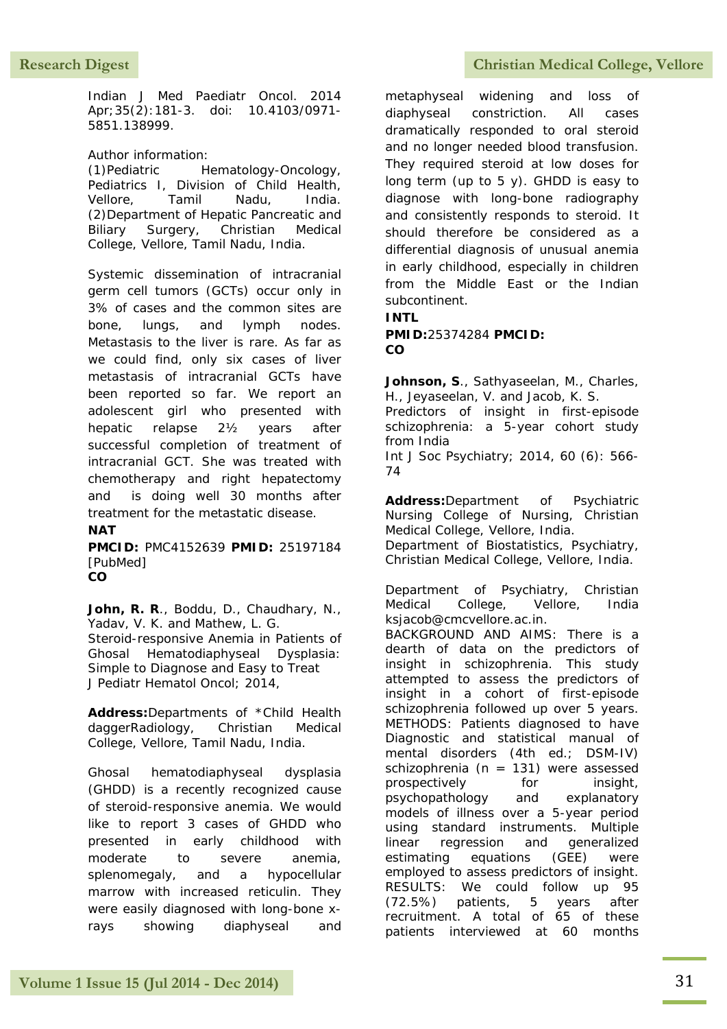Indian J Med Paediatr Oncol. 2014 Apr;35(2):181-3. doi: 10.4103/0971-5851.138999.

Author information:
(1)Pediatric Hematology-Oncology, Pediatrics I, Division of Child Health, Vellore, Tamil Nadu, India. (2)Department of Hepatic Pancreatic and Biliary Surgery, Christian Medical College, Vellore, Tamil Nadu, India.

Systemic dissemination of intracranial germ cell tumors (GCTs) occur only in 3% of cases and the common sites are bone, lungs, and lymph nodes. Metastasis to the liver is rare. As far as we could find, only six cases of liver metastasis of intracranial GCTs have been reported so far. We report an adolescent girl who presented with hepatic relapse 2½ years after successful completion of treatment of intracranial GCT. She was treated with chemotherapy and right hepatectomy and is doing well 30 months after treatment for the metastatic disease.

**NAT**

**PMCID:** PMC4152639 **PMID:** 25197184 [PubMed]

**CO**

**John, R. R**., Boddu, D., Chaudhary, N., Yadav, V. K. and Mathew, L. G.
Steroid-responsive Anemia in Patients of Ghosal Hematodiaphyseal Dysplasia: Simple to Diagnose and Easy to Treat
J Pediatr Hematol Oncol; 2014,

**Address:**Departments of *Child Health daggerRadiology, Christian Medical College, Vellore, Tamil Nadu, India.

Ghosal hematodiaphyseal dysplasia (GHDD) is a recently recognized cause of steroid-responsive anemia. We would like to report 3 cases of GHDD who presented in early childhood with moderate to severe anemia, splenomegaly, and a hypocellular marrow with increased reticulin. They were easily diagnosed with long-bone x-rays showing diaphyseal and metaphyseal widening and loss of diaphyseal constriction. All cases dramatically responded to oral steroid and no longer needed blood transfusion. They required steroid at low doses for long term (up to 5 y). GHDD is easy to diagnose with long-bone radiography and consistently responds to steroid. It should therefore be considered as a differential diagnosis of unusual anemia in early childhood, especially in children from the Middle East or the Indian subcontinent.

**INTL**

**PMID:**25374284 **PMCID:**

**CO**

**Johnson, S**., Sathyaseelan, M., Charles, H., Jeyaseelan, V. and Jacob, K. S.
Predictors of insight in first-episode schizophrenia: a 5-year cohort study from India
Int J Soc Psychiatry; 2014, 60 (6): 566-74

**Address:**Department of Psychiatric Nursing College of Nursing, Christian Medical College, Vellore, India.
Department of Biostatistics, Psychiatry, Christian Medical College, Vellore, India.

Department of Psychiatry, Christian Medical College, Vellore, India ksjacob@cmcvellore.ac.in.

BACKGROUND AND AIMS: There is a dearth of data on the predictors of insight in schizophrenia. This study attempted to assess the predictors of insight in a cohort of first-episode schizophrenia followed up over 5 years. METHODS: Patients diagnosed to have Diagnostic and statistical manual of mental disorders (4th ed.; DSM-IV) schizophrenia (n = 131) were assessed prospectively for insight, psychopathology and explanatory models of illness over a 5-year period using standard instruments. Multiple linear regression and generalized estimating equations (GEE) were employed to assess predictors of insight. RESULTS: We could follow up 95 (72.5%) patients, 5 years after recruitment. A total of 65 of these patients interviewed at 60 months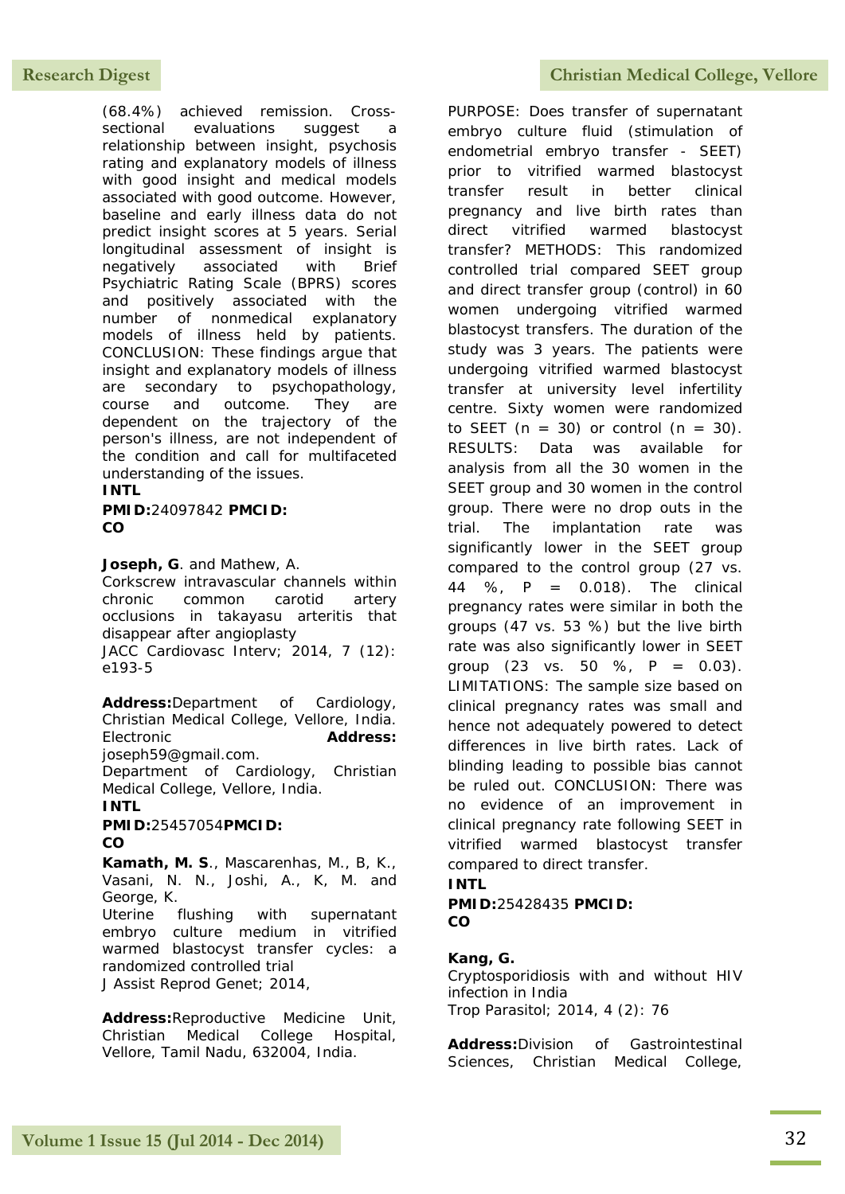(68.4%) achieved remission. Cross-sectional evaluations suggest a relationship between insight, psychosis rating and explanatory models of illness with good insight and medical models associated with good outcome. However, baseline and early illness data do not predict insight scores at 5 years. Serial longitudinal assessment of insight is negatively associated with Brief Psychiatric Rating Scale (BPRS) scores and positively associated with the number of nonmedical explanatory models of illness held by patients. CONCLUSION: These findings argue that insight and explanatory models of illness are secondary to psychopathology, course and outcome. They are dependent on the trajectory of the person's illness, are not independent of the condition and call for multifaceted understanding of the issues.

**INTL**

**PMID:**24097842 **PMCID:**

**CO**

**Joseph, G**. and Mathew, A.

Corkscrew intravascular channels within chronic common carotid artery occlusions in takayasu arteritis that disappear after angioplasty

JACC Cardiovasc Interv; 2014, 7 (12): e193-5

**Address:**Department of Cardiology, Christian Medical College, Vellore, India. Electronic **Address:** joseph59@gmail.com.

Department of Cardiology, Christian Medical College, Vellore, India.

**INTL**

**PMID:**25457054**PMCID:**

**CO**

**Kamath, M. S**., Mascarenhas, M., B, K., Vasani, N. N., Joshi, A., K, M. and George, K.

Uterine flushing with supernatant embryo culture medium in vitrified warmed blastocyst transfer cycles: a randomized controlled trial

J Assist Reprod Genet; 2014,

**Address:**Reproductive Medicine Unit, Christian Medical College Hospital, Vellore, Tamil Nadu, 632004, India.

PURPOSE: Does transfer of supernatant embryo culture fluid (stimulation of endometrial embryo transfer - SEET) prior to vitrified warmed blastocyst transfer result in better clinical pregnancy and live birth rates than direct vitrified warmed blastocyst transfer? METHODS: This randomized controlled trial compared SEET group and direct transfer group (control) in 60 women undergoing vitrified warmed blastocyst transfers. The duration of the study was 3 years. The patients were undergoing vitrified warmed blastocyst transfer at university level infertility centre. Sixty women were randomized to SEET ($n = 30$) or control ($n = 30$). RESULTS: Data was available for analysis from all the 30 women in the SEET group and 30 women in the control group. There were no drop outs in the trial. The implantation rate was significantly lower in the SEET group compared to the control group (27 vs. 44 %, $P = 0.018$). The clinical pregnancy rates were similar in both the groups (47 vs. 53 %) but the live birth rate was also significantly lower in SEET group (23 vs. 50 %, $P = 0.03$). LIMITATIONS: The sample size based on clinical pregnancy rates was small and hence not adequately powered to detect differences in live birth rates. Lack of blinding leading to possible bias cannot be ruled out. CONCLUSION: There was no evidence of an improvement in clinical pregnancy rate following SEET in vitrified warmed blastocyst transfer compared to direct transfer.

**INTL**

**PMID:**25428435 **PMCID:**

**CO**

**Kang, G.**

Cryptosporidiosis with and without HIV infection in India

Trop Parasitol; 2014, 4 (2): 76

**Address:**Division of Gastrointestinal Sciences, Christian Medical College,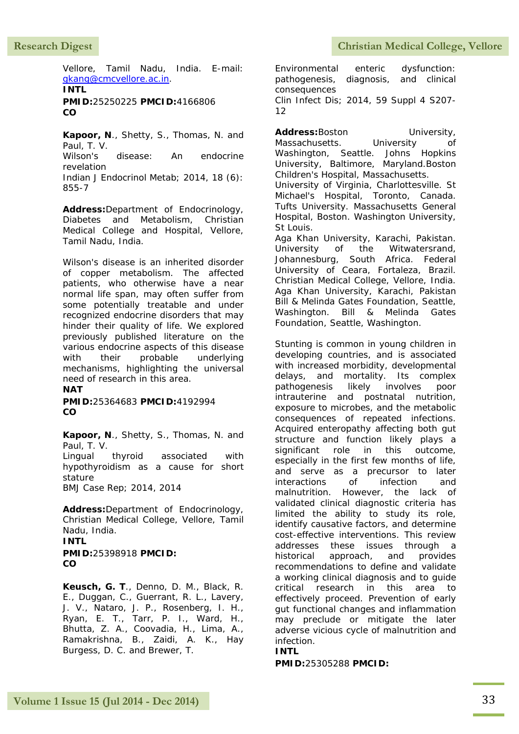Vellore, Tamil Nadu, India. E-mail: gkang@cmcvellore.ac.in.

**INTL**

**PMID:**25250225 **PMCID:**4166806

**CO**

**Kapoor, N**., Shetty, S., Thomas, N. and Paul, T. V.

Wilson's disease: An endocrine revelation

Indian J Endocrinol Metab; 2014, 18 (6): 855-7

**Address:**Department of Endocrinology, Diabetes and Metabolism, Christian Medical College and Hospital, Vellore, Tamil Nadu, India.

Wilson's disease is an inherited disorder of copper metabolism. The affected patients, who otherwise have a near normal life span, may often suffer from some potentially treatable and under recognized endocrine disorders that may hinder their quality of life. We explored previously published literature on the various endocrine aspects of this disease with their probable underlying mechanisms, highlighting the universal need of research in this area.

**NAT**

**PMID:**25364683 **PMCID:**4192994

**CO**

**Kapoor, N**., Shetty, S., Thomas, N. and Paul, T. V.

Lingual thyroid associated with hypothyroidism as a cause for short stature

BMJ Case Rep; 2014, 2014

**Address:**Department of Endocrinology, Christian Medical College, Vellore, Tamil Nadu, India.

**INTL**

**PMID:**25398918 **PMCID:**

**CO**

**Keusch, G. T**., Denno, D. M., Black, R. E., Duggan, C., Guerrant, R. L., Lavery, J. V., Nataro, J. P., Rosenberg, I. H., Ryan, E. T., Tarr, P. I., Ward, H., Bhutta, Z. A., Coovadia, H., Lima, A., Ramakrishna, B., Zaidi, A. K., Hay Burgess, D. C. and Brewer, T.

Environmental enteric dysfunction: pathogenesis, diagnosis, and clinical consequences

Clin Infect Dis; 2014, 59 Suppl 4 S207-12

**Address:**Boston University, Massachusetts. University of Washington, Seattle. Johns Hopkins University, Baltimore, Maryland.Boston Children's Hospital, Massachusetts. University of Virginia, Charlottesville. St Michael's Hospital, Toronto, Canada. Tufts University. Massachusetts General Hospital, Boston. Washington University, St Louis. Aga Khan University, Karachi, Pakistan. University of the Witwatersrand, Johannesburg, South Africa. Federal University of Ceara, Fortaleza, Brazil. Christian Medical College, Vellore, India. Aga Khan University, Karachi, Pakistan Bill & Melinda Gates Foundation, Seattle, Washington. Bill & Melinda Gates Foundation, Seattle, Washington.

Stunting is common in young children in developing countries, and is associated with increased morbidity, developmental delays, and mortality. Its complex pathogenesis likely involves poor intrauterine and postnatal nutrition, exposure to microbes, and the metabolic consequences of repeated infections. Acquired enteropathy affecting both gut structure and function likely plays a significant role in this outcome, especially in the first few months of life, and serve as a precursor to later interactions of infection and malnutrition. However, the lack of validated clinical diagnostic criteria has limited the ability to study its role, identify causative factors, and determine cost-effective interventions. This review addresses these issues through a historical approach, and provides recommendations to define and validate a working clinical diagnosis and to guide critical research in this area to effectively proceed. Prevention of early gut functional changes and inflammation may preclude or mitigate the later adverse vicious cycle of malnutrition and infection.

**INTL**

**PMID:**25305288 **PMCID:**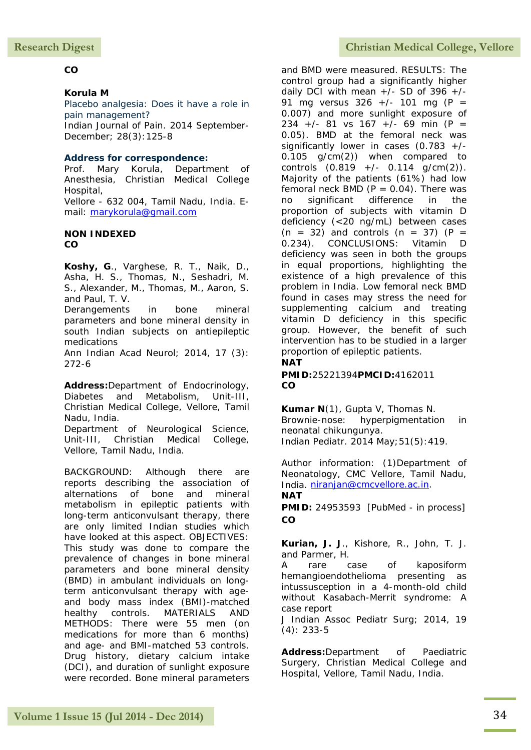**CO**

**Korula M**
Placebo analgesia: Does it have a role in pain management?
Indian Journal of Pain. 2014 September-December; 28(3):125-8

**Address for correspondence:**
Prof. Mary Korula, Department of Anesthesia, Christian Medical College Hospital,
Vellore - 632 004, Tamil Nadu, India. E-mail: marykorula@gmail.com

**NON INDEXED**
**CO**

**Koshy, G**., Varghese, R. T., Naik, D., Asha, H. S., Thomas, N., Seshadri, M. S., Alexander, M., Thomas, M., Aaron, S. and Paul, T. V.
Derangements in bone mineral parameters and bone mineral density in south Indian subjects on antiepileptic medications
Ann Indian Acad Neurol; 2014, 17 (3): 272-6

**Address:** Department of Endocrinology, Diabetes and Metabolism, Unit-III, Christian Medical College, Vellore, Tamil Nadu, India.
Department of Neurological Science, Unit-III, Christian Medical College, Vellore, Tamil Nadu, India.

BACKGROUND: Although there are reports describing the association of alternations of bone and mineral metabolism in epileptic patients with long-term anticonvulsant therapy, there are only limited Indian studies which have looked at this aspect. OBJECTIVES: This study was done to compare the prevalence of changes in bone mineral parameters and bone mineral density (BMD) in ambulant individuals on long-term anticonvulsant therapy with age- and body mass index (BMI)-matched healthy controls. MATERIALS AND METHODS: There were 55 men (on medications for more than 6 months) and age- and BMI-matched 53 controls. Drug history, dietary calcium intake (DCI), and duration of sunlight exposure were recorded. Bone mineral parameters and BMD were measured. RESULTS: The control group had a significantly higher daily DCI with mean +/- SD of 396 +/- 91 mg versus 326 +/- 101 mg (P = 0.007) and more sunlight exposure of 234 +/- 81 vs 167 +/- 69 min (P = 0.05). BMD at the femoral neck was significantly lower in cases (0.783 +/- 0.105 g/cm(2)) when compared to controls (0.819 +/- 0.114 g/cm(2)). Majority of the patients (61%) had low femoral neck BMD (P = 0.04). There was no significant difference in the proportion of subjects with vitamin D deficiency (<20 ng/mL) between cases (n = 32) and controls (n = 37) (P = 0.234). CONCLUSIONS: Vitamin D deficiency was seen in both the groups in equal proportions, highlighting the existence of a high prevalence of this problem in India. Low femoral neck BMD found in cases may stress the need for supplementing calcium and treating vitamin D deficiency in this specific group. However, the benefit of such intervention has to be studied in a larger proportion of epileptic patients.
**NAT**
**PMID:**25221394**PMCID:**4162011
**CO**

**Kumar N**(1), Gupta V, Thomas N.
Brownie-nose: hyperpigmentation in neonatal chikungunya.
Indian Pediatr. 2014 May;51(5):419.

Author information: (1)Department of Neonatology, CMC Vellore, Tamil Nadu, India. niranjan@cmcvellore.ac.in.
**NAT**
**PMID:** 24953593 [PubMed - in process]
**CO**

**Kurian, J. J**., Kishore, R., John, T. J. and Parmer, H.
A rare case of kaposiform hemangioendothelioma presenting as intussusception in a 4-month-old child without Kasabach-Merrit syndrome: A case report
J Indian Assoc Pediatr Surg; 2014, 19 (4): 233-5

**Address:** Department of Paediatric Surgery, Christian Medical College and Hospital, Vellore, Tamil Nadu, India.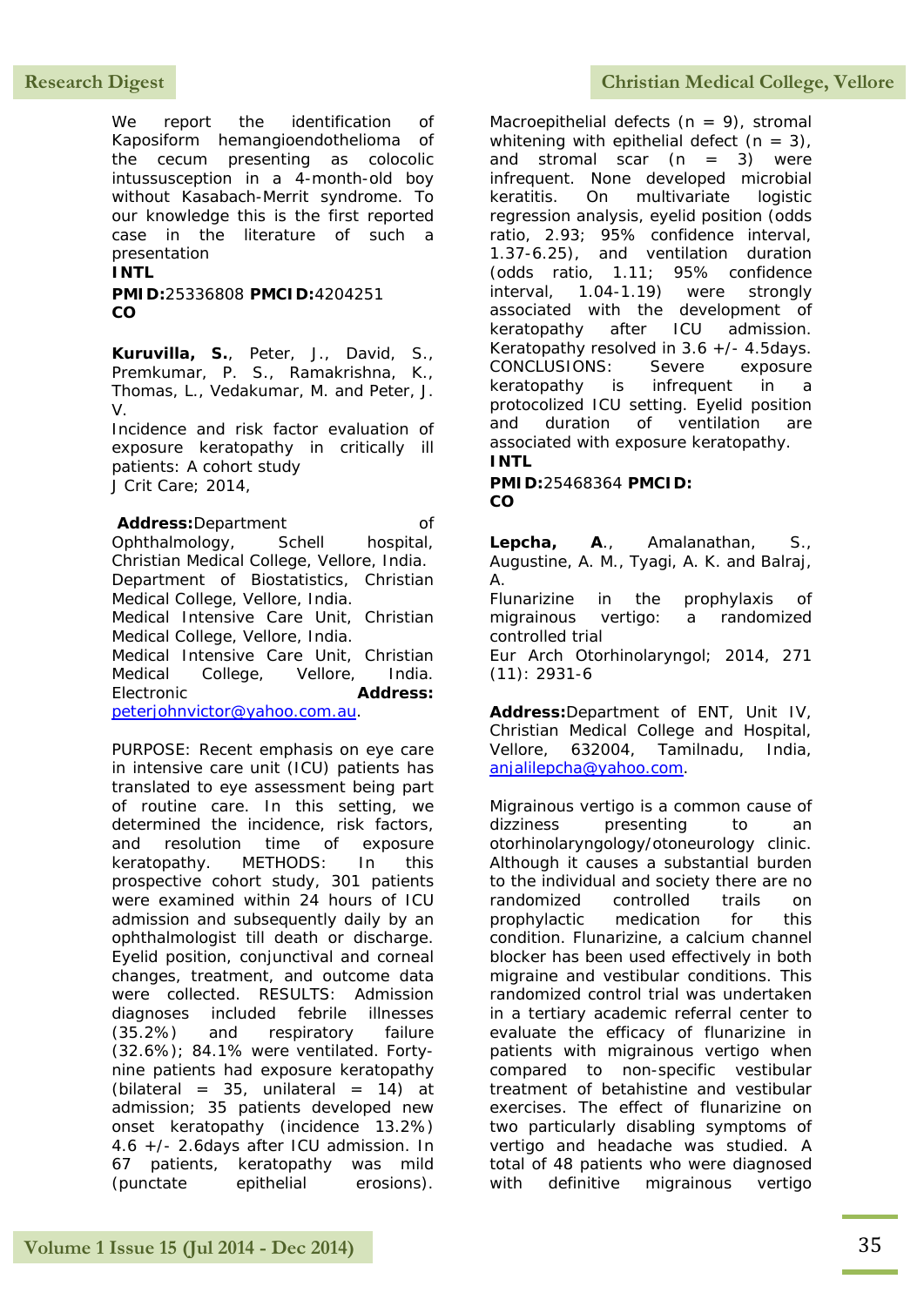We report the identification of Kaposiform hemangioendothelioma of the cecum presenting as colocolic intussusception in a 4-month-old boy without Kasabach-Merrit syndrome. To our knowledge this is the first reported case in the literature of such a presentation

**INTL**

**PMID:**25336808 **PMCID:**4204251

**CO**

**Kuruvilla, S.**, Peter, J., David, S., Premkumar, P. S., Ramakrishna, K., Thomas, L., Vedakumar, M. and Peter, J. V.

Incidence and risk factor evaluation of exposure keratopathy in critically ill patients: A cohort study

J Crit Care; 2014,

**Address:**Department of Ophthalmology, Schell hospital, Christian Medical College, Vellore, India. Department of Biostatistics, Christian Medical College, Vellore, India. Medical Intensive Care Unit, Christian Medical College, Vellore, India. Medical Intensive Care Unit, Christian Medical College, Vellore, India. Electronic **Address:** peterjohnvictor@yahoo.com.au.

PURPOSE: Recent emphasis on eye care in intensive care unit (ICU) patients has translated to eye assessment being part of routine care. In this setting, we determined the incidence, risk factors, and resolution time of exposure keratopathy. METHODS: In this prospective cohort study, 301 patients were examined within 24 hours of ICU admission and subsequently daily by an ophthalmologist till death or discharge. Eyelid position, conjunctival and corneal changes, treatment, and outcome data were collected. RESULTS: Admission diagnoses included febrile illnesses (35.2%) and respiratory failure (32.6%); 84.1% were ventilated. Forty-nine patients had exposure keratopathy (bilateral = 35, unilateral = 14) at admission; 35 patients developed new onset keratopathy (incidence 13.2%) 4.6 +/- 2.6days after ICU admission. In 67 patients, keratopathy was mild (punctate epithelial erosions). Macroepithelial defects (n = 9), stromal whitening with epithelial defect (n = 3), and stromal scar (n = 3) were infrequent. None developed microbial keratitis. On multivariate logistic regression analysis, eyelid position (odds ratio, 2.93; 95% confidence interval, 1.37-6.25), and ventilation duration (odds ratio, 1.11; 95% confidence interval, 1.04-1.19) were strongly associated with the development of keratopathy after ICU admission. Keratopathy resolved in 3.6 +/- 4.5days. CONCLUSIONS: Severe exposure keratopathy is infrequent in a protocolized ICU setting. Eyelid position and duration of ventilation are associated with exposure keratopathy.

**INTL**

**PMID:**25468364 **PMCID:**

**CO**

**Lepcha, A**., Amalanathan, S., Augustine, A. M., Tyagi, A. K. and Balraj, A.

Flunarizine in the prophylaxis of migrainous vertigo: a randomized controlled trial

Eur Arch Otorhinolaryngol; 2014, 271 (11): 2931-6

**Address:**Department of ENT, Unit IV, Christian Medical College and Hospital, Vellore, 632004, Tamilnadu, India, anjalilepcha@yahoo.com.

Migrainous vertigo is a common cause of dizziness presenting to an otorhinolaryngology/otoneurology clinic. Although it causes a substantial burden to the individual and society there are no randomized controlled trails on prophylactic medication for this condition. Flunarizine, a calcium channel blocker has been used effectively in both migraine and vestibular conditions. This randomized control trial was undertaken in a tertiary academic referral center to evaluate the efficacy of flunarizine in patients with migrainous vertigo when compared to non-specific vestibular treatment of betahistine and vestibular exercises. The effect of flunarizine on two particularly disabling symptoms of vertigo and headache was studied. A total of 48 patients who were diagnosed with definitive migrainous vertigo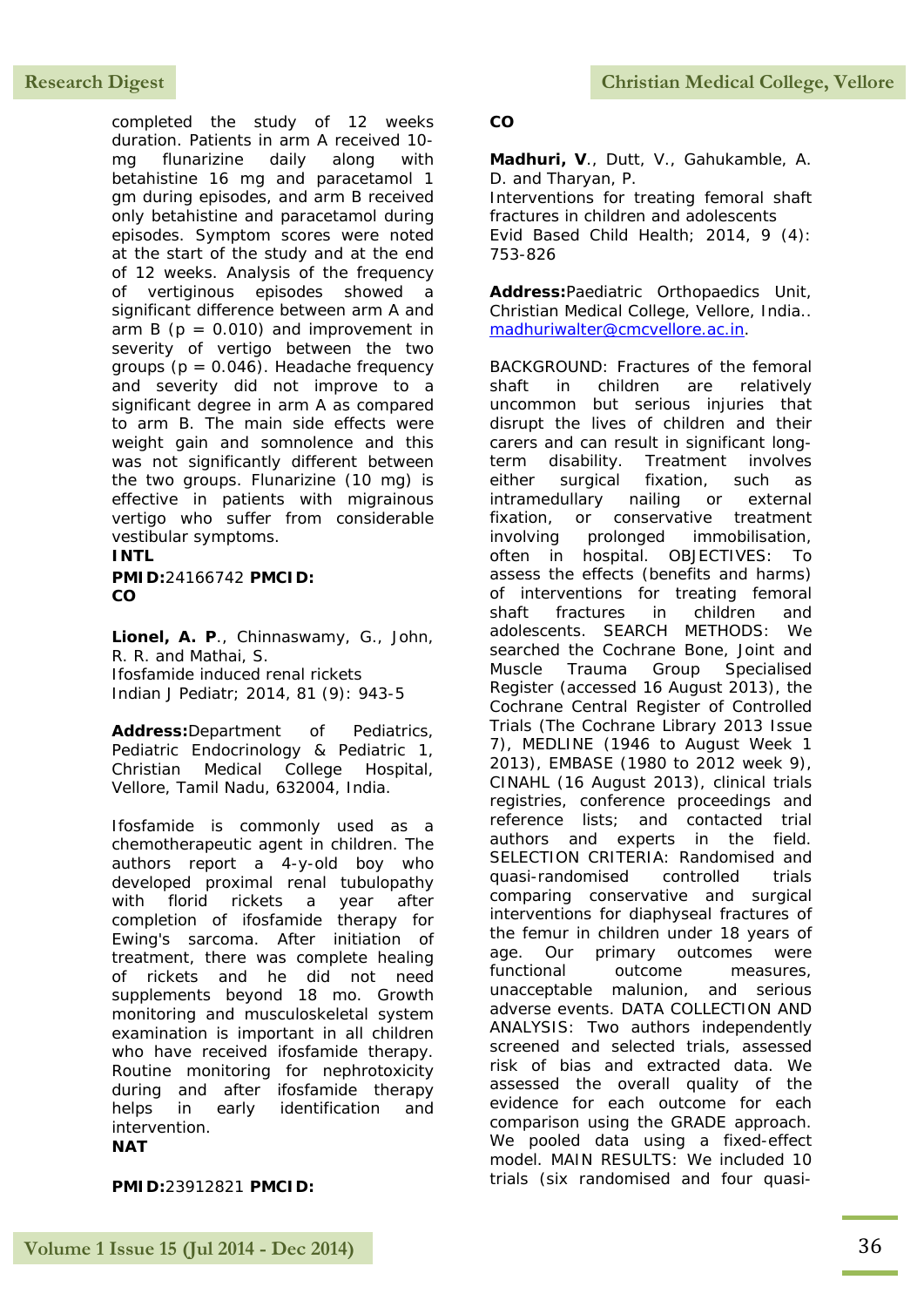completed the study of 12 weeks duration. Patients in arm A received 10-mg flunarizine daily along with betahistine 16 mg and paracetamol 1 gm during episodes, and arm B received only betahistine and paracetamol during episodes. Symptom scores were noted at the start of the study and at the end of 12 weeks. Analysis of the frequency of vertiginous episodes showed a significant difference between arm A and arm B ($p = 0.010$) and improvement in severity of vertigo between the two groups ($p = 0.046$). Headache frequency and severity did not improve to a significant degree in arm A as compared to arm B. The main side effects were weight gain and somnolence and this was not significantly different between the two groups. Flunarizine (10 mg) is effective in patients with migrainous vertigo who suffer from considerable vestibular symptoms.

**INTL**

**PMID:**24166742 **PMCID:**

**CO**

**Lionel, A. P**., Chinnaswamy, G., John, R. R. and Mathai, S.
Ifosfamide induced renal rickets
Indian J Pediatr; 2014, 81 (9): 943-5

**Address:**Department of Pediatrics, Pediatric Endocrinology & Pediatric 1, Christian Medical College Hospital, Vellore, Tamil Nadu, 632004, India.

Ifosfamide is commonly used as a chemotherapeutic agent in children. The authors report a 4-y-old boy who developed proximal renal tubulopathy with florid rickets a year after completion of ifosfamide therapy for Ewing's sarcoma. After initiation of treatment, there was complete healing of rickets and he did not need supplements beyond 18 mo. Growth monitoring and musculoskeletal system examination is important in all children who have received ifosfamide therapy. Routine monitoring for nephrotoxicity during and after ifosfamide therapy helps in early identification and intervention.

**NAT**

**PMID:**23912821 **PMCID:**

**CO**

**Madhuri, V**., Dutt, V., Gahukamble, A. D. and Tharyan, P.
Interventions for treating femoral shaft fractures in children and adolescents
Evid Based Child Health; 2014, 9 (4): 753-826

**Address:**Paediatric Orthopaedics Unit, Christian Medical College, Vellore, India.. madhuriwalter@cmcvellore.ac.in.

BACKGROUND: Fractures of the femoral shaft in children are relatively uncommon but serious injuries that disrupt the lives of children and their carers and can result in significant long-term disability. Treatment involves either surgical fixation, such as intramedullary nailing or external fixation, or conservative treatment involving prolonged immobilisation, often in hospital. OBJECTIVES: To assess the effects (benefits and harms) of interventions for treating femoral shaft fractures in children and adolescents. SEARCH METHODS: We searched the Cochrane Bone, Joint and Muscle Trauma Group Specialised Register (accessed 16 August 2013), the Cochrane Central Register of Controlled Trials (The Cochrane Library 2013 Issue 7), MEDLINE (1946 to August Week 1 2013), EMBASE (1980 to 2012 week 9), CINAHL (16 August 2013), clinical trials registries, conference proceedings and reference lists; and contacted trial authors and experts in the field. SELECTION CRITERIA: Randomised and quasi-randomised controlled trials comparing conservative and surgical interventions for diaphyseal fractures of the femur in children under 18 years of age. Our primary outcomes were functional outcome measures, unacceptable malunion, and serious adverse events. DATA COLLECTION AND ANALYSIS: Two authors independently screened and selected trials, assessed risk of bias and extracted data. We assessed the overall quality of the evidence for each outcome for each comparison using the GRADE approach. We pooled data using a fixed-effect model. MAIN RESULTS: We included 10 trials (six randomised and four quasi-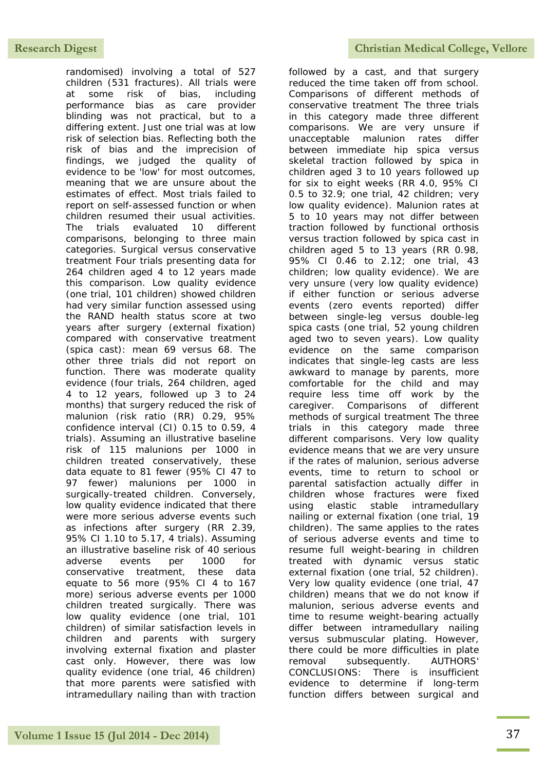randomised) involving a total of 527 children (531 fractures). All trials were at some risk of bias, including performance bias as care provider blinding was not practical, but to a differing extent. Just one trial was at low risk of selection bias. Reflecting both the risk of bias and the imprecision of findings, we judged the quality of evidence to be 'low' for most outcomes, meaning that we are unsure about the estimates of effect. Most trials failed to report on self-assessed function or when children resumed their usual activities. The trials evaluated 10 different comparisons, belonging to three main categories. Surgical versus conservative treatment Four trials presenting data for 264 children aged 4 to 12 years made this comparison. Low quality evidence (one trial, 101 children) showed children had very similar function assessed using the RAND health status score at two years after surgery (external fixation) compared with conservative treatment (spica cast): mean 69 versus 68. The other three trials did not report on function. There was moderate quality evidence (four trials, 264 children, aged 4 to 12 years, followed up 3 to 24 months) that surgery reduced the risk of malunion (risk ratio (RR) 0.29, 95% confidence interval (CI) 0.15 to 0.59, 4 trials). Assuming an illustrative baseline risk of 115 malunions per 1000 in children treated conservatively, these data equate to 81 fewer (95% CI 47 to 97 fewer) malunions per 1000 in surgically-treated children. Conversely, low quality evidence indicated that there were more serious adverse events such as infections after surgery (RR 2.39, 95% CI 1.10 to 5.17, 4 trials). Assuming an illustrative baseline risk of 40 serious adverse events per 1000 for conservative treatment, these data equate to 56 more (95% CI 4 to 167 more) serious adverse events per 1000 children treated surgically. There was low quality evidence (one trial, 101 children) of similar satisfaction levels in children and parents with surgery involving external fixation and plaster cast only. However, there was low quality evidence (one trial, 46 children) that more parents were satisfied with intramedullary nailing than with traction followed by a cast, and that surgery reduced the time taken off from school. Comparisons of different methods of conservative treatment The three trials in this category made three different comparisons. We are very unsure if unacceptable malunion rates differ between immediate hip spica versus skeletal traction followed by spica in children aged 3 to 10 years followed up for six to eight weeks (RR 4.0, 95% CI 0.5 to 32.9; one trial, 42 children; very low quality evidence). Malunion rates at 5 to 10 years may not differ between traction followed by functional orthosis versus traction followed by spica cast in children aged 5 to 13 years (RR 0.98, 95% CI 0.46 to 2.12; one trial, 43 children; low quality evidence). We are very unsure (very low quality evidence) if either function or serious adverse events (zero events reported) differ between single-leg versus double-leg spica casts (one trial, 52 young children aged two to seven years). Low quality evidence on the same comparison indicates that single-leg casts are less awkward to manage by parents, more comfortable for the child and may require less time off work by the caregiver. Comparisons of different methods of surgical treatment The three trials in this category made three different comparisons. Very low quality evidence means that we are very unsure if the rates of malunion, serious adverse events, time to return to school or parental satisfaction actually differ in children whose fractures were fixed using elastic stable intramedullary nailing or external fixation (one trial, 19 children). The same applies to the rates of serious adverse events and time to resume full weight-bearing in children treated with dynamic versus static external fixation (one trial, 52 children). Very low quality evidence (one trial, 47 children) means that we do not know if malunion, serious adverse events and time to resume weight-bearing actually differ between intramedullary nailing versus submuscular plating. However, there could be more difficulties in plate removal subsequently. AUTHORS' CONCLUSIONS: There is insufficient evidence to determine if long-term function differs between surgical and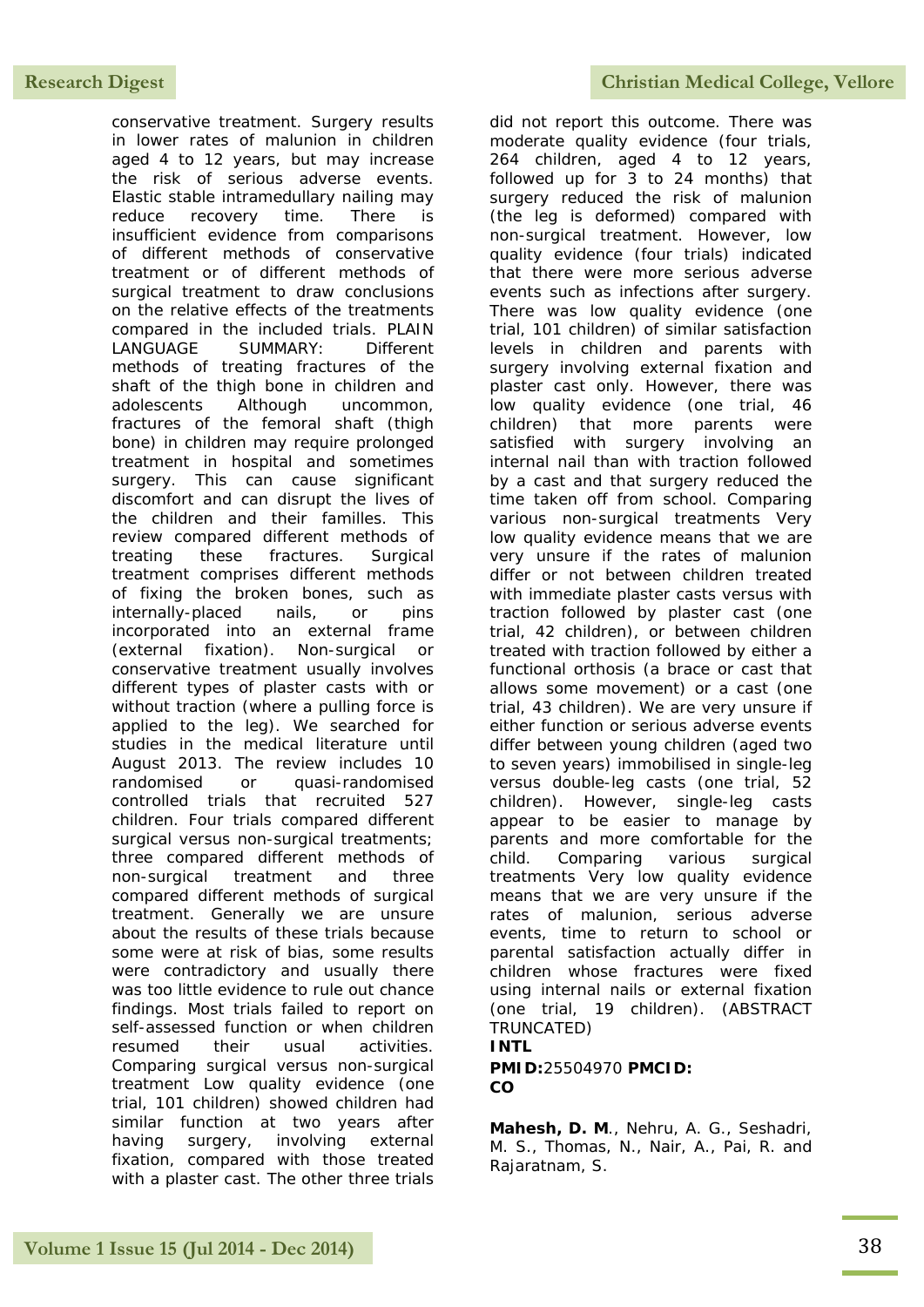conservative treatment. Surgery results in lower rates of malunion in children aged 4 to 12 years, but may increase the risk of serious adverse events. Elastic stable intramedullary nailing may reduce recovery time. There is insufficient evidence from comparisons of different methods of conservative treatment or of different methods of surgical treatment to draw conclusions on the relative effects of the treatments compared in the included trials. PLAIN LANGUAGE SUMMARY: Different methods of treating fractures of the shaft of the thigh bone in children and adolescents Although uncommon, fractures of the femoral shaft (thigh bone) in children may require prolonged treatment in hospital and sometimes surgery. This can cause significant discomfort and can disrupt the lives of the children and their familles. This review compared different methods of treating these fractures. Surgical treatment comprises different methods of fixing the broken bones, such as internally-placed nails, or pins incorporated into an external frame (external fixation). Non-surgical or conservative treatment usually involves different types of plaster casts with or without traction (where a pulling force is applied to the leg). We searched for studies in the medical literature until August 2013. The review includes 10 randomised or quasi-randomised controlled trials that recruited 527 children. Four trials compared different surgical versus non-surgical treatments; three compared different methods of non-surgical treatment and three compared different methods of surgical treatment. Generally we are unsure about the results of these trials because some were at risk of bias, some results were contradictory and usually there was too little evidence to rule out chance findings. Most trials failed to report on self-assessed function or when children resumed their usual activities. Comparing surgical versus non-surgical treatment Low quality evidence (one trial, 101 children) showed children had similar function at two years after having surgery, involving external fixation, compared with those treated with a plaster cast. The other three trials did not report this outcome. There was moderate quality evidence (four trials, 264 children, aged 4 to 12 years, followed up for 3 to 24 months) that surgery reduced the risk of malunion (the leg is deformed) compared with non-surgical treatment. However, low quality evidence (four trials) indicated that there were more serious adverse events such as infections after surgery. There was low quality evidence (one trial, 101 children) of similar satisfaction levels in children and parents with surgery involving external fixation and plaster cast only. However, there was low quality evidence (one trial, 46 children) that more parents were satisfied with surgery involving an internal nail than with traction followed by a cast and that surgery reduced the time taken off from school. Comparing various non-surgical treatments Very low quality evidence means that we are very unsure if the rates of malunion differ or not between children treated with immediate plaster casts versus with traction followed by plaster cast (one trial, 42 children), or between children treated with traction followed by either a functional orthosis (a brace or cast that allows some movement) or a cast (one trial, 43 children). We are very unsure if either function or serious adverse events differ between young children (aged two to seven years) immobilised in single-leg versus double-leg casts (one trial, 52 children). However, single-leg casts appear to be easier to manage by parents and more comfortable for the child. Comparing various surgical treatments Very low quality evidence means that we are very unsure if the rates of malunion, serious adverse events, time to return to school or parental satisfaction actually differ in children whose fractures were fixed using internal nails or external fixation (one trial, 19 children). (ABSTRACT TRUNCATED)

**INTL**

**PMID:**25504970 **PMCID:**

**CO**

**Mahesh, D. M**., Nehru, A. G., Seshadri, M. S., Thomas, N., Nair, A., Pai, R. and Rajaratnam, S.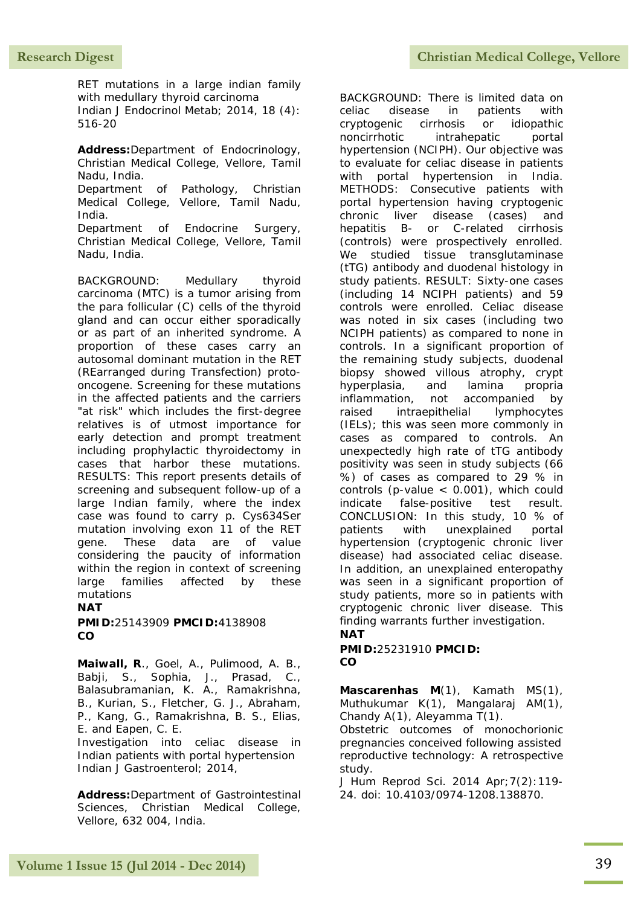RET mutations in a large indian family with medullary thyroid carcinoma
Indian J Endocrinol Metab; 2014, 18 (4): 516-20

**Address:** Department of Endocrinology, Christian Medical College, Vellore, Tamil Nadu, India.
Department of Pathology, Christian Medical College, Vellore, Tamil Nadu, India.
Department of Endocrine Surgery, Christian Medical College, Vellore, Tamil Nadu, India.

BACKGROUND: Medullary thyroid carcinoma (MTC) is a tumor arising from the para follicular (C) cells of the thyroid gland and can occur either sporadically or as part of an inherited syndrome. A proportion of these cases carry an autosomal dominant mutation in the RET (REarranged during Transfection) proto-oncogene. Screening for these mutations in the affected patients and the carriers "at risk" which includes the first-degree relatives is of utmost importance for early detection and prompt treatment including prophylactic thyroidectomy in cases that harbor these mutations. RESULTS: This report presents details of screening and subsequent follow-up of a large Indian family, where the index case was found to carry p. Cys634Ser mutation involving exon 11 of the RET gene. These data are of value considering the paucity of information within the region in context of screening large families affected by these mutations

**NAT**

**PMID:** 25143909 **PMCID:** 4138908

**CO**

**Maiwall, R**., Goel, A., Pulimood, A. B., Babji, S., Sophia, J., Prasad, C., Balasubramanian, K. A., Ramakrishna, B., Kurian, S., Fletcher, G. J., Abraham, P., Kang, G., Ramakrishna, B. S., Elias, E. and Eapen, C. E.
Investigation into celiac disease in Indian patients with portal hypertension
Indian J Gastroenterol; 2014,

**Address:** Department of Gastrointestinal Sciences, Christian Medical College, Vellore, 632 004, India.

BACKGROUND: There is limited data on celiac disease in patients with cryptogenic cirrhosis or idiopathic noncirrhotic intrahepatic portal hypertension (NCIPH). Our objective was to evaluate for celiac disease in patients with portal hypertension in India. METHODS: Consecutive patients with portal hypertension having cryptogenic chronic liver disease (cases) and hepatitis B- or C-related cirrhosis (controls) were prospectively enrolled. We studied tissue transglutaminase (tTG) antibody and duodenal histology in study patients. RESULT: Sixty-one cases (including 14 NCIPH patients) and 59 controls were enrolled. Celiac disease was noted in six cases (including two NCIPH patients) as compared to none in controls. In a significant proportion of the remaining study subjects, duodenal biopsy showed villous atrophy, crypt hyperplasia, and lamina propria inflammation, not accompanied by raised intraepithelial lymphocytes (IELs); this was seen more commonly in cases as compared to controls. An unexpectedly high rate of tTG antibody positivity was seen in study subjects (66 %) of cases as compared to 29 % in controls ($p$-value $< 0.001$), which could indicate false-positive test result. CONCLUSION: In this study, 10 % of patients with unexplained portal hypertension (cryptogenic chronic liver disease) had associated celiac disease. In addition, an unexplained enteropathy was seen in a significant proportion of study patients, more so in patients with cryptogenic chronic liver disease. This finding warrants further investigation.

**NAT**

**PMID:** 25231910 **PMCID:**

**CO**

**Mascarenhas M**(1), Kamath MS(1), Muthukumar K(1), Mangalaraj AM(1), Chandy A(1), Aleyamma T(1).
Obstetric outcomes of monochorionic pregnancies conceived following assisted reproductive technology: A retrospective study.
J Hum Reprod Sci. 2014 Apr;7(2):119-24. doi: 10.4103/0974-1208.138870.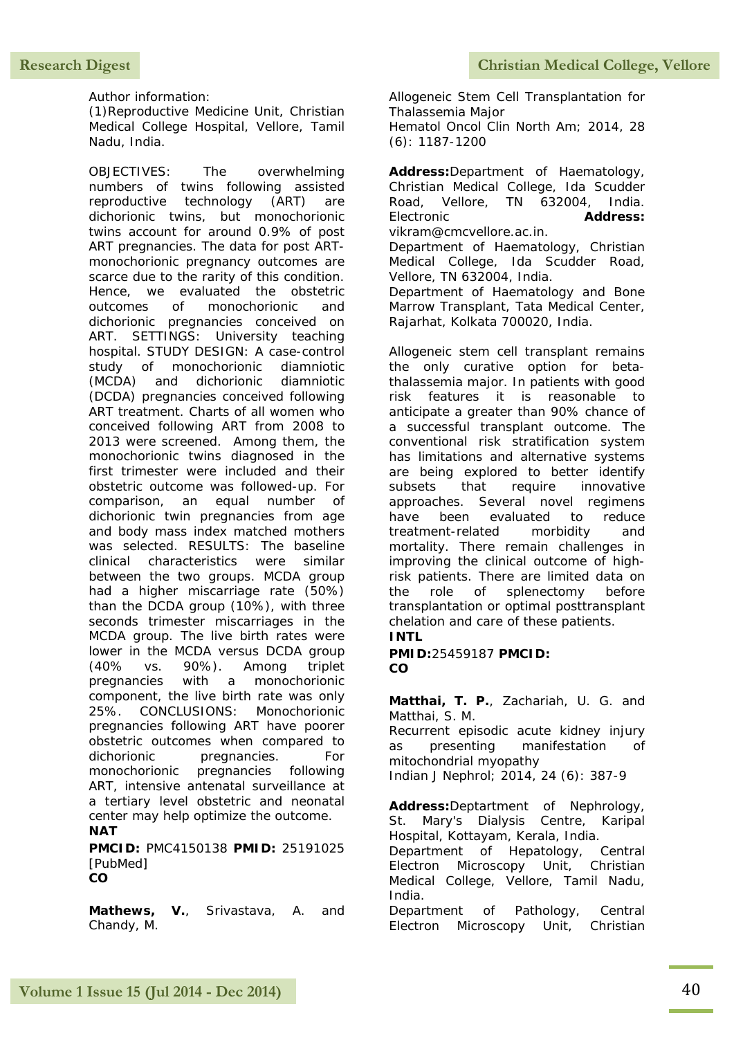Author information:
(1)Reproductive Medicine Unit, Christian Medical College Hospital, Vellore, Tamil Nadu, India.

OBJECTIVES: The overwhelming numbers of twins following assisted reproductive technology (ART) are dichorionic twins, but monochorionic twins account for around 0.9% of post ART pregnancies. The data for post ART-monochorionic pregnancy outcomes are scarce due to the rarity of this condition. Hence, we evaluated the obstetric outcomes of monochorionic and dichorionic pregnancies conceived on ART. SETTINGS: University teaching hospital. STUDY DESIGN: A case-control study of monochorionic diamniotic (MCDA) and dichorionic diamniotic (DCDA) pregnancies conceived following ART treatment. Charts of all women who conceived following ART from 2008 to 2013 were screened. Among them, the monochorionic twins diagnosed in the first trimester were included and their obstetric outcome was followed-up. For comparison, an equal number of dichorionic twin pregnancies from age and body mass index matched mothers was selected. RESULTS: The baseline clinical characteristics were similar between the two groups. MCDA group had a higher miscarriage rate (50%) than the DCDA group (10%), with three seconds trimester miscarriages in the MCDA group. The live birth rates were lower in the MCDA versus DCDA group (40% vs. 90%). Among triplet pregnancies with a monochorionic component, the live birth rate was only 25%. CONCLUSIONS: Monochorionic pregnancies following ART have poorer obstetric outcomes when compared to dichorionic pregnancies. For monochorionic pregnancies following ART, intensive antenatal surveillance at a tertiary level obstetric and neonatal center may help optimize the outcome.
**NAT**

**PMCID:** PMC4150138 **PMID:** 25191025 [PubMed]
**CO**

**Mathews, V.**, Srivastava, A. and Chandy, M.
Allogeneic Stem Cell Transplantation for Thalassemia Major
Hematol Oncol Clin North Am; 2014, 28 (6): 1187-1200

**Address:**Department of Haematology, Christian Medical College, Ida Scudder Road, Vellore, TN 632004, India. Electronic **Address:** vikram@cmcvellore.ac.in.
Department of Haematology, Christian Medical College, Ida Scudder Road, Vellore, TN 632004, India.
Department of Haematology and Bone Marrow Transplant, Tata Medical Center, Rajarhat, Kolkata 700020, India.

Allogeneic stem cell transplant remains the only curative option for beta-thalassemia major. In patients with good risk features it is reasonable to anticipate a greater than 90% chance of a successful transplant outcome. The conventional risk stratification system has limitations and alternative systems are being explored to better identify subsets that require innovative approaches. Several novel regimens have been evaluated to reduce treatment-related morbidity and mortality. There remain challenges in improving the clinical outcome of high-risk patients. There are limited data on the role of splenectomy before transplantation or optimal posttransplant chelation and care of these patients.
**INTL**

**PMID:**25459187 **PMCID:**
**CO**

**Matthai, T. P.**, Zachariah, U. G. and Matthai, S. M.
Recurrent episodic acute kidney injury as presenting manifestation of mitochondrial myopathy
Indian J Nephrol; 2014, 24 (6): 387-9

**Address:**Deptartment of Nephrology, St. Mary's Dialysis Centre, Karipal Hospital, Kottayam, Kerala, India.
Department of Hepatology, Central Electron Microscopy Unit, Christian Medical College, Vellore, Tamil Nadu, India.
Department of Pathology, Central Electron Microscopy Unit, Christian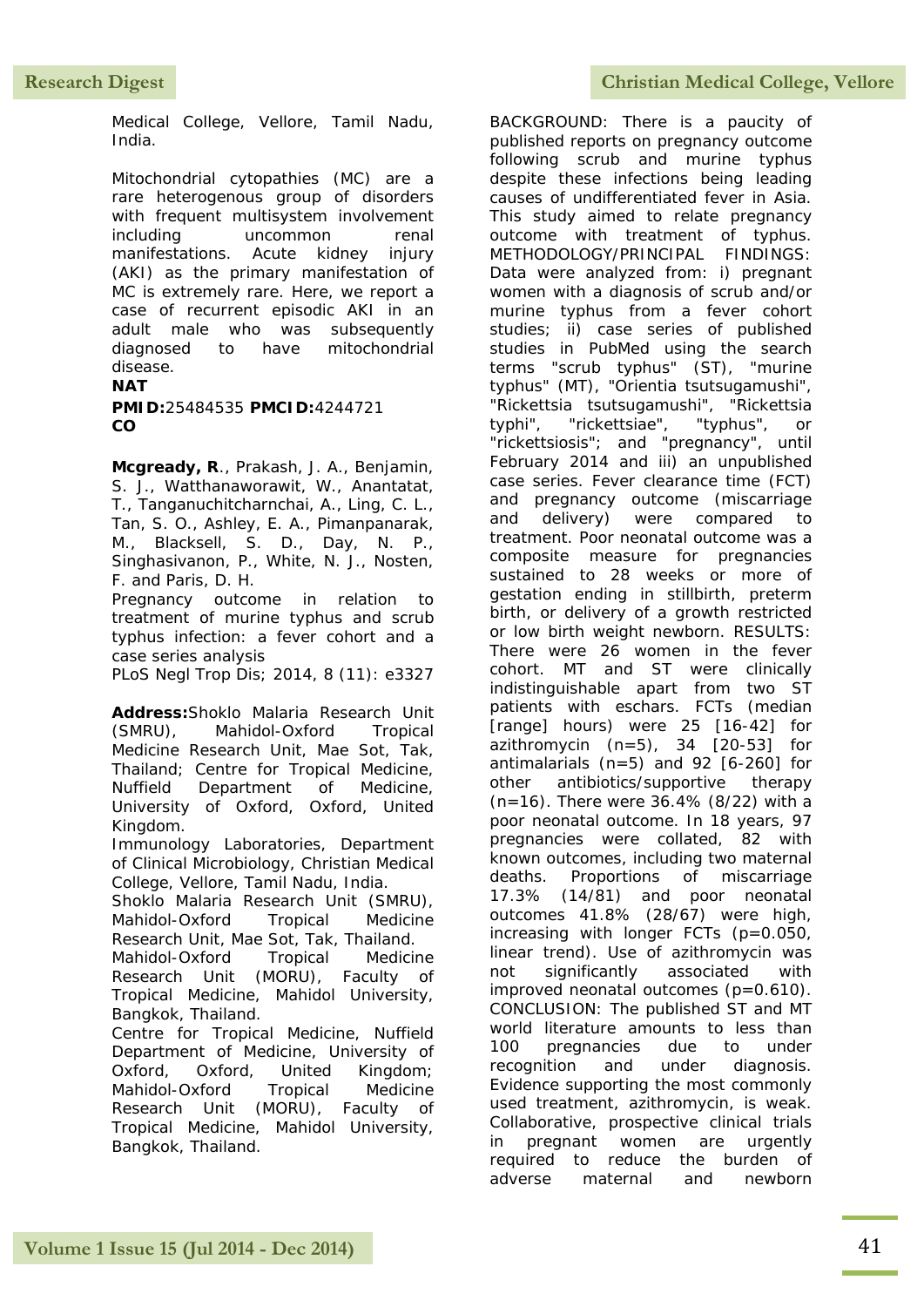Medical College, Vellore, Tamil Nadu, India.

Mitochondrial cytopathies (MC) are a rare heterogenous group of disorders with frequent multisystem involvement including uncommon renal manifestations. Acute kidney injury (AKI) as the primary manifestation of MC is extremely rare. Here, we report a case of recurrent episodic AKI in an adult male who was subsequently diagnosed to have mitochondrial disease.

**NAT**

**PMID:**25484535 **PMCID:**4244721

**CO**

**Mcgready, R**., Prakash, J. A., Benjamin, S. J., Watthanaworawit, W., Anantatat, T., Tanganuchitcharnchai, A., Ling, C. L., Tan, S. O., Ashley, E. A., Pimanpanarak, M., Blacksell, S. D., Day, N. P., Singhasivanon, P., White, N. J., Nosten, F. and Paris, D. H.

Pregnancy outcome in relation to treatment of murine typhus and scrub typhus infection: a fever cohort and a case series analysis

PLoS Negl Trop Dis; 2014, 8 (11): e3327

**Address:**Shoklo Malaria Research Unit (SMRU), Mahidol-Oxford Tropical Medicine Research Unit, Mae Sot, Tak, Thailand; Centre for Tropical Medicine, Nuffield Department of Medicine, University of Oxford, Oxford, United Kingdom.

Immunology Laboratories, Department of Clinical Microbiology, Christian Medical College, Vellore, Tamil Nadu, India.

Shoklo Malaria Research Unit (SMRU), Mahidol-Oxford Tropical Medicine Research Unit, Mae Sot, Tak, Thailand.

Mahidol-Oxford Tropical Medicine Research Unit (MORU), Faculty of Tropical Medicine, Mahidol University, Bangkok, Thailand.

Centre for Tropical Medicine, Nuffield Department of Medicine, University of Oxford, Oxford, United Kingdom; Mahidol-Oxford Tropical Medicine Research Unit (MORU), Faculty of Tropical Medicine, Mahidol University, Bangkok, Thailand.

BACKGROUND: There is a paucity of published reports on pregnancy outcome following scrub and murine typhus despite these infections being leading causes of undifferentiated fever in Asia. This study aimed to relate pregnancy outcome with treatment of typhus. METHODOLOGY/PRINCIPAL FINDINGS: Data were analyzed from: i) pregnant women with a diagnosis of scrub and/or murine typhus from a fever cohort studies; ii) case series of published studies in PubMed using the search terms "scrub typhus" (ST), "murine typhus" (MT), "Orientia tsutsugamushi", "Rickettsia tsutsugamushi", "Rickettsia typhi", "rickettsiae", "typhus", or "rickettsiosis"; and "pregnancy", until February 2014 and iii) an unpublished case series. Fever clearance time (FCT) and pregnancy outcome (miscarriage and delivery) were compared to treatment. Poor neonatal outcome was a composite measure for pregnancies sustained to 28 weeks or more of gestation ending in stillbirth, preterm birth, or delivery of a growth restricted or low birth weight newborn. RESULTS: There were 26 women in the fever cohort. MT and ST were clinically indistinguishable apart from two ST patients with eschars. FCTs (median [range] hours) were 25 [16-42] for azithromycin (n=5), 34 [20-53] for antimalarials (n=5) and 92 [6-260] for other antibiotics/supportive therapy (n=16). There were 36.4% (8/22) with a poor neonatal outcome. In 18 years, 97 pregnancies were collated, 82 with known outcomes, including two maternal deaths. Proportions of miscarriage 17.3% (14/81) and poor neonatal outcomes 41.8% (28/67) were high, increasing with longer FCTs ($p=0.050$, linear trend). Use of azithromycin was not significantly associated with improved neonatal outcomes ($p=0.610$). CONCLUSION: The published ST and MT world literature amounts to less than 100 pregnancies due to under recognition and under diagnosis. Evidence supporting the most commonly used treatment, azithromycin, is weak. Collaborative, prospective clinical trials in pregnant women are urgently required to reduce the burden of adverse maternal and newborn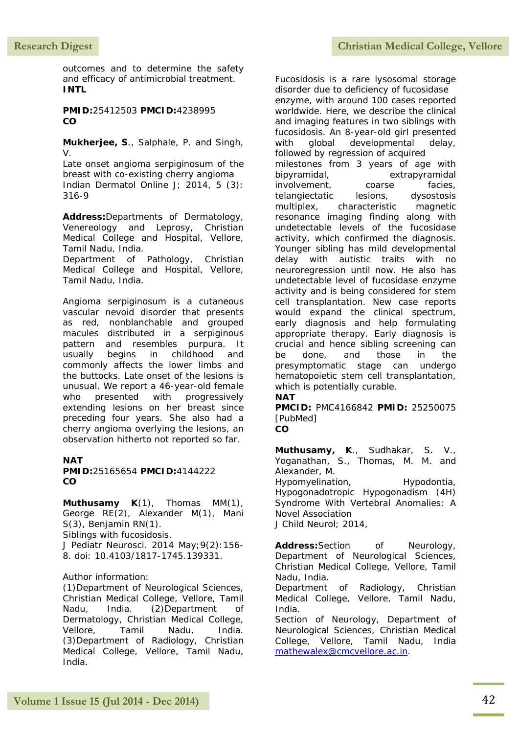outcomes and to determine the safety and efficacy of antimicrobial treatment.
**INTL**

**PMID:**25412503 **PMCID:**4238995
**CO**

**Mukherjee, S**., Salphale, P. and Singh, V.
Late onset angioma serpiginosum of the breast with co-existing cherry angioma
Indian Dermatol Online J; 2014, 5 (3): 316-9

**Address:**Departments of Dermatology, Venereology and Leprosy, Christian Medical College and Hospital, Vellore, Tamil Nadu, India.
Department of Pathology, Christian Medical College and Hospital, Vellore, Tamil Nadu, India.

Angioma serpiginosum is a cutaneous vascular nevoid disorder that presents as red, nonblanchable and grouped macules distributed in a serpiginous pattern and resembles purpura. It usually begins in childhood and commonly affects the lower limbs and the buttocks. Late onset of the lesions is unusual. We report a 46-year-old female who presented with progressively extending lesions on her breast since preceding four years. She also had a cherry angioma overlying the lesions, an observation hitherto not reported so far.

**NAT**
**PMID:**25165654 **PMCID:**4144222
**CO**

**Muthusamy K**(1), Thomas MM(1), George RE(2), Alexander M(1), Mani S(3), Benjamin RN(1).
Siblings with fucosidosis.
J Pediatr Neurosci. 2014 May;9(2):156-8. doi: 10.4103/1817-1745.139331.

Author information:
(1)Department of Neurological Sciences, Christian Medical College, Vellore, Tamil Nadu, India. (2)Department of Dermatology, Christian Medical College, Vellore, Tamil Nadu, India. (3)Department of Radiology, Christian Medical College, Vellore, Tamil Nadu, India.

Fucosidosis is a rare lysosomal storage disorder due to deficiency of fucosidase enzyme, with around 100 cases reported worldwide. Here, we describe the clinical and imaging features in two siblings with fucosidosis. An 8-year-old girl presented with global developmental delay, followed by regression of acquired milestones from 3 years of age with bipyramidal, extrapyramidal involvement, coarse facies, telangiectatic lesions, dysostosis multiplex, characteristic magnetic resonance imaging finding along with undetectable levels of the fucosidase activity, which confirmed the diagnosis. Younger sibling has mild developmental delay with autistic traits with no neuroregression until now. He also has undetectable level of fucosidase enzyme activity and is being considered for stem cell transplantation. New case reports would expand the clinical spectrum, early diagnosis and help formulating appropriate therapy. Early diagnosis is crucial and hence sibling screening can be done, and those in the presymptomatic stage can undergo hematopoietic stem cell transplantation, which is potentially curable.
**NAT**
**PMCID:** PMC4166842 **PMID:** 25250075 [PubMed]
**CO**

**Muthusamy, K**., Sudhakar, S. V., Yoganathan, S., Thomas, M. M. and Alexander, M.
Hypomyelination, Hypodontia, Hypogonadotropic Hypogonadism (4H) Syndrome With Vertebral Anomalies: A Novel Association
J Child Neurol; 2014,

**Address:**Section of Neurology, Department of Neurological Sciences, Christian Medical College, Vellore, Tamil Nadu, India.
Department of Radiology, Christian Medical College, Vellore, Tamil Nadu, India.
Section of Neurology, Department of Neurological Sciences, Christian Medical College, Vellore, Tamil Nadu, India mathewalex@cmcvellore.ac.in.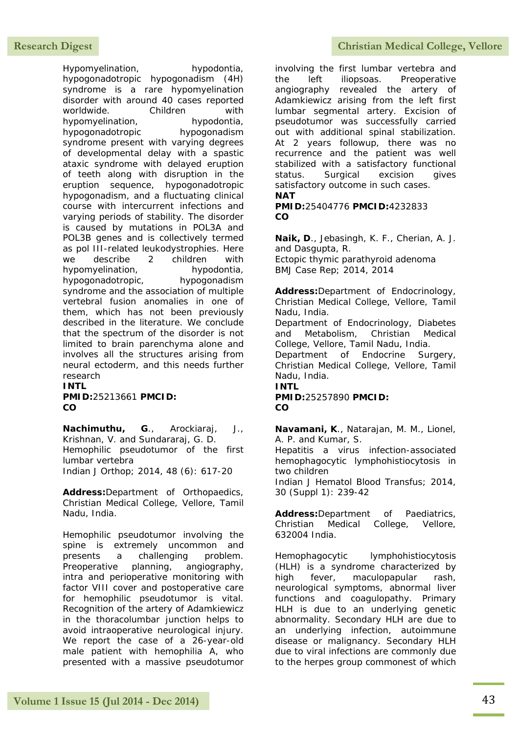Hypomyelination, hypodontia, hypogonadotropic hypogonadism (4H) syndrome is a rare hypomyelination disorder with around 40 cases reported worldwide. Children with hypomyelination, hypodontia, hypogonadotropic hypogonadism syndrome present with varying degrees of developmental delay with a spastic ataxic syndrome with delayed eruption of teeth along with disruption in the eruption sequence, hypogonadotropic hypogonadism, and a fluctuating clinical course with intercurrent infections and varying periods of stability. The disorder is caused by mutations in POL3A and POL3B genes and is collectively termed as pol III-related leukodystrophies. Here we describe 2 children with hypomyelination, hypodontia, hypogonadotropic, hypogonadism syndrome and the association of multiple vertebral fusion anomalies in one of them, which has not been previously described in the literature. We conclude that the spectrum of the disorder is not limited to brain parenchyma alone and involves all the structures arising from neural ectoderm, and this needs further research

**INTL**
**PMID:**25213661 **PMCID:**
**CO**

**Nachimuthu, G**., Arockiaraj, J., Krishnan, V. and Sundararaj, G. D.
Hemophilic pseudotumor of the first lumbar vertebra
Indian J Orthop; 2014, 48 (6): 617-20

**Address:**Department of Orthopaedics, Christian Medical College, Vellore, Tamil Nadu, India.

Hemophilic pseudotumor involving the spine is extremely uncommon and presents a challenging problem. Preoperative planning, angiography, intra and perioperative monitoring with factor VIII cover and postoperative care for hemophilic pseudotumor is vital. Recognition of the artery of Adamkiewicz in the thoracolumbar junction helps to avoid intraoperative neurological injury. We report the case of a 26-year-old male patient with hemophilia A, who presented with a massive pseudotumor involving the first lumbar vertebra and the left iliopsoas. Preoperative angiography revealed the artery of Adamkiewicz arising from the left first lumbar segmental artery. Excision of pseudotumor was successfully carried out with additional spinal stabilization. At 2 years followup, there was no recurrence and the patient was well stabilized with a satisfactory functional status. Surgical excision gives satisfactory outcome in such cases.

**NAT**
**PMID:**25404776 **PMCID:**4232833
**CO**

**Naik, D**., Jebasingh, K. F., Cherian, A. J. and Dasgupta, R.
Ectopic thymic parathyroid adenoma
BMJ Case Rep; 2014, 2014

**Address:**Department of Endocrinology, Christian Medical College, Vellore, Tamil Nadu, India.
Department of Endocrinology, Diabetes and Metabolism, Christian Medical College, Vellore, Tamil Nadu, India.
Department of Endocrine Surgery, Christian Medical College, Vellore, Tamil Nadu, India.

**INTL**
**PMID:**25257890 **PMCID:**
**CO**

**Navamani, K**., Natarajan, M. M., Lionel, A. P. and Kumar, S.
Hepatitis a virus infection-associated hemophagocytic lymphohistiocytosis in two children
Indian J Hematol Blood Transfus; 2014, 30 (Suppl 1): 239-42

**Address:**Department of Paediatrics, Christian Medical College, Vellore, 632004 India.

Hemophagocytic lymphohistiocytosis (HLH) is a syndrome characterized by high fever, maculopapular rash, neurological symptoms, abnormal liver functions and coagulopathy. Primary HLH is due to an underlying genetic abnormality. Secondary HLH are due to an underlying infection, autoimmune disease or malignancy. Secondary HLH due to viral infections are commonly due to the herpes group commonest of which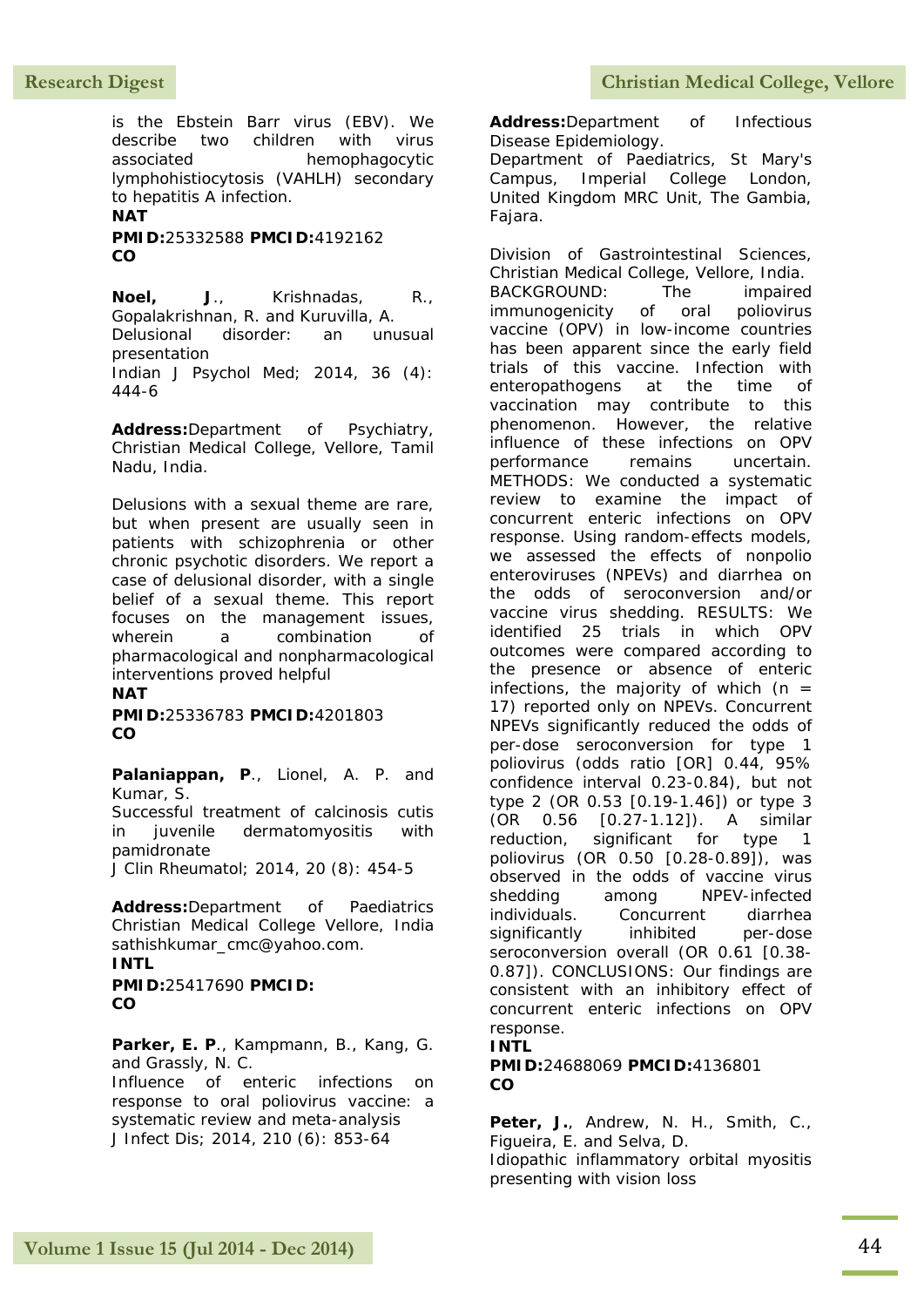is the Ebstein Barr virus (EBV). We describe two children with virus associated hemophagocytic lymphohistiocytosis (VAHLH) secondary to hepatitis A infection.

**NAT**

**PMID:**25332588 **PMCID:**4192162

**CO**

**Noel, J**., Krishnadas, R., Gopalakrishnan, R. and Kuruvilla, A.
Delusional disorder: an unusual presentation
Indian J Psychol Med; 2014, 36 (4): 444-6

**Address:**Department of Psychiatry, Christian Medical College, Vellore, Tamil Nadu, India.

Delusions with a sexual theme are rare, but when present are usually seen in patients with schizophrenia or other chronic psychotic disorders. We report a case of delusional disorder, with a single belief of a sexual theme. This report focuses on the management issues, wherein a combination of pharmacological and nonpharmacological interventions proved helpful

**NAT**

**PMID:**25336783 **PMCID:**4201803

**CO**

**Palaniappan, P**., Lionel, A. P. and Kumar, S.
Successful treatment of calcinosis cutis in juvenile dermatomyositis with pamidronate
J Clin Rheumatol; 2014, 20 (8): 454-5

**Address:**Department of Paediatrics Christian Medical College Vellore, India sathishkumar_cmc@yahoo.com.

**INTL**

**PMID:**25417690 **PMCID:**

**CO**

**Parker, E. P**., Kampmann, B., Kang, G. and Grassly, N. C.
Influence of enteric infections on response to oral poliovirus vaccine: a systematic review and meta-analysis
J Infect Dis; 2014, 210 (6): 853-64

**Address:**Department of Infectious Disease Epidemiology.
Department of Paediatrics, St Mary's Campus, Imperial College London, United Kingdom MRC Unit, The Gambia, Fajara.

Division of Gastrointestinal Sciences, Christian Medical College, Vellore, India.
BACKGROUND: The impaired immunogenicity of oral poliovirus vaccine (OPV) in low-income countries has been apparent since the early field trials of this vaccine. Infection with enteropathogens at the time of vaccination may contribute to this phenomenon. However, the relative influence of these infections on OPV performance remains uncertain. METHODS: We conducted a systematic review to examine the impact of concurrent enteric infections on OPV response. Using random-effects models, we assessed the effects of nonpolio enteroviruses (NPEVs) and diarrhea on the odds of seroconversion and/or vaccine virus shedding. RESULTS: We identified 25 trials in which OPV outcomes were compared according to the presence or absence of enteric infections, the majority of which (n = 17) reported only on NPEVs. Concurrent NPEVs significantly reduced the odds of per-dose seroconversion for type 1 poliovirus (odds ratio [OR] 0.44, 95% confidence interval 0.23-0.84), but not type 2 (OR 0.53 [0.19-1.46]) or type 3 (OR 0.56 [0.27-1.12]). A similar reduction, significant for type 1 poliovirus (OR 0.50 [0.28-0.89]), was observed in the odds of vaccine virus shedding among NPEV-infected individuals. Concurrent diarrhea significantly inhibited per-dose seroconversion overall (OR 0.61 [0.38-0.87]). CONCLUSIONS: Our findings are consistent with an inhibitory effect of concurrent enteric infections on OPV response.

**INTL**

**PMID:**24688069 **PMCID:**4136801

**CO**

**Peter, J.**, Andrew, N. H., Smith, C., Figueira, E. and Selva, D.
Idiopathic inflammatory orbital myositis presenting with vision loss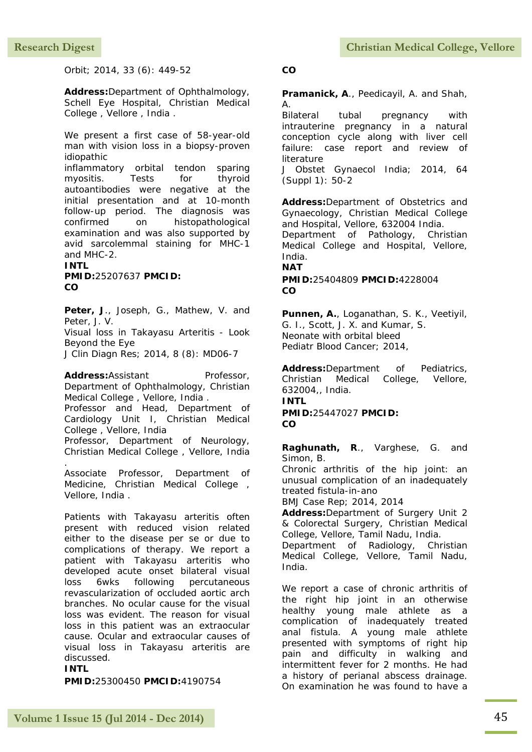Orbit; 2014, 33 (6): 449-52

**Address:**Department of Ophthalmology, Schell Eye Hospital, Christian Medical College , Vellore , India .

We present a first case of 58-year-old man with vision loss in a biopsy-proven idiopathic
inflammatory orbital tendon sparing myositis. Tests for thyroid autoantibodies were negative at the initial presentation and at 10-month follow-up period. The diagnosis was confirmed on histopathological examination and was also supported by avid sarcolemmal staining for MHC-1 and MHC-2.

**INTL**

**PMID:**25207637 **PMCID:**

**CO**

**Peter, J**., Joseph, G., Mathew, V. and Peter, J. V.

Visual loss in Takayasu Arteritis - Look Beyond the Eye

J Clin Diagn Res; 2014, 8 (8): MD06-7

**Address:**Assistant Professor, Department of Ophthalmology, Christian Medical College , Vellore, India .

Professor and Head, Department of Cardiology Unit I, Christian Medical College , Vellore, India

Professor, Department of Neurology, Christian Medical College , Vellore, India .

Associate Professor, Department of Medicine, Christian Medical College , Vellore, India .

Patients with Takayasu arteritis often present with reduced vision related either to the disease per se or due to complications of therapy. We report a patient with Takayasu arteritis who developed acute onset bilateral visual loss 6wks following percutaneous revascularization of occluded aortic arch branches. No ocular cause for the visual loss was evident. The reason for visual loss in this patient was an extraocular cause. Ocular and extraocular causes of visual loss in Takayasu arteritis are discussed.

**INTL**

**PMID:**25300450 **PMCID:**4190754

**CO**

**Pramanick, A**., Peedicayil, A. and Shah, A.

Bilateral tubal pregnancy with intrauterine pregnancy in a natural conception cycle along with liver cell failure: case report and review of literature

J Obstet Gynaecol India; 2014, 64 (Suppl 1): 50-2

**Address:**Department of Obstetrics and Gynaecology, Christian Medical College and Hospital, Vellore, 632004 India.

Department of Pathology, Christian Medical College and Hospital, Vellore, India.

**NAT**

**PMID:**25404809 **PMCID:**4228004

**CO**

**Punnen, A.**, Loganathan, S. K., Veetiyil, G. I., Scott, J. X. and Kumar, S.

Neonate with orbital bleed

Pediatr Blood Cancer; 2014,

**Address:**Department of Pediatrics, Christian Medical College, Vellore, 632004,, India.

**INTL**

**PMID:**25447027 **PMCID:**

**CO**

**Raghunath, R**., Varghese, G. and Simon, B.

Chronic arthritis of the hip joint: an unusual complication of an inadequately treated fistula-in-ano

BMJ Case Rep; 2014, 2014

**Address:**Department of Surgery Unit 2 & Colorectal Surgery, Christian Medical College, Vellore, Tamil Nadu, India.

Department of Radiology, Christian Medical College, Vellore, Tamil Nadu, India.

We report a case of chronic arthritis of the right hip joint in an otherwise healthy young male athlete as a complication of inadequately treated anal fistula. A young male athlete presented with symptoms of right hip pain and difficulty in walking and intermittent fever for 2 months. He had a history of perianal abscess drainage. On examination he was found to have a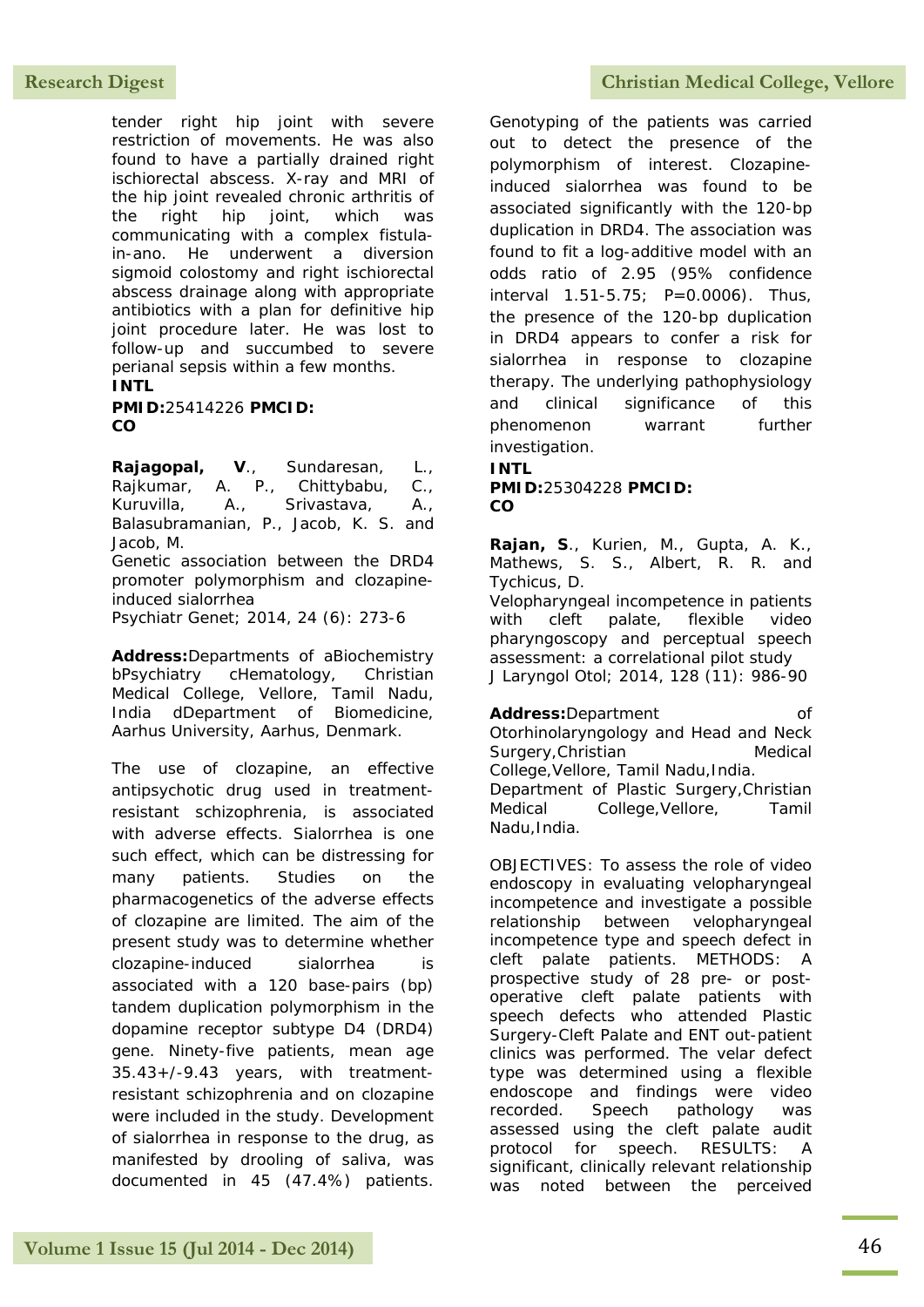tender right hip joint with severe restriction of movements. He was also found to have a partially drained right ischiorectal abscess. X-ray and MRI of the hip joint revealed chronic arthritis of the right hip joint, which was communicating with a complex fistula-in-ano. He underwent a diversion sigmoid colostomy and right ischiorectal abscess drainage along with appropriate antibiotics with a plan for definitive hip joint procedure later. He was lost to follow-up and succumbed to severe perianal sepsis within a few months.

**INTL**

**PMID:**25414226 **PMCID:**
**CO**

**Rajagopal, V**., Sundaresan, L., Rajkumar, A. P., Chittybabu, C., Kuruvilla, A., Srivastava, A., Balasubramanian, P., Jacob, K. S. and Jacob, M.

Genetic association between the DRD4 promoter polymorphism and clozapine-induced sialorrhea

Psychiatr Genet; 2014, 24 (6): 273-6

**Address:**Departments of aBiochemistry bPsychiatry cHematology, Christian Medical College, Vellore, Tamil Nadu, India dDepartment of Biomedicine, Aarhus University, Aarhus, Denmark.

The use of clozapine, an effective antipsychotic drug used in treatment-resistant schizophrenia, is associated with adverse effects. Sialorrhea is one such effect, which can be distressing for many patients. Studies on the pharmacogenetics of the adverse effects of clozapine are limited. The aim of the present study was to determine whether clozapine-induced sialorrhea is associated with a 120 base-pairs (bp) tandem duplication polymorphism in the dopamine receptor subtype D4 (DRD4) gene. Ninety-five patients, mean age 35.43+/-9.43 years, with treatment-resistant schizophrenia and on clozapine were included in the study. Development of sialorrhea in response to the drug, as manifested by drooling of saliva, was documented in 45 (47.4%) patients. Genotyping of the patients was carried out to detect the presence of the polymorphism of interest. Clozapine-induced sialorrhea was found to be associated significantly with the 120-bp duplication in DRD4. The association was found to fit a log-additive model with an odds ratio of 2.95 (95% confidence interval 1.51-5.75; P=0.0006). Thus, the presence of the 120-bp duplication in DRD4 appears to confer a risk for sialorrhea in response to clozapine therapy. The underlying pathophysiology and clinical significance of this phenomenon warrant further investigation.

**INTL**

**PMID:**25304228 **PMCID:**
**CO**

**Rajan, S**., Kurien, M., Gupta, A. K., Mathews, S. S., Albert, R. R. and Tychicus, D.

Velopharyngeal incompetence in patients with cleft palate, flexible video pharyngoscopy and perceptual speech assessment: a correlational pilot study

J Laryngol Otol; 2014, 128 (11): 986-90

**Address:**Department of Otorhinolaryngology and Head and Neck Surgery,Christian Medical College,Vellore, Tamil Nadu,India. Department of Plastic Surgery,Christian Medical College,Vellore, Tamil Nadu,India.

OBJECTIVES: To assess the role of video endoscopy in evaluating velopharyngeal incompetence and investigate a possible relationship between velopharyngeal incompetence type and speech defect in cleft palate patients. METHODS: A prospective study of 28 pre- or post-operative cleft palate patients with speech defects who attended Plastic Surgery-Cleft Palate and ENT out-patient clinics was performed. The velar defect type was determined using a flexible endoscope and findings were video recorded. Speech pathology was assessed using the cleft palate audit protocol for speech. RESULTS: A significant, clinically relevant relationship was noted between the perceived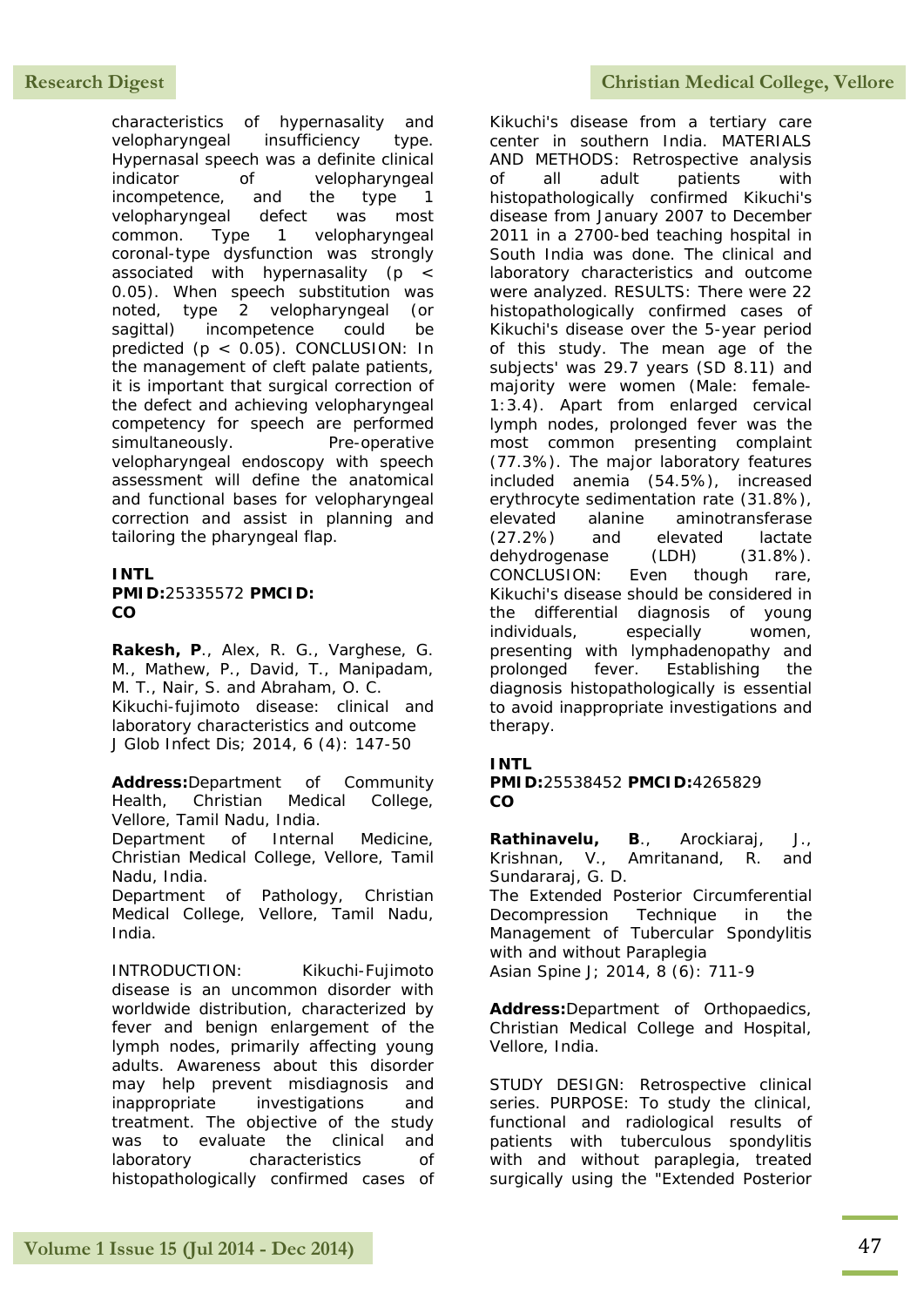characteristics of hypernasality and velopharyngeal insufficiency type. Hypernasal speech was a definite clinical indicator of velopharyngeal incompetence, and the type 1 velopharyngeal defect was most common. Type 1 velopharyngeal coronal-type dysfunction was strongly associated with hypernasality ($p < 0.05$). When speech substitution was noted, type 2 velopharyngeal (or sagittal) incompetence could be predicted ($p < 0.05$). CONCLUSION: In the management of cleft palate patients, it is important that surgical correction of the defect and achieving velopharyngeal competency for speech are performed simultaneously. Pre-operative velopharyngeal endoscopy with speech assessment will define the anatomical and functional bases for velopharyngeal correction and assist in planning and tailoring the pharyngeal flap.

**INTL**
**PMID:**25335572 **PMCID:**
**CO**

**Rakesh, P**., Alex, R. G., Varghese, G. M., Mathew, P., David, T., Manipadam, M. T., Nair, S. and Abraham, O. C.
Kikuchi-fujimoto disease: clinical and laboratory characteristics and outcome
J Glob Infect Dis; 2014, 6 (4): 147-50

**Address:**Department of Community Health, Christian Medical College, Vellore, Tamil Nadu, India.
Department of Internal Medicine, Christian Medical College, Vellore, Tamil Nadu, India.
Department of Pathology, Christian Medical College, Vellore, Tamil Nadu, India.

INTRODUCTION: Kikuchi-Fujimoto disease is an uncommon disorder with worldwide distribution, characterized by fever and benign enlargement of the lymph nodes, primarily affecting young adults. Awareness about this disorder may help prevent misdiagnosis and inappropriate investigations and treatment. The objective of the study was to evaluate the clinical and laboratory characteristics of histopathologically confirmed cases of Kikuchi's disease from a tertiary care center in southern India. MATERIALS AND METHODS: Retrospective analysis of all adult patients with histopathologically confirmed Kikuchi's disease from January 2007 to December 2011 in a 2700-bed teaching hospital in South India was done. The clinical and laboratory characteristics and outcome were analyzed. RESULTS: There were 22 histopathologically confirmed cases of Kikuchi's disease over the 5-year period of this study. The mean age of the subjects' was 29.7 years (SD 8.11) and majority were women (Male: female- 1:3.4). Apart from enlarged cervical lymph nodes, prolonged fever was the most common presenting complaint (77.3%). The major laboratory features included anemia (54.5%), increased erythrocyte sedimentation rate (31.8%), elevated alanine aminotransferase (27.2%) and elevated lactate dehydrogenase (LDH) (31.8%). CONCLUSION: Even though rare, Kikuchi's disease should be considered in the differential diagnosis of young individuals, especially women, presenting with lymphadenopathy and prolonged fever. Establishing the diagnosis histopathologically is essential to avoid inappropriate investigations and therapy.

**INTL**
**PMID:**25538452 **PMCID:**4265829
**CO**

**Rathinavelu, B**., Arockiaraj, J., Krishnan, V., Amritanand, R. and Sundararaj, G. D.
The Extended Posterior Circumferential Decompression Technique in the Management of Tubercular Spondylitis with and without Paraplegia
Asian Spine J; 2014, 8 (6): 711-9

**Address:**Department of Orthopaedics, Christian Medical College and Hospital, Vellore, India.

STUDY DESIGN: Retrospective clinical series. PURPOSE: To study the clinical, functional and radiological results of patients with tuberculous spondylitis with and without paraplegia, treated surgically using the "Extended Posterior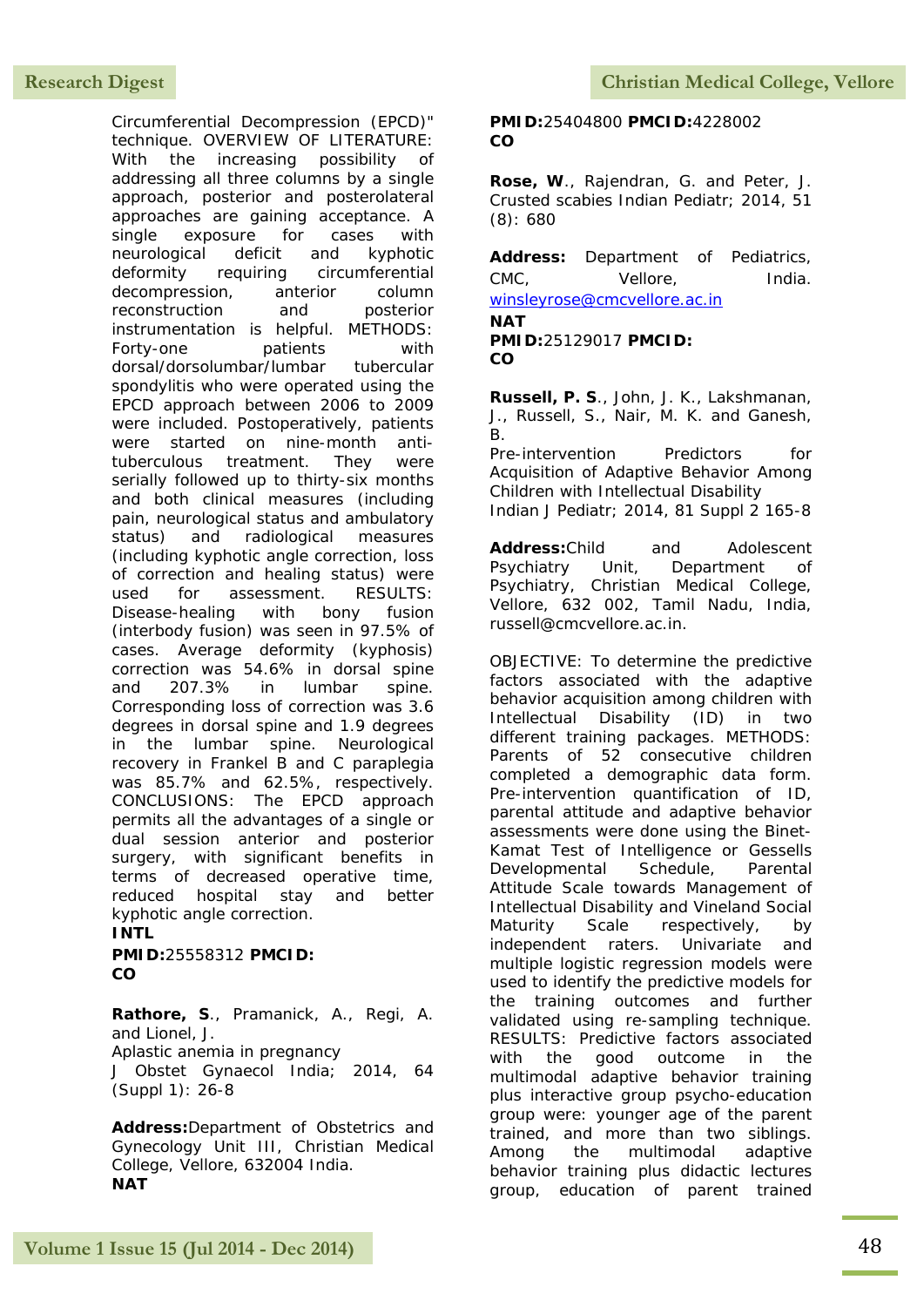Circumferential Decompression (EPCD)" technique. OVERVIEW OF LITERATURE: With the increasing possibility of addressing all three columns by a single approach, posterior and posterolateral approaches are gaining acceptance. A single exposure for cases with neurological deficit and kyphotic deformity requiring circumferential decompression, anterior column reconstruction and posterior instrumentation is helpful. METHODS: Forty-one patients with dorsal/dorsolumbar/lumbar tubercular spondylitis who were operated using the EPCD approach between 2006 to 2009 were included. Postoperatively, patients were started on nine-month anti-tuberculous treatment. They were serially followed up to thirty-six months and both clinical measures (including pain, neurological status and ambulatory status) and radiological measures (including kyphotic angle correction, loss of correction and healing status) were used for assessment. RESULTS: Disease-healing with bony fusion (interbody fusion) was seen in 97.5% of cases. Average deformity (kyphosis) correction was 54.6% in dorsal spine and 207.3% in lumbar spine. Corresponding loss of correction was 3.6 degrees in dorsal spine and 1.9 degrees in the lumbar spine. Neurological recovery in Frankel B and C paraplegia was 85.7% and 62.5%, respectively. CONCLUSIONS: The EPCD approach permits all the advantages of a single or dual session anterior and posterior surgery, with significant benefits in terms of decreased operative time, reduced hospital stay and better kyphotic angle correction.

**INTL**

**PMID:**25558312 **PMCID:**
**CO**

**Rathore, S**., Pramanick, A., Regi, A. and Lionel, J.
Aplastic anemia in pregnancy
J Obstet Gynaecol India; 2014, 64 (Suppl 1): 26-8

**Address:**Department of Obstetrics and Gynecology Unit III, Christian Medical College, Vellore, 632004 India.
**NAT**

**PMID:**25404800 **PMCID:**4228002
**CO**

**Rose, W**., Rajendran, G. and Peter, J.
Crusted scabies Indian Pediatr; 2014, 51 (8): 680

**Address:** Department of Pediatrics, CMC, Vellore, India. winsleyrose@cmcvellore.ac.in
**NAT**
**PMID:**25129017 **PMCID:**
**CO**

**Russell, P. S**., John, J. K., Lakshmanan, J., Russell, S., Nair, M. K. and Ganesh, B.
Pre-intervention Predictors for Acquisition of Adaptive Behavior Among Children with Intellectual Disability
Indian J Pediatr; 2014, 81 Suppl 2 165-8

**Address:**Child and Adolescent Psychiatry Unit, Department of Psychiatry, Christian Medical College, Vellore, 632 002, Tamil Nadu, India, russell@cmcvellore.ac.in.

OBJECTIVE: To determine the predictive factors associated with the adaptive behavior acquisition among children with Intellectual Disability (ID) in two different training packages. METHODS: Parents of 52 consecutive children completed a demographic data form. Pre-intervention quantification of ID, parental attitude and adaptive behavior assessments were done using the Binet-Kamat Test of Intelligence or Gessells Developmental Schedule, Parental Attitude Scale towards Management of Intellectual Disability and Vineland Social Maturity Scale respectively, by independent raters. Univariate and multiple logistic regression models were used to identify the predictive models for the training outcomes and further validated using re-sampling technique. RESULTS: Predictive factors associated with the good outcome in the multimodal adaptive behavior training plus interactive group psycho-education group were: younger age of the parent trained, and more than two siblings. Among the multimodal adaptive behavior training plus didactic lectures group, education of parent trained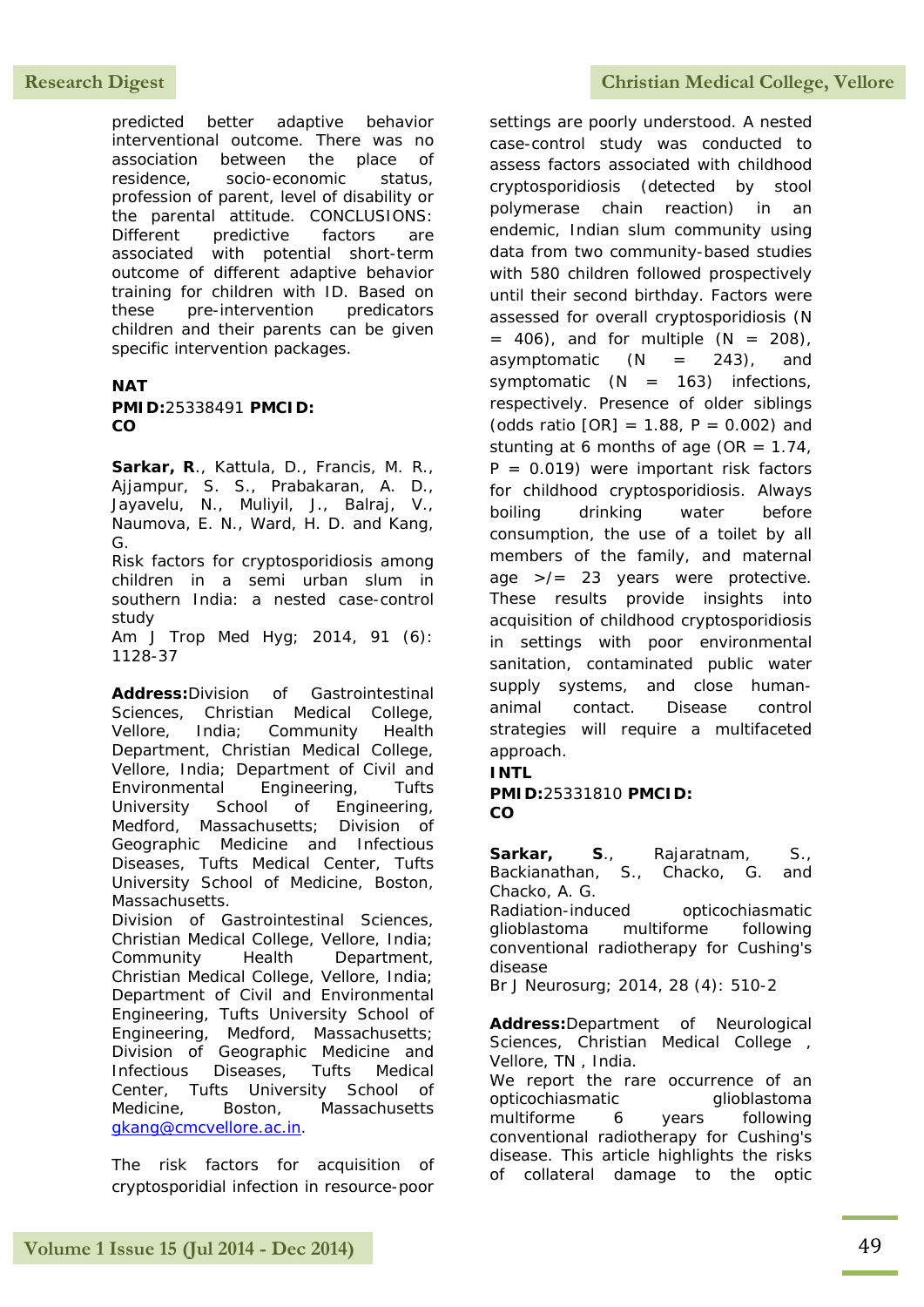predicted better adaptive behavior interventional outcome. There was no association between the place of residence, socio-economic status, profession of parent, level of disability or the parental attitude. CONCLUSIONS: Different predictive factors are associated with potential short-term outcome of different adaptive behavior training for children with ID. Based on these pre-intervention predicators children and their parents can be given specific intervention packages.

**NAT**

**PMID:**25338491 **PMCID:**
**CO**

**Sarkar, R**., Kattula, D., Francis, M. R., Ajjampur, S. S., Prabakaran, A. D., Jayavelu, N., Muliyil, J., Balraj, V., Naumova, E. N., Ward, H. D. and Kang, G.

Risk factors for cryptosporidiosis among children in a semi urban slum in southern India: a nested case-control study

Am J Trop Med Hyg; 2014, 91 (6): 1128-37

**Address:**Division of Gastrointestinal Sciences, Christian Medical College, Vellore, India; Community Health Department, Christian Medical College, Vellore, India; Department of Civil and Environmental Engineering, Tufts University School of Engineering, Medford, Massachusetts; Division of Geographic Medicine and Infectious Diseases, Tufts Medical Center, Tufts University School of Medicine, Boston, Massachusetts.

Division of Gastrointestinal Sciences, Christian Medical College, Vellore, India; Community Health Department, Christian Medical College, Vellore, India; Department of Civil and Environmental Engineering, Tufts University School of Engineering, Medford, Massachusetts; Division of Geographic Medicine and Infectious Diseases, Tufts Medical Center, Tufts University School of Medicine, Boston, Massachusetts gkang@cmcvellore.ac.in.

The risk factors for acquisition of cryptosporidial infection in resource-poor settings are poorly understood. A nested case-control study was conducted to assess factors associated with childhood cryptosporidiosis (detected by stool polymerase chain reaction) in an endemic, Indian slum community using data from two community-based studies with 580 children followed prospectively until their second birthday. Factors were assessed for overall cryptosporidiosis (N = 406), and for multiple (N = 208), asymptomatic (N = 243), and symptomatic (N = 163) infections, respectively. Presence of older siblings (odds ratio [OR] = 1.88, P = 0.002) and stunting at 6 months of age (OR = 1.74, P = 0.019) were important risk factors for childhood cryptosporidiosis. Always boiling drinking water before consumption, the use of a toilet by all members of the family, and maternal age >/= 23 years were protective. These results provide insights into acquisition of childhood cryptosporidiosis in settings with poor environmental sanitation, contaminated public water supply systems, and close human-animal contact. Disease control strategies will require a multifaceted approach.

**INTL**

**PMID:**25331810 **PMCID:**
**CO**

**Sarkar, S**., Rajaratnam, S., Backianathan, S., Chacko, G. and Chacko, A. G.

Radiation-induced opticochiasmatic glioblastoma multiforme following conventional radiotherapy for Cushing's disease

Br J Neurosurg; 2014, 28 (4): 510-2

**Address:**Department of Neurological Sciences, Christian Medical College , Vellore, TN , India.

We report the rare occurrence of an opticochiasmatic glioblastoma multiforme 6 years following conventional radiotherapy for Cushing's disease. This article highlights the risks of collateral damage to the optic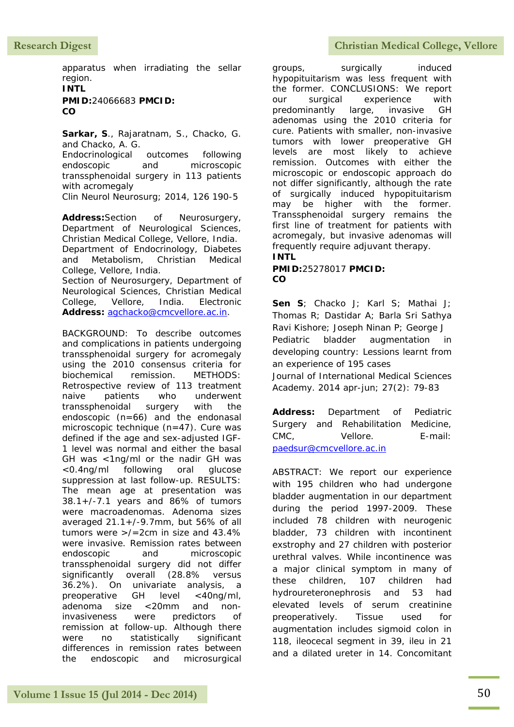apparatus when irradiating the sellar region.

**INTL**

**PMID:**24066683 **PMCID:**

**CO**

**Sarkar, S**., Rajaratnam, S., Chacko, G. and Chacko, A. G.

Endocrinological outcomes following endoscopic and microscopic transsphenoidal surgery in 113 patients with acromegaly

Clin Neurol Neurosurg; 2014, 126 190-5

**Address:**Section of Neurosurgery, Department of Neurological Sciences, Christian Medical College, Vellore, India. Department of Endocrinology, Diabetes and Metabolism, Christian Medical College, Vellore, India. Section of Neurosurgery, Department of Neurological Sciences, Christian Medical College, Vellore, India. Electronic **Address:** agchacko@cmcvellore.ac.in.

BACKGROUND: To describe outcomes and complications in patients undergoing transsphenoidal surgery for acromegaly using the 2010 consensus criteria for biochemical remission. METHODS: Retrospective review of 113 treatment naive patients who underwent transsphenoidal surgery with the endoscopic (n=66) and the endonasal microscopic technique (n=47). Cure was defined if the age and sex-adjusted IGF-1 level was normal and either the basal GH was <1ng/ml or the nadir GH was <0.4ng/ml following oral glucose suppression at last follow-up. RESULTS: The mean age at presentation was 38.1+/-7.1 years and 86% of tumors were macroadenomas. Adenoma sizes averaged 21.1+/-9.7mm, but 56% of all tumors were >/=2cm in size and 43.4% were invasive. Remission rates between endoscopic and microscopic transsphenoidal surgery did not differ significantly overall (28.8% versus 36.2%). On univariate analysis, a preoperative GH level <40ng/ml, adenoma size <20mm and non-invasiveness were predictors of remission at follow-up. Although there were no statistically significant differences in remission rates between the endoscopic and microsurgical groups, surgically induced hypopituitarism was less frequent with the former. CONCLUSIONS: We report our surgical experience with predominantly large, invasive GH adenomas using the 2010 criteria for cure. Patients with smaller, non-invasive tumors with lower preoperative GH levels are most likely to achieve remission. Outcomes with either the microscopic or endoscopic approach do not differ significantly, although the rate of surgically induced hypopituitarism may be higher with the former. Transsphenoidal surgery remains the first line of treatment for patients with acromegaly, but invasive adenomas will frequently require adjuvant therapy.

**INTL**

**PMID:**25278017 **PMCID:**

**CO**

**Sen S**; Chacko J; Karl S; Mathai J; Thomas R; Dastidar A; Barla Sri Sathya Ravi Kishore; Joseph Ninan P; George J

Pediatric bladder augmentation in developing country: Lessions learnt from an experience of 195 cases

Journal of International Medical Sciences Academy. 2014 apr-jun; 27(2): 79-83

**Address:** Department of Pediatric Surgery and Rehabilitation Medicine, CMC, Vellore. E-mail: paedsur@cmcvellore.ac.in

ABSTRACT: We report our experience with 195 children who had undergone bladder augmentation in our department during the period 1997-2009. These included 78 children with neurogenic bladder, 73 children with incontinent exstrophy and 27 children with posterior urethral valves. While incontinence was a major clinical symptom in many of these children, 107 children had hydroureteronephrosis and 53 had elevated levels of serum creatinine preoperatively. Tissue used for augmentation includes sigmoid colon in 118, ileocecal segment in 39, ileu in 21 and a dilated ureter in 14. Concomitant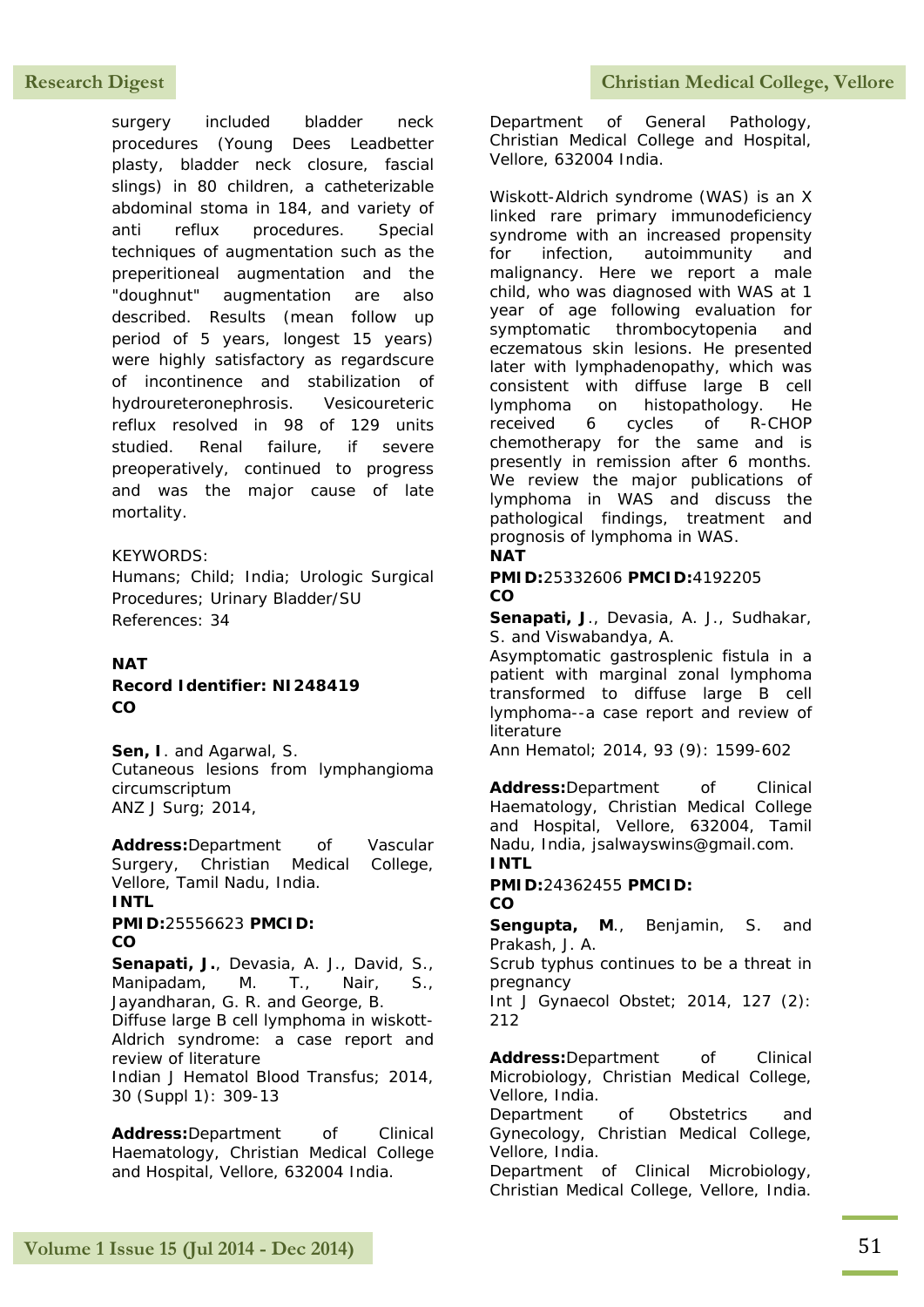surgery included bladder neck procedures (Young Dees Leadbetter plasty, bladder neck closure, fascial slings) in 80 children, a catheterizable abdominal stoma in 184, and variety of anti reflux procedures. Special techniques of augmentation such as the preperitioneal augmentation and the "doughnut" augmentation are also described. Results (mean follow up period of 5 years, longest 15 years) were highly satisfactory as regardscure of incontinence and stabilization of hydroureteronephrosis. Vesicoureteric reflux resolved in 98 of 129 units studied. Renal failure, if severe preoperatively, continued to progress and was the major cause of late mortality.

KEYWORDS:
Humans; Child; India; Urologic Surgical Procedures; Urinary Bladder/SU
References: 34

**NAT**
**Record Identifier: NI248419**
**CO**

**Sen, I**. and Agarwal, S.
Cutaneous lesions from lymphangioma circumscriptum
ANZ J Surg; 2014,

**Address:**Department of Vascular Surgery, Christian Medical College, Vellore, Tamil Nadu, India.
**INTL**
**PMID:**25556623 **PMCID:**
**CO**

**Senapati, J.**, Devasia, A. J., David, S., Manipadam, M. T., Nair, S., Jayandharan, G. R. and George, B.
Diffuse large B cell lymphoma in wiskott-Aldrich syndrome: a case report and review of literature
Indian J Hematol Blood Transfus; 2014, 30 (Suppl 1): 309-13

**Address:**Department of Clinical Haematology, Christian Medical College and Hospital, Vellore, 632004 India. Department of General Pathology, Christian Medical College and Hospital, Vellore, 632004 India.

Wiskott-Aldrich syndrome (WAS) is an X linked rare primary immunodeficiency syndrome with an increased propensity for infection, autoimmunity and malignancy. Here we report a male child, who was diagnosed with WAS at 1 year of age following evaluation for symptomatic thrombocytopenia and eczematous skin lesions. He presented later with lymphadenopathy, which was consistent with diffuse large B cell lymphoma on histopathology. He received 6 cycles of R-CHOP chemotherapy for the same and is presently in remission after 6 months. We review the major publications of lymphoma in WAS and discuss the pathological findings, treatment and prognosis of lymphoma in WAS.
**NAT**
**PMID:**25332606 **PMCID:**4192205
**CO**

**Senapati, J**., Devasia, A. J., Sudhakar, S. and Viswabandya, A.
Asymptomatic gastrosplenic fistula in a patient with marginal zonal lymphoma transformed to diffuse large B cell lymphoma--a case report and review of literature
Ann Hematol; 2014, 93 (9): 1599-602

**Address:**Department of Clinical Haematology, Christian Medical College and Hospital, Vellore, 632004, Tamil Nadu, India, jsalwayswins@gmail.com.
**INTL**
**PMID:**24362455 **PMCID:**
**CO**

**Sengupta, M**., Benjamin, S. and Prakash, J. A.
Scrub typhus continues to be a threat in pregnancy
Int J Gynaecol Obstet; 2014, 127 (2): 212

**Address:**Department of Clinical Microbiology, Christian Medical College, Vellore, India.
Department of Obstetrics and Gynecology, Christian Medical College, Vellore, India.
Department of Clinical Microbiology, Christian Medical College, Vellore, India.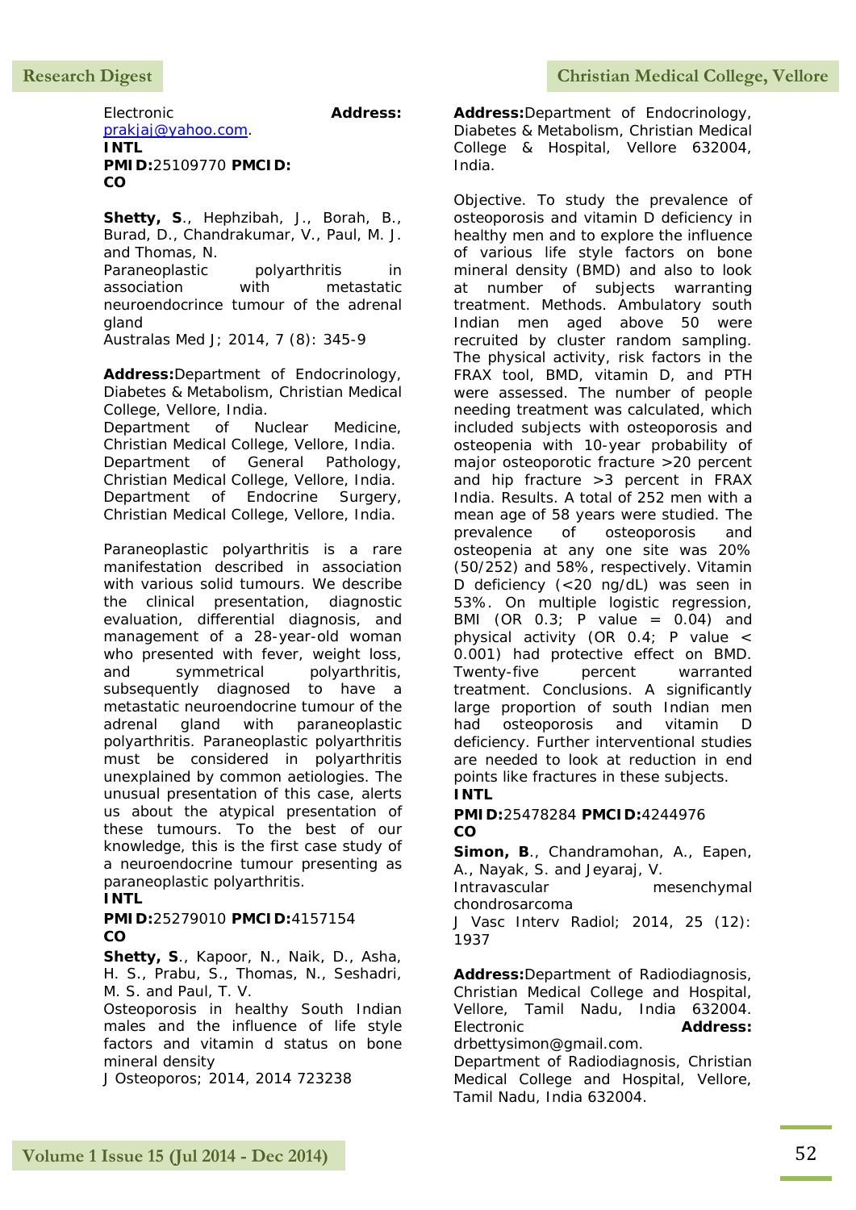Electronic **Address:** prakjaj@yahoo.com.
**INTL**
**PMID:**25109770 **PMCID:**
**CO**

**Shetty, S**., Hephzibah, J., Borah, B., Burad, D., Chandrakumar, V., Paul, M. J. and Thomas, N.
Paraneoplastic polyarthritis in association with metastatic neuroendocrince tumour of the adrenal gland
Australas Med J; 2014, 7 (8): 345-9

**Address:**Department of Endocrinology, Diabetes & Metabolism, Christian Medical College, Vellore, India.
Department of Nuclear Medicine, Christian Medical College, Vellore, India.
Department of General Pathology, Christian Medical College, Vellore, India.
Department of Endocrine Surgery, Christian Medical College, Vellore, India.

Paraneoplastic polyarthritis is a rare manifestation described in association with various solid tumours. We describe the clinical presentation, diagnostic evaluation, differential diagnosis, and management of a 28-year-old woman who presented with fever, weight loss, and symmetrical polyarthritis, subsequently diagnosed to have a metastatic neuroendocrine tumour of the adrenal gland with paraneoplastic polyarthritis. Paraneoplastic polyarthritis must be considered in polyarthritis unexplained by common aetiologies. The unusual presentation of this case, alerts us about the atypical presentation of these tumours. To the best of our knowledge, this is the first case study of a neuroendocrine tumour presenting as paraneoplastic polyarthritis.
**INTL**
**PMID:**25279010 **PMCID:**4157154
**CO**

**Shetty, S**., Kapoor, N., Naik, D., Asha, H. S., Prabu, S., Thomas, N., Seshadri, M. S. and Paul, T. V.
Osteoporosis in healthy South Indian males and the influence of life style factors and vitamin d status on bone mineral density
J Osteoporos; 2014, 2014 723238

**Address:**Department of Endocrinology, Diabetes & Metabolism, Christian Medical College & Hospital, Vellore 632004, India.

Objective. To study the prevalence of osteoporosis and vitamin D deficiency in healthy men and to explore the influence of various life style factors on bone mineral density (BMD) and also to look at number of subjects warranting treatment. Methods. Ambulatory south Indian men aged above 50 were recruited by cluster random sampling. The physical activity, risk factors in the FRAX tool, BMD, vitamin D, and PTH were assessed. The number of people needing treatment was calculated, which included subjects with osteoporosis and osteopenia with 10-year probability of major osteoporotic fracture >20 percent and hip fracture >3 percent in FRAX India. Results. A total of 252 men with a mean age of 58 years were studied. The prevalence of osteoporosis and osteopenia at any one site was 20% (50/252) and 58%, respectively. Vitamin D deficiency (<20 ng/dL) was seen in 53%. On multiple logistic regression, BMI (OR 0.3; P value = 0.04) and physical activity (OR 0.4; P value < 0.001) had protective effect on BMD. Twenty-five percent warranted treatment. Conclusions. A significantly large proportion of south Indian men had osteoporosis and vitamin D deficiency. Further interventional studies are needed to look at reduction in end points like fractures in these subjects.
**INTL**
**PMID:**25478284 **PMCID:**4244976
**CO**

**Simon, B**., Chandramohan, A., Eapen, A., Nayak, S. and Jeyaraj, V.
Intravascular mesenchymal chondrosarcoma
J Vasc Interv Radiol; 2014, 25 (12): 1937

**Address:**Department of Radiodiagnosis, Christian Medical College and Hospital, Vellore, Tamil Nadu, India 632004. Electronic **Address:** drbettysimon@gmail.com.
Department of Radiodiagnosis, Christian Medical College and Hospital, Vellore, Tamil Nadu, India 632004.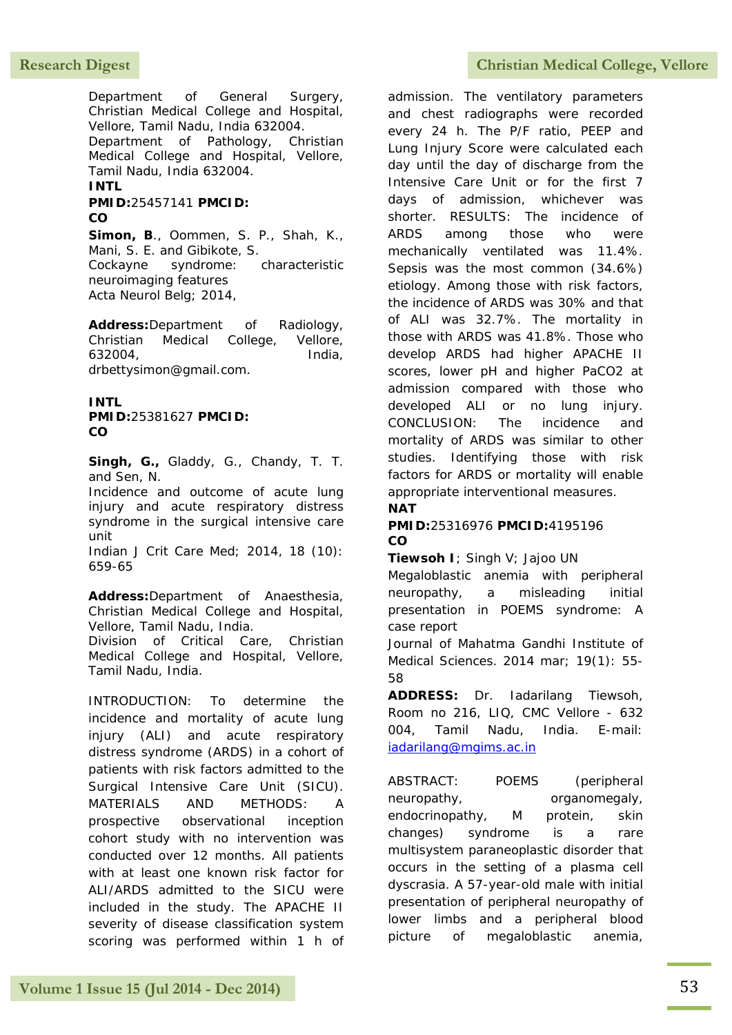Department of General Surgery, Christian Medical College and Hospital, Vellore, Tamil Nadu, India 632004.
Department of Pathology, Christian Medical College and Hospital, Vellore, Tamil Nadu, India 632004.

**INTL**

**PMID:**25457141 **PMCID:**

**CO**

**Simon, B**., Oommen, S. P., Shah, K., Mani, S. E. and Gibikote, S.
Cockayne syndrome: characteristic neuroimaging features
Acta Neurol Belg; 2014,

**Address:**Department of Radiology, Christian Medical College, Vellore, 632004, India, drbettysimon@gmail.com.

**INTL**

**PMID:**25381627 **PMCID:**

**CO**

**Singh, G.,** Gladdy, G., Chandy, T. T. and Sen, N.
Incidence and outcome of acute lung injury and acute respiratory distress syndrome in the surgical intensive care unit
Indian J Crit Care Med; 2014, 18 (10): 659-65

**Address:**Department of Anaesthesia, Christian Medical College and Hospital, Vellore, Tamil Nadu, India.
Division of Critical Care, Christian Medical College and Hospital, Vellore, Tamil Nadu, India.

INTRODUCTION: To determine the incidence and mortality of acute lung injury (ALI) and acute respiratory distress syndrome (ARDS) in a cohort of patients with risk factors admitted to the Surgical Intensive Care Unit (SICU). MATERIALS AND METHODS: A prospective observational inception cohort study with no intervention was conducted over 12 months. All patients with at least one known risk factor for ALI/ARDS admitted to the SICU were included in the study. The APACHE II severity of disease classification system scoring was performed within 1 h of admission. The ventilatory parameters and chest radiographs were recorded every 24 h. The P/F ratio, PEEP and Lung Injury Score were calculated each day until the day of discharge from the Intensive Care Unit or for the first 7 days of admission, whichever was shorter. RESULTS: The incidence of ARDS among those who were mechanically ventilated was 11.4%. Sepsis was the most common (34.6%) etiology. Among those with risk factors, the incidence of ARDS was 30% and that of ALI was 32.7%. The mortality in those with ARDS was 41.8%. Those who develop ARDS had higher APACHE II scores, lower pH and higher $PaCO_2$ at admission compared with those who developed ALI or no lung injury. CONCLUSION: The incidence and mortality of ARDS was similar to other studies. Identifying those with risk factors for ARDS or mortality will enable appropriate interventional measures.

**NAT**

**PMID:**25316976 **PMCID:**4195196

**CO**

**Tiewsoh I**; Singh V; Jajoo UN
Megaloblastic anemia with peripheral neuropathy, a misleading initial presentation in POEMS syndrome: A case report
Journal of Mahatma Gandhi Institute of Medical Sciences. 2014 mar; 19(1): 55-58

**ADDRESS:** Dr. Iadarilang Tiewsoh, Room no 216, LIQ, CMC Vellore - 632 004, Tamil Nadu, India. E-mail: iadarilang@mgims.ac.in

ABSTRACT: POEMS (peripheral neuropathy, organomegaly, endocrinopathy, M protein, skin changes) syndrome is a rare multisystem paraneoplastic disorder that occurs in the setting of a plasma cell dyscrasia. A 57-year-old male with initial presentation of peripheral neuropathy of lower limbs and a peripheral blood picture of megaloblastic anemia,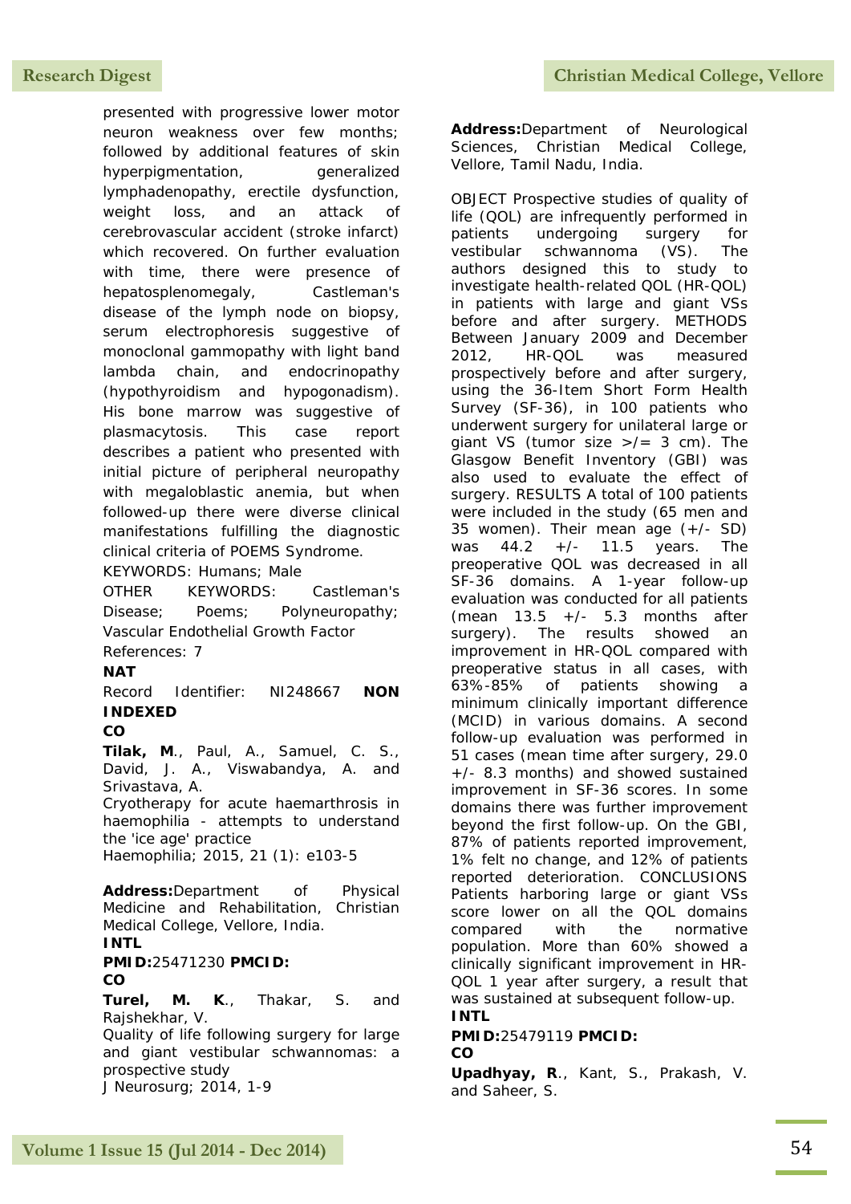presented with progressive lower motor neuron weakness over few months; followed by additional features of skin hyperpigmentation, generalized lymphadenopathy, erectile dysfunction, weight loss, and an attack of cerebrovascular accident (stroke infarct) which recovered. On further evaluation with time, there were presence of hepatosplenomegaly, Castleman's disease of the lymph node on biopsy, serum electrophoresis suggestive of monoclonal gammopathy with light band lambda chain, and endocrinopathy (hypothyroidism and hypogonadism). His bone marrow was suggestive of plasmacytosis. This case report describes a patient who presented with initial picture of peripheral neuropathy with megaloblastic anemia, but when followed-up there were diverse clinical manifestations fulfilling the diagnostic clinical criteria of POEMS Syndrome.

KEYWORDS: Humans; Male

OTHER KEYWORDS: Castleman's Disease; Poems; Polyneuropathy; Vascular Endothelial Growth Factor

References: 7

**NAT**

Record Identifier: NI248667 **NON INDEXED**

**CO**

**Tilak, M**., Paul, A., Samuel, C. S., David, J. A., Viswabandya, A. and Srivastava, A.

Cryotherapy for acute haemarthrosis in haemophilia - attempts to understand the 'ice age' practice

Haemophilia; 2015, 21 (1): e103-5

**Address:**Department of Physical Medicine and Rehabilitation, Christian Medical College, Vellore, India.

**INTL**

**PMID:**25471230 **PMCID:**

**CO**

**Turel, M. K**., Thakar, S. and Rajshekhar, V.

Quality of life following surgery for large and giant vestibular schwannomas: a prospective study

J Neurosurg; 2014, 1-9

**Address:**Department of Neurological Sciences, Christian Medical College, Vellore, Tamil Nadu, India.

OBJECT Prospective studies of quality of life (QOL) are infrequently performed in patients undergoing surgery for vestibular schwannoma (VS). The authors designed this to study to investigate health-related QOL (HR-QOL) in patients with large and giant VSs before and after surgery. METHODS Between January 2009 and December 2012, HR-QOL was measured prospectively before and after surgery, using the 36-Item Short Form Health Survey (SF-36), in 100 patients who underwent surgery for unilateral large or giant VS (tumor size >/= 3 cm). The Glasgow Benefit Inventory (GBI) was also used to evaluate the effect of surgery. RESULTS A total of 100 patients were included in the study (65 men and 35 women). Their mean age (+/- SD) was 44.2 +/- 11.5 years. The preoperative QOL was decreased in all SF-36 domains. A 1-year follow-up evaluation was conducted for all patients (mean 13.5 +/- 5.3 months after surgery). The results showed an improvement in HR-QOL compared with preoperative status in all cases, with 63%-85% of patients showing a minimum clinically important difference (MCID) in various domains. A second follow-up evaluation was performed in 51 cases (mean time after surgery, 29.0 +/- 8.3 months) and showed sustained improvement in SF-36 scores. In some domains there was further improvement beyond the first follow-up. On the GBI, 87% of patients reported improvement, 1% felt no change, and 12% of patients reported deterioration. CONCLUSIONS Patients harboring large or giant VSs score lower on all the QOL domains compared with the normative population. More than 60% showed a clinically significant improvement in HR-QOL 1 year after surgery, a result that was sustained at subsequent follow-up.

**INTL**

**PMID:**25479119 **PMCID:**

**CO**

**Upadhyay, R**., Kant, S., Prakash, V. and Saheer, S.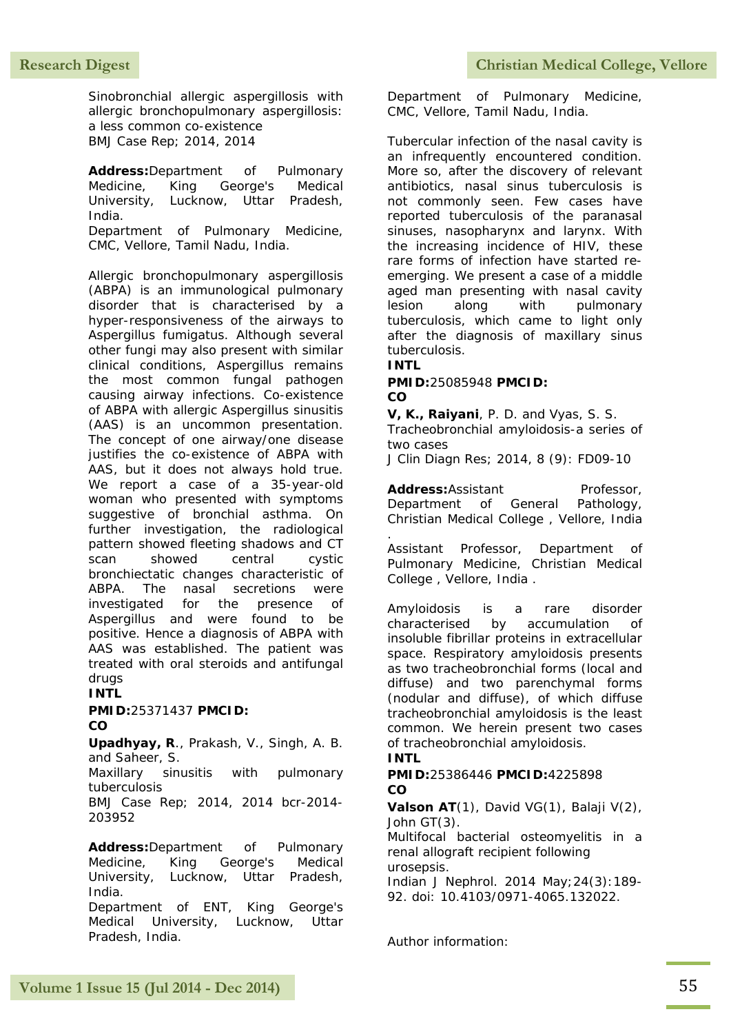Sinobronchial allergic aspergillosis with allergic bronchopulmonary aspergillosis: a less common co-existence
BMJ Case Rep; 2014, 2014

**Address:** Department of Pulmonary Medicine, King George's Medical University, Lucknow, Uttar Pradesh, India.
Department of Pulmonary Medicine, CMC, Vellore, Tamil Nadu, India.

Allergic bronchopulmonary aspergillosis (ABPA) is an immunological pulmonary disorder that is characterised by a hyper-responsiveness of the airways to Aspergillus fumigatus. Although several other fungi may also present with similar clinical conditions, Aspergillus remains the most common fungal pathogen causing airway infections. Co-existence of ABPA with allergic Aspergillus sinusitis (AAS) is an uncommon presentation. The concept of one airway/one disease justifies the co-existence of ABPA with AAS, but it does not always hold true. We report a case of a 35-year-old woman who presented with symptoms suggestive of bronchial asthma. On further investigation, the radiological pattern showed fleeting shadows and CT scan showed central cystic bronchiectatic changes characteristic of ABPA. The nasal secretions were investigated for the presence of Aspergillus and were found to be positive. Hence a diagnosis of ABPA with AAS was established. The patient was treated with oral steroids and antifungal drugs

**INTL**

**PMID:** 25371437 **PMCID:**

**CO**

**Upadhyay, R**., Prakash, V., Singh, A. B. and Saheer, S.
Maxillary sinusitis with pulmonary tuberculosis
BMJ Case Rep; 2014, 2014 bcr-2014-203952

**Address:** Department of Pulmonary Medicine, King George's Medical University, Lucknow, Uttar Pradesh, India.
Department of ENT, King George's Medical University, Lucknow, Uttar Pradesh, India.
Department of Pulmonary Medicine, CMC, Vellore, Tamil Nadu, India.

Tubercular infection of the nasal cavity is an infrequently encountered condition. More so, after the discovery of relevant antibiotics, nasal sinus tuberculosis is not commonly seen. Few cases have reported tuberculosis of the paranasal sinuses, nasopharynx and larynx. With the increasing incidence of HIV, these rare forms of infection have started re-emerging. We present a case of a middle aged man presenting with nasal cavity lesion along with pulmonary tuberculosis, which came to light only after the diagnosis of maxillary sinus tuberculosis.

**INTL**

**PMID:** 25085948 **PMCID:**

**CO**

**V, K., Raiyani**, P. D. and Vyas, S. S.
Tracheobronchial amyloidosis-a series of two cases
J Clin Diagn Res; 2014, 8 (9): FD09-10

**Address:** Assistant Professor, Department of General Pathology, Christian Medical College , Vellore, India .
Assistant Professor, Department of Pulmonary Medicine, Christian Medical College , Vellore, India .

Amyloidosis is a rare disorder characterised by accumulation of insoluble fibrillar proteins in extracellular space. Respiratory amyloidosis presents as two tracheobronchial forms (local and diffuse) and two parenchymal forms (nodular and diffuse), of which diffuse tracheobronchial amyloidosis is the least common. We herein present two cases of tracheobronchial amyloidosis.

**INTL**

**PMID:** 25386446 **PMCID:** 4225898

**CO**

**Valson AT**(1), David VG(1), Balaji V(2), John GT(3).
Multifocal bacterial osteomyelitis in a renal allograft recipient following urosepsis.
Indian J Nephrol. 2014 May;24(3):189-92. doi: 10.4103/0971-4065.132022.

Author information: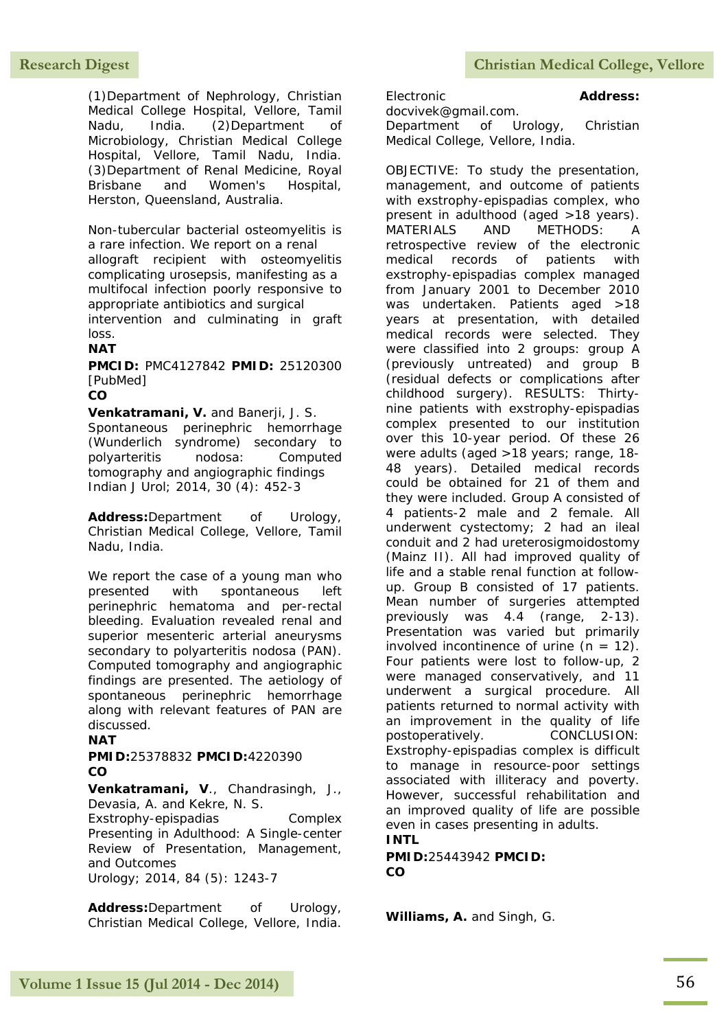(1)Department of Nephrology, Christian Medical College Hospital, Vellore, Tamil Nadu, India. (2)Department of Microbiology, Christian Medical College Hospital, Vellore, Tamil Nadu, India. (3)Department of Renal Medicine, Royal Brisbane and Women's Hospital, Herston, Queensland, Australia.

Non-tubercular bacterial osteomyelitis is a rare infection. We report on a renal allograft recipient with osteomyelitis complicating urosepsis, manifesting as a multifocal infection poorly responsive to appropriate antibiotics and surgical intervention and culminating in graft loss.

**NAT**

**PMCID:** PMC4127842 **PMID:** 25120300 [PubMed]

**CO**

**Venkatramani, V.** and Banerji, J. S.
Spontaneous perinephric hemorrhage (Wunderlich syndrome) secondary to polyarteritis nodosa: Computed tomography and angiographic findings
Indian J Urol; 2014, 30 (4): 452-3

**Address:**Department of Urology, Christian Medical College, Vellore, Tamil Nadu, India.

We report the case of a young man who presented with spontaneous left perinephric hematoma and per-rectal bleeding. Evaluation revealed renal and superior mesenteric arterial aneurysms secondary to polyarteritis nodosa (PAN). Computed tomography and angiographic findings are presented. The aetiology of spontaneous perinephric hemorrhage along with relevant features of PAN are discussed.

**NAT**

**PMID:**25378832 **PMCID:**4220390

**CO**

**Venkatramani, V**., Chandrasingh, J., Devasia, A. and Kekre, N. S.
Exstrophy-epispadias Complex Presenting in Adulthood: A Single-center Review of Presentation, Management, and Outcomes
Urology; 2014, 84 (5): 1243-7

**Address:**Department of Urology, Christian Medical College, Vellore, India.

Electronic **Address:** docvivek@gmail.com.
Department of Urology, Christian Medical College, Vellore, India.

OBJECTIVE: To study the presentation, management, and outcome of patients with exstrophy-epispadias complex, who present in adulthood (aged >18 years). MATERIALS AND METHODS: A retrospective review of the electronic medical records of patients with exstrophy-epispadias complex managed from January 2001 to December 2010 was undertaken. Patients aged >18 years at presentation, with detailed medical records were selected. They were classified into 2 groups: group A (previously untreated) and group B (residual defects or complications after childhood surgery). RESULTS: Thirty-nine patients with exstrophy-epispadias complex presented to our institution over this 10-year period. Of these 26 were adults (aged >18 years; range, 18-48 years). Detailed medical records could be obtained for 21 of them and they were included. Group A consisted of 4 patients-2 male and 2 female. All underwent cystectomy; 2 had an ileal conduit and 2 had ureterosigmoidostomy (Mainz II). All had improved quality of life and a stable renal function at follow-up. Group B consisted of 17 patients. Mean number of surgeries attempted previously was 4.4 (range, 2-13). Presentation was varied but primarily involved incontinence of urine (n = 12). Four patients were lost to follow-up, 2 were managed conservatively, and 11 underwent a surgical procedure. All patients returned to normal activity with an improvement in the quality of life postoperatively. CONCLUSION: Exstrophy-epispadias complex is difficult to manage in resource-poor settings associated with illiteracy and poverty. However, successful rehabilitation and an improved quality of life are possible even in cases presenting in adults.

**INTL**

**PMID:**25443942 **PMCID:**

**CO**

**Williams, A.** and Singh, G.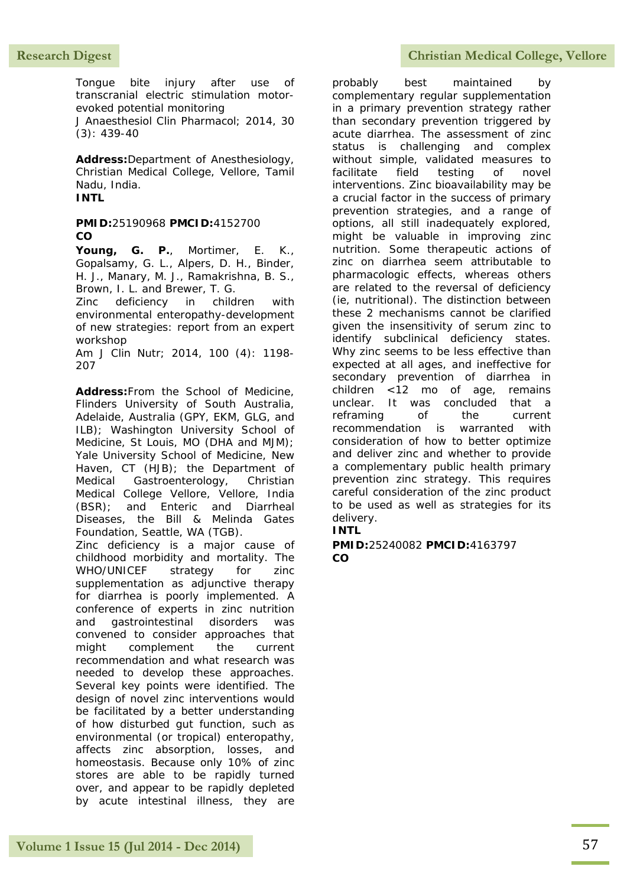Tongue bite injury after use of transcranial electric stimulation motor-evoked potential monitoring

J Anaesthesiol Clin Pharmacol; 2014, 30 (3): 439-40

**Address:**Department of Anesthesiology, Christian Medical College, Vellore, Tamil Nadu, India.

**INTL**

**PMID:**25190968 **PMCID:**4152700

**CO**

**Young, G. P.**, Mortimer, E. K., Gopalsamy, G. L., Alpers, D. H., Binder, H. J., Manary, M. J., Ramakrishna, B. S., Brown, I. L. and Brewer, T. G.

Zinc deficiency in children with environmental enteropathy-development of new strategies: report from an expert workshop

Am J Clin Nutr; 2014, 100 (4): 1198-207

**Address:**From the School of Medicine, Flinders University of South Australia, Adelaide, Australia (GPY, EKM, GLG, and ILB); Washington University School of Medicine, St Louis, MO (DHA and MJM); Yale University School of Medicine, New Haven, CT (HJB); the Department of Medical Gastroenterology, Christian Medical College Vellore, Vellore, India (BSR); and Enteric and Diarrheal Diseases, the Bill & Melinda Gates Foundation, Seattle, WA (TGB).

Zinc deficiency is a major cause of childhood morbidity and mortality. The WHO/UNICEF strategy for zinc supplementation as adjunctive therapy for diarrhea is poorly implemented. A conference of experts in zinc nutrition and gastrointestinal disorders was convened to consider approaches that might complement the current recommendation and what research was needed to develop these approaches. Several key points were identified. The design of novel zinc interventions would be facilitated by a better understanding of how disturbed gut function, such as environmental (or tropical) enteropathy, affects zinc absorption, losses, and homeostasis. Because only 10% of zinc stores are able to be rapidly turned over, and appear to be rapidly depleted by acute intestinal illness, they are probably best maintained by complementary regular supplementation in a primary prevention strategy rather than secondary prevention triggered by acute diarrhea. The assessment of zinc status is challenging and complex without simple, validated measures to facilitate field testing of novel interventions. Zinc bioavailability may be a crucial factor in the success of primary prevention strategies, and a range of options, all still inadequately explored, might be valuable in improving zinc nutrition. Some therapeutic actions of zinc on diarrhea seem attributable to pharmacologic effects, whereas others are related to the reversal of deficiency (ie, nutritional). The distinction between these 2 mechanisms cannot be clarified given the insensitivity of serum zinc to identify subclinical deficiency states. Why zinc seems to be less effective than expected at all ages, and ineffective for secondary prevention of diarrhea in children <12 mo of age, remains unclear. It was concluded that a reframing of the current recommendation is warranted with consideration of how to better optimize and deliver zinc and whether to provide a complementary public health primary prevention zinc strategy. This requires careful consideration of the zinc product to be used as well as strategies for its delivery.

**INTL**

**PMID:**25240082 **PMCID:**4163797

**CO**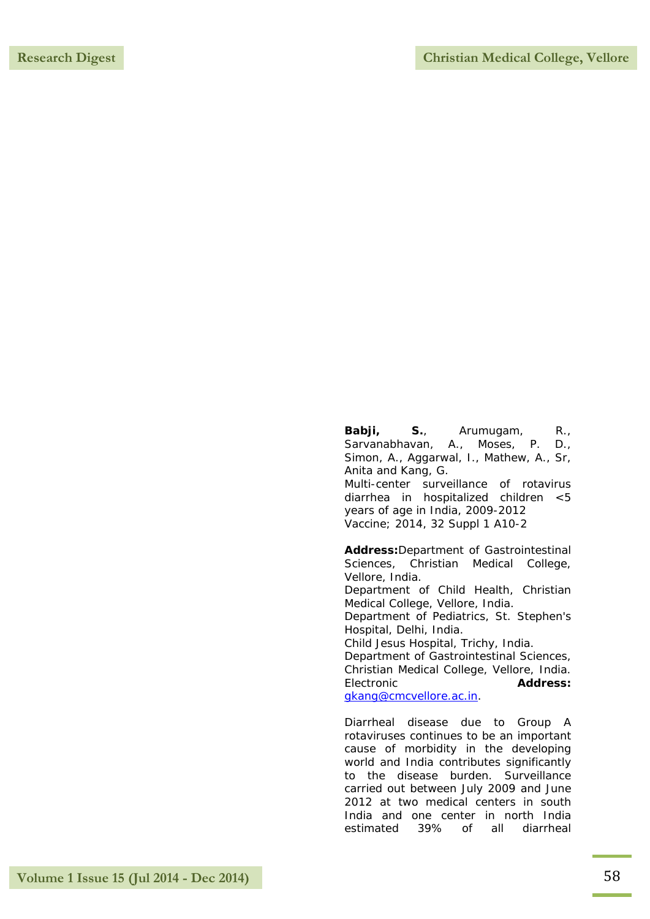**Babji, S.**, Arumugam, R., Sarvanabhavan, A., Moses, P. D., Simon, A., Aggarwal, I., Mathew, A., Sr, Anita and Kang, G.
Multi-center surveillance of rotavirus diarrhea in hospitalized children <5 years of age in India, 2009-2012
Vaccine; 2014, 32 Suppl 1 A10-2

**Address:**Department of Gastrointestinal Sciences, Christian Medical College, Vellore, India.
Department of Child Health, Christian Medical College, Vellore, India.
Department of Pediatrics, St. Stephen's Hospital, Delhi, India.
Child Jesus Hospital, Trichy, India.
Department of Gastrointestinal Sciences, Christian Medical College, Vellore, India.
Electronic **Address:** gkang@cmcvellore.ac.in.

Diarrheal disease due to Group A rotaviruses continues to be an important cause of morbidity in the developing world and India contributes significantly to the disease burden. Surveillance carried out between July 2009 and June 2012 at two medical centers in south India and one center in north India estimated 39% of all diarrheal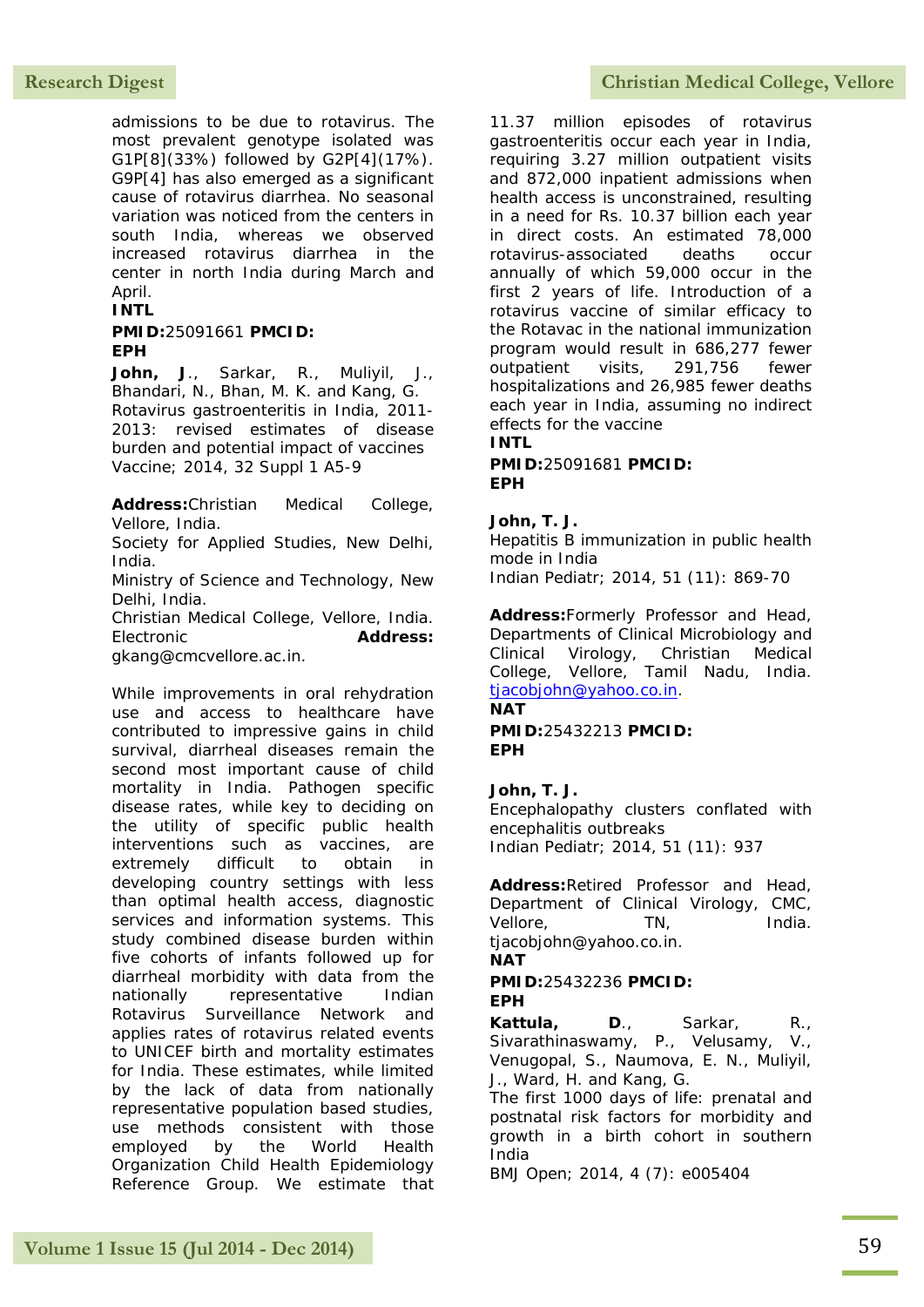admissions to be due to rotavirus. The most prevalent genotype isolated was G1P[8](33%) followed by G2P[4](17%). G9P[4] has also emerged as a significant cause of rotavirus diarrhea. No seasonal variation was noticed from the centers in south India, whereas we observed increased rotavirus diarrhea in the center in north India during March and April.

**INTL**

**PMID:**25091661 **PMCID:**

**EPH**

**John, J**., Sarkar, R., Muliyil, J., Bhandari, N., Bhan, M. K. and Kang, G.
Rotavirus gastroenteritis in India, 2011-2013: revised estimates of disease burden and potential impact of vaccines
Vaccine; 2014, 32 Suppl 1 A5-9

**Address:**Christian Medical College, Vellore, India.
Society for Applied Studies, New Delhi, India.
Ministry of Science and Technology, New Delhi, India.
Christian Medical College, Vellore, India. Electronic **Address:** gkang@cmcvellore.ac.in.

While improvements in oral rehydration use and access to healthcare have contributed to impressive gains in child survival, diarrheal diseases remain the second most important cause of child mortality in India. Pathogen specific disease rates, while key to deciding on the utility of specific public health interventions such as vaccines, are extremely difficult to obtain in developing country settings with less than optimal health access, diagnostic services and information systems. This study combined disease burden within five cohorts of infants followed up for diarrheal morbidity with data from the nationally representative Indian Rotavirus Surveillance Network and applies rates of rotavirus related events to UNICEF birth and mortality estimates for India. These estimates, while limited by the lack of data from nationally representative population based studies, use methods consistent with those employed by the World Health Organization Child Health Epidemiology Reference Group. We estimate that 11.37 million episodes of rotavirus gastroenteritis occur each year in India, requiring 3.27 million outpatient visits and 872,000 inpatient admissions when health access is unconstrained, resulting in a need for Rs. 10.37 billion each year in direct costs. An estimated 78,000 rotavirus-associated deaths occur annually of which 59,000 occur in the first 2 years of life. Introduction of a rotavirus vaccine of similar efficacy to the Rotavac in the national immunization program would result in 686,277 fewer outpatient visits, 291,756 fewer hospitalizations and 26,985 fewer deaths each year in India, assuming no indirect effects for the vaccine

**INTL**

**PMID:**25091681 **PMCID:**

**EPH**

**John, T. J.**
Hepatitis B immunization in public health mode in India
Indian Pediatr; 2014, 51 (11): 869-70

**Address:**Formerly Professor and Head, Departments of Clinical Microbiology and Clinical Virology, Christian Medical College, Vellore, Tamil Nadu, India. tjacobjohn@yahoo.co.in.

**NAT**

**PMID:**25432213 **PMCID:**

**EPH**

**John, T. J.**
Encephalopathy clusters conflated with encephalitis outbreaks
Indian Pediatr; 2014, 51 (11): 937

**Address:**Retired Professor and Head, Department of Clinical Virology, CMC, Vellore, TN, India. tjacobjohn@yahoo.co.in.

**NAT**

**PMID:**25432236 **PMCID:**

**EPH**

**Kattula, D**., Sarkar, R., Sivarathinaswamy, P., Velusamy, V., Venugopal, S., Naumova, E. N., Muliyil, J., Ward, H. and Kang, G.
The first 1000 days of life: prenatal and postnatal risk factors for morbidity and growth in a birth cohort in southern India
BMJ Open; 2014, 4 (7): e005404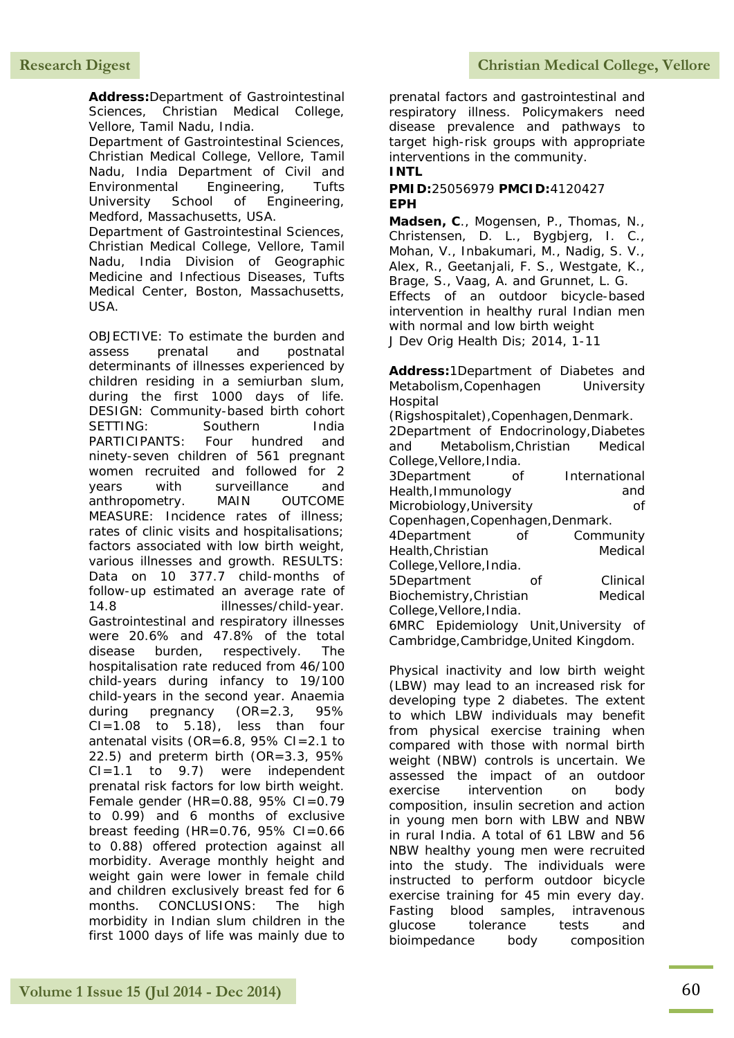**Address:**Department of Gastrointestinal Sciences, Christian Medical College, Vellore, Tamil Nadu, India.
Department of Gastrointestinal Sciences, Christian Medical College, Vellore, Tamil Nadu, India Department of Civil and Environmental Engineering, Tufts University School of Engineering, Medford, Massachusetts, USA.
Department of Gastrointestinal Sciences, Christian Medical College, Vellore, Tamil Nadu, India Division of Geographic Medicine and Infectious Diseases, Tufts Medical Center, Boston, Massachusetts, USA.

OBJECTIVE: To estimate the burden and assess prenatal and postnatal determinants of illnesses experienced by children residing in a semiurban slum, during the first 1000 days of life. DESIGN: Community-based birth cohort SETTING: Southern India PARTICIPANTS: Four hundred and ninety-seven children of 561 pregnant women recruited and followed for 2 years with surveillance and anthropometry. MAIN OUTCOME MEASURE: Incidence rates of illness; rates of clinic visits and hospitalisations; factors associated with low birth weight, various illnesses and growth. RESULTS: Data on 10 377.7 child-months of follow-up estimated an average rate of 14.8 illnesses/child-year. Gastrointestinal and respiratory illnesses were 20.6% and 47.8% of the total disease burden, respectively. The hospitalisation rate reduced from 46/100 child-years during infancy to 19/100 child-years in the second year. Anaemia during pregnancy (OR=2.3, 95% CI=1.08 to 5.18), less than four antenatal visits (OR=6.8, 95% CI=2.1 to 22.5) and preterm birth (OR=3.3, 95% CI=1.1 to 9.7) were independent prenatal risk factors for low birth weight. Female gender (HR=0.88, 95% CI=0.79 to 0.99) and 6 months of exclusive breast feeding (HR=0.76, 95% CI=0.66 to 0.88) offered protection against all morbidity. Average monthly height and weight gain were lower in female child and children exclusively breast fed for 6 months. CONCLUSIONS: The high morbidity in Indian slum children in the first 1000 days of life was mainly due to prenatal factors and gastrointestinal and respiratory illness. Policymakers need disease prevalence and pathways to target high-risk groups with appropriate interventions in the community.

**INTL**

**PMID:**25056979 **PMCID:**4120427

**EPH**

**Madsen, C**., Mogensen, P., Thomas, N., Christensen, D. L., Bygbjerg, I. C., Mohan, V., Inbakumari, M., Nadig, S. V., Alex, R., Geetanjali, F. S., Westgate, K., Brage, S., Vaag, A. and Grunnet, L. G.
Effects of an outdoor bicycle-based intervention in healthy rural Indian men with normal and low birth weight
J Dev Orig Health Dis; 2014, 1-11

**Address:**1Department of Diabetes and Metabolism,Copenhagen University Hospital (Rigshospitalet),Copenhagen,Denmark.
2Department of Endocrinology,Diabetes and Metabolism,Christian Medical College,Vellore,India.
3Department of International Health,Immunology and Microbiology,University of Copenhagen,Copenhagen,Denmark.
4Department of Community Health,Christian Medical College,Vellore,India.
5Department of Clinical Biochemistry,Christian Medical College,Vellore,India.
6MRC Epidemiology Unit,University of Cambridge,Cambridge,United Kingdom.

Physical inactivity and low birth weight (LBW) may lead to an increased risk for developing type 2 diabetes. The extent to which LBW individuals may benefit from physical exercise training when compared with those with normal birth weight (NBW) controls is uncertain. We assessed the impact of an outdoor exercise intervention on body composition, insulin secretion and action in young men born with LBW and NBW in rural India. A total of 61 LBW and 56 NBW healthy young men were recruited into the study. The individuals were instructed to perform outdoor bicycle exercise training for 45 min every day. Fasting blood samples, intravenous glucose tolerance tests and bioimpedance body composition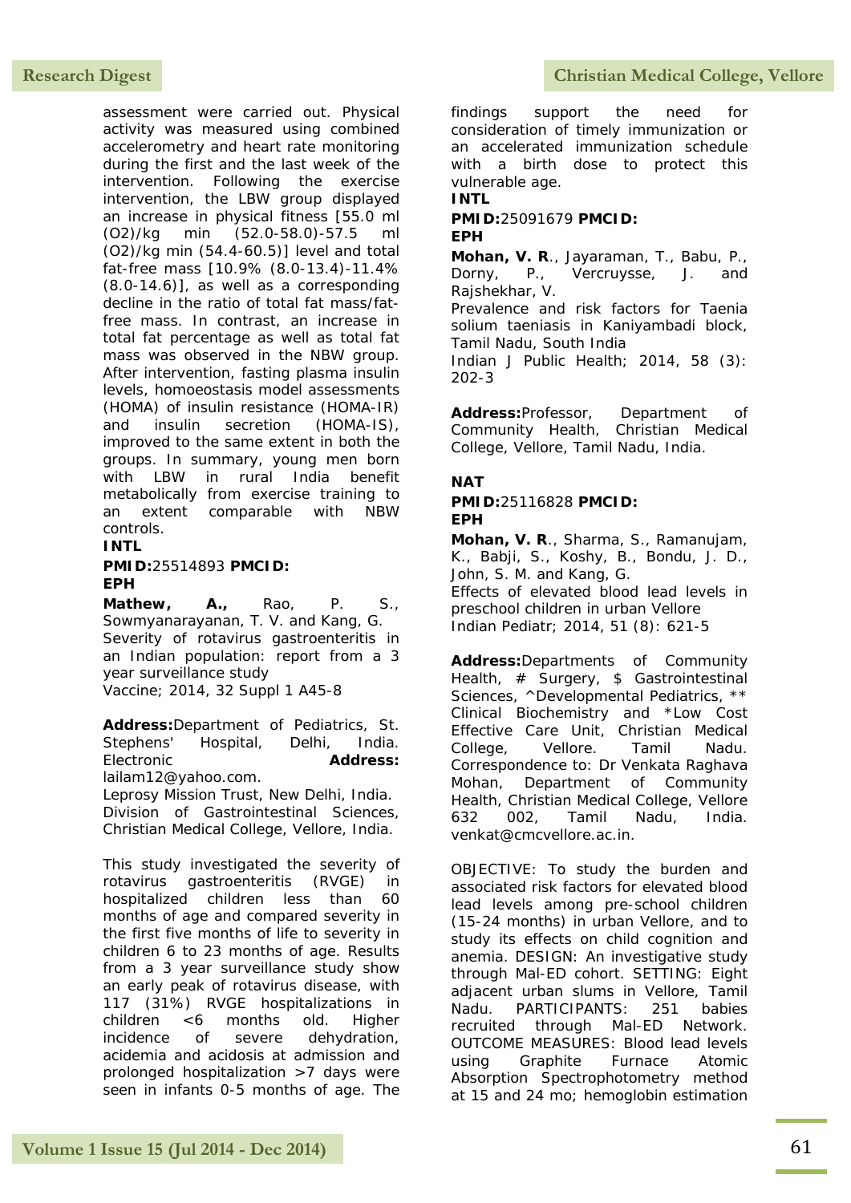assessment were carried out. Physical activity was measured using combined accelerometry and heart rate monitoring during the first and the last week of the intervention. Following the exercise intervention, the LBW group displayed an increase in physical fitness [55.0 ml (O2)/kg min (52.0-58.0)-57.5 ml (O2)/kg min (54.4-60.5)] level and total fat-free mass [10.9% (8.0-13.4)-11.4% (8.0-14.6)], as well as a corresponding decline in the ratio of total fat mass/fat-free mass. In contrast, an increase in total fat percentage as well as total fat mass was observed in the NBW group. After intervention, fasting plasma insulin levels, homoeostasis model assessments (HOMA) of insulin resistance (HOMA-IR) and insulin secretion (HOMA-IS), improved to the same extent in both the groups. In summary, young men born with LBW in rural India benefit metabolically from exercise training to an extent comparable with NBW controls.

**INTL**

**PMID:**25514893 **PMCID:**
**EPH**

**Mathew, A.,** Rao, P. S., Sowmyanarayanan, T. V. and Kang, G.
Severity of rotavirus gastroenteritis in an Indian population: report from a 3 year surveillance study
Vaccine; 2014, 32 Suppl 1 A45-8

**Address:**Department of Pediatrics, St. Stephens' Hospital, Delhi, India. Electronic **Address:** lailam12@yahoo.com.
Leprosy Mission Trust, New Delhi, India.
Division of Gastrointestinal Sciences, Christian Medical College, Vellore, India.

This study investigated the severity of rotavirus gastroenteritis (RVGE) in hospitalized children less than 60 months of age and compared severity in the first five months of life to severity in children 6 to 23 months of age. Results from a 3 year surveillance study show an early peak of rotavirus disease, with 117 (31%) RVGE hospitalizations in children <6 months old. Higher incidence of severe dehydration, acidemia and acidosis at admission and prolonged hospitalization >7 days were seen in infants 0-5 months of age. The findings support the need for consideration of timely immunization or an accelerated immunization schedule with a birth dose to protect this vulnerable age.

**INTL**

**PMID:**25091679 **PMCID:**
**EPH**

**Mohan, V. R**., Jayaraman, T., Babu, P., Dorny, P., Vercruysse, J. and Rajshekhar, V.
Prevalence and risk factors for Taenia solium taeniasis in Kaniyambadi block, Tamil Nadu, South India
Indian J Public Health; 2014, 58 (3): 202-3

**Address:**Professor, Department of Community Health, Christian Medical College, Vellore, Tamil Nadu, India.

**NAT**

**PMID:**25116828 **PMCID:**
**EPH**

**Mohan, V. R**., Sharma, S., Ramanujam, K., Babji, S., Koshy, B., Bondu, J. D., John, S. M. and Kang, G.
Effects of elevated blood lead levels in preschool children in urban Vellore
Indian Pediatr; 2014, 51 (8): 621-5

**Address:**Departments of Community Health, # Surgery, $ Gastrointestinal Sciences, ^Developmental Pediatrics, ** Clinical Biochemistry and *Low Cost Effective Care Unit, Christian Medical College, Vellore. Tamil Nadu. Correspondence to: Dr Venkata Raghava Mohan, Department of Community Health, Christian Medical College, Vellore 632 002, Tamil Nadu, India. venkat@cmcvellore.ac.in.

OBJECTIVE: To study the burden and associated risk factors for elevated blood lead levels among pre-school children (15-24 months) in urban Vellore, and to study its effects on child cognition and anemia. DESIGN: An investigative study through Mal-ED cohort. SETTING: Eight adjacent urban slums in Vellore, Tamil Nadu. PARTICIPANTS: 251 babies recruited through Mal-ED Network. OUTCOME MEASURES: Blood lead levels using Graphite Furnace Atomic Absorption Spectrophotometry method at 15 and 24 mo; hemoglobin estimation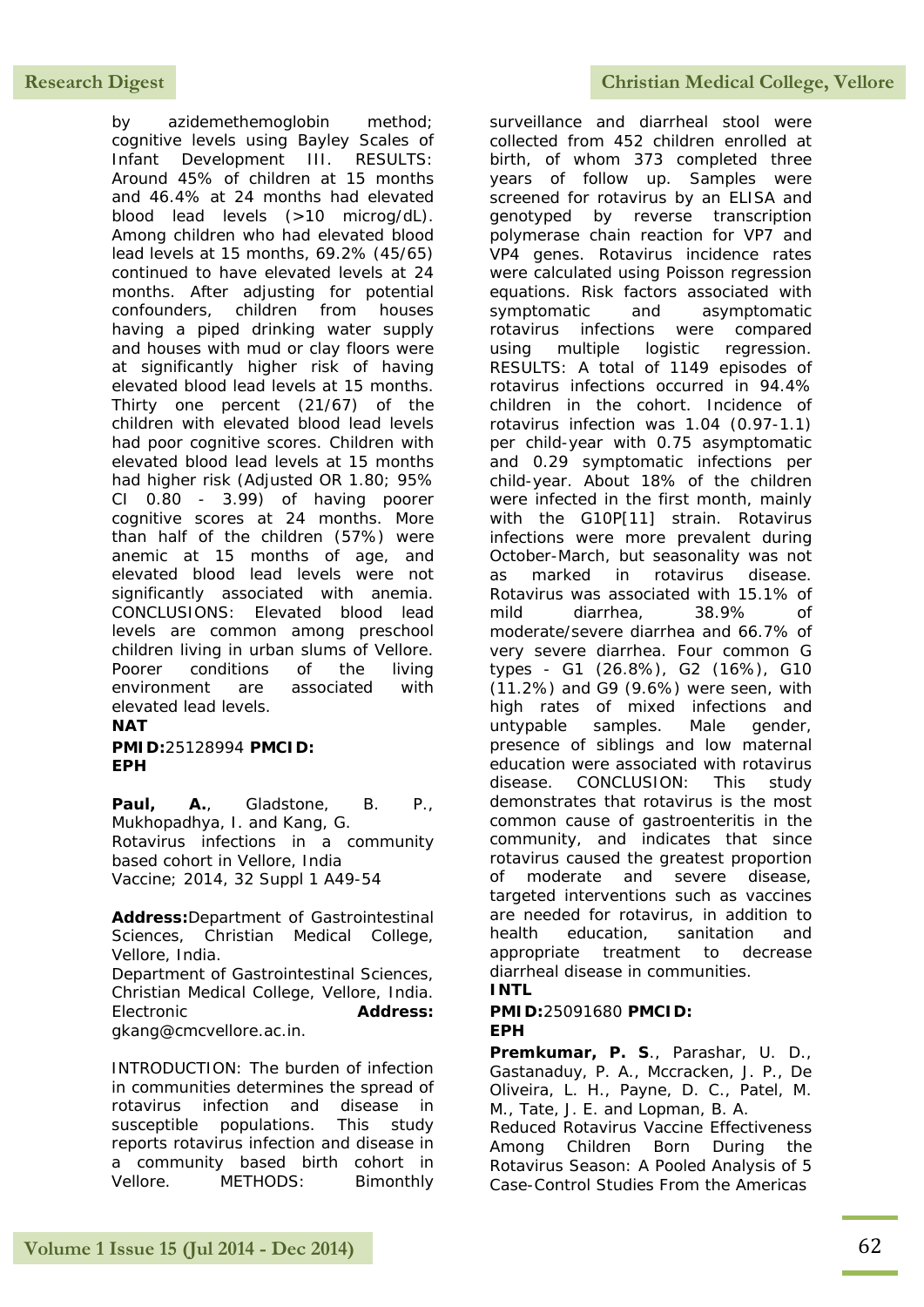by azidemethemoglobin method; cognitive levels using Bayley Scales of Infant Development III. RESULTS: Around 45% of children at 15 months and 46.4% at 24 months had elevated blood lead levels (>10 microg/dL). Among children who had elevated blood lead levels at 15 months, 69.2% (45/65) continued to have elevated levels at 24 months. After adjusting for potential confounders, children from houses having a piped drinking water supply and houses with mud or clay floors were at significantly higher risk of having elevated blood lead levels at 15 months. Thirty one percent (21/67) of the children with elevated blood lead levels had poor cognitive scores. Children with elevated blood lead levels at 15 months had higher risk (Adjusted OR 1.80; 95% CI 0.80 - 3.99) of having poorer cognitive scores at 24 months. More than half of the children (57%) were anemic at 15 months of age, and elevated blood lead levels were not significantly associated with anemia. CONCLUSIONS: Elevated blood lead levels are common among preschool children living in urban slums of Vellore. Poorer conditions of the living environment are associated with elevated lead levels.

**NAT**

**PMID:**25128994 **PMCID:**
**EPH**

**Paul, A.**, Gladstone, B. P., Mukhopadhya, I. and Kang, G.
Rotavirus infections in a community based cohort in Vellore, India
Vaccine; 2014, 32 Suppl 1 A49-54

**Address:**Department of Gastrointestinal Sciences, Christian Medical College, Vellore, India.
Department of Gastrointestinal Sciences, Christian Medical College, Vellore, India. Electronic **Address:** gkang@cmcvellore.ac.in.

INTRODUCTION: The burden of infection in communities determines the spread of rotavirus infection and disease in susceptible populations. This study reports rotavirus infection and disease in a community based birth cohort in Vellore. METHODS: Bimonthly surveillance and diarrheal stool were collected from 452 children enrolled at birth, of whom 373 completed three years of follow up. Samples were screened for rotavirus by an ELISA and genotyped by reverse transcription polymerase chain reaction for VP7 and VP4 genes. Rotavirus incidence rates were calculated using Poisson regression equations. Risk factors associated with symptomatic and asymptomatic rotavirus infections were compared using multiple logistic regression. RESULTS: A total of 1149 episodes of rotavirus infections occurred in 94.4% children in the cohort. Incidence of rotavirus infection was 1.04 (0.97-1.1) per child-year with 0.75 asymptomatic and 0.29 symptomatic infections per child-year. About 18% of the children were infected in the first month, mainly with the G10P[11] strain. Rotavirus infections were more prevalent during October-March, but seasonality was not as marked in rotavirus disease. Rotavirus was associated with 15.1% of mild diarrhea, 38.9% of moderate/severe diarrhea and 66.7% of very severe diarrhea. Four common G types - G1 (26.8%), G2 (16%), G10 (11.2%) and G9 (9.6%) were seen, with high rates of mixed infections and untypable samples. Male gender, presence of siblings and low maternal education were associated with rotavirus disease. CONCLUSION: This study demonstrates that rotavirus is the most common cause of gastroenteritis in the community, and indicates that since rotavirus caused the greatest proportion of moderate and severe disease, targeted interventions such as vaccines are needed for rotavirus, in addition to health education, sanitation and appropriate treatment to decrease diarrheal disease in communities.

**INTL**

**PMID:**25091680 **PMCID:**
**EPH**

**Premkumar, P. S**., Parashar, U. D., Gastanaduy, P. A., Mccracken, J. P., De Oliveira, L. H., Payne, D. C., Patel, M. M., Tate, J. E. and Lopman, B. A.
Reduced Rotavirus Vaccine Effectiveness Among Children Born During the Rotavirus Season: A Pooled Analysis of 5 Case-Control Studies From the Americas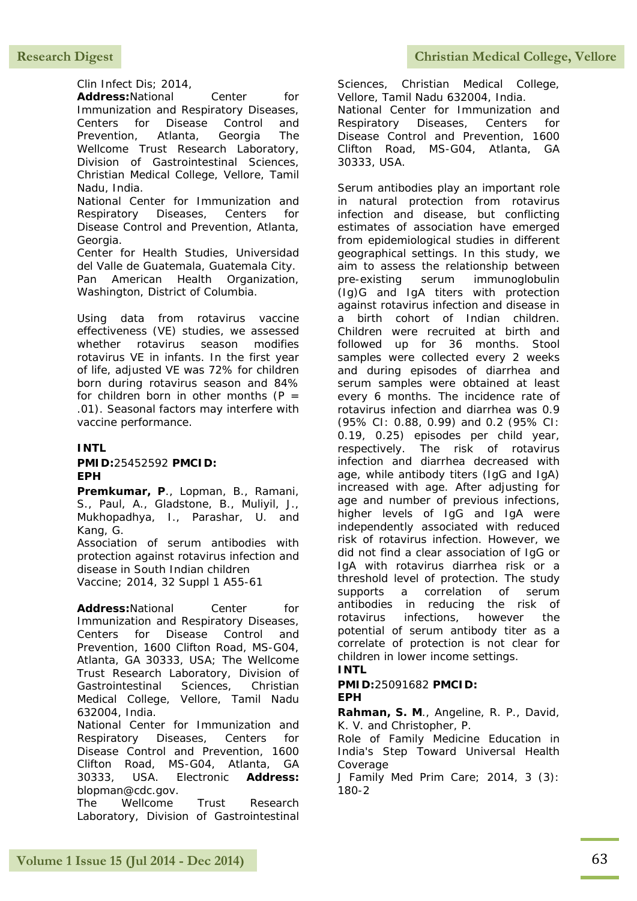Clin Infect Dis; 2014,

**Address:**National Center for Immunization and Respiratory Diseases, Centers for Disease Control and Prevention, Atlanta, Georgia The Wellcome Trust Research Laboratory, Division of Gastrointestinal Sciences, Christian Medical College, Vellore, Tamil Nadu, India.
National Center for Immunization and Respiratory Diseases, Centers for Disease Control and Prevention, Atlanta, Georgia.
Center for Health Studies, Universidad del Valle de Guatemala, Guatemala City.
Pan American Health Organization, Washington, District of Columbia.

Using data from rotavirus vaccine effectiveness (VE) studies, we assessed whether rotavirus season modifies rotavirus VE in infants. In the first year of life, adjusted VE was 72% for children born during rotavirus season and 84% for children born in other months ($P = .01$). Seasonal factors may interfere with vaccine performance.

**INTL**

**PMID:**25452592 **PMCID: EPH**

**Premkumar, P**., Lopman, B., Ramani, S., Paul, A., Gladstone, B., Muliyil, J., Mukhopadhya, I., Parashar, U. and Kang, G.

Association of serum antibodies with protection against rotavirus infection and disease in South Indian children

Vaccine; 2014, 32 Suppl 1 A55-61

**Address:**National Center for Immunization and Respiratory Diseases, Centers for Disease Control and Prevention, 1600 Clifton Road, MS-G04, Atlanta, GA 30333, USA; The Wellcome Trust Research Laboratory, Division of Gastrointestinal Sciences, Christian Medical College, Vellore, Tamil Nadu 632004, India.
National Center for Immunization and Respiratory Diseases, Centers for Disease Control and Prevention, 1600 Clifton Road, MS-G04, Atlanta, GA 30333, USA. Electronic **Address:** blopman@cdc.gov.
The Wellcome Trust Research Laboratory, Division of Gastrointestinal Sciences, Christian Medical College, Vellore, Tamil Nadu 632004, India.
National Center for Immunization and Respiratory Diseases, Centers for Disease Control and Prevention, 1600 Clifton Road, MS-G04, Atlanta, GA 30333, USA.

Serum antibodies play an important role in natural protection from rotavirus infection and disease, but conflicting estimates of association have emerged from epidemiological studies in different geographical settings. In this study, we aim to assess the relationship between pre-existing serum immunoglobulin (Ig)G and IgA titers with protection against rotavirus infection and disease in a birth cohort of Indian children. Children were recruited at birth and followed up for 36 months. Stool samples were collected every 2 weeks and during episodes of diarrhea and serum samples were obtained at least every 6 months. The incidence rate of rotavirus infection and diarrhea was 0.9 (95% CI: 0.88, 0.99) and 0.2 (95% CI: 0.19, 0.25) episodes per child year, respectively. The risk of rotavirus infection and diarrhea decreased with age, while antibody titers (IgG and IgA) increased with age. After adjusting for age and number of previous infections, higher levels of IgG and IgA were independently associated with reduced risk of rotavirus infection. However, we did not find a clear association of IgG or IgA with rotavirus diarrhea risk or a threshold level of protection. The study supports a correlation of serum antibodies in reducing the risk of rotavirus infections, however the potential of serum antibody titer as a correlate of protection is not clear for children in lower income settings.

**INTL**

**PMID:**25091682 **PMCID: EPH**

**Rahman, S. M**., Angeline, R. P., David, K. V. and Christopher, P.

Role of Family Medicine Education in India's Step Toward Universal Health Coverage

J Family Med Prim Care; 2014, 3 (3): 180-2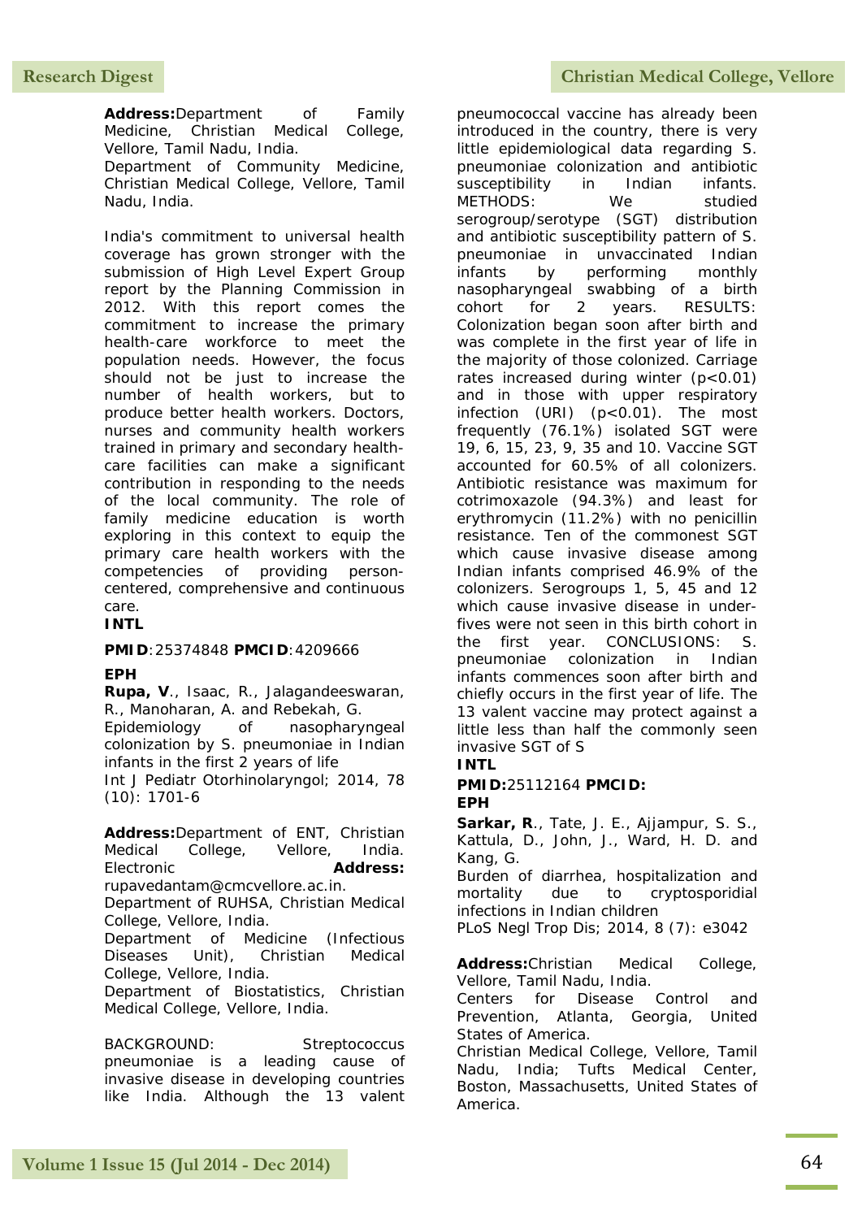**Address:**Department of Family Medicine, Christian Medical College, Vellore, Tamil Nadu, India.
Department of Community Medicine, Christian Medical College, Vellore, Tamil Nadu, India.

India's commitment to universal health coverage has grown stronger with the submission of High Level Expert Group report by the Planning Commission in 2012. With this report comes the commitment to increase the primary health-care workforce to meet the population needs. However, the focus should not be just to increase the number of health workers, but to produce better health workers. Doctors, nurses and community health workers trained in primary and secondary health-care facilities can make a significant contribution in responding to the needs of the local community. The role of family medicine education is worth exploring in this context to equip the primary care health workers with the competencies of providing person-centered, comprehensive and continuous care.

**INTL**

**PMID**:25374848 **PMCID**:4209666

**EPH**

**Rupa, V**., Isaac, R., Jalagandeeswaran, R., Manoharan, A. and Rebekah, G.
Epidemiology of nasopharyngeal colonization by S. pneumoniae in Indian infants in the first 2 years of life
Int J Pediatr Otorhinolaryngol; 2014, 78 (10): 1701-6

**Address:**Department of ENT, Christian Medical College, Vellore, India. Electronic **Address:** rupavedantam@cmcvellore.ac.in.
Department of RUHSA, Christian Medical College, Vellore, India.
Department of Medicine (Infectious Diseases Unit), Christian Medical College, Vellore, India.
Department of Biostatistics, Christian Medical College, Vellore, India.

BACKGROUND: Streptococcus pneumoniae is a leading cause of invasive disease in developing countries like India. Although the 13 valent pneumococcal vaccine has already been introduced in the country, there is very little epidemiological data regarding S. pneumoniae colonization and antibiotic susceptibility in Indian infants. METHODS: We studied serogroup/serotype (SGT) distribution and antibiotic susceptibility pattern of S. pneumoniae in unvaccinated Indian infants by performing monthly nasopharyngeal swabbing of a birth cohort for 2 years. RESULTS: Colonization began soon after birth and was complete in the first year of life in the majority of those colonized. Carriage rates increased during winter ($p<0.01$) and in those with upper respiratory infection (URI) ($p<0.01$). The most frequently (76.1%) isolated SGT were 19, 6, 15, 23, 9, 35 and 10. Vaccine SGT accounted for 60.5% of all colonizers. Antibiotic resistance was maximum for cotrimoxazole (94.3%) and least for erythromycin (11.2%) with no penicillin resistance. Ten of the commonest SGT which cause invasive disease among Indian infants comprised 46.9% of the colonizers. Serogroups 1, 5, 45 and 12 which cause invasive disease in under-fives were not seen in this birth cohort in the first year. CONCLUSIONS: S. pneumoniae colonization in Indian infants commences soon after birth and chiefly occurs in the first year of life. The 13 valent vaccine may protect against a little less than half the commonly seen invasive SGT of S

**INTL**

**PMID:**25112164 **PMCID:**

**EPH**

**Sarkar, R**., Tate, J. E., Ajjampur, S. S., Kattula, D., John, J., Ward, H. D. and Kang, G.
Burden of diarrhea, hospitalization and mortality due to cryptosporidial infections in Indian children
PLoS Negl Trop Dis; 2014, 8 (7): e3042

**Address:**Christian Medical College, Vellore, Tamil Nadu, India.
Centers for Disease Control and Prevention, Atlanta, Georgia, United States of America.
Christian Medical College, Vellore, Tamil Nadu, India; Tufts Medical Center, Boston, Massachusetts, United States of America.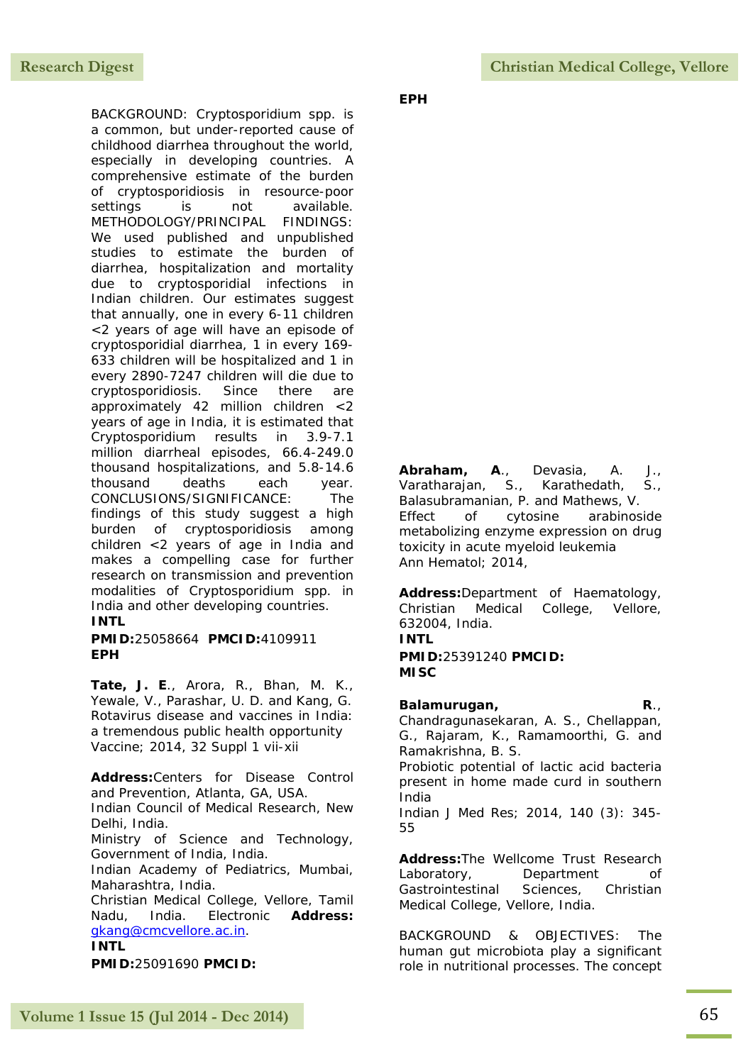BACKGROUND: Cryptosporidium spp. is a common, but under-reported cause of childhood diarrhea throughout the world, especially in developing countries. A comprehensive estimate of the burden of cryptosporidiosis in resource-poor settings is not available. METHODOLOGY/PRINCIPAL FINDINGS: We used published and unpublished studies to estimate the burden of diarrhea, hospitalization and mortality due to cryptosporidial infections in Indian children. Our estimates suggest that annually, one in every 6-11 children <2 years of age will have an episode of cryptosporidial diarrhea, 1 in every 169-633 children will be hospitalized and 1 in every 2890-7247 children will die due to cryptosporidiosis. Since there are approximately 42 million children <2 years of age in India, it is estimated that Cryptosporidium results in 3.9-7.1 million diarrheal episodes, 66.4-249.0 thousand hospitalizations, and 5.8-14.6 thousand deaths each year. CONCLUSIONS/SIGNIFICANCE: The findings of this study suggest a high burden of cryptosporidiosis among children <2 years of age in India and makes a compelling case for further research on transmission and prevention modalities of Cryptosporidium spp. in India and other developing countries.

**INTL**

**PMID:**25058664 **PMCID:**4109911

**EPH**

**Tate, J. E**., Arora, R., Bhan, M. K., Yewale, V., Parashar, U. D. and Kang, G.
Rotavirus disease and vaccines in India: a tremendous public health opportunity
Vaccine; 2014, 32 Suppl 1 vii-xii

**Address:**Centers for Disease Control and Prevention, Atlanta, GA, USA.
Indian Council of Medical Research, New Delhi, India.
Ministry of Science and Technology, Government of India, India.
Indian Academy of Pediatrics, Mumbai, Maharashtra, India.
Christian Medical College, Vellore, Tamil Nadu, India. Electronic **Address:** gkang@cmcvellore.ac.in.

**INTL**

**PMID:**25091690 **PMCID:**

**EPH**

**Abraham, A**., Devasia, A. J., Varatharajan, S., Karathedath, S., Balasubramanian, P. and Mathews, V.
Effect of cytosine arabinoside metabolizing enzyme expression on drug toxicity in acute myeloid leukemia
Ann Hematol; 2014,

**Address:**Department of Haematology, Christian Medical College, Vellore, 632004, India.

**INTL**

**PMID:**25391240 **PMCID:**

**MISC**

**Balamurugan, R**., Chandragunasekaran, A. S., Chellappan, G., Rajaram, K., Ramamoorthi, G. and Ramakrishna, B. S.
Probiotic potential of lactic acid bacteria present in home made curd in southern India
Indian J Med Res; 2014, 140 (3): 345-55

**Address:**The Wellcome Trust Research Laboratory, Department of Gastrointestinal Sciences, Christian Medical College, Vellore, India.

BACKGROUND & OBJECTIVES: The human gut microbiota play a significant role in nutritional processes. The concept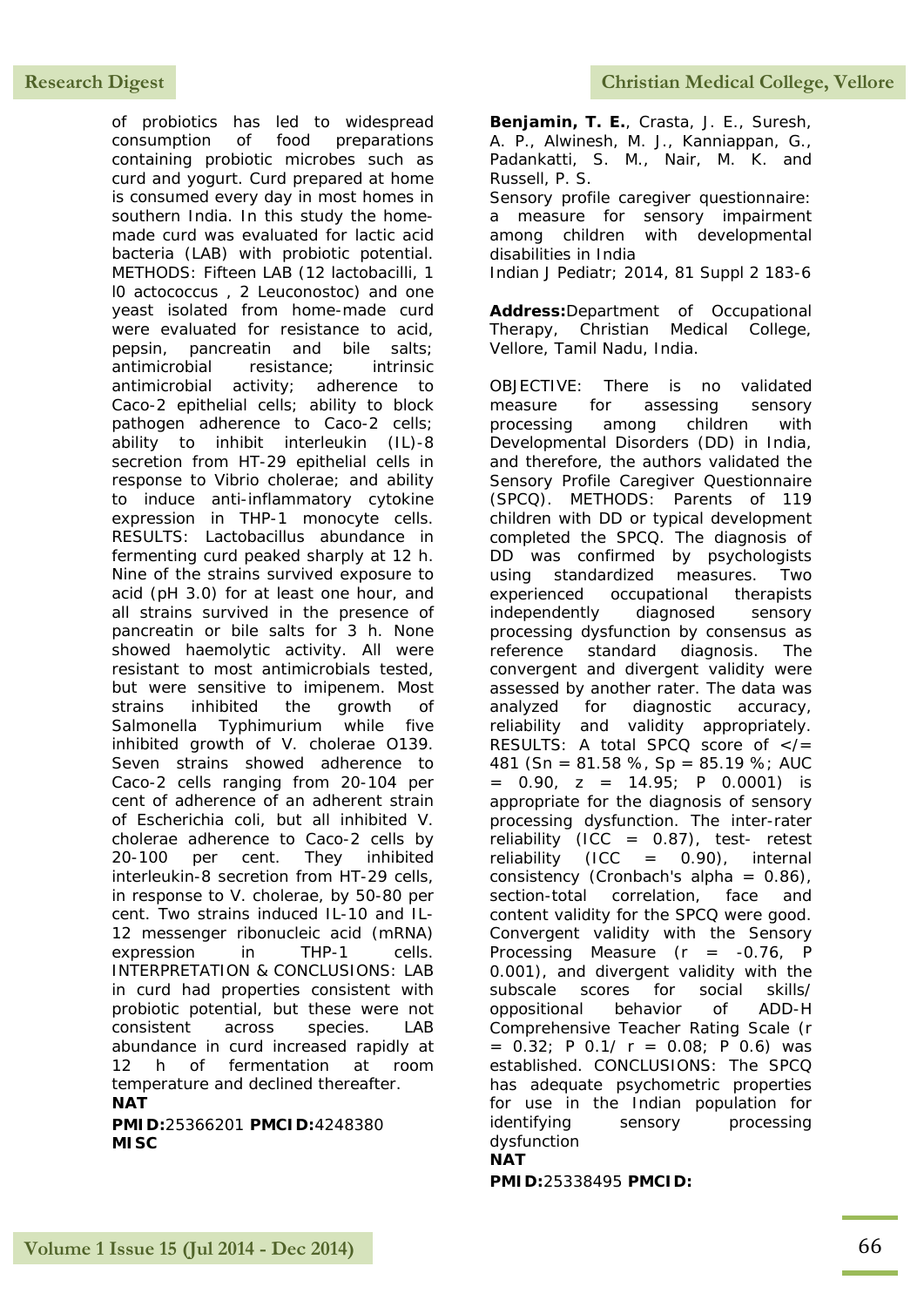of probiotics has led to widespread consumption of food preparations containing probiotic microbes such as curd and yogurt. Curd prepared at home is consumed every day in most homes in southern India. In this study the home-made curd was evaluated for lactic acid bacteria (LAB) with probiotic potential. METHODS: Fifteen LAB (12 lactobacilli, 1 l0 actococcus , 2 Leuconostoc) and one yeast isolated from home-made curd were evaluated for resistance to acid, pepsin, pancreatin and bile salts; antimicrobial resistance; intrinsic antimicrobial activity; adherence to Caco-2 epithelial cells; ability to block pathogen adherence to Caco-2 cells; ability to inhibit interleukin (IL)-8 secretion from HT-29 epithelial cells in response to Vibrio cholerae; and ability to induce anti-inflammatory cytokine expression in THP-1 monocyte cells. RESULTS: Lactobacillus abundance in fermenting curd peaked sharply at 12 h. Nine of the strains survived exposure to acid (pH 3.0) for at least one hour, and all strains survived in the presence of pancreatin or bile salts for 3 h. None showed haemolytic activity. All were resistant to most antimicrobials tested, but were sensitive to imipenem. Most strains inhibited the growth of Salmonella Typhimurium while five inhibited growth of V. cholerae O139. Seven strains showed adherence to Caco-2 cells ranging from 20-104 per cent of adherence of an adherent strain of Escherichia coli, but all inhibited V. cholerae adherence to Caco-2 cells by 20-100 per cent. They inhibited interleukin-8 secretion from HT-29 cells, in response to V. cholerae, by 50-80 per cent. Two strains induced IL-10 and IL-12 messenger ribonucleic acid (mRNA) expression in THP-1 cells. INTERPRETATION & CONCLUSIONS: LAB in curd had properties consistent with probiotic potential, but these were not consistent across species. LAB abundance in curd increased rapidly at 12 h of fermentation at room temperature and declined thereafter.

**NAT**

**PMID:**25366201 **PMCID:**4248380

**MISC**

**Benjamin, T. E.**, Crasta, J. E., Suresh, A. P., Alwinesh, M. J., Kanniappan, G., Padankatti, S. M., Nair, M. K. and Russell, P. S.

Sensory profile caregiver questionnaire: a measure for sensory impairment among children with developmental disabilities in India

Indian J Pediatr; 2014, 81 Suppl 2 183-6

**Address:**Department of Occupational Therapy, Christian Medical College, Vellore, Tamil Nadu, India.

OBJECTIVE: There is no validated measure for assessing sensory processing among children with Developmental Disorders (DD) in India, and therefore, the authors validated the Sensory Profile Caregiver Questionnaire (SPCQ). METHODS: Parents of 119 children with DD or typical development completed the SPCQ. The diagnosis of DD was confirmed by psychologists using standardized measures. Two experienced occupational therapists independently diagnosed sensory processing dysfunction by consensus as reference standard diagnosis. The convergent and divergent validity were assessed by another rater. The data was analyzed for diagnostic accuracy, reliability and validity appropriately. RESULTS: A total SPCQ score of </= 481 (Sn = 81.58 %, Sp = 85.19 %; AUC = 0.90, z = 14.95; P 0.0001) is appropriate for the diagnosis of sensory processing dysfunction. The inter-rater reliability (ICC = 0.87), test- retest reliability (ICC = 0.90), internal consistency (Cronbach's alpha = 0.86), section-total correlation, face and content validity for the SPCQ were good. Convergent validity with the Sensory Processing Measure (r = -0.76, P 0.001), and divergent validity with the subscale scores for social skills/ oppositional behavior of ADD-H Comprehensive Teacher Rating Scale (r = 0.32; P 0.1/ r = 0.08; P 0.6) was established. CONCLUSIONS: The SPCQ has adequate psychometric properties for use in the Indian population for identifying sensory processing dysfunction

**NAT**

**PMID:**25338495 **PMCID:**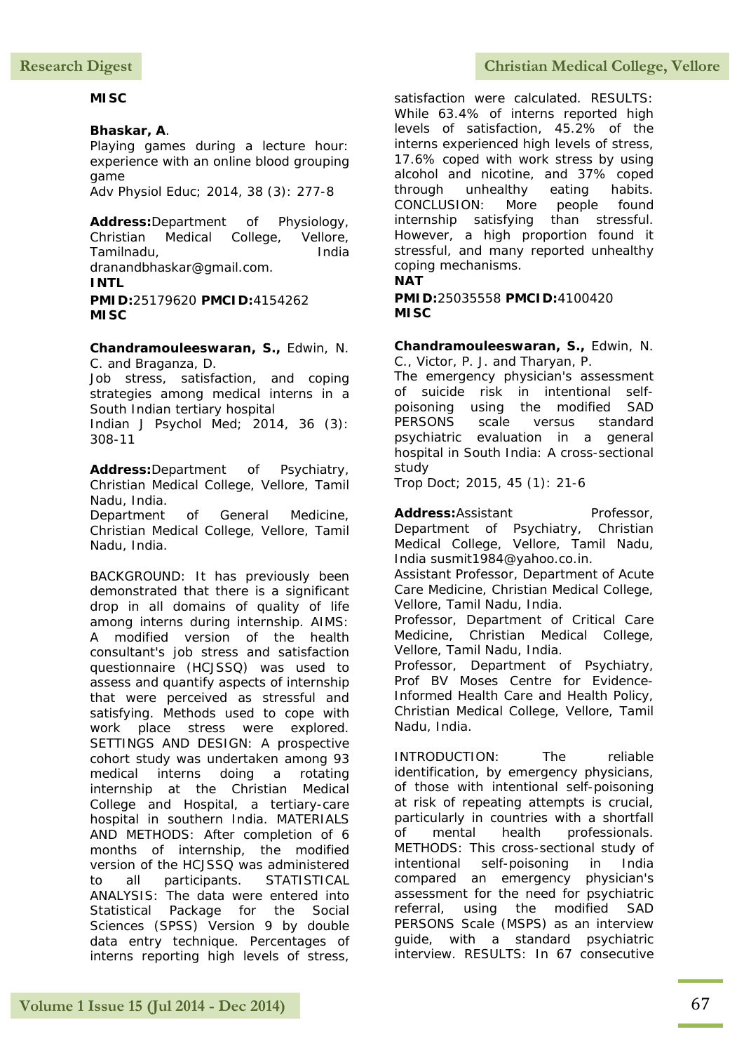**MISC**

**Bhaskar, A**.
Playing games during a lecture hour: experience with an online blood grouping game
Adv Physiol Educ; 2014, 38 (3): 277-8

**Address:**Department of Physiology, Christian Medical College, Vellore, Tamilnadu, India dranandbhaskar@gmail.com.
**INTL**
**PMID:**25179620 **PMCID:**4154262
**MISC**

**Chandramouleeswaran, S.,** Edwin, N. C. and Braganza, D.
Job stress, satisfaction, and coping strategies among medical interns in a South Indian tertiary hospital
Indian J Psychol Med; 2014, 36 (3): 308-11

**Address:**Department of Psychiatry, Christian Medical College, Vellore, Tamil Nadu, India.
Department of General Medicine, Christian Medical College, Vellore, Tamil Nadu, India.

BACKGROUND: It has previously been demonstrated that there is a significant drop in all domains of quality of life among interns during internship. AIMS: A modified version of the health consultant's job stress and satisfaction questionnaire (HCJSSQ) was used to assess and quantify aspects of internship that were perceived as stressful and satisfying. Methods used to cope with work place stress were explored. SETTINGS AND DESIGN: A prospective cohort study was undertaken among 93 medical interns doing a rotating internship at the Christian Medical College and Hospital, a tertiary-care hospital in southern India. MATERIALS AND METHODS: After completion of 6 months of internship, the modified version of the HCJSSQ was administered to all participants. STATISTICAL ANALYSIS: The data were entered into Statistical Package for the Social Sciences (SPSS) Version 9 by double data entry technique. Percentages of interns reporting high levels of stress, satisfaction were calculated. RESULTS: While 63.4% of interns reported high levels of satisfaction, 45.2% of the interns experienced high levels of stress, 17.6% coped with work stress by using alcohol and nicotine, and 37% coped through unhealthy eating habits. CONCLUSION: More people found internship satisfying than stressful. However, a high proportion found it stressful, and many reported unhealthy coping mechanisms.
**NAT**
**PMID:**25035558 **PMCID:**4100420
**MISC**

**Chandramouleeswaran, S.,** Edwin, N. C., Victor, P. J. and Tharyan, P.
The emergency physician's assessment of suicide risk in intentional self-poisoning using the modified SAD PERSONS scale versus standard psychiatric evaluation in a general hospital in South India: A cross-sectional study
Trop Doct; 2015, 45 (1): 21-6

**Address:**Assistant Professor, Department of Psychiatry, Christian Medical College, Vellore, Tamil Nadu, India susmit1984@yahoo.co.in.
Assistant Professor, Department of Acute Care Medicine, Christian Medical College, Vellore, Tamil Nadu, India.
Professor, Department of Critical Care Medicine, Christian Medical College, Vellore, Tamil Nadu, India.
Professor, Department of Psychiatry, Prof BV Moses Centre for Evidence-Informed Health Care and Health Policy, Christian Medical College, Vellore, Tamil Nadu, India.

INTRODUCTION: The reliable identification, by emergency physicians, of those with intentional self-poisoning at risk of repeating attempts is crucial, particularly in countries with a shortfall of mental health professionals. METHODS: This cross-sectional study of intentional self-poisoning in India compared an emergency physician's assessment for the need for psychiatric referral, using the modified SAD PERSONS Scale (MSPS) as an interview guide, with a standard psychiatric interview. RESULTS: In 67 consecutive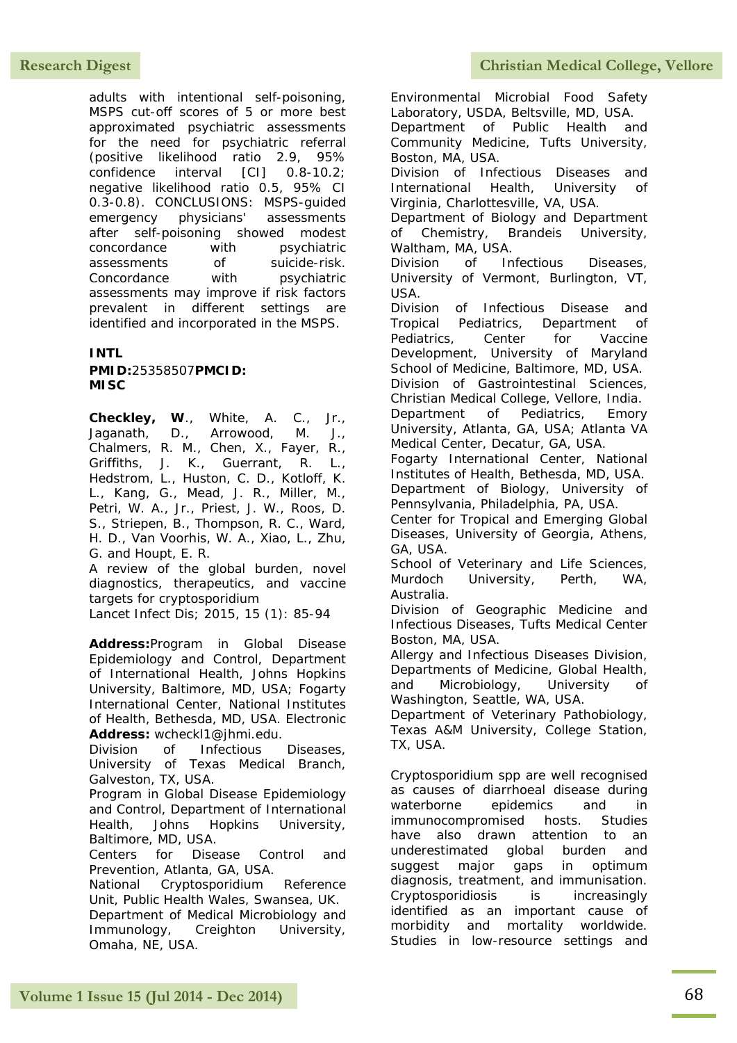adults with intentional self-poisoning, MSPS cut-off scores of 5 or more best approximated psychiatric assessments for the need for psychiatric referral (positive likelihood ratio 2.9, 95% confidence interval [CI] 0.8-10.2; negative likelihood ratio 0.5, 95% CI 0.3-0.8). CONCLUSIONS: MSPS-guided emergency physicians' assessments after self-poisoning showed modest concordance with psychiatric assessments of suicide-risk. Concordance with psychiatric assessments may improve if risk factors prevalent in different settings are identified and incorporated in the MSPS.

**INTL**

**PMID:**25358507**PMCID:**
**MISC**

**Checkley, W**., White, A. C., Jr., Jaganath, D., Arrowood, M. J., Chalmers, R. M., Chen, X., Fayer, R., Griffiths, J. K., Guerrant, R. L., Hedstrom, L., Huston, C. D., Kotloff, K. L., Kang, G., Mead, J. R., Miller, M., Petri, W. A., Jr., Priest, J. W., Roos, D. S., Striepen, B., Thompson, R. C., Ward, H. D., Van Voorhis, W. A., Xiao, L., Zhu, G. and Houpt, E. R.
A review of the global burden, novel diagnostics, therapeutics, and vaccine targets for cryptosporidium
Lancet Infect Dis; 2015, 15 (1): 85-94

**Address:**Program in Global Disease Epidemiology and Control, Department of International Health, Johns Hopkins University, Baltimore, MD, USA; Fogarty International Center, National Institutes of Health, Bethesda, MD, USA. Electronic **Address:** wcheckl1@jhmi.edu.
Division of Infectious Diseases, University of Texas Medical Branch, Galveston, TX, USA.
Program in Global Disease Epidemiology and Control, Department of International Health, Johns Hopkins University, Baltimore, MD, USA.
Centers for Disease Control and Prevention, Atlanta, GA, USA.
National Cryptosporidium Reference Unit, Public Health Wales, Swansea, UK.
Department of Medical Microbiology and Immunology, Creighton University, Omaha, NE, USA.
Environmental Microbial Food Safety Laboratory, USDA, Beltsville, MD, USA.
Department of Public Health and Community Medicine, Tufts University, Boston, MA, USA.
Division of Infectious Diseases and International Health, University of Virginia, Charlottesville, VA, USA.
Department of Biology and Department of Chemistry, Brandeis University, Waltham, MA, USA.
Division of Infectious Diseases, University of Vermont, Burlington, VT, USA.
Division of Infectious Disease and Tropical Pediatrics, Department of Pediatrics, Center for Vaccine Development, University of Maryland School of Medicine, Baltimore, MD, USA.
Division of Gastrointestinal Sciences, Christian Medical College, Vellore, India.
Department of Pediatrics, Emory University, Atlanta, GA, USA; Atlanta VA Medical Center, Decatur, GA, USA.
Fogarty International Center, National Institutes of Health, Bethesda, MD, USA.
Department of Biology, University of Pennsylvania, Philadelphia, PA, USA.
Center for Tropical and Emerging Global Diseases, University of Georgia, Athens, GA, USA.
School of Veterinary and Life Sciences, Murdoch University, Perth, WA, Australia.
Division of Geographic Medicine and Infectious Diseases, Tufts Medical Center Boston, MA, USA.
Allergy and Infectious Diseases Division, Departments of Medicine, Global Health, and Microbiology, University of Washington, Seattle, WA, USA.
Department of Veterinary Pathobiology, Texas A&M University, College Station, TX, USA.

Cryptosporidium spp are well recognised as causes of diarrhoeal disease during waterborne epidemics and in immunocompromised hosts. Studies have also drawn attention to an underestimated global burden and suggest major gaps in optimum diagnosis, treatment, and immunisation. Cryptosporidiosis is increasingly identified as an important cause of morbidity and mortality worldwide. Studies in low-resource settings and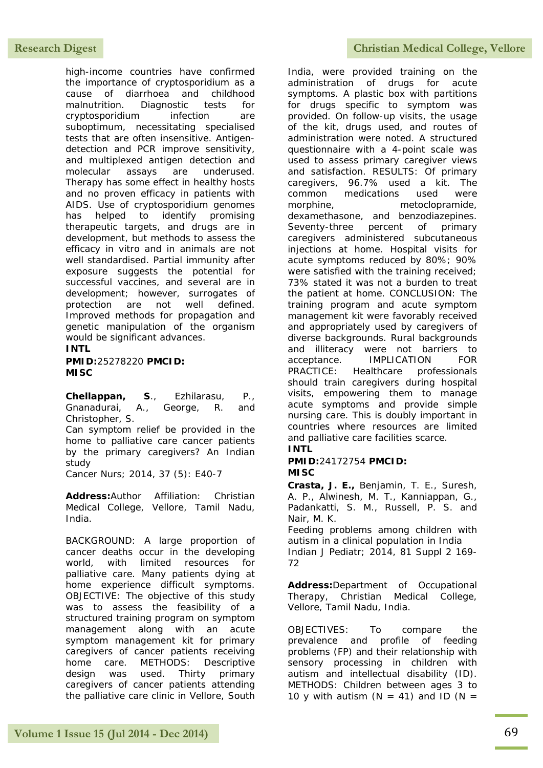high-income countries have confirmed the importance of cryptosporidium as a cause of diarrhoea and childhood malnutrition. Diagnostic tests for cryptosporidium infection are suboptimum, necessitating specialised tests that are often insensitive. Antigen-detection and PCR improve sensitivity, and multiplexed antigen detection and molecular assays are underused. Therapy has some effect in healthy hosts and no proven efficacy in patients with AIDS. Use of cryptosporidium genomes has helped to identify promising therapeutic targets, and drugs are in development, but methods to assess the efficacy in vitro and in animals are not well standardised. Partial immunity after exposure suggests the potential for successful vaccines, and several are in development; however, surrogates of protection are not well defined. Improved methods for propagation and genetic manipulation of the organism would be significant advances.

**INTL**

**PMID:**25278220 **PMCID:**

**MISC**

**Chellappan, S**., Ezhilarasu, P., Gnanadurai, A., George, R. and Christopher, S.

Can symptom relief be provided in the home to palliative care cancer patients by the primary caregivers? An Indian study

Cancer Nurs; 2014, 37 (5): E40-7

**Address:**Author Affiliation: Christian Medical College, Vellore, Tamil Nadu, India.

BACKGROUND: A large proportion of cancer deaths occur in the developing world, with limited resources for palliative care. Many patients dying at home experience difficult symptoms. OBJECTIVE: The objective of this study was to assess the feasibility of a structured training program on symptom management along with an acute symptom management kit for primary caregivers of cancer patients receiving home care. METHODS: Descriptive design was used. Thirty primary caregivers of cancer patients attending the palliative care clinic in Vellore, South India, were provided training on the administration of drugs for acute symptoms. A plastic box with partitions for drugs specific to symptom was provided. On follow-up visits, the usage of the kit, drugs used, and routes of administration were noted. A structured questionnaire with a 4-point scale was used to assess primary caregiver views and satisfaction. RESULTS: Of primary caregivers, 96.7% used a kit. The common medications used were morphine, metoclopramide, dexamethasone, and benzodiazepines. Seventy-three percent of primary caregivers administered subcutaneous injections at home. Hospital visits for acute symptoms reduced by 80%; 90% were satisfied with the training received; 73% stated it was not a burden to treat the patient at home. CONCLUSION: The training program and acute symptom management kit were favorably received and appropriately used by caregivers of diverse backgrounds. Rural backgrounds and illiteracy were not barriers to acceptance. IMPLICATION FOR PRACTICE: Healthcare professionals should train caregivers during hospital visits, empowering them to manage acute symptoms and provide simple nursing care. This is doubly important in countries where resources are limited and palliative care facilities scarce.

**INTL**

**PMID:**24172754 **PMCID:**

**MISC**

**Crasta, J. E.,** Benjamin, T. E., Suresh, A. P., Alwinesh, M. T., Kanniappan, G., Padankatti, S. M., Russell, P. S. and Nair, M. K.

Feeding problems among children with autism in a clinical population in India

Indian J Pediatr; 2014, 81 Suppl 2 169-72

**Address:**Department of Occupational Therapy, Christian Medical College, Vellore, Tamil Nadu, India.

OBJECTIVES: To compare the prevalence and profile of feeding problems (FP) and their relationship with sensory processing in children with autism and intellectual disability (ID). METHODS: Children between ages 3 to 10 y with autism (N = 41) and ID (N =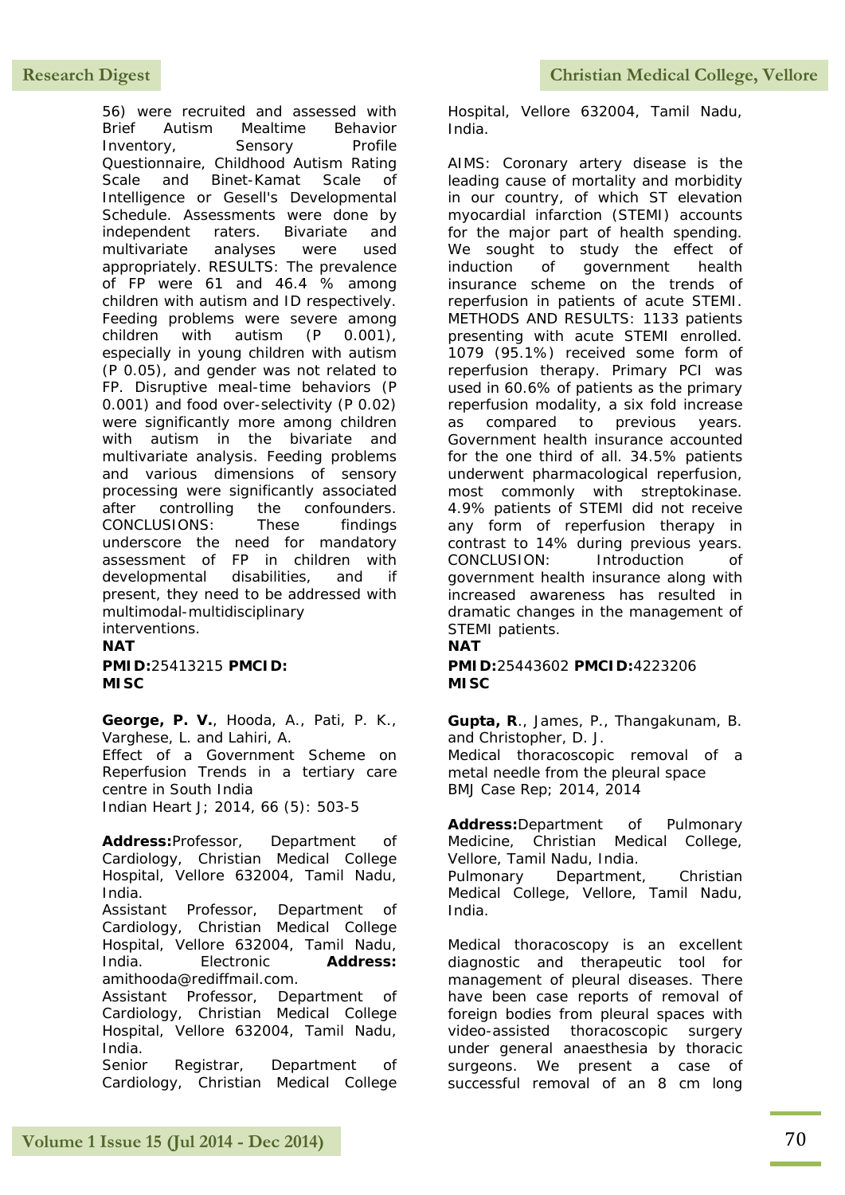56) were recruited and assessed with Brief Autism Mealtime Behavior Inventory, Sensory Profile Questionnaire, Childhood Autism Rating Scale and Binet-Kamat Scale of Intelligence or Gesell's Developmental Schedule. Assessments were done by independent raters. Bivariate and multivariate analyses were used appropriately. RESULTS: The prevalence of FP were 61 and 46.4 % among children with autism and ID respectively. Feeding problems were severe among children with autism (P 0.001), especially in young children with autism (P 0.05), and gender was not related to FP. Disruptive meal-time behaviors (P 0.001) and food over-selectivity (P 0.02) were significantly more among children with autism in the bivariate and multivariate analysis. Feeding problems and various dimensions of sensory processing were significantly associated after controlling the confounders. CONCLUSIONS: These findings underscore the need for mandatory assessment of FP in children with developmental disabilities, and if present, they need to be addressed with multimodal-multidisciplinary interventions.

**NAT**

**PMID:**25413215 **PMCID:**

**MISC**

**George, P. V.**, Hooda, A., Pati, P. K., Varghese, L. and Lahiri, A.
Effect of a Government Scheme on Reperfusion Trends in a tertiary care centre in South India
Indian Heart J; 2014, 66 (5): 503-5

**Address:**Professor, Department of Cardiology, Christian Medical College Hospital, Vellore 632004, Tamil Nadu, India.
Assistant Professor, Department of Cardiology, Christian Medical College Hospital, Vellore 632004, Tamil Nadu, India. Electronic **Address:** amithooda@rediffmail.com.
Assistant Professor, Department of Cardiology, Christian Medical College Hospital, Vellore 632004, Tamil Nadu, India.
Senior Registrar, Department of Cardiology, Christian Medical College Hospital, Vellore 632004, Tamil Nadu, India.

AIMS: Coronary artery disease is the leading cause of mortality and morbidity in our country, of which ST elevation myocardial infarction (STEMI) accounts for the major part of health spending. We sought to study the effect of induction of government health insurance scheme on the trends of reperfusion in patients of acute STEMI. METHODS AND RESULTS: 1133 patients presenting with acute STEMI enrolled. 1079 (95.1%) received some form of reperfusion therapy. Primary PCI was used in 60.6% of patients as the primary reperfusion modality, a six fold increase as compared to previous years. Government health insurance accounted for the one third of all. 34.5% patients underwent pharmacological reperfusion, most commonly with streptokinase. 4.9% patients of STEMI did not receive any form of reperfusion therapy in contrast to 14% during previous years. CONCLUSION: Introduction of government health insurance along with increased awareness has resulted in dramatic changes in the management of STEMI patients.

**NAT**

**PMID:**25443602 **PMCID:**4223206

**MISC**

**Gupta, R**., James, P., Thangakunam, B. and Christopher, D. J.
Medical thoracoscopic removal of a metal needle from the pleural space
BMJ Case Rep; 2014, 2014

**Address:**Department of Pulmonary Medicine, Christian Medical College, Vellore, Tamil Nadu, India.
Pulmonary Department, Christian Medical College, Vellore, Tamil Nadu, India.

Medical thoracoscopy is an excellent diagnostic and therapeutic tool for management of pleural diseases. There have been case reports of removal of foreign bodies from pleural spaces with video-assisted thoracoscopic surgery under general anaesthesia by thoracic surgeons. We present a case of successful removal of an 8 cm long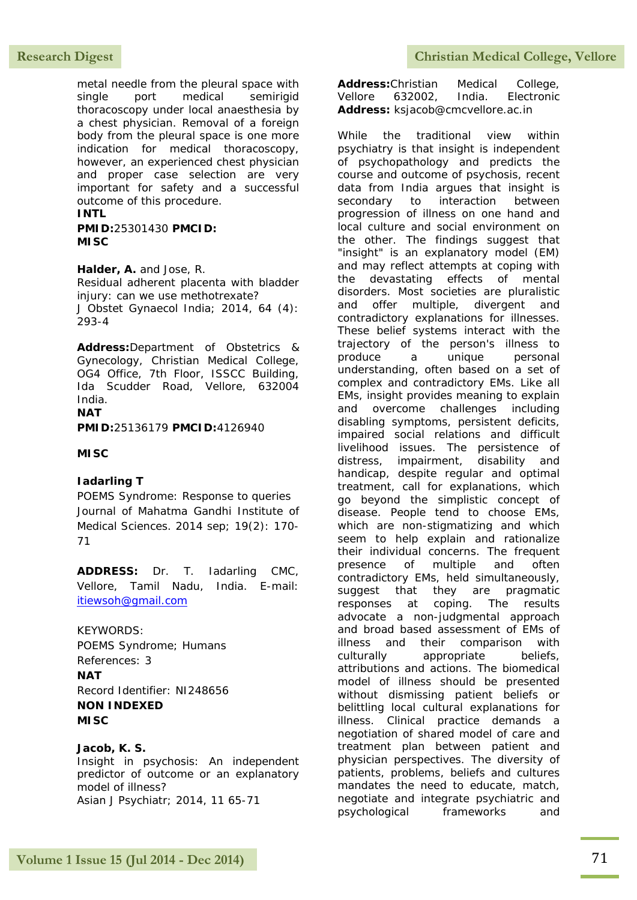metal needle from the pleural space with single port medical semirigid thoracoscopy under local anaesthesia by a chest physician. Removal of a foreign body from the pleural space is one more indication for medical thoracoscopy, however, an experienced chest physician and proper case selection are very important for safety and a successful outcome of this procedure.

**INTL**

**PMID:**25301430 **PMCID:**

**MISC**

**Halder, A.** and Jose, R.
Residual adherent placenta with bladder injury: can we use methotrexate?
J Obstet Gynaecol India; 2014, 64 (4): 293-4

**Address:**Department of Obstetrics & Gynecology, Christian Medical College, OG4 Office, 7th Floor, ISSCC Building, Ida Scudder Road, Vellore, 632004 India.

**NAT**

**PMID:**25136179 **PMCID:**4126940

**MISC**

**Iadarling T**
POEMS Syndrome: Response to queries
Journal of Mahatma Gandhi Institute of Medical Sciences. 2014 sep; 19(2): 170-71

**ADDRESS:** Dr. T. Iadarling CMC, Vellore, Tamil Nadu, India. E-mail: itiewsoh@gmail.com

KEYWORDS:
POEMS Syndrome; Humans
References: 3

**NAT**

Record Identifier: NI248656

**NON INDEXED**

**MISC**

**Jacob, K. S.**
Insight in psychosis: An independent predictor of outcome or an explanatory model of illness?
Asian J Psychiatr; 2014, 11 65-71

**Address:**Christian Medical College, Vellore 632002, India. Electronic **Address:** ksjacob@cmcvellore.ac.in

While the traditional view within psychiatry is that insight is independent of psychopathology and predicts the course and outcome of psychosis, recent data from India argues that insight is secondary to interaction between progression of illness on one hand and local culture and social environment on the other. The findings suggest that "insight" is an explanatory model (EM) and may reflect attempts at coping with the devastating effects of mental disorders. Most societies are pluralistic and offer multiple, divergent and contradictory explanations for illnesses. These belief systems interact with the trajectory of the person's illness to produce a unique personal understanding, often based on a set of complex and contradictory EMs. Like all EMs, insight provides meaning to explain and overcome challenges including disabling symptoms, persistent deficits, impaired social relations and difficult livelihood issues. The persistence of distress, impairment, disability and handicap, despite regular and optimal treatment, call for explanations, which go beyond the simplistic concept of disease. People tend to choose EMs, which are non-stigmatizing and which seem to help explain and rationalize their individual concerns. The frequent presence of multiple and often contradictory EMs, held simultaneously, suggest that they are pragmatic responses at coping. The results advocate a non-judgmental approach and broad based assessment of EMs of illness and their comparison with culturally appropriate beliefs, attributions and actions. The biomedical model of illness should be presented without dismissing patient beliefs or belittling local cultural explanations for illness. Clinical practice demands a negotiation of shared model of care and treatment plan between patient and physician perspectives. The diversity of patients, problems, beliefs and cultures mandates the need to educate, match, negotiate and integrate psychiatric and psychological frameworks and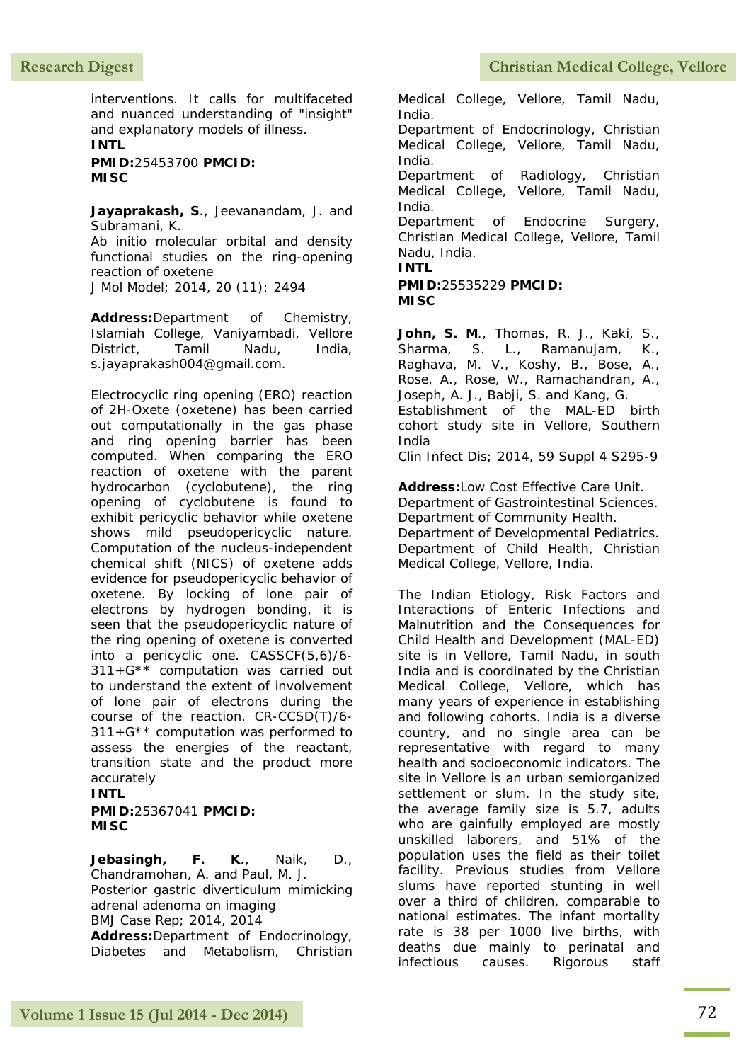interventions. It calls for multifaceted and nuanced understanding of "insight" and explanatory models of illness.
**INTL**
**PMID:**25453700 **PMCID:**
**MISC**

**Jayaprakash, S**., Jeevanandam, J. and Subramani, K.
Ab initio molecular orbital and density functional studies on the ring-opening reaction of oxetene
J Mol Model; 2014, 20 (11): 2494

**Address:**Department of Chemistry, Islamiah College, Vaniyambadi, Vellore District, Tamil Nadu, India, s.jayaprakash004@gmail.com.

Electrocyclic ring opening (ERO) reaction of 2H-Oxete (oxetene) has been carried out computationally in the gas phase and ring opening barrier has been computed. When comparing the ERO reaction of oxetene with the parent hydrocarbon (cyclobutene), the ring opening of cyclobutene is found to exhibit pericyclic behavior while oxetene shows mild pseudopericyclic nature. Computation of the nucleus-independent chemical shift (NICS) of oxetene adds evidence for pseudopericyclic behavior of oxetene. By locking of lone pair of electrons by hydrogen bonding, it is seen that the pseudopericyclic nature of the ring opening of oxetene is converted into a pericyclic one. CASSCF(5,6)/6-311+G** computation was carried out to understand the extent of involvement of lone pair of electrons during the course of the reaction. CR-CCSD(T)/6-311+G** computation was performed to assess the energies of the reactant, transition state and the product more accurately
**INTL**
**PMID:**25367041 **PMCID:**
**MISC**

**Jebasingh, F. K**., Naik, D., Chandramohan, A. and Paul, M. J.
Posterior gastric diverticulum mimicking adrenal adenoma on imaging
BMJ Case Rep; 2014, 2014
**Address:**Department of Endocrinology, Diabetes and Metabolism, Christian Medical College, Vellore, Tamil Nadu, India.
Department of Endocrinology, Christian Medical College, Vellore, Tamil Nadu, India.
Department of Radiology, Christian Medical College, Vellore, Tamil Nadu, India.
Department of Endocrine Surgery, Christian Medical College, Vellore, Tamil Nadu, India.
**INTL**
**PMID:**25535229 **PMCID:**
**MISC**

**John, S. M**., Thomas, R. J., Kaki, S., Sharma, S. L., Ramanujam, K., Raghava, M. V., Koshy, B., Bose, A., Rose, A., Rose, W., Ramachandran, A., Joseph, A. J., Babji, S. and Kang, G.
Establishment of the MAL-ED birth cohort study site in Vellore, Southern India
Clin Infect Dis; 2014, 59 Suppl 4 S295-9

**Address:**Low Cost Effective Care Unit.
Department of Gastrointestinal Sciences.
Department of Community Health.
Department of Developmental Pediatrics.
Department of Child Health, Christian Medical College, Vellore, India.

The Indian Etiology, Risk Factors and Interactions of Enteric Infections and Malnutrition and the Consequences for Child Health and Development (MAL-ED) site is in Vellore, Tamil Nadu, in south India and is coordinated by the Christian Medical College, Vellore, which has many years of experience in establishing and following cohorts. India is a diverse country, and no single area can be representative with regard to many health and socioeconomic indicators. The site in Vellore is an urban semiorganized settlement or slum. In the study site, the average family size is 5.7, adults who are gainfully employed are mostly unskilled laborers, and 51% of the population uses the field as their toilet facility. Previous studies from Vellore slums have reported stunting in well over a third of children, comparable to national estimates. The infant mortality rate is 38 per 1000 live births, with deaths due mainly to perinatal and infectious causes. Rigorous staff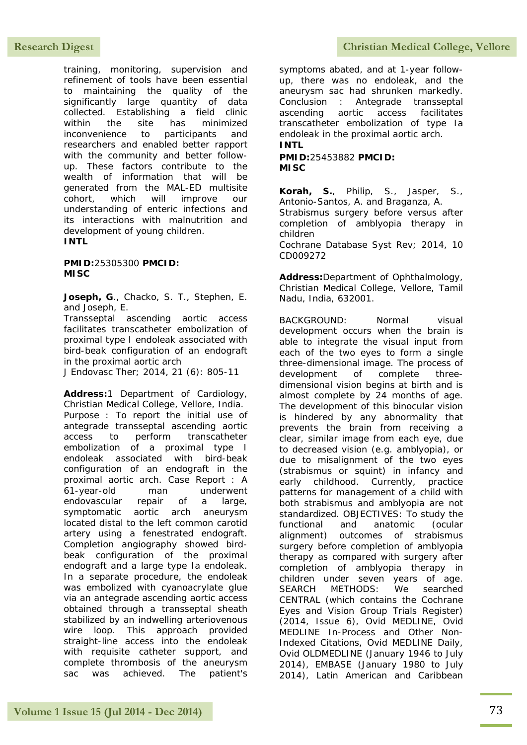training, monitoring, supervision and refinement of tools have been essential to maintaining the quality of the significantly large quantity of data collected. Establishing a field clinic within the site has minimized inconvenience to participants and researchers and enabled better rapport with the community and better follow-up. These factors contribute to the wealth of information that will be generated from the MAL-ED multisite cohort, which will improve our understanding of enteric infections and its interactions with malnutrition and development of young children.
**INTL**

**PMID:**25305300 **PMCID:**
**MISC**

**Joseph, G**., Chacko, S. T., Stephen, E. and Joseph, E.
Transseptal ascending aortic access facilitates transcatheter embolization of proximal type I endoleak associated with bird-beak configuration of an endograft in the proximal aortic arch
J Endovasc Ther; 2014, 21 (6): 805-11

**Address:**1 Department of Cardiology, Christian Medical College, Vellore, India.
Purpose : To report the initial use of antegrade transseptal ascending aortic access to perform transcatheter embolization of a proximal type I endoleak associated with bird-beak configuration of an endograft in the proximal aortic arch. Case Report : A 61-year-old man underwent endovascular repair of a large, symptomatic aortic arch aneurysm located distal to the left common carotid artery using a fenestrated endograft. Completion angiography showed bird-beak configuration of the proximal endograft and a large type Ia endoleak. In a separate procedure, the endoleak was embolized with cyanoacrylate glue via an antegrade ascending aortic access obtained through a transseptal sheath stabilized by an indwelling arteriovenous wire loop. This approach provided straight-line access into the endoleak with requisite catheter support, and complete thrombosis of the aneurysm sac was achieved. The patient's symptoms abated, and at 1-year follow-up, there was no endoleak, and the aneurysm sac had shrunken markedly. Conclusion : Antegrade transseptal ascending aortic access facilitates transcatheter embolization of type Ia endoleak in the proximal aortic arch.
**INTL**

**PMID:**25453882 **PMCID:**
**MISC**

**Korah, S.**, Philip, S., Jasper, S., Antonio-Santos, A. and Braganza, A.
Strabismus surgery before versus after completion of amblyopia therapy in children
Cochrane Database Syst Rev; 2014, 10 CD009272

**Address:**Department of Ophthalmology, Christian Medical College, Vellore, Tamil Nadu, India, 632001.

BACKGROUND: Normal visual development occurs when the brain is able to integrate the visual input from each of the two eyes to form a single three-dimensional image. The process of development of complete three-dimensional vision begins at birth and is almost complete by 24 months of age. The development of this binocular vision is hindered by any abnormality that prevents the brain from receiving a clear, similar image from each eye, due to decreased vision (e.g. amblyopia), or due to misalignment of the two eyes (strabismus or squint) in infancy and early childhood. Currently, practice patterns for management of a child with both strabismus and amblyopia are not standardized. OBJECTIVES: To study the functional and anatomic (ocular alignment) outcomes of strabismus surgery before completion of amblyopia therapy as compared with surgery after completion of amblyopia therapy in children under seven years of age. SEARCH METHODS: We searched CENTRAL (which contains the Cochrane Eyes and Vision Group Trials Register) (2014, Issue 6), Ovid MEDLINE, Ovid MEDLINE In-Process and Other Non-Indexed Citations, Ovid MEDLINE Daily, Ovid OLDMEDLINE (January 1946 to July 2014), EMBASE (January 1980 to July 2014), Latin American and Caribbean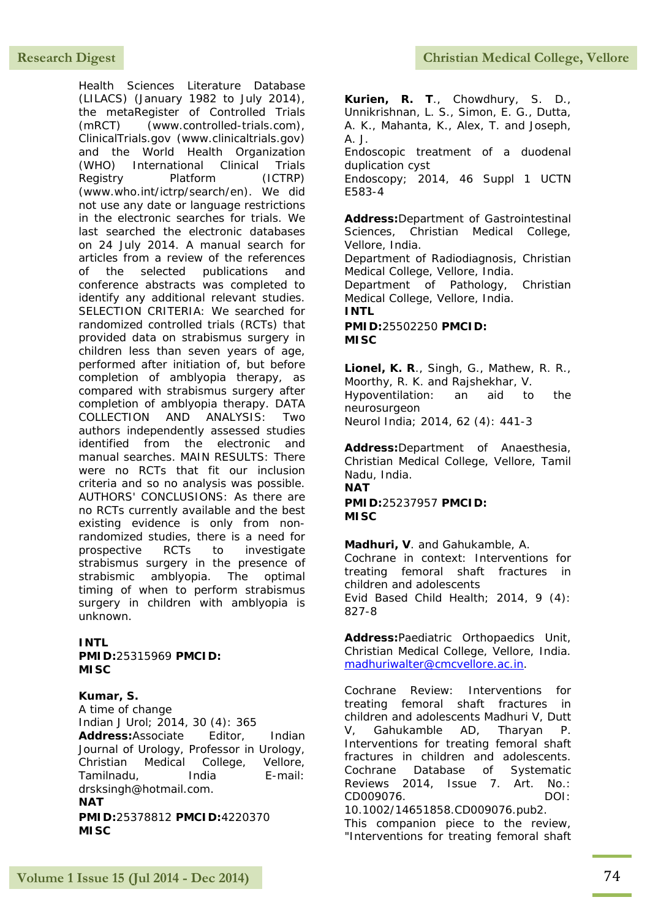Health Sciences Literature Database (LILACS) (January 1982 to July 2014), the metaRegister of Controlled Trials (mRCT) (www.controlled-trials.com), ClinicalTrials.gov (www.clinicaltrials.gov) and the World Health Organization (WHO) International Clinical Trials Registry Platform (ICTRP) (www.who.int/ictrp/search/en). We did not use any date or language restrictions in the electronic searches for trials. We last searched the electronic databases on 24 July 2014. A manual search for articles from a review of the references of the selected publications and conference abstracts was completed to identify any additional relevant studies. SELECTION CRITERIA: We searched for randomized controlled trials (RCTs) that provided data on strabismus surgery in children less than seven years of age, performed after initiation of, but before completion of amblyopia therapy, as compared with strabismus surgery after completion of amblyopia therapy. DATA COLLECTION AND ANALYSIS: Two authors independently assessed studies identified from the electronic and manual searches. MAIN RESULTS: There were no RCTs that fit our inclusion criteria and so no analysis was possible. AUTHORS' CONCLUSIONS: As there are no RCTs currently available and the best existing evidence is only from non-randomized studies, there is a need for prospective RCTs to investigate strabismus surgery in the presence of strabismic amblyopia. The optimal timing of when to perform strabismus surgery in children with amblyopia is unknown.

**INTL**
**PMID:**25315969 **PMCID:**
**MISC**

**Kumar, S.**
A time of change
Indian J Urol; 2014, 30 (4): 365
**Address:**Associate Editor, Indian Journal of Urology, Professor in Urology, Christian Medical College, Vellore, Tamilnadu, India E-mail: drsksingh@hotmail.com.
**NAT**
**PMID:**25378812 **PMCID:**4220370
**MISC**

**Kurien, R. T**., Chowdhury, S. D., Unnikrishnan, L. S., Simon, E. G., Dutta, A. K., Mahanta, K., Alex, T. and Joseph, A. J.
Endoscopic treatment of a duodenal duplication cyst
Endoscopy; 2014, 46 Suppl 1 UCTN E583-4

**Address:**Department of Gastrointestinal Sciences, Christian Medical College, Vellore, India.
Department of Radiodiagnosis, Christian Medical College, Vellore, India.
Department of Pathology, Christian Medical College, Vellore, India.
**INTL**
**PMID:**25502250 **PMCID:**
**MISC**

**Lionel, K. R**., Singh, G., Mathew, R. R., Moorthy, R. K. and Rajshekhar, V.
Hypoventilation: an aid to the neurosurgeon
Neurol India; 2014, 62 (4): 441-3

**Address:**Department of Anaesthesia, Christian Medical College, Vellore, Tamil Nadu, India.
**NAT**
**PMID:**25237957 **PMCID:**
**MISC**

**Madhuri, V**. and Gahukamble, A.
Cochrane in context: Interventions for treating femoral shaft fractures in children and adolescents
Evid Based Child Health; 2014, 9 (4): 827-8

**Address:**Paediatric Orthopaedics Unit, Christian Medical College, Vellore, India. madhuriwalter@cmcvellore.ac.in.

Cochrane Review: Interventions for treating femoral shaft fractures in children and adolescents Madhuri V, Dutt V, Gahukamble AD, Tharyan P. Interventions for treating femoral shaft fractures in children and adolescents. Cochrane Database of Systematic Reviews 2014, Issue 7. Art. No.: CD009076. DOI: 10.1002/14651858.CD009076.pub2. This companion piece to the review, "Interventions for treating femoral shaft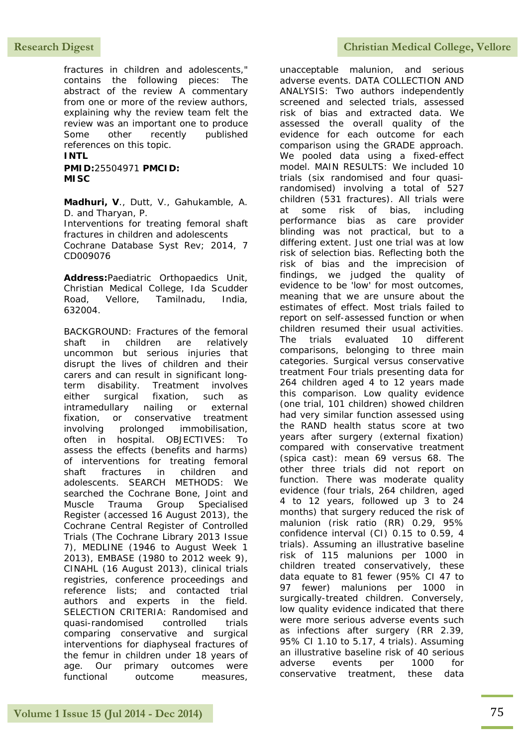fractures in children and adolescents," contains the following pieces: The abstract of the review A commentary from one or more of the review authors, explaining why the review team felt the review was an important one to produce Some other recently published references on this topic.

**INTL**

**PMID:**25504971 **PMCID:**

**MISC**

**Madhuri, V**., Dutt, V., Gahukamble, A. D. and Tharyan, P.

Interventions for treating femoral shaft fractures in children and adolescents

Cochrane Database Syst Rev; 2014, 7 CD009076

**Address:**Paediatric Orthopaedics Unit, Christian Medical College, Ida Scudder Road, Vellore, Tamilnadu, India, 632004.

BACKGROUND: Fractures of the femoral shaft in children are relatively uncommon but serious injuries that disrupt the lives of children and their carers and can result in significant long-term disability. Treatment involves either surgical fixation, such as intramedullary nailing or external fixation, or conservative treatment involving prolonged immobilisation, often in hospital. OBJECTIVES: To assess the effects (benefits and harms) of interventions for treating femoral shaft fractures in children and adolescents. SEARCH METHODS: We searched the Cochrane Bone, Joint and Muscle Trauma Group Specialised Register (accessed 16 August 2013), the Cochrane Central Register of Controlled Trials (The Cochrane Library 2013 Issue 7), MEDLINE (1946 to August Week 1 2013), EMBASE (1980 to 2012 week 9), CINAHL (16 August 2013), clinical trials registries, conference proceedings and reference lists; and contacted trial authors and experts in the field. SELECTION CRITERIA: Randomised and quasi-randomised controlled trials comparing conservative and surgical interventions for diaphyseal fractures of the femur in children under 18 years of age. Our primary outcomes were functional outcome measures, unacceptable malunion, and serious adverse events. DATA COLLECTION AND ANALYSIS: Two authors independently screened and selected trials, assessed risk of bias and extracted data. We assessed the overall quality of the evidence for each outcome for each comparison using the GRADE approach. We pooled data using a fixed-effect model. MAIN RESULTS: We included 10 trials (six randomised and four quasi-randomised) involving a total of 527 children (531 fractures). All trials were at some risk of bias, including performance bias as care provider blinding was not practical, but to a differing extent. Just one trial was at low risk of selection bias. Reflecting both the risk of bias and the imprecision of findings, we judged the quality of evidence to be 'low' for most outcomes, meaning that we are unsure about the estimates of effect. Most trials failed to report on self-assessed function or when children resumed their usual activities. The trials evaluated 10 different comparisons, belonging to three main categories. Surgical versus conservative treatment Four trials presenting data for 264 children aged 4 to 12 years made this comparison. Low quality evidence (one trial, 101 children) showed children had very similar function assessed using the RAND health status score at two years after surgery (external fixation) compared with conservative treatment (spica cast): mean 69 versus 68. The other three trials did not report on function. There was moderate quality evidence (four trials, 264 children, aged 4 to 12 years, followed up 3 to 24 months) that surgery reduced the risk of malunion (risk ratio (RR) 0.29, 95% confidence interval (CI) 0.15 to 0.59, 4 trials). Assuming an illustrative baseline risk of 115 malunions per 1000 in children treated conservatively, these data equate to 81 fewer (95% CI 47 to 97 fewer) malunions per 1000 in surgically-treated children. Conversely, low quality evidence indicated that there were more serious adverse events such as infections after surgery (RR 2.39, 95% CI 1.10 to 5.17, 4 trials). Assuming an illustrative baseline risk of 40 serious adverse events per 1000 for conservative treatment, these data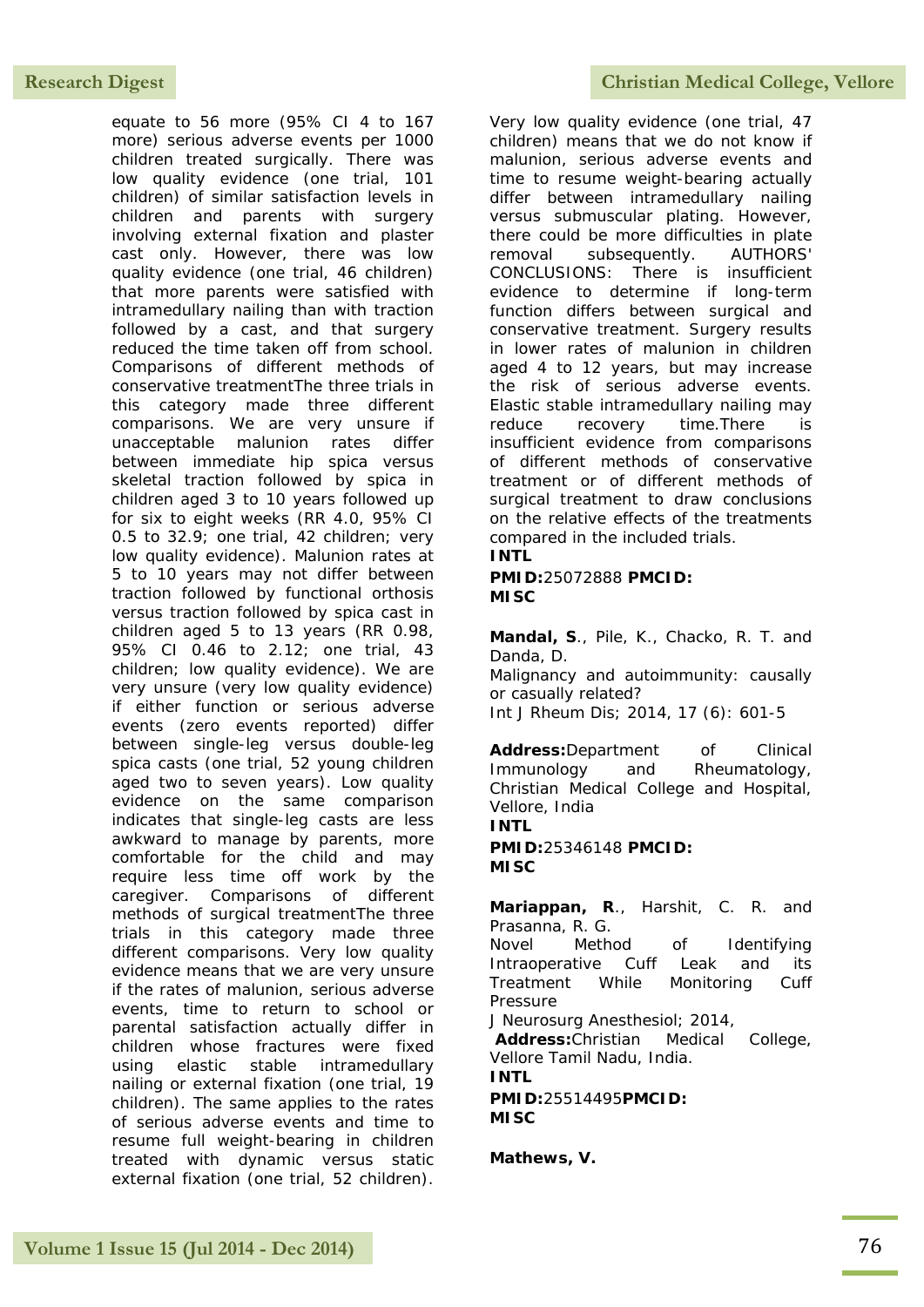equate to 56 more (95% CI 4 to 167 more) serious adverse events per 1000 children treated surgically. There was low quality evidence (one trial, 101 children) of similar satisfaction levels in children and parents with surgery involving external fixation and plaster cast only. However, there was low quality evidence (one trial, 46 children) that more parents were satisfied with intramedullary nailing than with traction followed by a cast, and that surgery reduced the time taken off from school. Comparisons of different methods of conservative treatmentThe three trials in this category made three different comparisons. We are very unsure if unacceptable malunion rates differ between immediate hip spica versus skeletal traction followed by spica in children aged 3 to 10 years followed up for six to eight weeks (RR 4.0, 95% CI 0.5 to 32.9; one trial, 42 children; very low quality evidence). Malunion rates at 5 to 10 years may not differ between traction followed by functional orthosis versus traction followed by spica cast in children aged 5 to 13 years (RR 0.98, 95% CI 0.46 to 2.12; one trial, 43 children; low quality evidence). We are very unsure (very low quality evidence) if either function or serious adverse events (zero events reported) differ between single-leg versus double-leg spica casts (one trial, 52 young children aged two to seven years). Low quality evidence on the same comparison indicates that single-leg casts are less awkward to manage by parents, more comfortable for the child and may require less time off work by the caregiver. Comparisons of different methods of surgical treatmentThe three trials in this category made three different comparisons. Very low quality evidence means that we are very unsure if the rates of malunion, serious adverse events, time to return to school or parental satisfaction actually differ in children whose fractures were fixed using elastic stable intramedullary nailing or external fixation (one trial, 19 children). The same applies to the rates of serious adverse events and time to resume full weight-bearing in children treated with dynamic versus static external fixation (one trial, 52 children). Very low quality evidence (one trial, 47 children) means that we do not know if malunion, serious adverse events and time to resume weight-bearing actually differ between intramedullary nailing versus submuscular plating. However, there could be more difficulties in plate removal subsequently. AUTHORS' CONCLUSIONS: There is insufficient evidence to determine if long-term function differs between surgical and conservative treatment. Surgery results in lower rates of malunion in children aged 4 to 12 years, but may increase the risk of serious adverse events. Elastic stable intramedullary nailing may reduce recovery time.There is insufficient evidence from comparisons of different methods of conservative treatment or of different methods of surgical treatment to draw conclusions on the relative effects of the treatments compared in the included trials.

**INTL**

**PMID:**25072888 **PMCID:**

**MISC**

**Mandal, S**., Pile, K., Chacko, R. T. and Danda, D.

Malignancy and autoimmunity: causally or casually related?

Int J Rheum Dis; 2014, 17 (6): 601-5

**Address:**Department of Clinical Immunology and Rheumatology, Christian Medical College and Hospital, Vellore, India

**INTL**

**PMID:**25346148 **PMCID:**

**MISC**

**Mariappan, R**., Harshit, C. R. and Prasanna, R. G.

Novel Method of Identifying Intraoperative Cuff Leak and its Treatment While Monitoring Cuff Pressure

J Neurosurg Anesthesiol; 2014,

**Address:**Christian Medical College, Vellore Tamil Nadu, India.

**INTL**

**PMID:**25514495**PMCID:**

**MISC**

**Mathews, V.**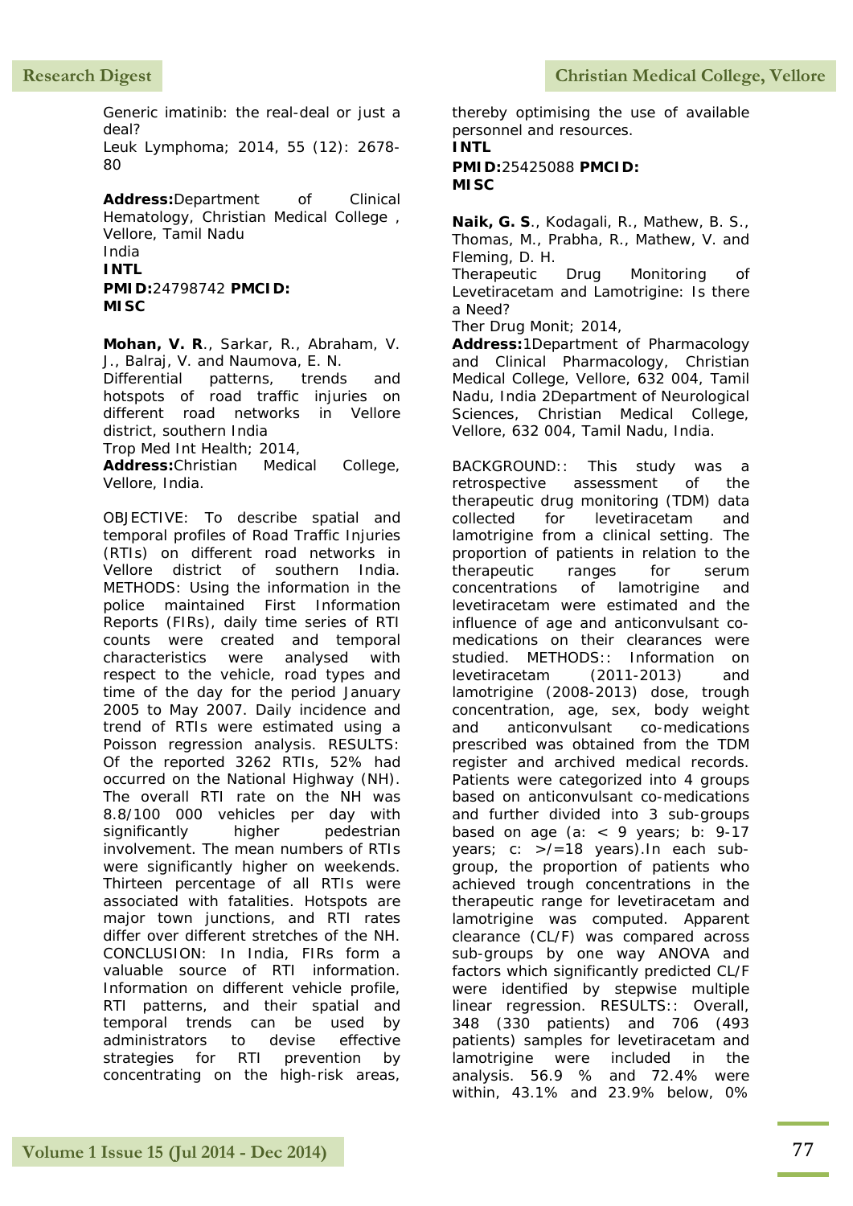Generic imatinib: the real-deal or just a deal?

Leuk Lymphoma; 2014, 55 (12): 2678-80

**Address:**Department of Clinical Hematology, Christian Medical College , Vellore, Tamil Nadu
India

**INTL**

**PMID:**24798742 **PMCID:**

**MISC**

**Mohan, V. R**., Sarkar, R., Abraham, V. J., Balraj, V. and Naumova, E. N.

Differential patterns, trends and hotspots of road traffic injuries on different road networks in Vellore district, southern India

Trop Med Int Health; 2014,

**Address:**Christian Medical College, Vellore, India.

OBJECTIVE: To describe spatial and temporal profiles of Road Traffic Injuries (RTIs) on different road networks in Vellore district of southern India. METHODS: Using the information in the police maintained First Information Reports (FIRs), daily time series of RTI counts were created and temporal characteristics were analysed with respect to the vehicle, road types and time of the day for the period January 2005 to May 2007. Daily incidence and trend of RTIs were estimated using a Poisson regression analysis. RESULTS: Of the reported 3262 RTIs, 52% had occurred on the National Highway (NH). The overall RTI rate on the NH was 8.8/100 000 vehicles per day with significantly higher pedestrian involvement. The mean numbers of RTIs were significantly higher on weekends. Thirteen percentage of all RTIs were associated with fatalities. Hotspots are major town junctions, and RTI rates differ over different stretches of the NH. CONCLUSION: In India, FIRs form a valuable source of RTI information. Information on different vehicle profile, RTI patterns, and their spatial and temporal trends can be used by administrators to devise effective strategies for RTI prevention by concentrating on the high-risk areas, thereby optimising the use of available personnel and resources.

**INTL**

**PMID:**25425088 **PMCID:**

**MISC**

**Naik, G. S**., Kodagali, R., Mathew, B. S., Thomas, M., Prabha, R., Mathew, V. and Fleming, D. H.

Therapeutic Drug Monitoring of Levetiracetam and Lamotrigine: Is there a Need?

Ther Drug Monit; 2014,

**Address:**1Department of Pharmacology and Clinical Pharmacology, Christian Medical College, Vellore, 632 004, Tamil Nadu, India 2Department of Neurological Sciences, Christian Medical College, Vellore, 632 004, Tamil Nadu, India.

BACKGROUND:: This study was a retrospective assessment of the therapeutic drug monitoring (TDM) data collected for levetiracetam and lamotrigine from a clinical setting. The proportion of patients in relation to the therapeutic ranges for serum concentrations of lamotrigine and levetiracetam were estimated and the influence of age and anticonvulsant co-medications on their clearances were studied. METHODS:: Information on levetiracetam (2011-2013) and lamotrigine (2008-2013) dose, trough concentration, age, sex, body weight and anticonvulsant co-medications prescribed was obtained from the TDM register and archived medical records. Patients were categorized into 4 groups based on anticonvulsant co-medications and further divided into 3 sub-groups based on age (a: < 9 years; b: 9-17 years; c: >/=18 years).In each sub-group, the proportion of patients who achieved trough concentrations in the therapeutic range for levetiracetam and lamotrigine was computed. Apparent clearance (CL/F) was compared across sub-groups by one way ANOVA and factors which significantly predicted CL/F were identified by stepwise multiple linear regression. RESULTS:: Overall, 348 (330 patients) and 706 (493 patients) samples for levetiracetam and lamotrigine were included in the analysis. 56.9 % and 72.4% were within, 43.1% and 23.9% below, 0%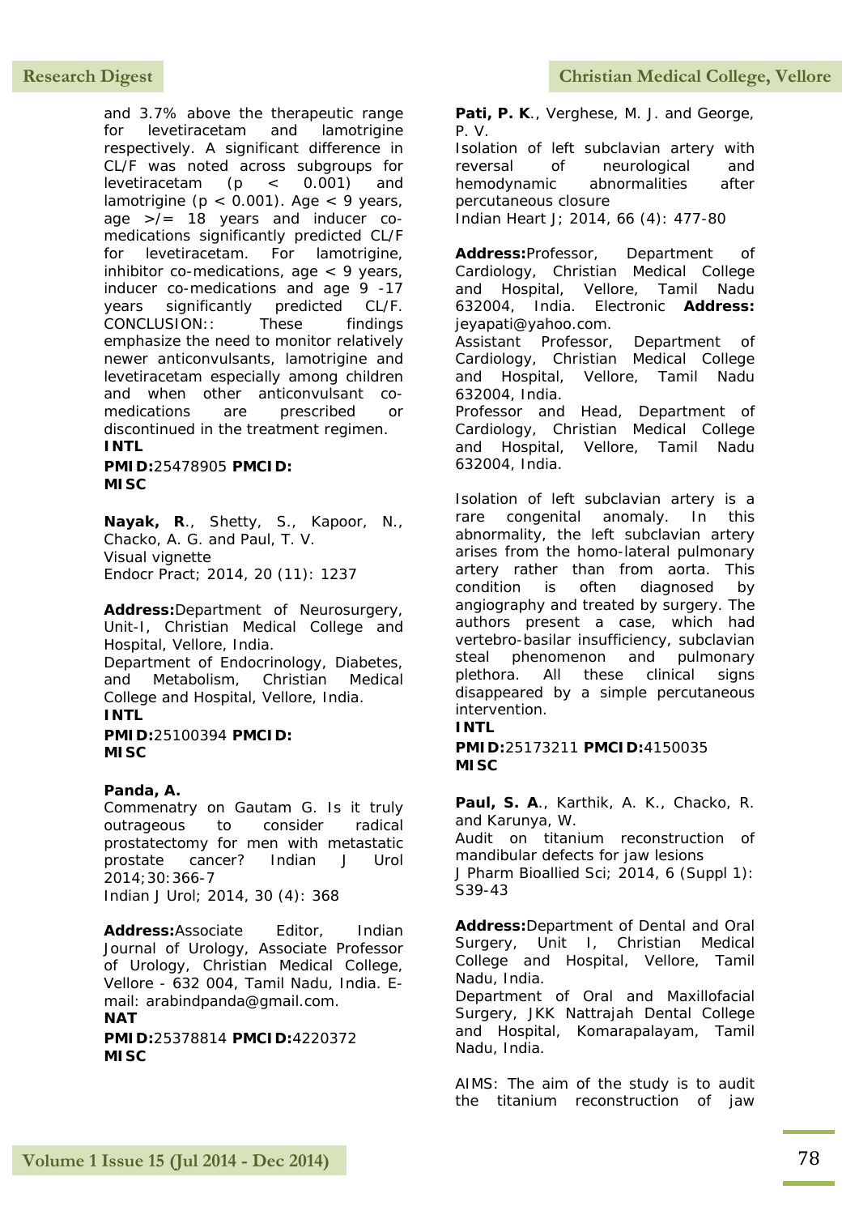and 3.7% above the therapeutic range for levetiracetam and lamotrigine respectively. A significant difference in CL/F was noted across subgroups for levetiracetam ($p < 0.001$) and lamotrigine ($p < 0.001$). Age < 9 years, age >/= 18 years and inducer co-medications significantly predicted CL/F for levetiracetam. For lamotrigine, inhibitor co-medications, age < 9 years, inducer co-medications and age 9 -17 years significantly predicted CL/F. CONCLUSION:: These findings emphasize the need to monitor relatively newer anticonvulsants, lamotrigine and levetiracetam especially among children and when other anticonvulsant co-medications are prescribed or discontinued in the treatment regimen.
**INTL**
**PMID:**25478905 **PMCID:**
**MISC**

**Nayak, R**., Shetty, S., Kapoor, N., Chacko, A. G. and Paul, T. V.
Visual vignette
Endocr Pract; 2014, 20 (11): 1237

**Address:**Department of Neurosurgery, Unit-I, Christian Medical College and Hospital, Vellore, India.
Department of Endocrinology, Diabetes, and Metabolism, Christian Medical College and Hospital, Vellore, India.
**INTL**
**PMID:**25100394 **PMCID:**
**MISC**

**Panda, A.**
Commenatry on Gautam G. Is it truly outrageous to consider radical prostatectomy for men with metastatic prostate cancer? Indian J Urol 2014;30:366-7
Indian J Urol; 2014, 30 (4): 368

**Address:**Associate Editor, Indian Journal of Urology, Associate Professor of Urology, Christian Medical College, Vellore - 632 004, Tamil Nadu, India. E-mail: arabindpanda@gmail.com.
**NAT**
**PMID:**25378814 **PMCID:**4220372
**MISC**

**Pati, P. K**., Verghese, M. J. and George, P. V.
Isolation of left subclavian artery with reversal of neurological and hemodynamic abnormalities after percutaneous closure
Indian Heart J; 2014, 66 (4): 477-80

**Address:**Professor, Department of Cardiology, Christian Medical College and Hospital, Vellore, Tamil Nadu 632004, India. Electronic **Address:** jeyapati@yahoo.com.
Assistant Professor, Department of Cardiology, Christian Medical College and Hospital, Vellore, Tamil Nadu 632004, India.
Professor and Head, Department of Cardiology, Christian Medical College and Hospital, Vellore, Tamil Nadu 632004, India.

Isolation of left subclavian artery is a rare congenital anomaly. In this abnormality, the left subclavian artery arises from the homo-lateral pulmonary artery rather than from aorta. This condition is often diagnosed by angiography and treated by surgery. The authors present a case, which had vertebro-basilar insufficiency, subclavian steal phenomenon and pulmonary plethora. All these clinical signs disappeared by a simple percutaneous intervention.
**INTL**
**PMID:**25173211 **PMCID:**4150035
**MISC**

**Paul, S. A**., Karthik, A. K., Chacko, R. and Karunya, W.
Audit on titanium reconstruction of mandibular defects for jaw lesions
J Pharm Bioallied Sci; 2014, 6 (Suppl 1): S39-43

**Address:**Department of Dental and Oral Surgery, Unit I, Christian Medical College and Hospital, Vellore, Tamil Nadu, India.
Department of Oral and Maxillofacial Surgery, JKK Nattrajah Dental College and Hospital, Komarapalayam, Tamil Nadu, India.

AIMS: The aim of the study is to audit the titanium reconstruction of jaw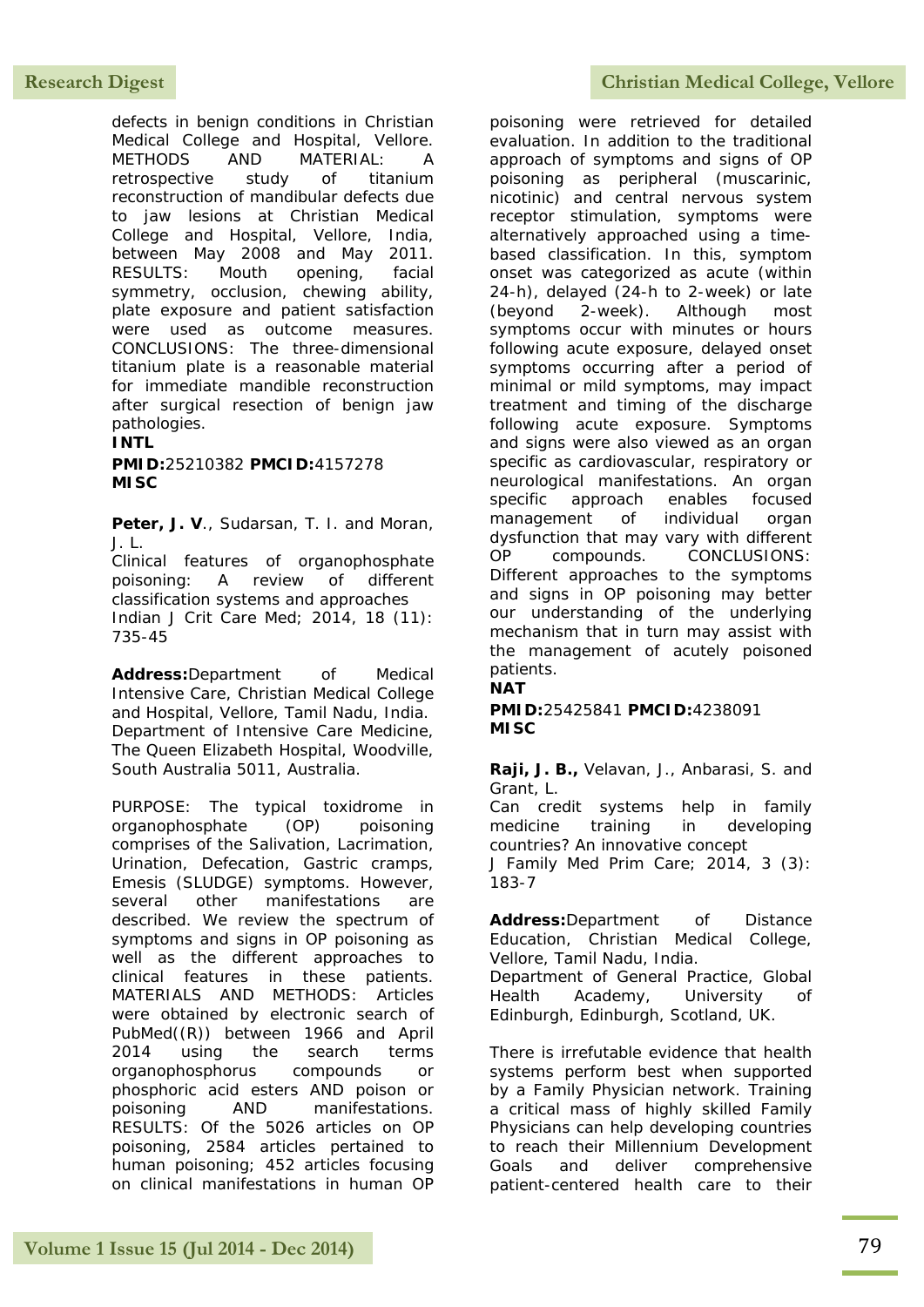defects in benign conditions in Christian Medical College and Hospital, Vellore. METHODS AND MATERIAL: A retrospective study of titanium reconstruction of mandibular defects due to jaw lesions at Christian Medical College and Hospital, Vellore, India, between May 2008 and May 2011. RESULTS: Mouth opening, facial symmetry, occlusion, chewing ability, plate exposure and patient satisfaction were used as outcome measures. CONCLUSIONS: The three-dimensional titanium plate is a reasonable material for immediate mandible reconstruction after surgical resection of benign jaw pathologies.

**INTL**

**PMID:**25210382 **PMCID:**4157278
**MISC**

**Peter, J. V**., Sudarsan, T. I. and Moran, J. L.
Clinical features of organophosphate poisoning: A review of different classification systems and approaches
Indian J Crit Care Med; 2014, 18 (11): 735-45

**Address:**Department of Medical Intensive Care, Christian Medical College and Hospital, Vellore, Tamil Nadu, India. Department of Intensive Care Medicine, The Queen Elizabeth Hospital, Woodville, South Australia 5011, Australia.

PURPOSE: The typical toxidrome in organophosphate (OP) poisoning comprises of the Salivation, Lacrimation, Urination, Defecation, Gastric cramps, Emesis (SLUDGE) symptoms. However, several other manifestations are described. We review the spectrum of symptoms and signs in OP poisoning as well as the different approaches to clinical features in these patients. MATERIALS AND METHODS: Articles were obtained by electronic search of PubMed((R)) between 1966 and April 2014 using the search terms organophosphorus compounds or phosphoric acid esters AND poison or poisoning AND manifestations. RESULTS: Of the 5026 articles on OP poisoning, 2584 articles pertained to human poisoning; 452 articles focusing on clinical manifestations in human OP poisoning were retrieved for detailed evaluation. In addition to the traditional approach of symptoms and signs of OP poisoning as peripheral (muscarinic, nicotinic) and central nervous system receptor stimulation, symptoms were alternatively approached using a time-based classification. In this, symptom onset was categorized as acute (within 24-h), delayed (24-h to 2-week) or late (beyond 2-week). Although most symptoms occur with minutes or hours following acute exposure, delayed onset symptoms occurring after a period of minimal or mild symptoms, may impact treatment and timing of the discharge following acute exposure. Symptoms and signs were also viewed as an organ specific as cardiovascular, respiratory or neurological manifestations. An organ specific approach enables focused management of individual organ dysfunction that may vary with different OP compounds. CONCLUSIONS: Different approaches to the symptoms and signs in OP poisoning may better our understanding of the underlying mechanism that in turn may assist with the management of acutely poisoned patients.

**NAT**

**PMID:**25425841 **PMCID:**4238091
**MISC**

**Raji, J. B.,** Velavan, J., Anbarasi, S. and Grant, L.
Can credit systems help in family medicine training in developing countries? An innovative concept
J Family Med Prim Care; 2014, 3 (3): 183-7

**Address:**Department of Distance Education, Christian Medical College, Vellore, Tamil Nadu, India.
Department of General Practice, Global Health Academy, University of Edinburgh, Edinburgh, Scotland, UK.

There is irrefutable evidence that health systems perform best when supported by a Family Physician network. Training a critical mass of highly skilled Family Physicians can help developing countries to reach their Millennium Development Goals and deliver comprehensive patient-centered health care to their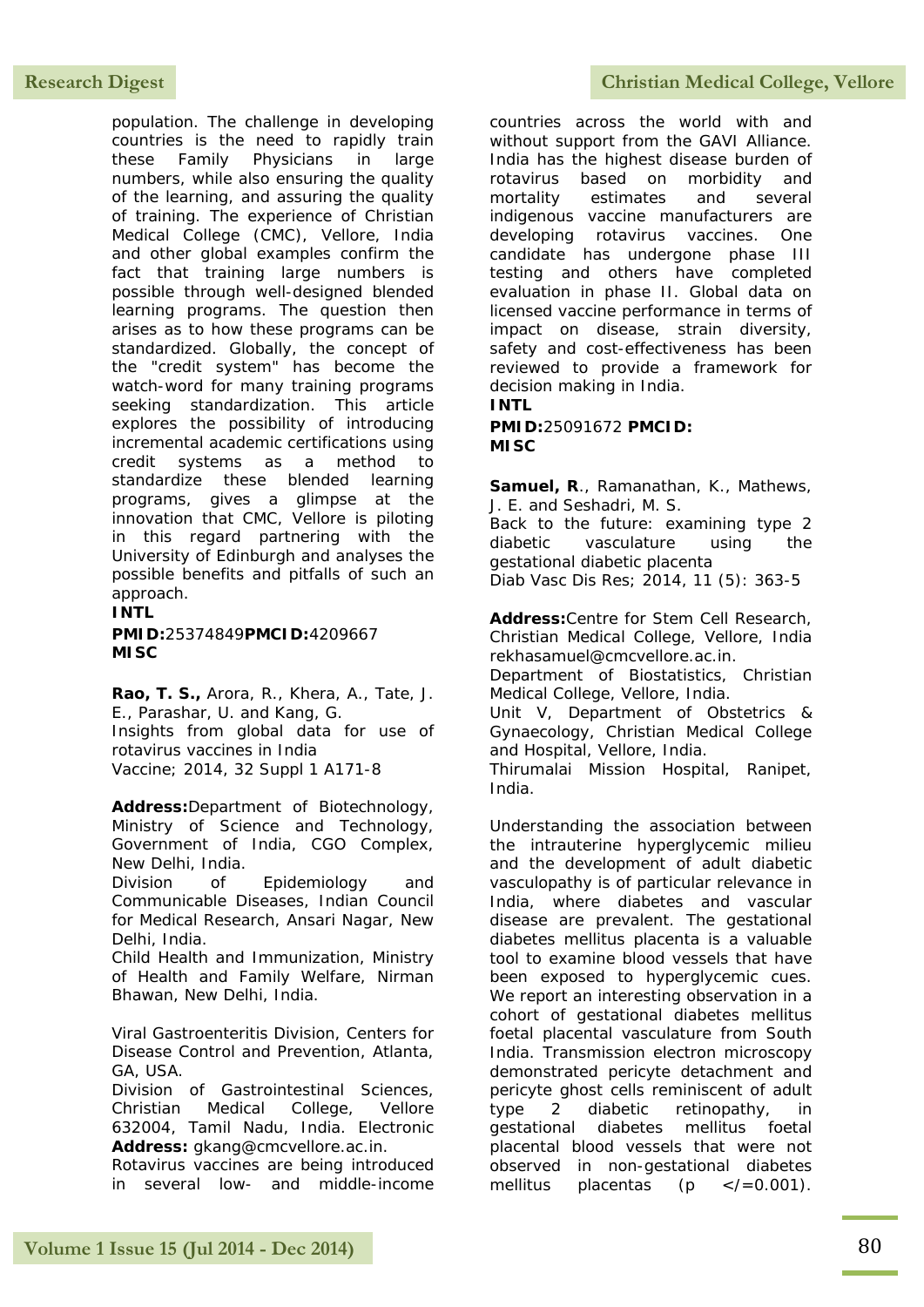population. The challenge in developing countries is the need to rapidly train these Family Physicians in large numbers, while also ensuring the quality of the learning, and assuring the quality of training. The experience of Christian Medical College (CMC), Vellore, India and other global examples confirm the fact that training large numbers is possible through well-designed blended learning programs. The question then arises as to how these programs can be standardized. Globally, the concept of the "credit system" has become the watch-word for many training programs seeking standardization. This article explores the possibility of introducing incremental academic certifications using credit systems as a method to standardize these blended learning programs, gives a glimpse at the innovation that CMC, Vellore is piloting in this regard partnering with the University of Edinburgh and analyses the possible benefits and pitfalls of such an approach.

**INTL**

**PMID:**25374849**PMCID:**4209667

**MISC**

**Rao, T. S.,** Arora, R., Khera, A., Tate, J. E., Parashar, U. and Kang, G.
Insights from global data for use of rotavirus vaccines in India
Vaccine; 2014, 32 Suppl 1 A171-8

**Address:**Department of Biotechnology, Ministry of Science and Technology, Government of India, CGO Complex, New Delhi, India.
Division of Epidemiology and Communicable Diseases, Indian Council for Medical Research, Ansari Nagar, New Delhi, India.
Child Health and Immunization, Ministry of Health and Family Welfare, Nirman Bhawan, New Delhi, India.

Viral Gastroenteritis Division, Centers for Disease Control and Prevention, Atlanta, GA, USA.
Division of Gastrointestinal Sciences, Christian Medical College, Vellore 632004, Tamil Nadu, India. Electronic **Address:** gkang@cmcvellore.ac.in.

Rotavirus vaccines are being introduced in several low- and middle-income countries across the world with and without support from the GAVI Alliance. India has the highest disease burden of rotavirus based on morbidity and mortality estimates and several indigenous vaccine manufacturers are developing rotavirus vaccines. One candidate has undergone phase III testing and others have completed evaluation in phase II. Global data on licensed vaccine performance in terms of impact on disease, strain diversity, safety and cost-effectiveness has been reviewed to provide a framework for decision making in India.

**INTL**

**PMID:**25091672 **PMCID:**

**MISC**

**Samuel, R**., Ramanathan, K., Mathews, J. E. and Seshadri, M. S.
Back to the future: examining type 2 diabetic vasculature using the gestational diabetic placenta
Diab Vasc Dis Res; 2014, 11 (5): 363-5

**Address:**Centre for Stem Cell Research, Christian Medical College, Vellore, India rekhasamuel@cmcvellore.ac.in.
Department of Biostatistics, Christian Medical College, Vellore, India.
Unit V, Department of Obstetrics & Gynaecology, Christian Medical College and Hospital, Vellore, India.
Thirumalai Mission Hospital, Ranipet, India.

Understanding the association between the intrauterine hyperglycemic milieu and the development of adult diabetic vasculopathy is of particular relevance in India, where diabetes and vascular disease are prevalent. The gestational diabetes mellitus placenta is a valuable tool to examine blood vessels that have been exposed to hyperglycemic cues. We report an interesting observation in a cohort of gestational diabetes mellitus foetal placental vasculature from South India. Transmission electron microscopy demonstrated pericyte detachment and pericyte ghost cells reminiscent of adult type 2 diabetic retinopathy, in gestational diabetes mellitus foetal placental blood vessels that were not observed in non-gestational diabetes mellitus placentas ($p \leq 0.001$).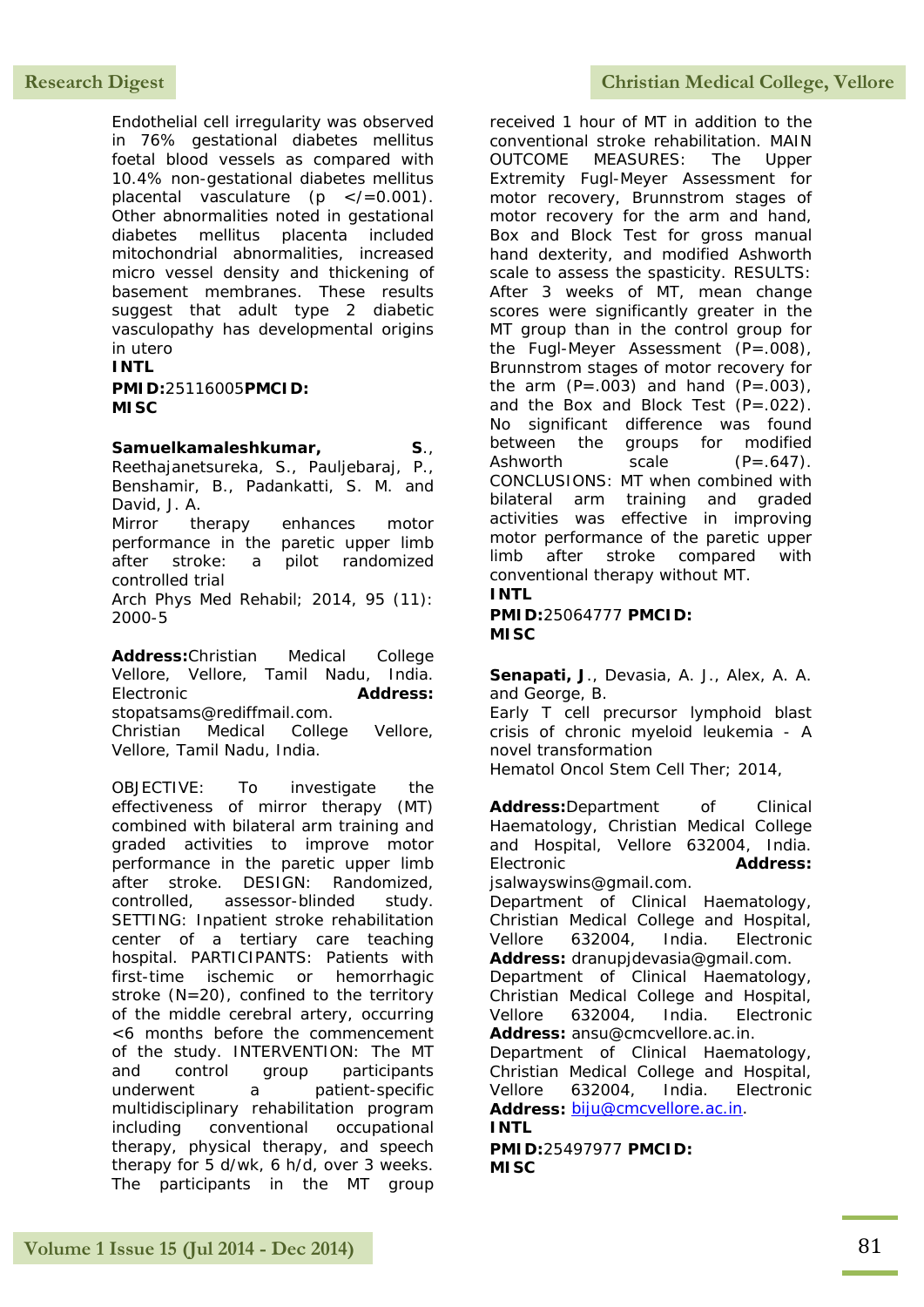Endothelial cell irregularity was observed in 76% gestational diabetes mellitus foetal blood vessels as compared with 10.4% non-gestational diabetes mellitus placental vasculature (p </=0.001). Other abnormalities noted in gestational diabetes mellitus placenta included mitochondrial abnormalities, increased micro vessel density and thickening of basement membranes. These results suggest that adult type 2 diabetic vasculopathy has developmental origins in utero

**INTL**

**PMID:**25116005**PMCID:**
**MISC**

**Samuelkamaleshkumar, S.**, Reethajanetsureka, S., Pauljebaraj, P., Benshamir, B., Padankatti, S. M. and David, J. A.

Mirror therapy enhances motor performance in the paretic upper limb after stroke: a pilot randomized controlled trial

Arch Phys Med Rehabil; 2014, 95 (11): 2000-5

**Address:**Christian Medical College Vellore, Vellore, Tamil Nadu, India. Electronic **Address:** stopatsams@rediffmail.com.
Christian Medical College Vellore, Vellore, Tamil Nadu, India.

OBJECTIVE: To investigate the effectiveness of mirror therapy (MT) combined with bilateral arm training and graded activities to improve motor performance in the paretic upper limb after stroke. DESIGN: Randomized, controlled, assessor-blinded study. SETTING: Inpatient stroke rehabilitation center of a tertiary care teaching hospital. PARTICIPANTS: Patients with first-time ischemic or hemorrhagic stroke (N=20), confined to the territory of the middle cerebral artery, occurring <6 months before the commencement of the study. INTERVENTION: The MT and control group participants underwent a patient-specific multidisciplinary rehabilitation program including conventional occupational therapy, physical therapy, and speech therapy for 5 d/wk, 6 h/d, over 3 weeks. The participants in the MT group received 1 hour of MT in addition to the conventional stroke rehabilitation. MAIN OUTCOME MEASURES: The Upper Extremity Fugl-Meyer Assessment for motor recovery, Brunnstrom stages of motor recovery for the arm and hand, Box and Block Test for gross manual hand dexterity, and modified Ashworth scale to assess the spasticity. RESULTS: After 3 weeks of MT, mean change scores were significantly greater in the MT group than in the control group for the Fugl-Meyer Assessment (P=.008), Brunnstrom stages of motor recovery for the arm (P=.003) and hand (P=.003), and the Box and Block Test (P=.022). No significant difference was found between the groups for modified Ashworth scale (P=.647). CONCLUSIONS: MT when combined with bilateral arm training and graded activities was effective in improving motor performance of the paretic upper limb after stroke compared with conventional therapy without MT.

**INTL**

**PMID:**25064777 **PMCID:**
**MISC**

**Senapati, J**., Devasia, A. J., Alex, A. A. and George, B.

Early T cell precursor lymphoid blast crisis of chronic myeloid leukemia - A novel transformation

Hematol Oncol Stem Cell Ther; 2014,

**Address:**Department of Clinical Haematology, Christian Medical College and Hospital, Vellore 632004, India. Electronic **Address:** jsalwayswins@gmail.com.
Department of Clinical Haematology, Christian Medical College and Hospital, Vellore 632004, India. Electronic **Address:** dranupjdevasia@gmail.com.
Department of Clinical Haematology, Christian Medical College and Hospital, Vellore 632004, India. Electronic **Address:** ansu@cmcvellore.ac.in.
Department of Clinical Haematology, Christian Medical College and Hospital, Vellore 632004, India. Electronic **Address:** biju@cmcvellore.ac.in.

**INTL**

**PMID:**25497977 **PMCID:**
**MISC**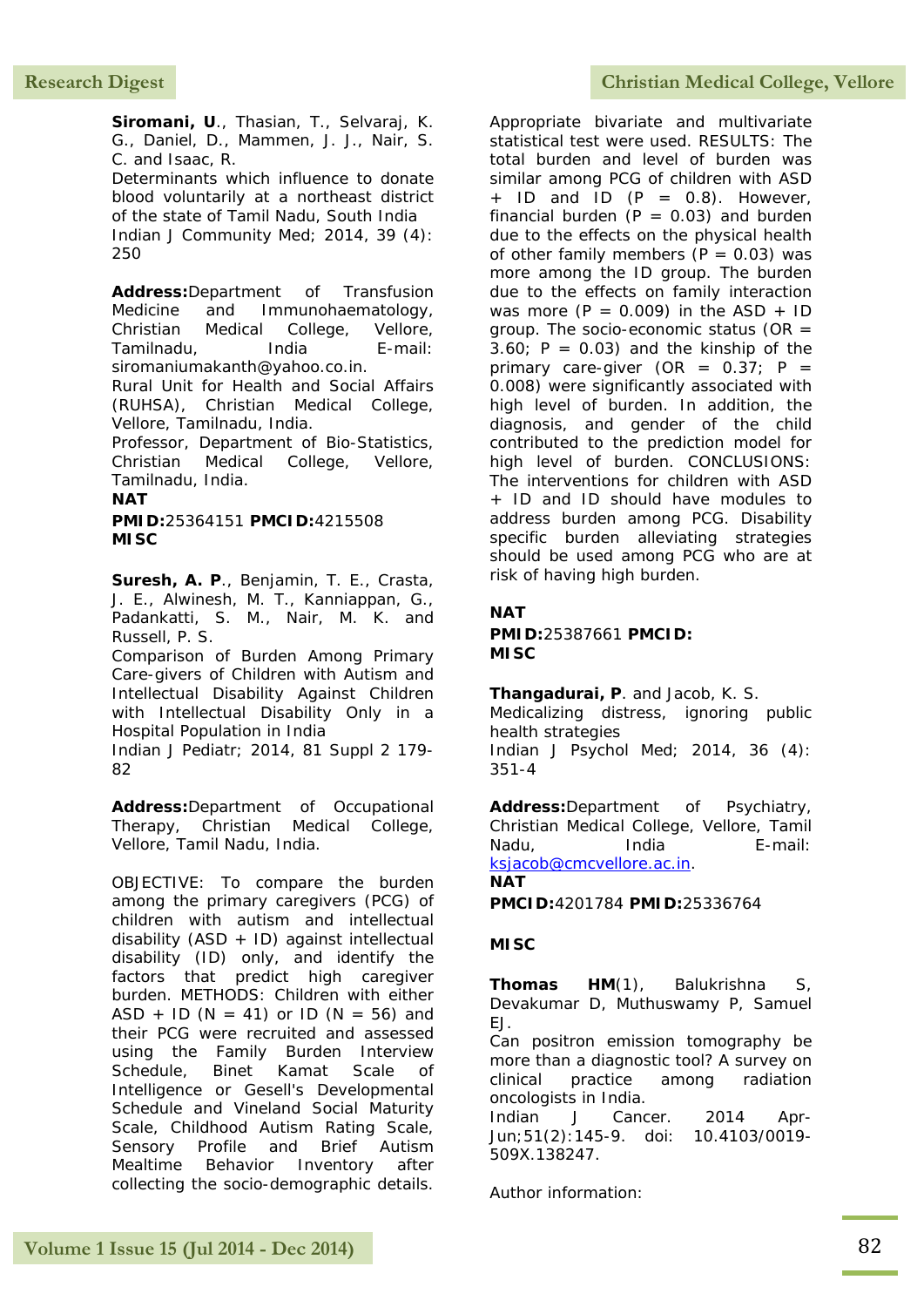**Siromani, U**., Thasian, T., Selvaraj, K. G., Daniel, D., Mammen, J. J., Nair, S. C. and Isaac, R.
Determinants which influence to donate blood voluntarily at a northeast district of the state of Tamil Nadu, South India
Indian J Community Med; 2014, 39 (4): 250

**Address:**Department of Transfusion Medicine and Immunohaematology, Christian Medical College, Vellore, Tamilnadu, India E-mail: siromaniumakanth@yahoo.co.in.
Rural Unit for Health and Social Affairs (RUHSA), Christian Medical College, Vellore, Tamilnadu, India.
Professor, Department of Bio-Statistics, Christian Medical College, Vellore, Tamilnadu, India.
**NAT**
**PMID:**25364151 **PMCID:**4215508
**MISC**

**Suresh, A. P**., Benjamin, T. E., Crasta, J. E., Alwinesh, M. T., Kanniappan, G., Padankatti, S. M., Nair, M. K. and Russell, P. S.
Comparison of Burden Among Primary Care-givers of Children with Autism and Intellectual Disability Against Children with Intellectual Disability Only in a Hospital Population in India
Indian J Pediatr; 2014, 81 Suppl 2 179-82

**Address:**Department of Occupational Therapy, Christian Medical College, Vellore, Tamil Nadu, India.

OBJECTIVE: To compare the burden among the primary caregivers (PCG) of children with autism and intellectual disability (ASD + ID) against intellectual disability (ID) only, and identify the factors that predict high caregiver burden. METHODS: Children with either ASD + ID (N = 41) or ID (N = 56) and their PCG were recruited and assessed using the Family Burden Interview Schedule, Binet Kamat Scale of Intelligence or Gesell's Developmental Schedule and Vineland Social Maturity Scale, Childhood Autism Rating Scale, Sensory Profile and Brief Autism Mealtime Behavior Inventory after collecting the socio-demographic details. Appropriate bivariate and multivariate statistical test were used. RESULTS: The total burden and level of burden was similar among PCG of children with ASD + ID and ID ($P = 0.8$). However, financial burden ($P = 0.03$) and burden due to the effects on the physical health of other family members ($P = 0.03$) was more among the ID group. The burden due to the effects on family interaction was more ($P = 0.009$) in the ASD + ID group. The socio-economic status ($OR = 3.60$; $P = 0.03$) and the kinship of the primary care-giver ($OR = 0.37$; $P = 0.008$) were significantly associated with high level of burden. In addition, the diagnosis, and gender of the child contributed to the prediction model for high level of burden. CONCLUSIONS: The interventions for children with ASD + ID and ID should have modules to address burden among PCG. Disability specific burden alleviating strategies should be used among PCG who are at risk of having high burden.

**NAT**
**PMID:**25387661 **PMCID:**
**MISC**

**Thangadurai, P**. and Jacob, K. S.
Medicalizing distress, ignoring public health strategies
Indian J Psychol Med; 2014, 36 (4): 351-4

**Address:**Department of Psychiatry, Christian Medical College, Vellore, Tamil Nadu, India E-mail: ksjacob@cmcvellore.ac.in.
**NAT**
**PMCID:**4201784 **PMID:**25336764

**MISC**

**Thomas HM**(1), Balukrishna S, Devakumar D, Muthuswamy P, Samuel EJ.
Can positron emission tomography be more than a diagnostic tool? A survey on clinical practice among radiation oncologists in India.
Indian J Cancer. 2014 Apr-Jun;51(2):145-9. doi: 10.4103/0019-509X.138247.

Author information: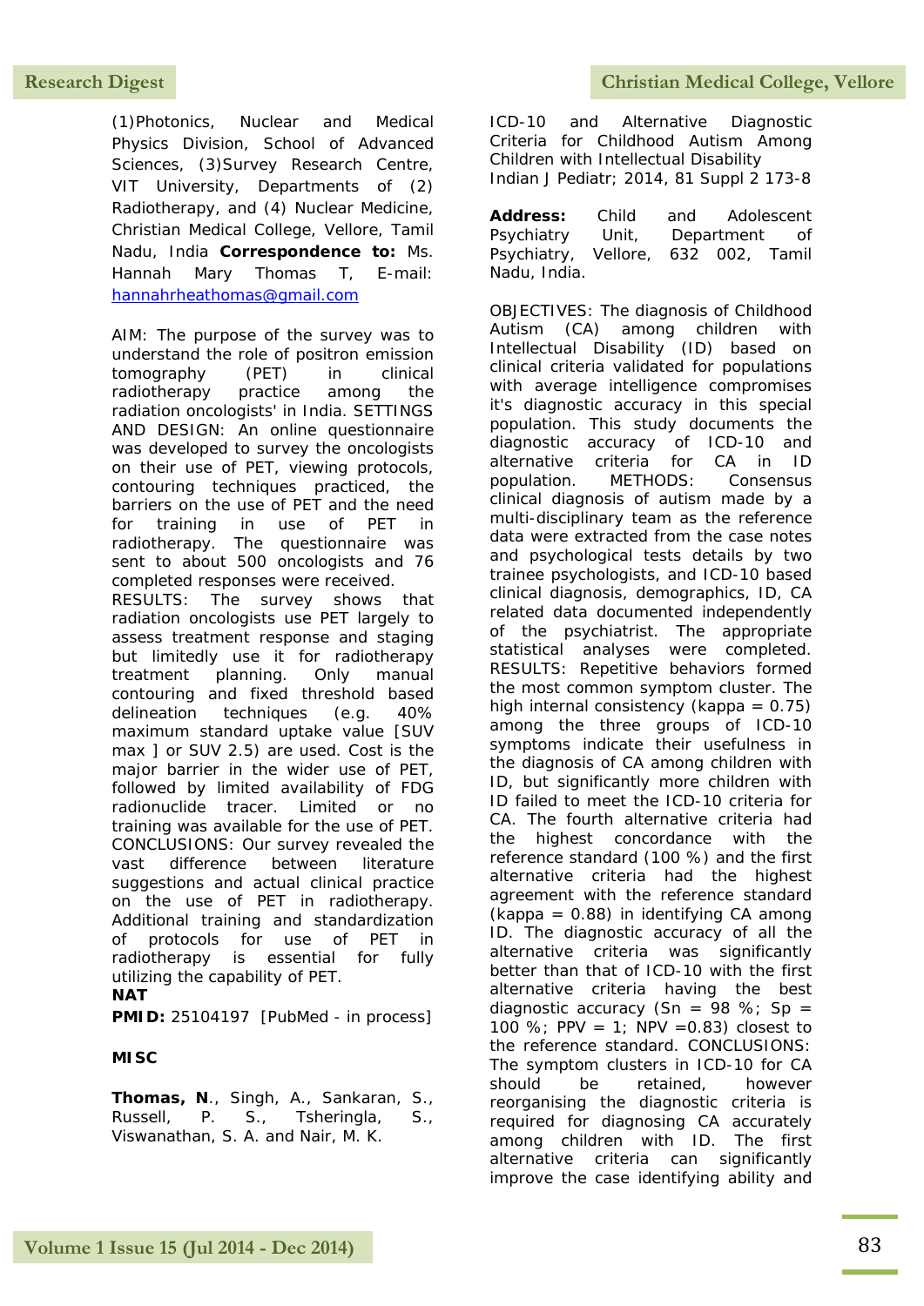(1)Photonics, Nuclear and Medical Physics Division, School of Advanced Sciences, (3)Survey Research Centre, VIT University, Departments of (2) Radiotherapy, and (4) Nuclear Medicine, Christian Medical College, Vellore, Tamil Nadu, India **Correspondence to:** Ms. Hannah Mary Thomas T, E-mail: hannahrheathomas@gmail.com

AIM: The purpose of the survey was to understand the role of positron emission tomography (PET) in clinical radiotherapy practice among the radiation oncologists' in India. SETTINGS AND DESIGN: An online questionnaire was developed to survey the oncologists on their use of PET, viewing protocols, contouring techniques practiced, the barriers on the use of PET and the need for training in use of PET in radiotherapy. The questionnaire was sent to about 500 oncologists and 76 completed responses were received. RESULTS: The survey shows that radiation oncologists use PET largely to assess treatment response and staging but limitedly use it for radiotherapy treatment planning. Only manual contouring and fixed threshold based delineation techniques (e.g. 40% maximum standard uptake value [SUV max ] or SUV 2.5) are used. Cost is the major barrier in the wider use of PET, followed by limited availability of FDG radionuclide tracer. Limited or no training was available for the use of PET. CONCLUSIONS: Our survey revealed the vast difference between literature suggestions and actual clinical practice on the use of PET in radiotherapy. Additional training and standardization of protocols for use of PET in radiotherapy is essential for fully utilizing the capability of PET.

**NAT**

**PMID:** 25104197 [PubMed - in process]

**MISC**

**Thomas, N**., Singh, A., Sankaran, S., Russell, P. S., Tsheringla, S., Viswanathan, S. A. and Nair, M. K.

ICD-10 and Alternative Diagnostic Criteria for Childhood Autism Among Children with Intellectual Disability
Indian J Pediatr; 2014, 81 Suppl 2 173-8

**Address:** Child and Adolescent Psychiatry Unit, Department of Psychiatry, Vellore, 632 002, Tamil Nadu, India.

OBJECTIVES: The diagnosis of Childhood Autism (CA) among children with Intellectual Disability (ID) based on clinical criteria validated for populations with average intelligence compromises it's diagnostic accuracy in this special population. This study documents the diagnostic accuracy of ICD-10 and alternative criteria for CA in ID population. METHODS: Consensus clinical diagnosis of autism made by a multi-disciplinary team as the reference data were extracted from the case notes and psychological tests details by two trainee psychologists, and ICD-10 based clinical diagnosis, demographics, ID, CA related data documented independently of the psychiatrist. The appropriate statistical analyses were completed. RESULTS: Repetitive behaviors formed the most common symptom cluster. The high internal consistency (kappa = 0.75) among the three groups of ICD-10 symptoms indicate their usefulness in the diagnosis of CA among children with ID, but significantly more children with ID failed to meet the ICD-10 criteria for CA. The fourth alternative criteria had the highest concordance with the reference standard (100 %) and the first alternative criteria had the highest agreement with the reference standard (kappa = 0.88) in identifying CA among ID. The diagnostic accuracy of all the alternative criteria was significantly better than that of ICD-10 with the first alternative criteria having the best diagnostic accuracy (Sn = 98 %; Sp = 100 %; PPV = 1; NPV =0.83) closest to the reference standard. CONCLUSIONS: The symptom clusters in ICD-10 for CA should be retained, however reorganising the diagnostic criteria is required for diagnosing CA accurately among children with ID. The first alternative criteria can significantly improve the case identifying ability and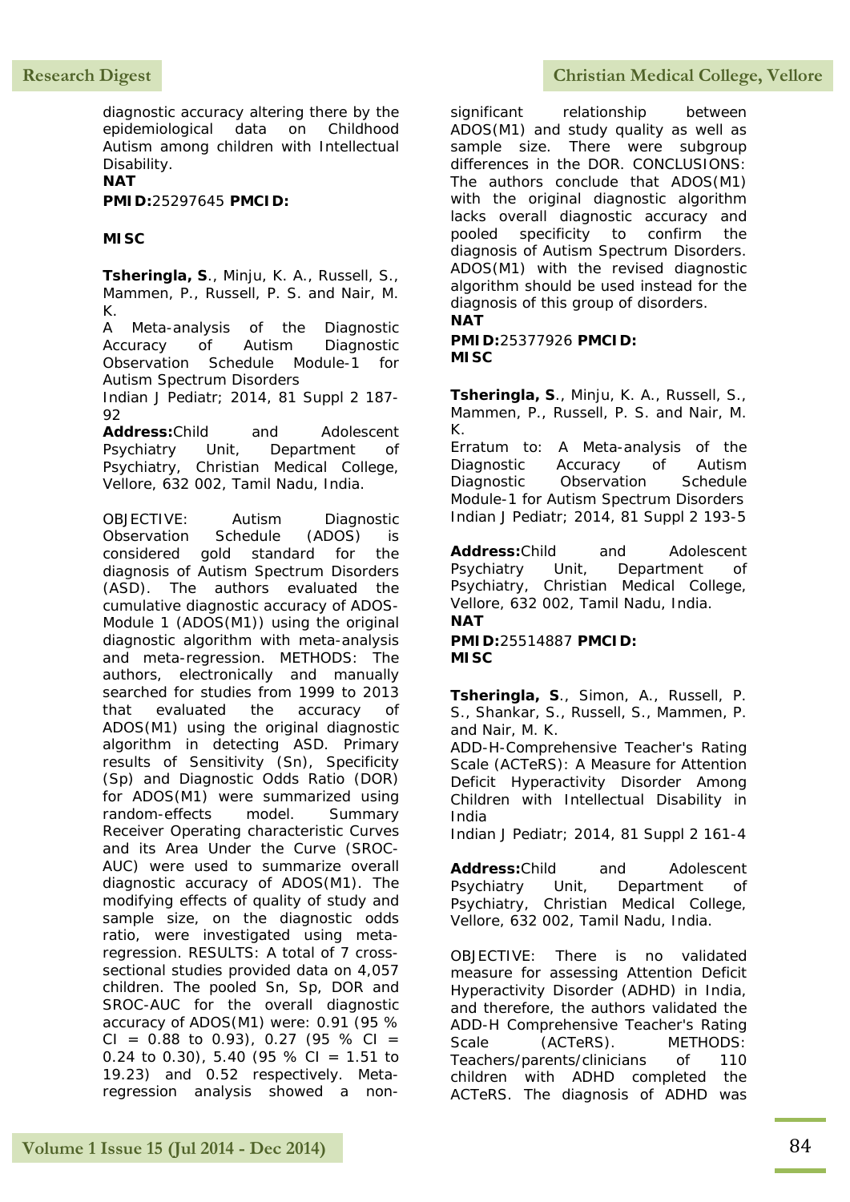diagnostic accuracy altering there by the epidemiological data on Childhood Autism among children with Intellectual Disability.

**NAT**

**PMID:**25297645 **PMCID:**

**MISC**

**Tsheringla, S**., Minju, K. A., Russell, S., Mammen, P., Russell, P. S. and Nair, M. K.

A Meta-analysis of the Diagnostic Accuracy of Autism Diagnostic Observation Schedule Module-1 for Autism Spectrum Disorders

Indian J Pediatr; 2014, 81 Suppl 2 187-92

**Address:**Child and Adolescent Psychiatry Unit, Department of Psychiatry, Christian Medical College, Vellore, 632 002, Tamil Nadu, India.

OBJECTIVE: Autism Diagnostic Observation Schedule (ADOS) is considered gold standard for the diagnosis of Autism Spectrum Disorders (ASD). The authors evaluated the cumulative diagnostic accuracy of ADOS-Module 1 (ADOS(M1)) using the original diagnostic algorithm with meta-analysis and meta-regression. METHODS: The authors, electronically and manually searched for studies from 1999 to 2013 that evaluated the accuracy of ADOS(M1) using the original diagnostic algorithm in detecting ASD. Primary results of Sensitivity (Sn), Specificity (Sp) and Diagnostic Odds Ratio (DOR) for ADOS(M1) were summarized using random-effects model. Summary Receiver Operating characteristic Curves and its Area Under the Curve (SROC-AUC) were used to summarize overall diagnostic accuracy of ADOS(M1). The modifying effects of quality of study and sample size, on the diagnostic odds ratio, were investigated using meta-regression. RESULTS: A total of 7 cross-sectional studies provided data on 4,057 children. The pooled Sn, Sp, DOR and SROC-AUC for the overall diagnostic accuracy of ADOS(M1) were: 0.91 (95 % CI = 0.88 to 0.93), 0.27 (95 % CI = 0.24 to 0.30), 5.40 (95 % CI = 1.51 to 19.23) and 0.52 respectively. Meta-regression analysis showed a non-significant relationship between ADOS(M1) and study quality as well as sample size. There were subgroup differences in the DOR. CONCLUSIONS: The authors conclude that ADOS(M1) with the original diagnostic algorithm lacks overall diagnostic accuracy and pooled specificity to confirm the diagnosis of Autism Spectrum Disorders. ADOS(M1) with the revised diagnostic algorithm should be used instead for the diagnosis of this group of disorders.

**NAT**

**PMID:**25377926 **PMCID:**

**MISC**

**Tsheringla, S**., Minju, K. A., Russell, S., Mammen, P., Russell, P. S. and Nair, M. K.

Erratum to: A Meta-analysis of the Diagnostic Accuracy of Autism Diagnostic Observation Schedule Module-1 for Autism Spectrum Disorders

Indian J Pediatr; 2014, 81 Suppl 2 193-5

**Address:**Child and Adolescent Psychiatry Unit, Department of Psychiatry, Christian Medical College, Vellore, 632 002, Tamil Nadu, India.

**NAT**

**PMID:**25514887 **PMCID:**

**MISC**

**Tsheringla, S**., Simon, A., Russell, P. S., Shankar, S., Russell, S., Mammen, P. and Nair, M. K.

ADD-H-Comprehensive Teacher's Rating Scale (ACTeRS): A Measure for Attention Deficit Hyperactivity Disorder Among Children with Intellectual Disability in India

Indian J Pediatr; 2014, 81 Suppl 2 161-4

**Address:**Child and Adolescent Psychiatry Unit, Department of Psychiatry, Christian Medical College, Vellore, 632 002, Tamil Nadu, India.

OBJECTIVE: There is no validated measure for assessing Attention Deficit Hyperactivity Disorder (ADHD) in India, and therefore, the authors validated the ADD-H Comprehensive Teacher's Rating Scale (ACTeRS). METHODS: Teachers/parents/clinicians of 110 children with ADHD completed the ACTeRS. The diagnosis of ADHD was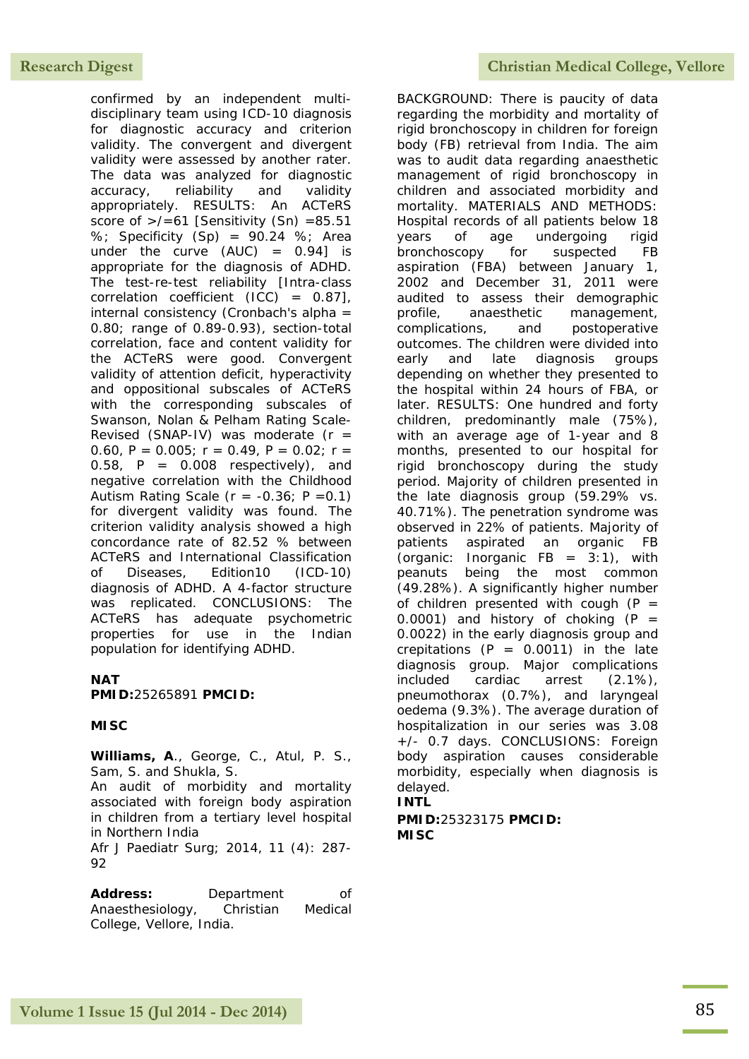confirmed by an independent multi-disciplinary team using ICD-10 diagnosis for diagnostic accuracy and criterion validity. The convergent and divergent validity were assessed by another rater. The data was analyzed for diagnostic accuracy, reliability and validity appropriately. RESULTS: An ACTeRS score of >/=61 [Sensitivity (Sn) =85.51 %; Specificity (Sp) = 90.24 %; Area under the curve (AUC) = 0.94] is appropriate for the diagnosis of ADHD. The test-re-test reliability [Intra-class correlation coefficient (ICC) = 0.87], internal consistency (Cronbach's alpha = 0.80; range of 0.89-0.93), section-total correlation, face and content validity for the ACTeRS were good. Convergent validity of attention deficit, hyperactivity and oppositional subscales of ACTeRS with the corresponding subscales of Swanson, Nolan & Pelham Rating Scale-Revised (SNAP-IV) was moderate (r = 0.60, P = 0.005; r = 0.49, P = 0.02; r = 0.58, P = 0.008 respectively), and negative correlation with the Childhood Autism Rating Scale (r = -0.36; P =0.1) for divergent validity was found. The criterion validity analysis showed a high concordance rate of 82.52 % between ACTeRS and International Classification of Diseases, Edition10 (ICD-10) diagnosis of ADHD. A 4-factor structure was replicated. CONCLUSIONS: The ACTeRS has adequate psychometric properties for use in the Indian population for identifying ADHD.

**NAT**
**PMID:**25265891 **PMCID:**

**MISC**

**Williams, A**., George, C., Atul, P. S., Sam, S. and Shukla, S.
An audit of morbidity and mortality associated with foreign body aspiration in children from a tertiary level hospital in Northern India
Afr J Paediatr Surg; 2014, 11 (4): 287-92

**Address:** Department of Anaesthesiology, Christian Medical College, Vellore, India.

BACKGROUND: There is paucity of data regarding the morbidity and mortality of rigid bronchoscopy in children for foreign body (FB) retrieval from India. The aim was to audit data regarding anaesthetic management of rigid bronchoscopy in children and associated morbidity and mortality. MATERIALS AND METHODS: Hospital records of all patients below 18 years of age undergoing rigid bronchoscopy for suspected FB aspiration (FBA) between January 1, 2002 and December 31, 2011 were audited to assess their demographic profile, anaesthetic management, complications, and postoperative outcomes. The children were divided into early and late diagnosis groups depending on whether they presented to the hospital within 24 hours of FBA, or later. RESULTS: One hundred and forty children, predominantly male (75%), with an average age of 1-year and 8 months, presented to our hospital for rigid bronchoscopy during the study period. Majority of children presented in the late diagnosis group (59.29% vs. 40.71%). The penetration syndrome was observed in 22% of patients. Majority of patients aspirated an organic FB (organic: Inorganic FB = 3:1), with peanuts being the most common (49.28%). A significantly higher number of children presented with cough (P = 0.0001) and history of choking (P = 0.0022) in the early diagnosis group and crepitations (P = 0.0011) in the late diagnosis group. Major complications included cardiac arrest (2.1%), pneumothorax (0.7%), and laryngeal oedema (9.3%). The average duration of hospitalization in our series was 3.08 +/- 0.7 days. CONCLUSIONS: Foreign body aspiration causes considerable morbidity, especially when diagnosis is delayed.

**INTL**
**PMID:**25323175 **PMCID:**
**MISC**